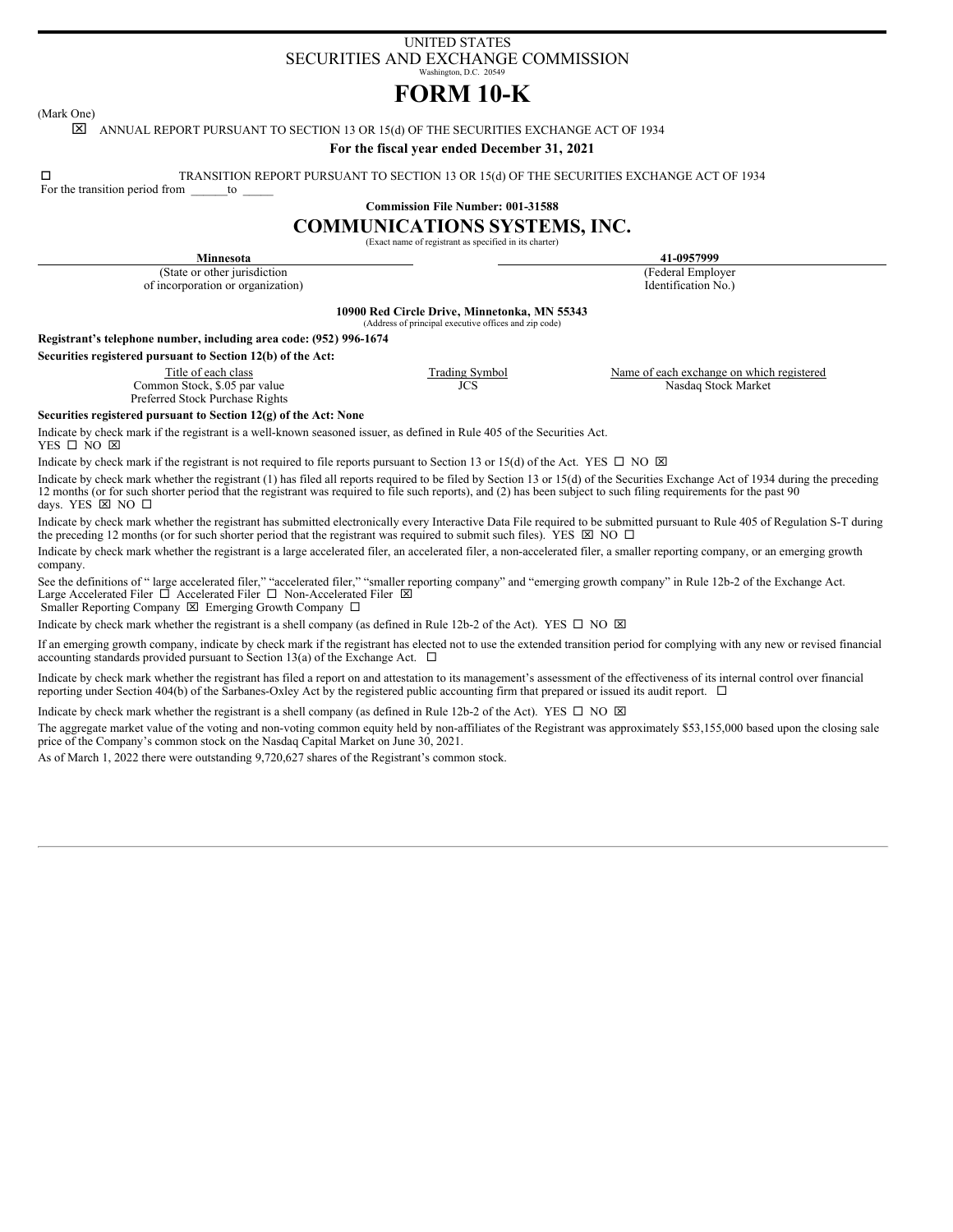UNITED STATES

SECURITIES AND EXCHANGE COMMISSION

Washington, D.C. 20549

# FORM 10-K

(Mark One)

☒ ANNUAL REPORT PURSUANT TO SECTION 13 OR 15(d) OF THE SECURITIES EXCHANGE ACT OF 1934

**For the fiscal year ended December 31, 2021**

☐ TRANSITION REPORT PURSUANT TO SECTION 13 OR 15(d) OF THE SECURITIES EXCHANGE ACT OF 1934

For the transition period from ______to _____

**Commission File Number: 001-31588**

# COMMUNICATIONS SYSTEMS, INC.

(Exact name of registrant as specified in its charter)

| **Minnesota** | **41-0957999** |
|---|---|
| (State or other jurisdiction of incorporation or organization) | (Federal Employer Identification No.) |

**10900 Red Circle Drive, Minnetonka, MN 55343**

(Address of principal executive offices and zip code)

**Registrant's telephone number, including area code: (952) 996-1674**

**Securities registered pursuant to Section 12(b) of the Act:**

| Title of each class | Trading Symbol | Name of each exchange on which registered |
|---|---|---|
| Common Stock, $.05 par value | JCS | Nasdaq Stock Market |
| Preferred Stock Purchase Rights | | |

**Securities registered pursuant to Section 12(g) of the Act: None**

Indicate by check mark if the registrant is a well-known seasoned issuer, as defined in Rule 405 of the Securities Act. YES ☐ NO ☒

Indicate by check mark if the registrant is not required to file reports pursuant to Section 13 or 15(d) of the Act. YES ☐ NO ☒

Indicate by check mark whether the registrant (1) has filed all reports required to be filed by Section 13 or 15(d) of the Securities Exchange Act of 1934 during the preceding 12 months (or for such shorter period that the registrant was required to file such reports), and (2) has been subject to such filing requirements for the past 90 days. YES ☒ NO ☐

Indicate by check mark whether the registrant has submitted electronically every Interactive Data File required to be submitted pursuant to Rule 405 of Regulation S-T during the preceding 12 months (or for such shorter period that the registrant was required to submit such files). YES ☒ NO ☐

Indicate by check mark whether the registrant is a large accelerated filer, an accelerated filer, a non-accelerated filer, a smaller reporting company, or an emerging growth company.

See the definitions of " large accelerated filer," "accelerated filer," "smaller reporting company" and "emerging growth company" in Rule 12b-2 of the Exchange Act.

Large Accelerated Filer ☐ Accelerated Filer ☐ Non-Accelerated Filer ☒

Smaller Reporting Company ☒ Emerging Growth Company ☐

Indicate by check mark whether the registrant is a shell company (as defined in Rule 12b-2 of the Act). YES ☐ NO ☒

If an emerging growth company, indicate by check mark if the registrant has elected not to use the extended transition period for complying with any new or revised financial accounting standards provided pursuant to Section 13(a) of the Exchange Act. ☐

Indicate by check mark whether the registrant has filed a report on and attestation to its management's assessment of the effectiveness of its internal control over financial reporting under Section 404(b) of the Sarbanes-Oxley Act by the registered public accounting firm that prepared or issued its audit report. ☐

Indicate by check mark whether the registrant is a shell company (as defined in Rule 12b-2 of the Act). YES ☐ NO ☒

The aggregate market value of the voting and non-voting common equity held by non-affiliates of the Registrant was approximately $53,155,000 based upon the closing sale price of the Company's common stock on the Nasdaq Capital Market on June 30, 2021.

As of March 1, 2022 there were outstanding 9,720,627 shares of the Registrant's common stock.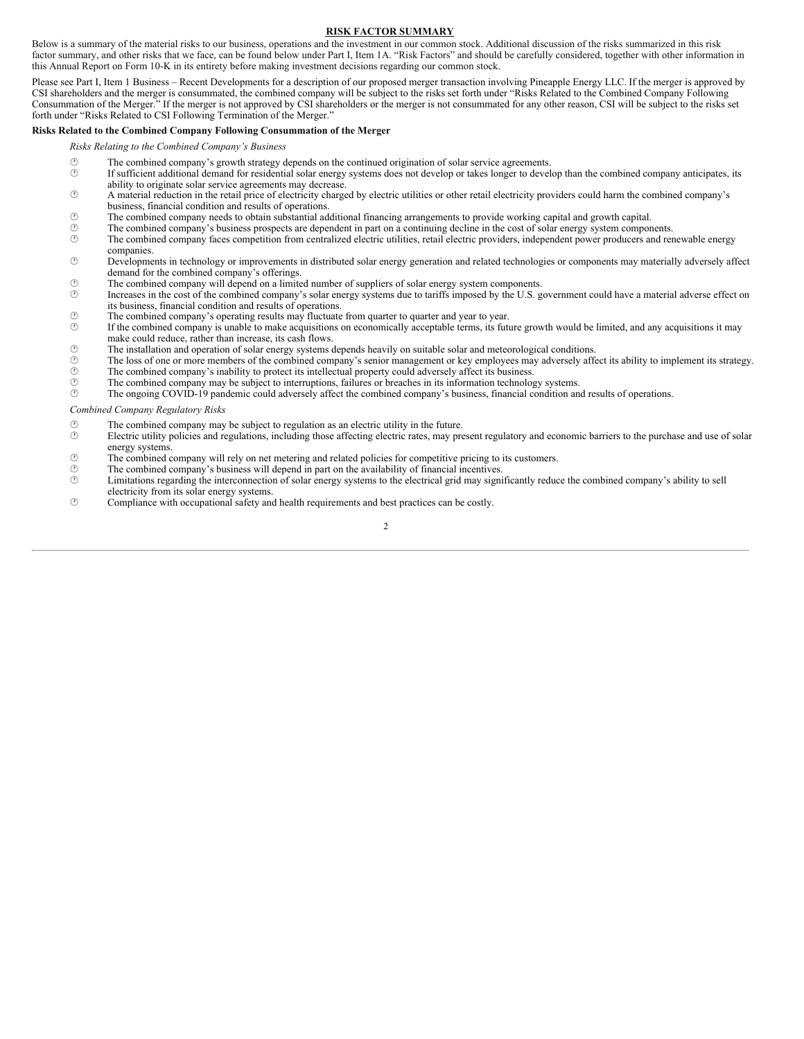## RISK FACTOR SUMMARY

Below is a summary of the material risks to our business, operations and the investment in our common stock. Additional discussion of the risks summarized in this risk factor summary, and other risks that we face, can be found below under Part I, Item 1A. "Risk Factors" and should be carefully considered, together with other information in this Annual Report on Form 10-K in its entirety before making investment decisions regarding our common stock.

Please see Part I, Item 1 Business – Recent Developments for a description of our proposed merger transaction involving Pineapple Energy LLC. If the merger is approved by CSI shareholders and the merger is consummated, the combined company will be subject to the risks set forth under "Risks Related to the Combined Company Following Consummation of the Merger." If the merger is not approved by CSI shareholders or the merger is not consummated for any other reason, CSI will be subject to the risks set forth under "Risks Related to CSI Following Termination of the Merger."

**Risks Related to the Combined Company Following Consummation of the Merger**

*Risks Relating to the Combined Company's Business*

- The combined company's growth strategy depends on the continued origination of solar service agreements.
- If sufficient additional demand for residential solar energy systems does not develop or takes longer to develop than the combined company anticipates, its ability to originate solar service agreements may decrease.
- A material reduction in the retail price of electricity charged by electric utilities or other retail electricity providers could harm the combined company's business, financial condition and results of operations.
- The combined company needs to obtain substantial additional financing arrangements to provide working capital and growth capital.
- The combined company's business prospects are dependent in part on a continuing decline in the cost of solar energy system components.
- The combined company faces competition from centralized electric utilities, retail electric providers, independent power producers and renewable energy companies.
- Developments in technology or improvements in distributed solar energy generation and related technologies or components may materially adversely affect demand for the combined company's offerings.
- The combined company will depend on a limited number of suppliers of solar energy system components.
- Increases in the cost of the combined company's solar energy systems due to tariffs imposed by the U.S. government could have a material adverse effect on its business, financial condition and results of operations.
- The combined company's operating results may fluctuate from quarter to quarter and year to year.
- If the combined company is unable to make acquisitions on economically acceptable terms, its future growth would be limited, and any acquisitions it may make could reduce, rather than increase, its cash flows.
- The installation and operation of solar energy systems depends heavily on suitable solar and meteorological conditions.
- The loss of one or more members of the combined company's senior management or key employees may adversely affect its ability to implement its strategy.
- The combined company's inability to protect its intellectual property could adversely affect its business.
- The combined company may be subject to interruptions, failures or breaches in its information technology systems.
- The ongoing COVID-19 pandemic could adversely affect the combined company's business, financial condition and results of operations.

*Combined Company Regulatory Risks*

- The combined company may be subject to regulation as an electric utility in the future.
- Electric utility policies and regulations, including those affecting electric rates, may present regulatory and economic barriers to the purchase and use of solar energy systems.
- The combined company will rely on net metering and related policies for competitive pricing to its customers.
- The combined company's business will depend in part on the availability of financial incentives.
- Limitations regarding the interconnection of solar energy systems to the electrical grid may significantly reduce the combined company's ability to sell electricity from its solar energy systems.
- Compliance with occupational safety and health requirements and best practices can be costly.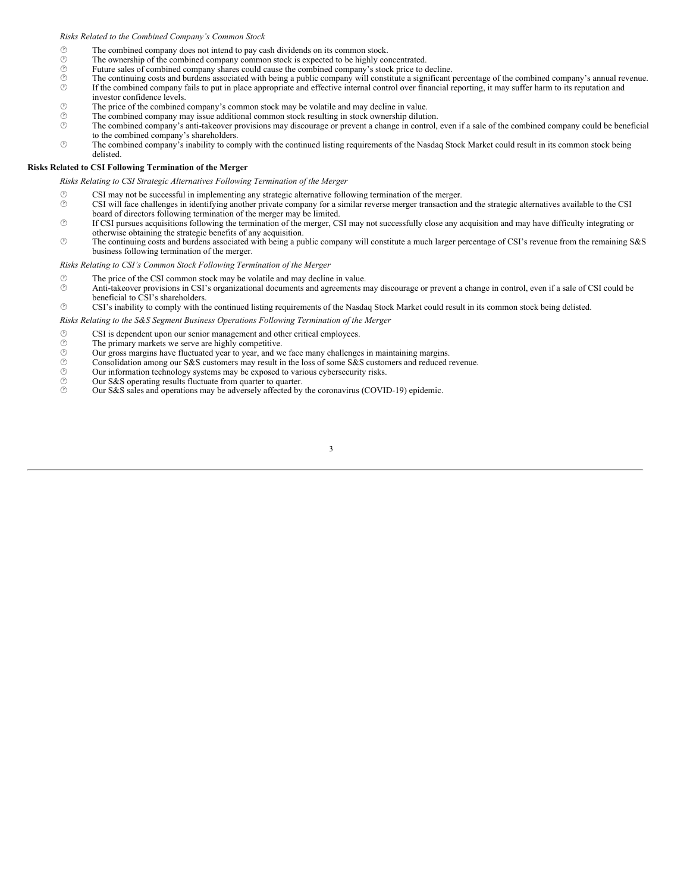*Risks Related to the Combined Company's Common Stock*

- The combined company does not intend to pay cash dividends on its common stock.
- The ownership of the combined company common stock is expected to be highly concentrated.
- Future sales of combined company shares could cause the combined company's stock price to decline.
- The continuing costs and burdens associated with being a public company will constitute a significant percentage of the combined company's annual revenue.
- If the combined company fails to put in place appropriate and effective internal control over financial reporting, it may suffer harm to its reputation and investor confidence levels.
- The price of the combined company's common stock may be volatile and may decline in value.
- The combined company may issue additional common stock resulting in stock ownership dilution.
- The combined company's anti-takeover provisions may discourage or prevent a change in control, even if a sale of the combined company could be beneficial to the combined company's shareholders.
- The combined company's inability to comply with the continued listing requirements of the Nasdaq Stock Market could result in its common stock being delisted.

**Risks Related to CSI Following Termination of the Merger**

*Risks Relating to CSI Strategic Alternatives Following Termination of the Merger*

- CSI may not be successful in implementing any strategic alternative following termination of the merger.
- CSI will face challenges in identifying another private company for a similar reverse merger transaction and the strategic alternatives available to the CSI board of directors following termination of the merger may be limited.
- If CSI pursues acquisitions following the termination of the merger, CSI may not successfully close any acquisition and may have difficulty integrating or otherwise obtaining the strategic benefits of any acquisition.
- The continuing costs and burdens associated with being a public company will constitute a much larger percentage of CSI's revenue from the remaining S&S business following termination of the merger.

*Risks Relating to CSI's Common Stock Following Termination of the Merger*

- The price of the CSI common stock may be volatile and may decline in value.
- Anti-takeover provisions in CSI's organizational documents and agreements may discourage or prevent a change in control, even if a sale of CSI could be beneficial to CSI's shareholders.
- CSI's inability to comply with the continued listing requirements of the Nasdaq Stock Market could result in its common stock being delisted.

*Risks Relating to the S&S Segment Business Operations Following Termination of the Merger*

- CSI is dependent upon our senior management and other critical employees.
- The primary markets we serve are highly competitive.
- Our gross margins have fluctuated year to year, and we face many challenges in maintaining margins.
- Consolidation among our S&S customers may result in the loss of some S&S customers and reduced revenue.
- Our information technology systems may be exposed to various cybersecurity risks.
- Our S&S operating results fluctuate from quarter to quarter.
- Our S&S sales and operations may be adversely affected by the coronavirus (COVID-19) epidemic.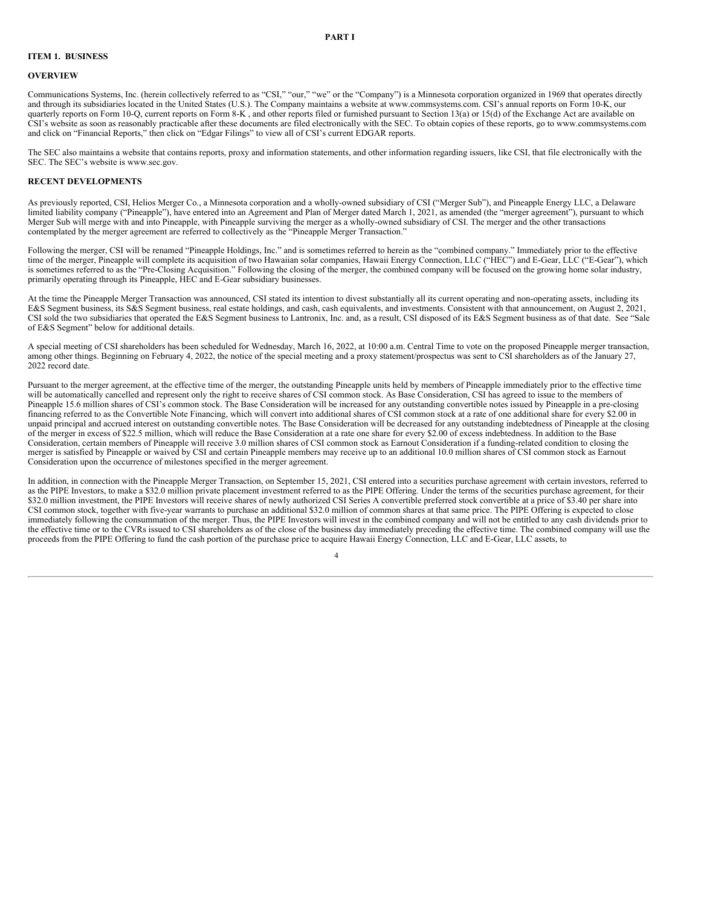# PART I

## ITEM 1. BUSINESS

### OVERVIEW

Communications Systems, Inc. (herein collectively referred to as "CSI," "our," "we" or the "Company") is a Minnesota corporation organized in 1969 that operates directly and through its subsidiaries located in the United States (U.S.). The Company maintains a website at www.commsystems.com. CSI's annual reports on Form 10-K, our quarterly reports on Form 10-Q, current reports on Form 8-K , and other reports filed or furnished pursuant to Section 13(a) or 15(d) of the Exchange Act are available on CSI's website as soon as reasonably practicable after these documents are filed electronically with the SEC. To obtain copies of these reports, go to www.commsystems.com and click on "Financial Reports," then click on "Edgar Filings" to view all of CSI's current EDGAR reports.

The SEC also maintains a website that contains reports, proxy and information statements, and other information regarding issuers, like CSI, that file electronically with the SEC. The SEC's website is www.sec.gov.

### RECENT DEVELOPMENTS

As previously reported, CSI, Helios Merger Co., a Minnesota corporation and a wholly-owned subsidiary of CSI ("Merger Sub"), and Pineapple Energy LLC, a Delaware limited liability company ("Pineapple"), have entered into an Agreement and Plan of Merger dated March 1, 2021, as amended (the "merger agreement"), pursuant to which Merger Sub will merge with and into Pineapple, with Pineapple surviving the merger as a wholly-owned subsidiary of CSI. The merger and the other transactions contemplated by the merger agreement are referred to collectively as the "Pineapple Merger Transaction."

Following the merger, CSI will be renamed "Pineapple Holdings, Inc." and is sometimes referred to herein as the "combined company." Immediately prior to the effective time of the merger, Pineapple will complete its acquisition of two Hawaiian solar companies, Hawaii Energy Connection, LLC ("HEC") and E-Gear, LLC ("E-Gear"), which is sometimes referred to as the "Pre-Closing Acquisition." Following the closing of the merger, the combined company will be focused on the growing home solar industry, primarily operating through its Pineapple, HEC and E-Gear subsidiary businesses.

At the time the Pineapple Merger Transaction was announced, CSI stated its intention to divest substantially all its current operating and non-operating assets, including its E&S Segment business, its S&S Segment business, real estate holdings, and cash, cash equivalents, and investments. Consistent with that announcement, on August 2, 2021, CSI sold the two subsidiaries that operated the E&S Segment business to Lantronix, Inc. and, as a result, CSI disposed of its E&S Segment business as of that date. See "Sale of E&S Segment" below for additional details.

A special meeting of CSI shareholders has been scheduled for Wednesday, March 16, 2022, at 10:00 a.m. Central Time to vote on the proposed Pineapple merger transaction, among other things. Beginning on February 4, 2022, the notice of the special meeting and a proxy statement/prospectus was sent to CSI shareholders as of the January 27, 2022 record date.

Pursuant to the merger agreement, at the effective time of the merger, the outstanding Pineapple units held by members of Pineapple immediately prior to the effective time will be automatically cancelled and represent only the right to receive shares of CSI common stock. As Base Consideration, CSI has agreed to issue to the members of Pineapple 15.6 million shares of CSI's common stock. The Base Consideration will be increased for any outstanding convertible notes issued by Pineapple in a pre-closing financing referred to as the Convertible Note Financing, which will convert into additional shares of CSI common stock at a rate of one additional share for every $2.00 in unpaid principal and accrued interest on outstanding convertible notes. The Base Consideration will be decreased for any outstanding indebtedness of Pineapple at the closing of the merger in excess of $22.5 million, which will reduce the Base Consideration at a rate one share for every $2.00 of excess indebtedness. In addition to the Base Consideration, certain members of Pineapple will receive 3.0 million shares of CSI common stock as Earnout Consideration if a funding-related condition to closing the merger is satisfied by Pineapple or waived by CSI and certain Pineapple members may receive up to an additional 10.0 million shares of CSI common stock as Earnout Consideration upon the occurrence of milestones specified in the merger agreement.

In addition, in connection with the Pineapple Merger Transaction, on September 15, 2021, CSI entered into a securities purchase agreement with certain investors, referred to as the PIPE Investors, to make a $32.0 million private placement investment referred to as the PIPE Offering. Under the terms of the securities purchase agreement, for their $32.0 million investment, the PIPE Investors will receive shares of newly authorized CSI Series A convertible preferred stock convertible at a price of $3.40 per share into CSI common stock, together with five-year warrants to purchase an additional $32.0 million of common shares at that same price. The PIPE Offering is expected to close immediately following the consummation of the merger. Thus, the PIPE Investors will invest in the combined company and will not be entitled to any cash dividends prior to the effective time or to the CVRs issued to CSI shareholders as of the close of the business day immediately preceding the effective time. The combined company will use the proceeds from the PIPE Offering to fund the cash portion of the purchase price to acquire Hawaii Energy Connection, LLC and E-Gear, LLC assets, to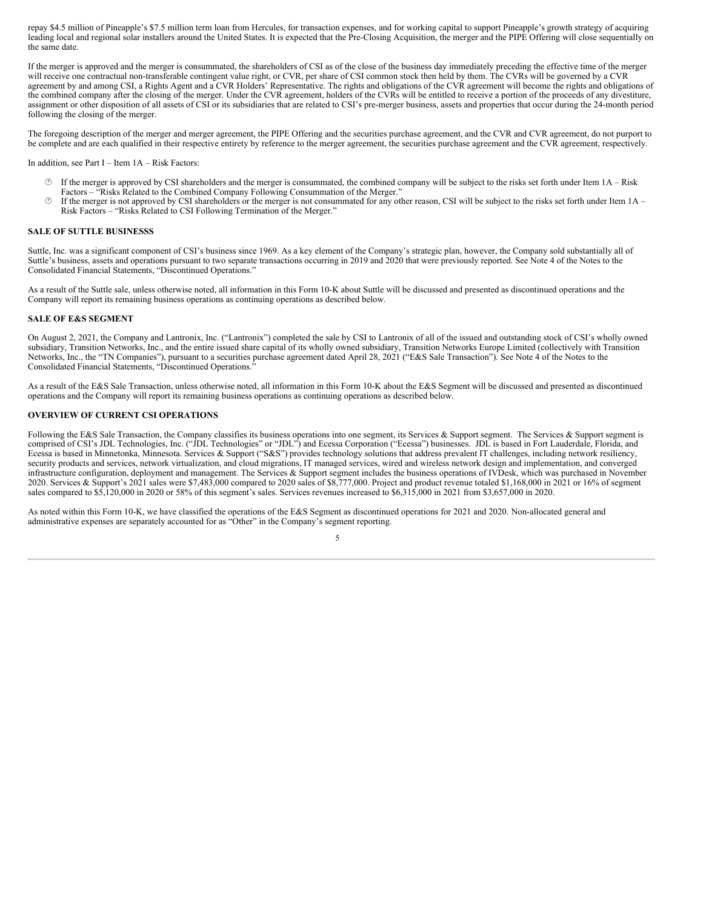repay $4.5 million of Pineapple's $7.5 million term loan from Hercules, for transaction expenses, and for working capital to support Pineapple's growth strategy of acquiring leading local and regional solar installers around the United States. It is expected that the Pre-Closing Acquisition, the merger and the PIPE Offering will close sequentially on the same date.

If the merger is approved and the merger is consummated, the shareholders of CSI as of the close of the business day immediately preceding the effective time of the merger will receive one contractual non-transferable contingent value right, or CVR, per share of CSI common stock then held by them. The CVRs will be governed by a CVR agreement by and among CSI, a Rights Agent and a CVR Holders' Representative. The rights and obligations of the CVR agreement will become the rights and obligations of the combined company after the closing of the merger. Under the CVR agreement, holders of the CVRs will be entitled to receive a portion of the proceeds of any divestiture, assignment or other disposition of all assets of CSI or its subsidiaries that are related to CSI's pre-merger business, assets and properties that occur during the 24-month period following the closing of the merger.

The foregoing description of the merger and merger agreement, the PIPE Offering and the securities purchase agreement, and the CVR and CVR agreement, do not purport to be complete and are each qualified in their respective entirety by reference to the merger agreement, the securities purchase agreement and the CVR agreement, respectively.

In addition, see Part I – Item 1A – Risk Factors:

- If the merger is approved by CSI shareholders and the merger is consummated, the combined company will be subject to the risks set forth under Item 1A – Risk Factors – "Risks Related to the Combined Company Following Consummation of the Merger."
- If the merger is not approved by CSI shareholders or the merger is not consummated for any other reason, CSI will be subject to the risks set forth under Item 1A – Risk Factors – "Risks Related to CSI Following Termination of the Merger."

**SALE OF SUTTLE BUSINESSS**

Suttle, Inc. was a significant component of CSI's business since 1969. As a key element of the Company's strategic plan, however, the Company sold substantially all of Suttle's business, assets and operations pursuant to two separate transactions occurring in 2019 and 2020 that were previously reported. See Note 4 of the Notes to the Consolidated Financial Statements, "Discontinued Operations."

As a result of the Suttle sale, unless otherwise noted, all information in this Form 10-K about Suttle will be discussed and presented as discontinued operations and the Company will report its remaining business operations as continuing operations as described below.

**SALE OF E&S SEGMENT**

On August 2, 2021, the Company and Lantronix, Inc. ("Lantronix") completed the sale by CSI to Lantronix of all of the issued and outstanding stock of CSI's wholly owned subsidiary, Transition Networks, Inc., and the entire issued share capital of its wholly owned subsidiary, Transition Networks Europe Limited (collectively with Transition Networks, Inc., the "TN Companies"), pursuant to a securities purchase agreement dated April 28, 2021 ("E&S Sale Transaction"). See Note 4 of the Notes to the Consolidated Financial Statements, "Discontinued Operations."

As a result of the E&S Sale Transaction, unless otherwise noted, all information in this Form 10-K about the E&S Segment will be discussed and presented as discontinued operations and the Company will report its remaining business operations as continuing operations as described below.

**OVERVIEW OF CURRENT CSI OPERATIONS**

Following the E&S Sale Transaction, the Company classifies its business operations into one segment, its Services & Support segment. The Services & Support segment is comprised of CSI's JDL Technologies, Inc. ("JDL Technologies" or "JDL") and Ecessa Corporation ("Ecessa") businesses. JDL is based in Fort Lauderdale, Florida, and Ecessa is based in Minnetonka, Minnesota. Services & Support ("S&S") provides technology solutions that address prevalent IT challenges, including network resiliency, security products and services, network virtualization, and cloud migrations, IT managed services, wired and wireless network design and implementation, and converged infrastructure configuration, deployment and management. The Services & Support segment includes the business operations of IVDesk, which was purchased in November 2020. Services & Support's 2021 sales were $7,483,000 compared to 2020 sales of $8,777,000. Project and product revenue totaled $1,168,000 in 2021 or 16% of segment sales compared to $5,120,000 in 2020 or 58% of this segment's sales. Services revenues increased to $6,315,000 in 2021 from $3,657,000 in 2020.

As noted within this Form 10-K, we have classified the operations of the E&S Segment as discontinued operations for 2021 and 2020. Non-allocated general and administrative expenses are separately accounted for as "Other" in the Company's segment reporting.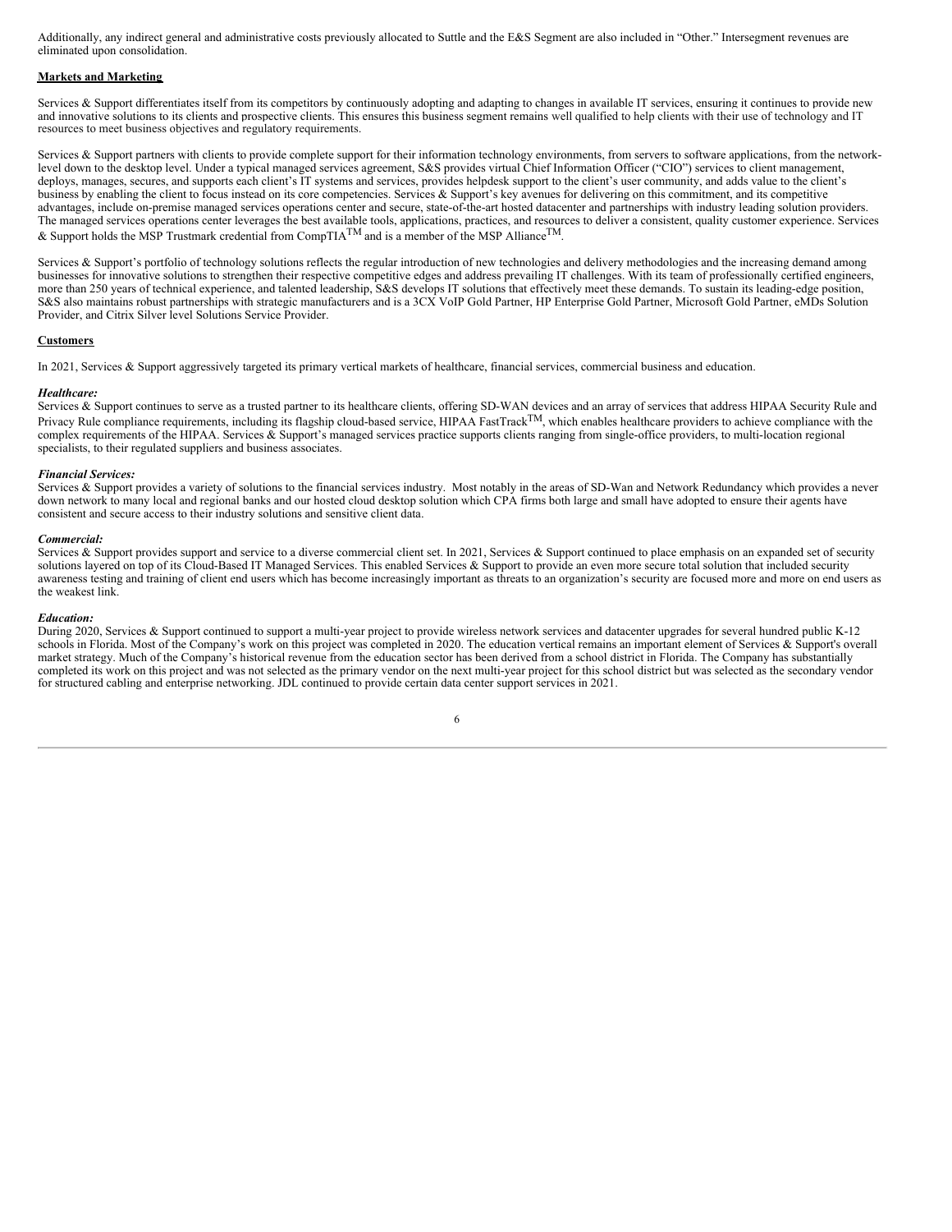Additionally, any indirect general and administrative costs previously allocated to Suttle and the E&S Segment are also included in "Other." Intersegment revenues are eliminated upon consolidation.

**Markets and Marketing**

Services & Support differentiates itself from its competitors by continuously adopting and adapting to changes in available IT services, ensuring it continues to provide new and innovative solutions to its clients and prospective clients. This ensures this business segment remains well qualified to help clients with their use of technology and IT resources to meet business objectives and regulatory requirements.

Services & Support partners with clients to provide complete support for their information technology environments, from servers to software applications, from the network-level down to the desktop level. Under a typical managed services agreement, S&S provides virtual Chief Information Officer ("CIO") services to client management, deploys, manages, secures, and supports each client's IT systems and services, provides helpdesk support to the client's user community, and adds value to the client's business by enabling the client to focus instead on its core competencies. Services & Support's key avenues for delivering on this commitment, and its competitive advantages, include on-premise managed services operations center and secure, state-of-the-art hosted datacenter and partnerships with industry leading solution providers. The managed services operations center leverages the best available tools, applications, practices, and resources to deliver a consistent, quality customer experience. Services & Support holds the MSP Trustmark credential from CompTIA™ and is a member of the MSP Alliance™.

Services & Support's portfolio of technology solutions reflects the regular introduction of new technologies and delivery methodologies and the increasing demand among businesses for innovative solutions to strengthen their respective competitive edges and address prevailing IT challenges. With its team of professionally certified engineers, more than 250 years of technical experience, and talented leadership, S&S develops IT solutions that effectively meet these demands. To sustain its leading-edge position, S&S also maintains robust partnerships with strategic manufacturers and is a 3CX VoIP Gold Partner, HP Enterprise Gold Partner, Microsoft Gold Partner, eMDs Solution Provider, and Citrix Silver level Solutions Service Provider.

**Customers**

In 2021, Services & Support aggressively targeted its primary vertical markets of healthcare, financial services, commercial business and education.

***Healthcare:***

Services & Support continues to serve as a trusted partner to its healthcare clients, offering SD-WAN devices and an array of services that address HIPAA Security Rule and Privacy Rule compliance requirements, including its flagship cloud-based service, HIPAA FastTrack™, which enables healthcare providers to achieve compliance with the complex requirements of the HIPAA. Services & Support's managed services practice supports clients ranging from single-office providers, to multi-location regional specialists, to their regulated suppliers and business associates.

***Financial Services:***

Services & Support provides a variety of solutions to the financial services industry. Most notably in the areas of SD-Wan and Network Redundancy which provides a never down network to many local and regional banks and our hosted cloud desktop solution which CPA firms both large and small have adopted to ensure their agents have consistent and secure access to their industry solutions and sensitive client data.

***Commercial:***

Services & Support provides support and service to a diverse commercial client set. In 2021, Services & Support continued to place emphasis on an expanded set of security solutions layered on top of its Cloud-Based IT Managed Services. This enabled Services & Support to provide an even more secure total solution that included security awareness testing and training of client end users which has become increasingly important as threats to an organization's security are focused more and more on end users as the weakest link.

***Education:***

During 2020, Services & Support continued to support a multi-year project to provide wireless network services and datacenter upgrades for several hundred public K-12 schools in Florida. Most of the Company's work on this project was completed in 2020. The education vertical remains an important element of Services & Support's overall market strategy. Much of the Company's historical revenue from the education sector has been derived from a school district in Florida. The Company has substantially completed its work on this project and was not selected as the primary vendor on the next multi-year project for this school district but was selected as the secondary vendor for structured cabling and enterprise networking. JDL continued to provide certain data center support services in 2021.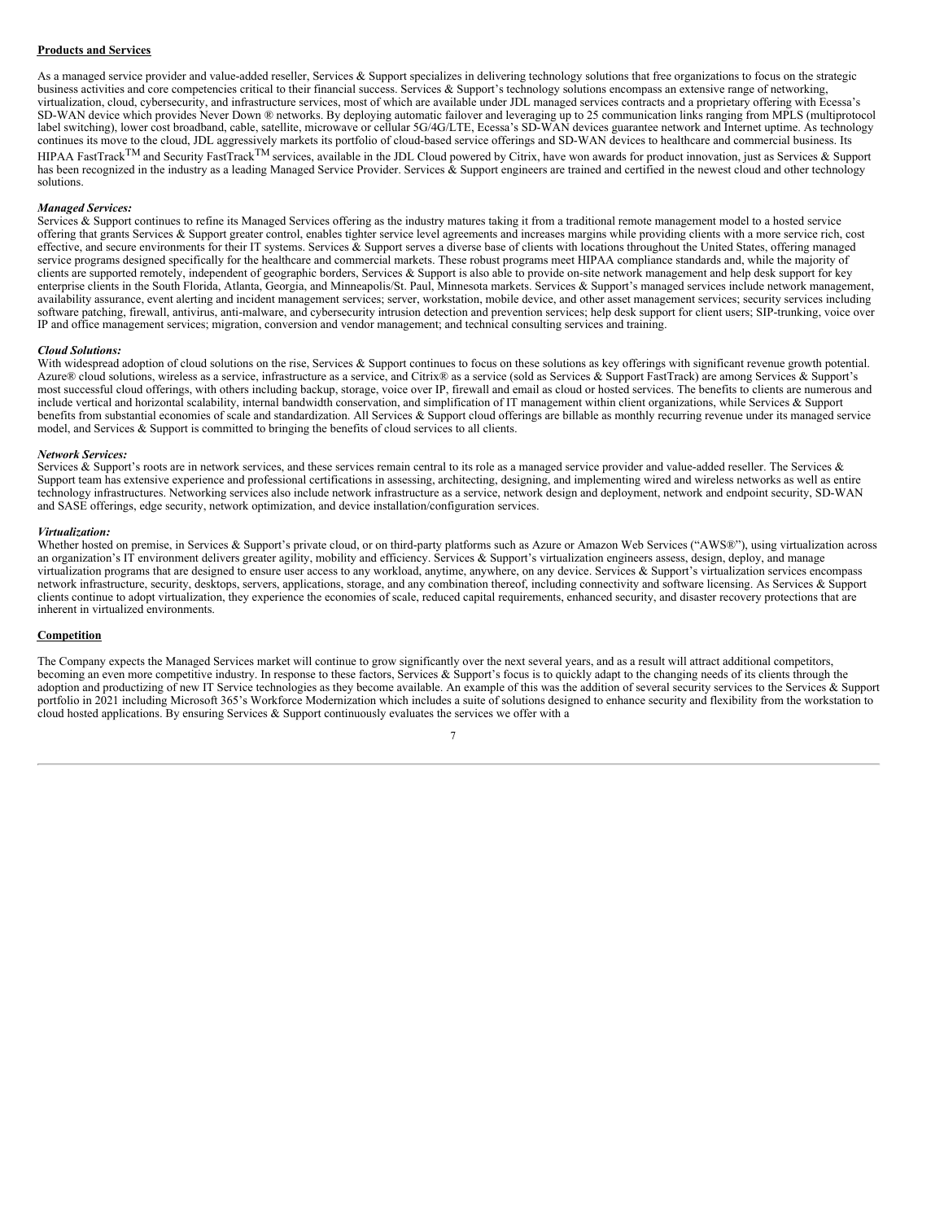**Products and Services**

As a managed service provider and value-added reseller, Services & Support specializes in delivering technology solutions that free organizations to focus on the strategic business activities and core competencies critical to their financial success. Services & Support's technology solutions encompass an extensive range of networking, virtualization, cloud, cybersecurity, and infrastructure services, most of which are available under JDL managed services contracts and a proprietary offering with Ecessa's SD-WAN device which provides Never Down ® networks. By deploying automatic failover and leveraging up to 25 communication links ranging from MPLS (multiprotocol label switching), lower cost broadband, cable, satellite, microwave or cellular 5G/4G/LTE, Ecessa's SD-WAN devices guarantee network and Internet uptime. As technology continues its move to the cloud, JDL aggressively markets its portfolio of cloud-based service offerings and SD-WAN devices to healthcare and commercial business. Its HIPAA FastTrack™ and Security FastTrack™ services, available in the JDL Cloud powered by Citrix, have won awards for product innovation, just as Services & Support has been recognized in the industry as a leading Managed Service Provider. Services & Support engineers are trained and certified in the newest cloud and other technology solutions.

***Managed Services:***
Services & Support continues to refine its Managed Services offering as the industry matures taking it from a traditional remote management model to a hosted service offering that grants Services & Support greater control, enables tighter service level agreements and increases margins while providing clients with a more service rich, cost effective, and secure environments for their IT systems. Services & Support serves a diverse base of clients with locations throughout the United States, offering managed service programs designed specifically for the healthcare and commercial markets. These robust programs meet HIPAA compliance standards and, while the majority of clients are supported remotely, independent of geographic borders, Services & Support is also able to provide on-site network management and help desk support for key enterprise clients in the South Florida, Atlanta, Georgia, and Minneapolis/St. Paul, Minnesota markets. Services & Support's managed services include network management, availability assurance, event alerting and incident management services; server, workstation, mobile device, and other asset management services; security services including software patching, firewall, antivirus, anti-malware, and cybersecurity intrusion detection and prevention services; help desk support for client users; SIP-trunking, voice over IP and office management services; migration, conversion and vendor management; and technical consulting services and training.

***Cloud Solutions:***
With widespread adoption of cloud solutions on the rise, Services & Support continues to focus on these solutions as key offerings with significant revenue growth potential. Azure® cloud solutions, wireless as a service, infrastructure as a service, and Citrix® as a service (sold as Services & Support FastTrack) are among Services & Support's most successful cloud offerings, with others including backup, storage, voice over IP, firewall and email as cloud or hosted services. The benefits to clients are numerous and include vertical and horizontal scalability, internal bandwidth conservation, and simplification of IT management within client organizations, while Services & Support benefits from substantial economies of scale and standardization. All Services & Support cloud offerings are billable as monthly recurring revenue under its managed service model, and Services & Support is committed to bringing the benefits of cloud services to all clients.

***Network Services:***
Services & Support's roots are in network services, and these services remain central to its role as a managed service provider and value-added reseller. The Services & Support team has extensive experience and professional certifications in assessing, architecting, designing, and implementing wired and wireless networks as well as entire technology infrastructures. Networking services also include network infrastructure as a service, network design and deployment, network and endpoint security, SD-WAN and SASE offerings, edge security, network optimization, and device installation/configuration services.

***Virtualization:***
Whether hosted on premise, in Services & Support's private cloud, or on third-party platforms such as Azure or Amazon Web Services ("AWS®"), using virtualization across an organization's IT environment delivers greater agility, mobility and efficiency. Services & Support's virtualization engineers assess, design, deploy, and manage virtualization programs that are designed to ensure user access to any workload, anytime, anywhere, on any device. Services & Support's virtualization services encompass network infrastructure, security, desktops, servers, applications, storage, and any combination thereof, including connectivity and software licensing. As Services & Support clients continue to adopt virtualization, they experience the economies of scale, reduced capital requirements, enhanced security, and disaster recovery protections that are inherent in virtualized environments.

**Competition**

The Company expects the Managed Services market will continue to grow significantly over the next several years, and as a result will attract additional competitors, becoming an even more competitive industry. In response to these factors, Services & Support's focus is to quickly adapt to the changing needs of its clients through the adoption and productizing of new IT Service technologies as they become available. An example of this was the addition of several security services to the Services & Support portfolio in 2021 including Microsoft 365's Workforce Modernization which includes a suite of solutions designed to enhance security and flexibility from the workstation to cloud hosted applications. By ensuring Services & Support continuously evaluates the services we offer with a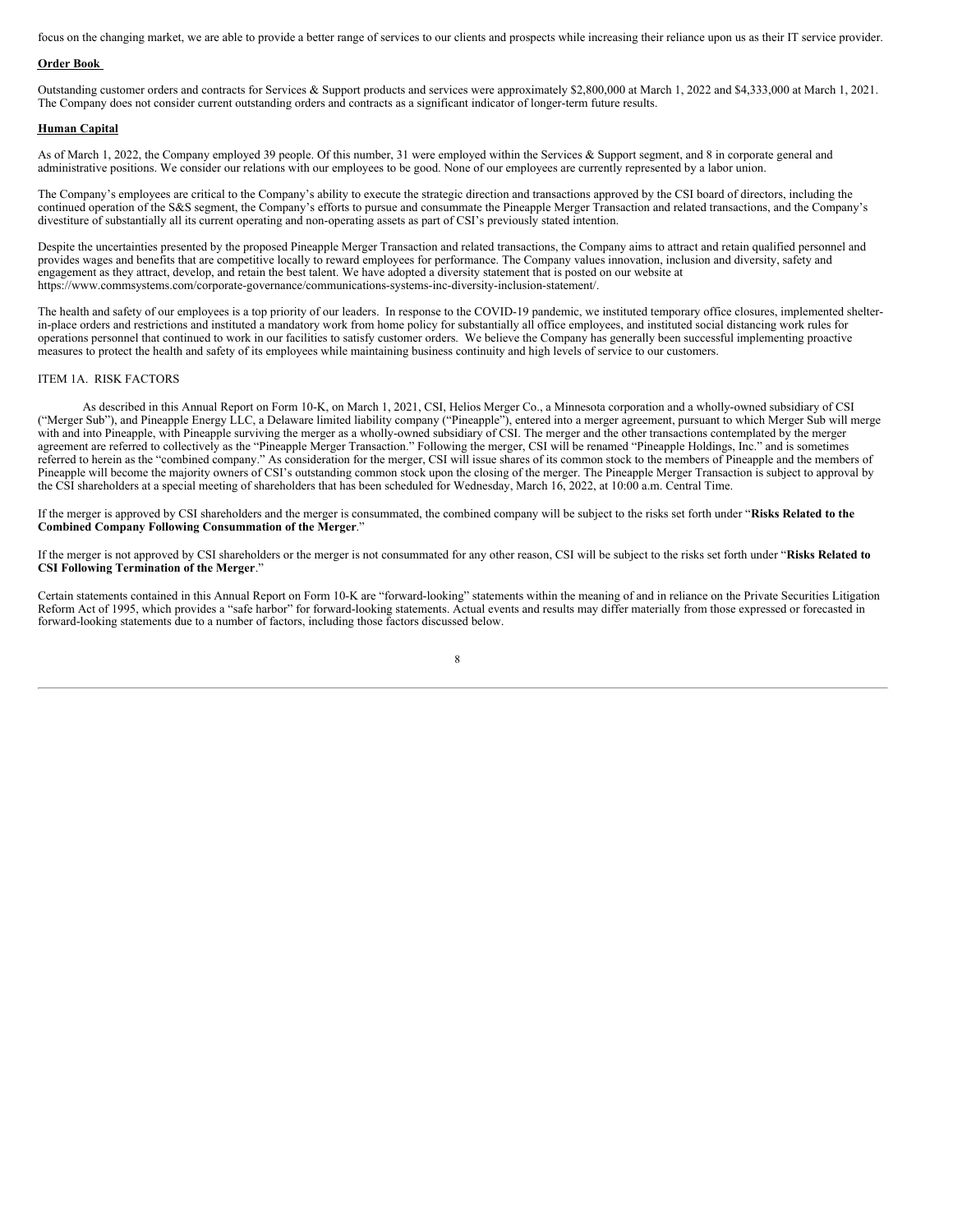focus on the changing market, we are able to provide a better range of services to our clients and prospects while increasing their reliance upon us as their IT service provider.

**Order Book**

Outstanding customer orders and contracts for Services & Support products and services were approximately $2,800,000 at March 1, 2022 and $4,333,000 at March 1, 2021. The Company does not consider current outstanding orders and contracts as a significant indicator of longer-term future results.

**Human Capital**

As of March 1, 2022, the Company employed 39 people. Of this number, 31 were employed within the Services & Support segment, and 8 in corporate general and administrative positions. We consider our relations with our employees to be good. None of our employees are currently represented by a labor union.

The Company's employees are critical to the Company's ability to execute the strategic direction and transactions approved by the CSI board of directors, including the continued operation of the S&S segment, the Company's efforts to pursue and consummate the Pineapple Merger Transaction and related transactions, and the Company's divestiture of substantially all its current operating and non-operating assets as part of CSI's previously stated intention.

Despite the uncertainties presented by the proposed Pineapple Merger Transaction and related transactions, the Company aims to attract and retain qualified personnel and provides wages and benefits that are competitive locally to reward employees for performance. The Company values innovation, inclusion and diversity, safety and engagement as they attract, develop, and retain the best talent. We have adopted a diversity statement that is posted on our website at https://www.commsystems.com/corporate-governance/communications-systems-inc-diversity-inclusion-statement/.

The health and safety of our employees is a top priority of our leaders. In response to the COVID-19 pandemic, we instituted temporary office closures, implemented shelter-in-place orders and restrictions and instituted a mandatory work from home policy for substantially all office employees, and instituted social distancing work rules for operations personnel that continued to work in our facilities to satisfy customer orders. We believe the Company has generally been successful implementing proactive measures to protect the health and safety of its employees while maintaining business continuity and high levels of service to our customers.

## ITEM 1A. RISK FACTORS

As described in this Annual Report on Form 10-K, on March 1, 2021, CSI, Helios Merger Co., a Minnesota corporation and a wholly-owned subsidiary of CSI ("Merger Sub"), and Pineapple Energy LLC, a Delaware limited liability company ("Pineapple"), entered into a merger agreement, pursuant to which Merger Sub will merge with and into Pineapple, with Pineapple surviving the merger as a wholly-owned subsidiary of CSI. The merger and the other transactions contemplated by the merger agreement are referred to collectively as the "Pineapple Merger Transaction." Following the merger, CSI will be renamed "Pineapple Holdings, Inc." and is sometimes referred to herein as the "combined company." As consideration for the merger, CSI will issue shares of its common stock to the members of Pineapple and the members of Pineapple will become the majority owners of CSI's outstanding common stock upon the closing of the merger. The Pineapple Merger Transaction is subject to approval by the CSI shareholders at a special meeting of shareholders that has been scheduled for Wednesday, March 16, 2022, at 10:00 a.m. Central Time.

If the merger is approved by CSI shareholders and the merger is consummated, the combined company will be subject to the risks set forth under "**Risks Related to the Combined Company Following Consummation of the Merger**."

If the merger is not approved by CSI shareholders or the merger is not consummated for any other reason, CSI will be subject to the risks set forth under "**Risks Related to CSI Following Termination of the Merger**."

Certain statements contained in this Annual Report on Form 10-K are "forward-looking" statements within the meaning of and in reliance on the Private Securities Litigation Reform Act of 1995, which provides a "safe harbor" for forward-looking statements. Actual events and results may differ materially from those expressed or forecasted in forward-looking statements due to a number of factors, including those factors discussed below.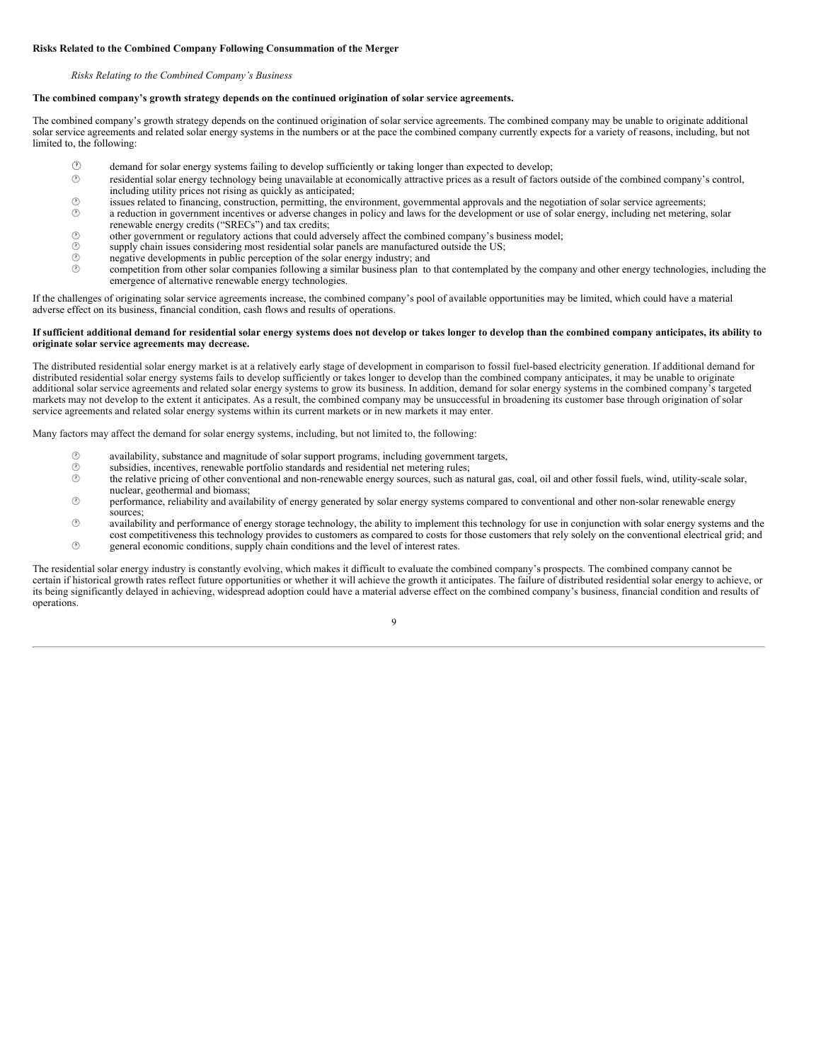**Risks Related to the Combined Company Following Consummation of the Merger**

*Risks Relating to the Combined Company's Business*

**The combined company's growth strategy depends on the continued origination of solar service agreements.**

The combined company's growth strategy depends on the continued origination of solar service agreements. The combined company may be unable to originate additional solar service agreements and related solar energy systems in the numbers or at the pace the combined company currently expects for a variety of reasons, including, but not limited to, the following:

- demand for solar energy systems failing to develop sufficiently or taking longer than expected to develop;
- residential solar energy technology being unavailable at economically attractive prices as a result of factors outside of the combined company's control, including utility prices not rising as quickly as anticipated;
- issues related to financing, construction, permitting, the environment, governmental approvals and the negotiation of solar service agreements;
- a reduction in government incentives or adverse changes in policy and laws for the development or use of solar energy, including net metering, solar renewable energy credits ("SRECs") and tax credits;
- other government or regulatory actions that could adversely affect the combined company's business model;
- supply chain issues considering most residential solar panels are manufactured outside the US;
- negative developments in public perception of the solar energy industry; and
- competition from other solar companies following a similar business plan to that contemplated by the company and other energy technologies, including the emergence of alternative renewable energy technologies.

If the challenges of originating solar service agreements increase, the combined company's pool of available opportunities may be limited, which could have a material adverse effect on its business, financial condition, cash flows and results of operations.

**If sufficient additional demand for residential solar energy systems does not develop or takes longer to develop than the combined company anticipates, its ability to originate solar service agreements may decrease.**

The distributed residential solar energy market is at a relatively early stage of development in comparison to fossil fuel-based electricity generation. If additional demand for distributed residential solar energy systems fails to develop sufficiently or takes longer to develop than the combined company anticipates, it may be unable to originate additional solar service agreements and related solar energy systems to grow its business. In addition, demand for solar energy systems in the combined company's targeted markets may not develop to the extent it anticipates. As a result, the combined company may be unsuccessful in broadening its customer base through origination of solar service agreements and related solar energy systems within its current markets or in new markets it may enter.

Many factors may affect the demand for solar energy systems, including, but not limited to, the following:

- availability, substance and magnitude of solar support programs, including government targets,
- subsidies, incentives, renewable portfolio standards and residential net metering rules;
- the relative pricing of other conventional and non-renewable energy sources, such as natural gas, coal, oil and other fossil fuels, wind, utility-scale solar, nuclear, geothermal and biomass;
- performance, reliability and availability of energy generated by solar energy systems compared to conventional and other non-solar renewable energy sources;
- availability and performance of energy storage technology, the ability to implement this technology for use in conjunction with solar energy systems and the cost competitiveness this technology provides to customers as compared to costs for those customers that rely solely on the conventional electrical grid; and
- general economic conditions, supply chain conditions and the level of interest rates.

The residential solar energy industry is constantly evolving, which makes it difficult to evaluate the combined company's prospects. The combined company cannot be certain if historical growth rates reflect future opportunities or whether it will achieve the growth it anticipates. The failure of distributed residential solar energy to achieve, or its being significantly delayed in achieving, widespread adoption could have a material adverse effect on the combined company's business, financial condition and results of operations.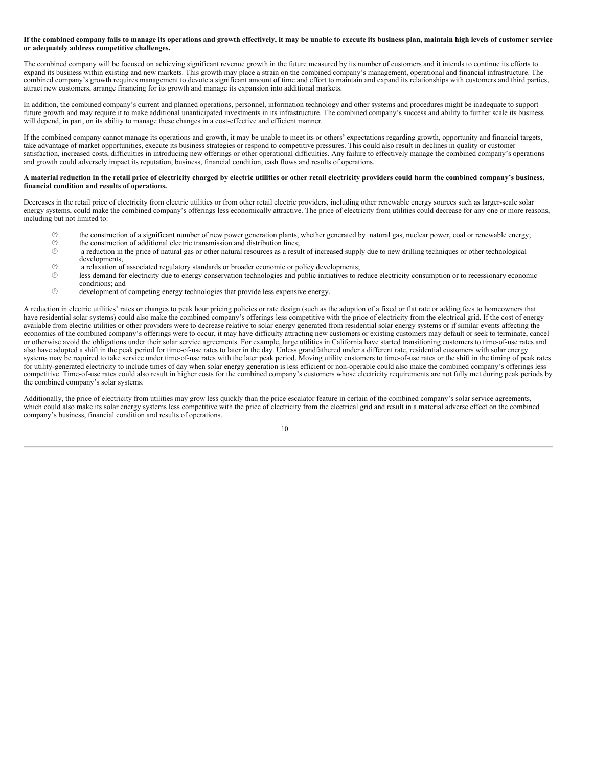**If the combined company fails to manage its operations and growth effectively, it may be unable to execute its business plan, maintain high levels of customer service or adequately address competitive challenges.**

The combined company will be focused on achieving significant revenue growth in the future measured by its number of customers and it intends to continue its efforts to expand its business within existing and new markets. This growth may place a strain on the combined company's management, operational and financial infrastructure. The combined company's growth requires management to devote a significant amount of time and effort to maintain and expand its relationships with customers and third parties, attract new customers, arrange financing for its growth and manage its expansion into additional markets.

In addition, the combined company's current and planned operations, personnel, information technology and other systems and procedures might be inadequate to support future growth and may require it to make additional unanticipated investments in its infrastructure. The combined company's success and ability to further scale its business will depend, in part, on its ability to manage these changes in a cost-effective and efficient manner.

If the combined company cannot manage its operations and growth, it may be unable to meet its or others' expectations regarding growth, opportunity and financial targets, take advantage of market opportunities, execute its business strategies or respond to competitive pressures. This could also result in declines in quality or customer satisfaction, increased costs, difficulties in introducing new offerings or other operational difficulties. Any failure to effectively manage the combined company's operations and growth could adversely impact its reputation, business, financial condition, cash flows and results of operations.

**A material reduction in the retail price of electricity charged by electric utilities or other retail electricity providers could harm the combined company's business, financial condition and results of operations.**

Decreases in the retail price of electricity from electric utilities or from other retail electric providers, including other renewable energy sources such as larger-scale solar energy systems, could make the combined company's offerings less economically attractive. The price of electricity from utilities could decrease for any one or more reasons, including but not limited to:

- the construction of a significant number of new power generation plants, whether generated by natural gas, nuclear power, coal or renewable energy;
- the construction of additional electric transmission and distribution lines;
- a reduction in the price of natural gas or other natural resources as a result of increased supply due to new drilling techniques or other technological developments,
- a relaxation of associated regulatory standards or broader economic or policy developments;
- less demand for electricity due to energy conservation technologies and public initiatives to reduce electricity consumption or to recessionary economic conditions; and
- development of competing energy technologies that provide less expensive energy.

A reduction in electric utilities' rates or changes to peak hour pricing policies or rate design (such as the adoption of a fixed or flat rate or adding fees to homeowners that have residential solar systems) could also make the combined company's offerings less competitive with the price of electricity from the electrical grid. If the cost of energy available from electric utilities or other providers were to decrease relative to solar energy generated from residential solar energy systems or if similar events affecting the economics of the combined company's offerings were to occur, it may have difficulty attracting new customers or existing customers may default or seek to terminate, cancel or otherwise avoid the obligations under their solar service agreements. For example, large utilities in California have started transitioning customers to time-of-use rates and also have adopted a shift in the peak period for time-of-use rates to later in the day. Unless grandfathered under a different rate, residential customers with solar energy systems may be required to take service under time-of-use rates with the later peak period. Moving utility customers to time-of-use rates or the shift in the timing of peak rates for utility-generated electricity to include times of day when solar energy generation is less efficient or non-operable could also make the combined company's offerings less competitive. Time-of-use rates could also result in higher costs for the combined company's customers whose electricity requirements are not fully met during peak periods by the combined company's solar systems.

Additionally, the price of electricity from utilities may grow less quickly than the price escalator feature in certain of the combined company's solar service agreements, which could also make its solar energy systems less competitive with the price of electricity from the electrical grid and result in a material adverse effect on the combined company's business, financial condition and results of operations.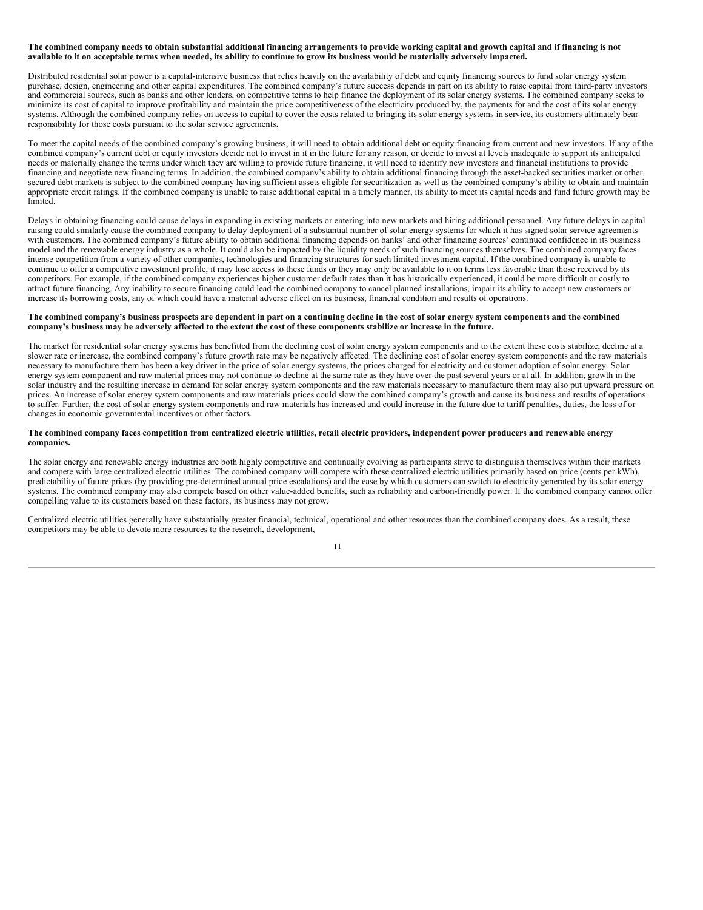**The combined company needs to obtain substantial additional financing arrangements to provide working capital and growth capital and if financing is not available to it on acceptable terms when needed, its ability to continue to grow its business would be materially adversely impacted.**

Distributed residential solar power is a capital-intensive business that relies heavily on the availability of debt and equity financing sources to fund solar energy system purchase, design, engineering and other capital expenditures. The combined company's future success depends in part on its ability to raise capital from third-party investors and commercial sources, such as banks and other lenders, on competitive terms to help finance the deployment of its solar energy systems. The combined company seeks to minimize its cost of capital to improve profitability and maintain the price competitiveness of the electricity produced by, the payments for and the cost of its solar energy systems. Although the combined company relies on access to capital to cover the costs related to bringing its solar energy systems in service, its customers ultimately bear responsibility for those costs pursuant to the solar service agreements.

To meet the capital needs of the combined company's growing business, it will need to obtain additional debt or equity financing from current and new investors. If any of the combined company's current debt or equity investors decide not to invest in it in the future for any reason, or decide to invest at levels inadequate to support its anticipated needs or materially change the terms under which they are willing to provide future financing, it will need to identify new investors and financial institutions to provide financing and negotiate new financing terms. In addition, the combined company's ability to obtain additional financing through the asset-backed securities market or other secured debt markets is subject to the combined company having sufficient assets eligible for securitization as well as the combined company's ability to obtain and maintain appropriate credit ratings. If the combined company is unable to raise additional capital in a timely manner, its ability to meet its capital needs and fund future growth may be limited.

Delays in obtaining financing could cause delays in expanding in existing markets or entering into new markets and hiring additional personnel. Any future delays in capital raising could similarly cause the combined company to delay deployment of a substantial number of solar energy systems for which it has signed solar service agreements with customers. The combined company's future ability to obtain additional financing depends on banks' and other financing sources' continued confidence in its business model and the renewable energy industry as a whole. It could also be impacted by the liquidity needs of such financing sources themselves. The combined company faces intense competition from a variety of other companies, technologies and financing structures for such limited investment capital. If the combined company is unable to continue to offer a competitive investment profile, it may lose access to these funds or they may only be available to it on terms less favorable than those received by its competitors. For example, if the combined company experiences higher customer default rates than it has historically experienced, it could be more difficult or costly to attract future financing. Any inability to secure financing could lead the combined company to cancel planned installations, impair its ability to accept new customers or increase its borrowing costs, any of which could have a material adverse effect on its business, financial condition and results of operations.

**The combined company's business prospects are dependent in part on a continuing decline in the cost of solar energy system components and the combined company's business may be adversely affected to the extent the cost of these components stabilize or increase in the future.**

The market for residential solar energy systems has benefitted from the declining cost of solar energy system components and to the extent these costs stabilize, decline at a slower rate or increase, the combined company's future growth rate may be negatively affected. The declining cost of solar energy system components and the raw materials necessary to manufacture them has been a key driver in the price of solar energy systems, the prices charged for electricity and customer adoption of solar energy. Solar energy system component and raw material prices may not continue to decline at the same rate as they have over the past several years or at all. In addition, growth in the solar industry and the resulting increase in demand for solar energy system components and the raw materials necessary to manufacture them may also put upward pressure on prices. An increase of solar energy system components and raw materials prices could slow the combined company's growth and cause its business and results of operations to suffer. Further, the cost of solar energy system components and raw materials has increased and could increase in the future due to tariff penalties, duties, the loss of or changes in economic governmental incentives or other factors.

**The combined company faces competition from centralized electric utilities, retail electric providers, independent power producers and renewable energy companies.**

The solar energy and renewable energy industries are both highly competitive and continually evolving as participants strive to distinguish themselves within their markets and compete with large centralized electric utilities. The combined company will compete with these centralized electric utilities primarily based on price (cents per kWh), predictability of future prices (by providing pre-determined annual price escalations) and the ease by which customers can switch to electricity generated by its solar energy systems. The combined company may also compete based on other value-added benefits, such as reliability and carbon-friendly power. If the combined company cannot offer compelling value to its customers based on these factors, its business may not grow.

Centralized electric utilities generally have substantially greater financial, technical, operational and other resources than the combined company does. As a result, these competitors may be able to devote more resources to the research, development,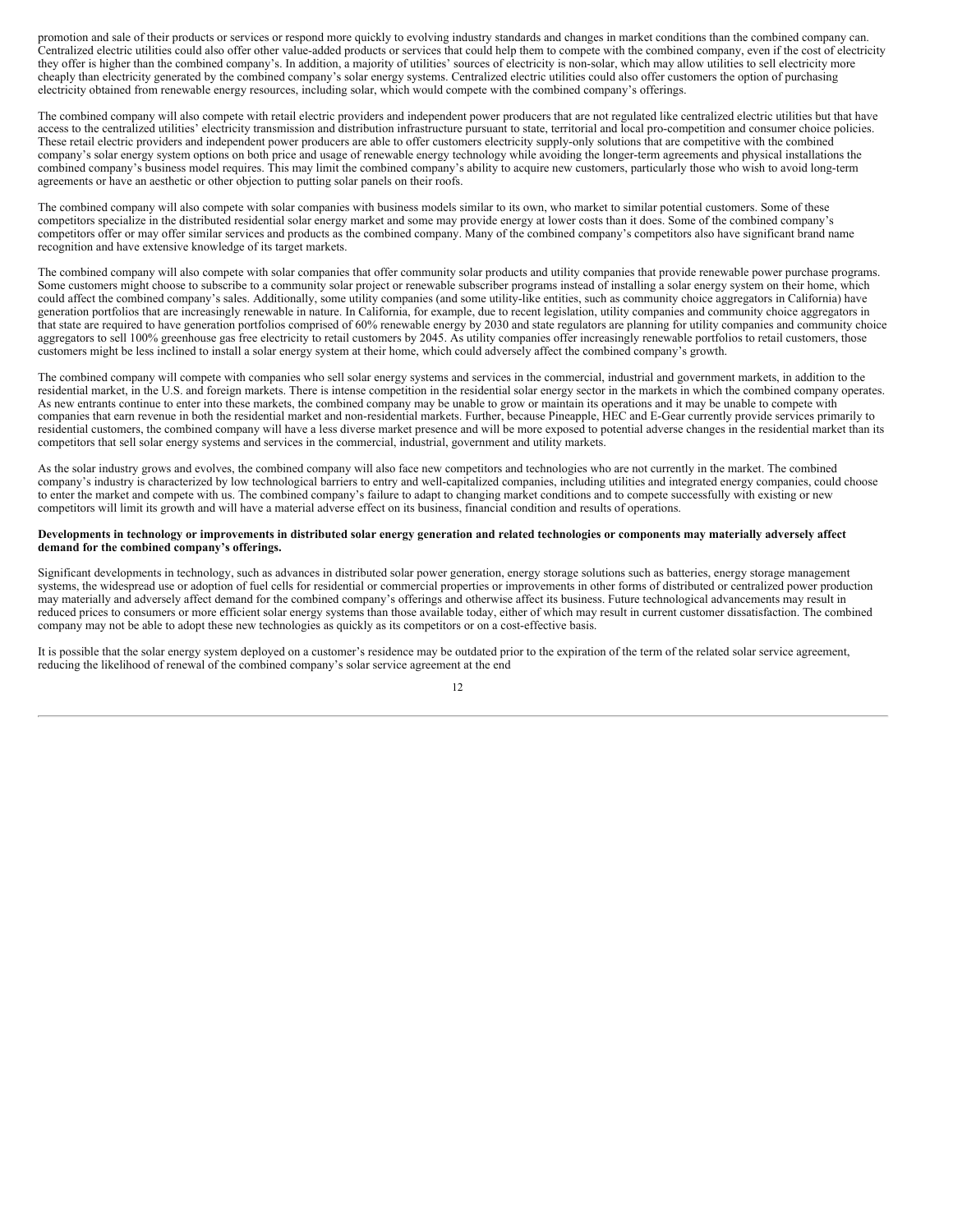promotion and sale of their products or services or respond more quickly to evolving industry standards and changes in market conditions than the combined company can. Centralized electric utilities could also offer other value-added products or services that could help them to compete with the combined company, even if the cost of electricity they offer is higher than the combined company's. In addition, a majority of utilities' sources of electricity is non-solar, which may allow utilities to sell electricity more cheaply than electricity generated by the combined company's solar energy systems. Centralized electric utilities could also offer customers the option of purchasing electricity obtained from renewable energy resources, including solar, which would compete with the combined company's offerings.

The combined company will also compete with retail electric providers and independent power producers that are not regulated like centralized electric utilities but that have access to the centralized utilities' electricity transmission and distribution infrastructure pursuant to state, territorial and local pro-competition and consumer choice policies. These retail electric providers and independent power producers are able to offer customers electricity supply-only solutions that are competitive with the combined company's solar energy system options on both price and usage of renewable energy technology while avoiding the longer-term agreements and physical installations the combined company's business model requires. This may limit the combined company's ability to acquire new customers, particularly those who wish to avoid long-term agreements or have an aesthetic or other objection to putting solar panels on their roofs.

The combined company will also compete with solar companies with business models similar to its own, who market to similar potential customers. Some of these competitors specialize in the distributed residential solar energy market and some may provide energy at lower costs than it does. Some of the combined company's competitors offer or may offer similar services and products as the combined company. Many of the combined company's competitors also have significant brand name recognition and have extensive knowledge of its target markets.

The combined company will also compete with solar companies that offer community solar products and utility companies that provide renewable power purchase programs. Some customers might choose to subscribe to a community solar project or renewable subscriber programs instead of installing a solar energy system on their home, which could affect the combined company's sales. Additionally, some utility companies (and some utility-like entities, such as community choice aggregators in California) have generation portfolios that are increasingly renewable in nature. In California, for example, due to recent legislation, utility companies and community choice aggregators in that state are required to have generation portfolios comprised of 60% renewable energy by 2030 and state regulators are planning for utility companies and community choice aggregators to sell 100% greenhouse gas free electricity to retail customers by 2045. As utility companies offer increasingly renewable portfolios to retail customers, those customers might be less inclined to install a solar energy system at their home, which could adversely affect the combined company's growth.

The combined company will compete with companies who sell solar energy systems and services in the commercial, industrial and government markets, in addition to the residential market, in the U.S. and foreign markets. There is intense competition in the residential solar energy sector in the markets in which the combined company operates. As new entrants continue to enter into these markets, the combined company may be unable to grow or maintain its operations and it may be unable to compete with companies that earn revenue in both the residential market and non-residential markets. Further, because Pineapple, HEC and E-Gear currently provide services primarily to residential customers, the combined company will have a less diverse market presence and will be more exposed to potential adverse changes in the residential market than its competitors that sell solar energy systems and services in the commercial, industrial, government and utility markets.

As the solar industry grows and evolves, the combined company will also face new competitors and technologies who are not currently in the market. The combined company's industry is characterized by low technological barriers to entry and well-capitalized companies, including utilities and integrated energy companies, could choose to enter the market and compete with us. The combined company's failure to adapt to changing market conditions and to compete successfully with existing or new competitors will limit its growth and will have a material adverse effect on its business, financial condition and results of operations.

**Developments in technology or improvements in distributed solar energy generation and related technologies or components may materially adversely affect demand for the combined company's offerings.**

Significant developments in technology, such as advances in distributed solar power generation, energy storage solutions such as batteries, energy storage management systems, the widespread use or adoption of fuel cells for residential or commercial properties or improvements in other forms of distributed or centralized power production may materially and adversely affect demand for the combined company's offerings and otherwise affect its business. Future technological advancements may result in reduced prices to consumers or more efficient solar energy systems than those available today, either of which may result in current customer dissatisfaction. The combined company may not be able to adopt these new technologies as quickly as its competitors or on a cost-effective basis.

It is possible that the solar energy system deployed on a customer's residence may be outdated prior to the expiration of the term of the related solar service agreement, reducing the likelihood of renewal of the combined company's solar service agreement at the end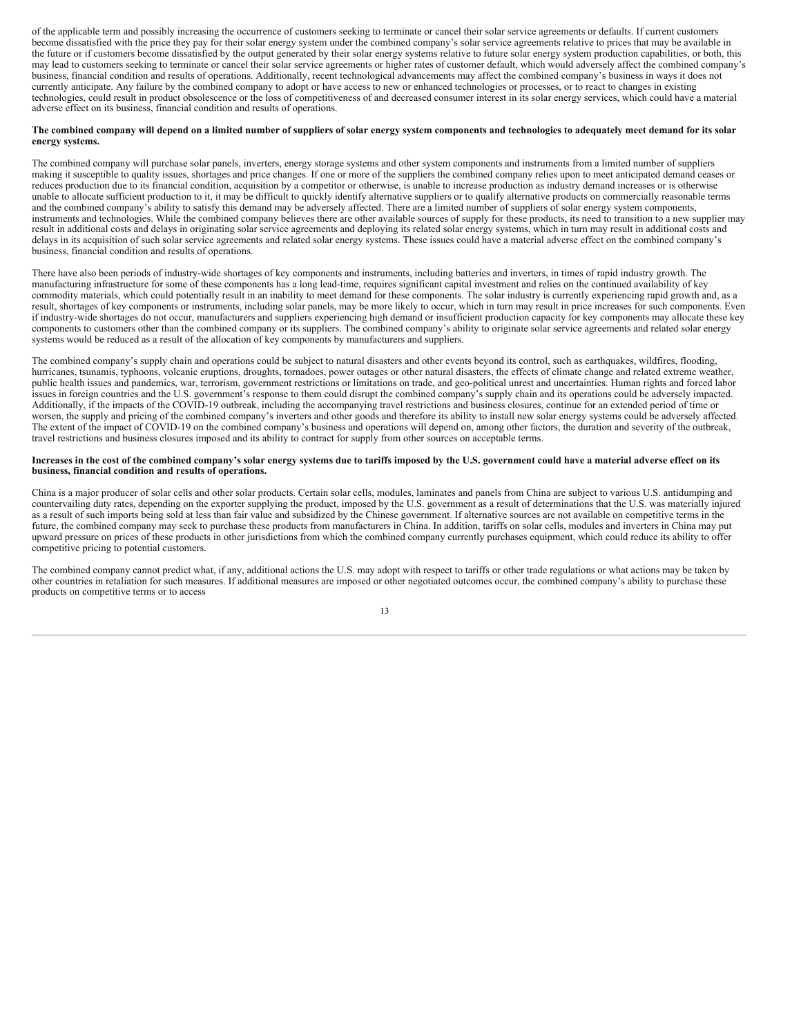of the applicable term and possibly increasing the occurrence of customers seeking to terminate or cancel their solar service agreements or defaults. If current customers become dissatisfied with the price they pay for their solar energy system under the combined company's solar service agreements relative to prices that may be available in the future or if customers become dissatisfied by the output generated by their solar energy systems relative to future solar energy system production capabilities, or both, this may lead to customers seeking to terminate or cancel their solar service agreements or higher rates of customer default, which would adversely affect the combined company's business, financial condition and results of operations. Additionally, recent technological advancements may affect the combined company's business in ways it does not currently anticipate. Any failure by the combined company to adopt or have access to new or enhanced technologies or processes, or to react to changes in existing technologies, could result in product obsolescence or the loss of competitiveness of and decreased consumer interest in its solar energy services, which could have a material adverse effect on its business, financial condition and results of operations.

**The combined company will depend on a limited number of suppliers of solar energy system components and technologies to adequately meet demand for its solar energy systems.**

The combined company will purchase solar panels, inverters, energy storage systems and other system components and instruments from a limited number of suppliers making it susceptible to quality issues, shortages and price changes. If one or more of the suppliers the combined company relies upon to meet anticipated demand ceases or reduces production due to its financial condition, acquisition by a competitor or otherwise, is unable to increase production as industry demand increases or is otherwise unable to allocate sufficient production to it, it may be difficult to quickly identify alternative suppliers or to qualify alternative products on commercially reasonable terms and the combined company's ability to satisfy this demand may be adversely affected. There are a limited number of suppliers of solar energy system components, instruments and technologies. While the combined company believes there are other available sources of supply for these products, its need to transition to a new supplier may result in additional costs and delays in originating solar service agreements and deploying its related solar energy systems, which in turn may result in additional costs and delays in its acquisition of such solar service agreements and related solar energy systems. These issues could have a material adverse effect on the combined company's business, financial condition and results of operations.

There have also been periods of industry-wide shortages of key components and instruments, including batteries and inverters, in times of rapid industry growth. The manufacturing infrastructure for some of these components has a long lead-time, requires significant capital investment and relies on the continued availability of key commodity materials, which could potentially result in an inability to meet demand for these components. The solar industry is currently experiencing rapid growth and, as a result, shortages of key components or instruments, including solar panels, may be more likely to occur, which in turn may result in price increases for such components. Even if industry-wide shortages do not occur, manufacturers and suppliers experiencing high demand or insufficient production capacity for key components may allocate these key components to customers other than the combined company or its suppliers. The combined company's ability to originate solar service agreements and related solar energy systems would be reduced as a result of the allocation of key components by manufacturers and suppliers.

The combined company's supply chain and operations could be subject to natural disasters and other events beyond its control, such as earthquakes, wildfires, flooding, hurricanes, tsunamis, typhoons, volcanic eruptions, droughts, tornadoes, power outages or other natural disasters, the effects of climate change and related extreme weather, public health issues and pandemics, war, terrorism, government restrictions or limitations on trade, and geo-political unrest and uncertainties. Human rights and forced labor issues in foreign countries and the U.S. government's response to them could disrupt the combined company's supply chain and its operations could be adversely impacted. Additionally, if the impacts of the COVID-19 outbreak, including the accompanying travel restrictions and business closures, continue for an extended period of time or worsen, the supply and pricing of the combined company's inverters and other goods and therefore its ability to install new solar energy systems could be adversely affected. The extent of the impact of COVID-19 on the combined company's business and operations will depend on, among other factors, the duration and severity of the outbreak, travel restrictions and business closures imposed and its ability to contract for supply from other sources on acceptable terms.

**Increases in the cost of the combined company's solar energy systems due to tariffs imposed by the U.S. government could have a material adverse effect on its business, financial condition and results of operations.**

China is a major producer of solar cells and other solar products. Certain solar cells, modules, laminates and panels from China are subject to various U.S. antidumping and countervailing duty rates, depending on the exporter supplying the product, imposed by the U.S. government as a result of determinations that the U.S. was materially injured as a result of such imports being sold at less than fair value and subsidized by the Chinese government. If alternative sources are not available on competitive terms in the future, the combined company may seek to purchase these products from manufacturers in China. In addition, tariffs on solar cells, modules and inverters in China may put upward pressure on prices of these products in other jurisdictions from which the combined company currently purchases equipment, which could reduce its ability to offer competitive pricing to potential customers.

The combined company cannot predict what, if any, additional actions the U.S. may adopt with respect to tariffs or other trade regulations or what actions may be taken by other countries in retaliation for such measures. If additional measures are imposed or other negotiated outcomes occur, the combined company's ability to purchase these products on competitive terms or to access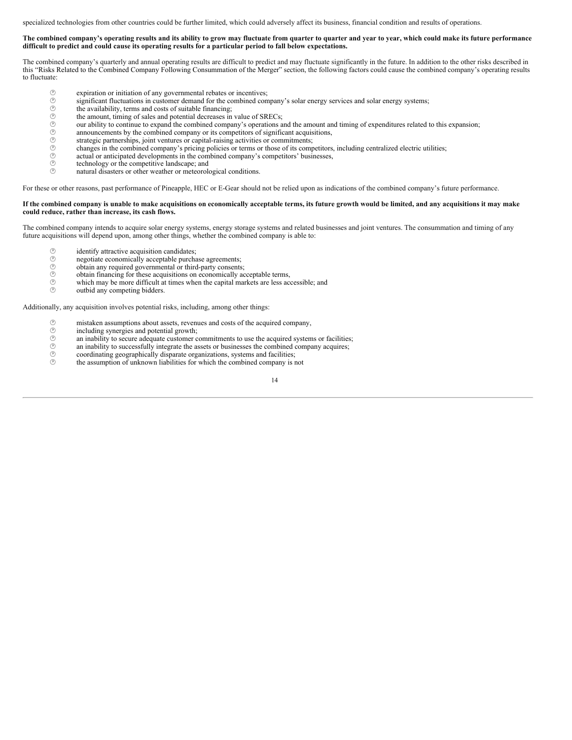specialized technologies from other countries could be further limited, which could adversely affect its business, financial condition and results of operations.

**The combined company's operating results and its ability to grow may fluctuate from quarter to quarter and year to year, which could make its future performance difficult to predict and could cause its operating results for a particular period to fall below expectations.**

The combined company's quarterly and annual operating results are difficult to predict and may fluctuate significantly in the future. In addition to the other risks described in this "Risks Related to the Combined Company Following Consummation of the Merger" section, the following factors could cause the combined company's operating results to fluctuate:

- expiration or initiation of any governmental rebates or incentives;
- significant fluctuations in customer demand for the combined company's solar energy services and solar energy systems;
- the availability, terms and costs of suitable financing;
- the amount, timing of sales and potential decreases in value of SRECs;
- our ability to continue to expand the combined company's operations and the amount and timing of expenditures related to this expansion;
- announcements by the combined company or its competitors of significant acquisitions,
- strategic partnerships, joint ventures or capital-raising activities or commitments;
- changes in the combined company's pricing policies or terms or those of its competitors, including centralized electric utilities;
- actual or anticipated developments in the combined company's competitors' businesses,
- technology or the competitive landscape; and
- natural disasters or other weather or meteorological conditions.

For these or other reasons, past performance of Pineapple, HEC or E-Gear should not be relied upon as indications of the combined company's future performance.

**If the combined company is unable to make acquisitions on economically acceptable terms, its future growth would be limited, and any acquisitions it may make could reduce, rather than increase, its cash flows.**

The combined company intends to acquire solar energy systems, energy storage systems and related businesses and joint ventures. The consummation and timing of any future acquisitions will depend upon, among other things, whether the combined company is able to:

- identify attractive acquisition candidates;
- negotiate economically acceptable purchase agreements;
- obtain any required governmental or third-party consents;
- obtain financing for these acquisitions on economically acceptable terms,
- which may be more difficult at times when the capital markets are less accessible; and
- outbid any competing bidders.

Additionally, any acquisition involves potential risks, including, among other things:

- mistaken assumptions about assets, revenues and costs of the acquired company,
- including synergies and potential growth;
- an inability to secure adequate customer commitments to use the acquired systems or facilities;
- an inability to successfully integrate the assets or businesses the combined company acquires;
- coordinating geographically disparate organizations, systems and facilities;
- the assumption of unknown liabilities for which the combined company is not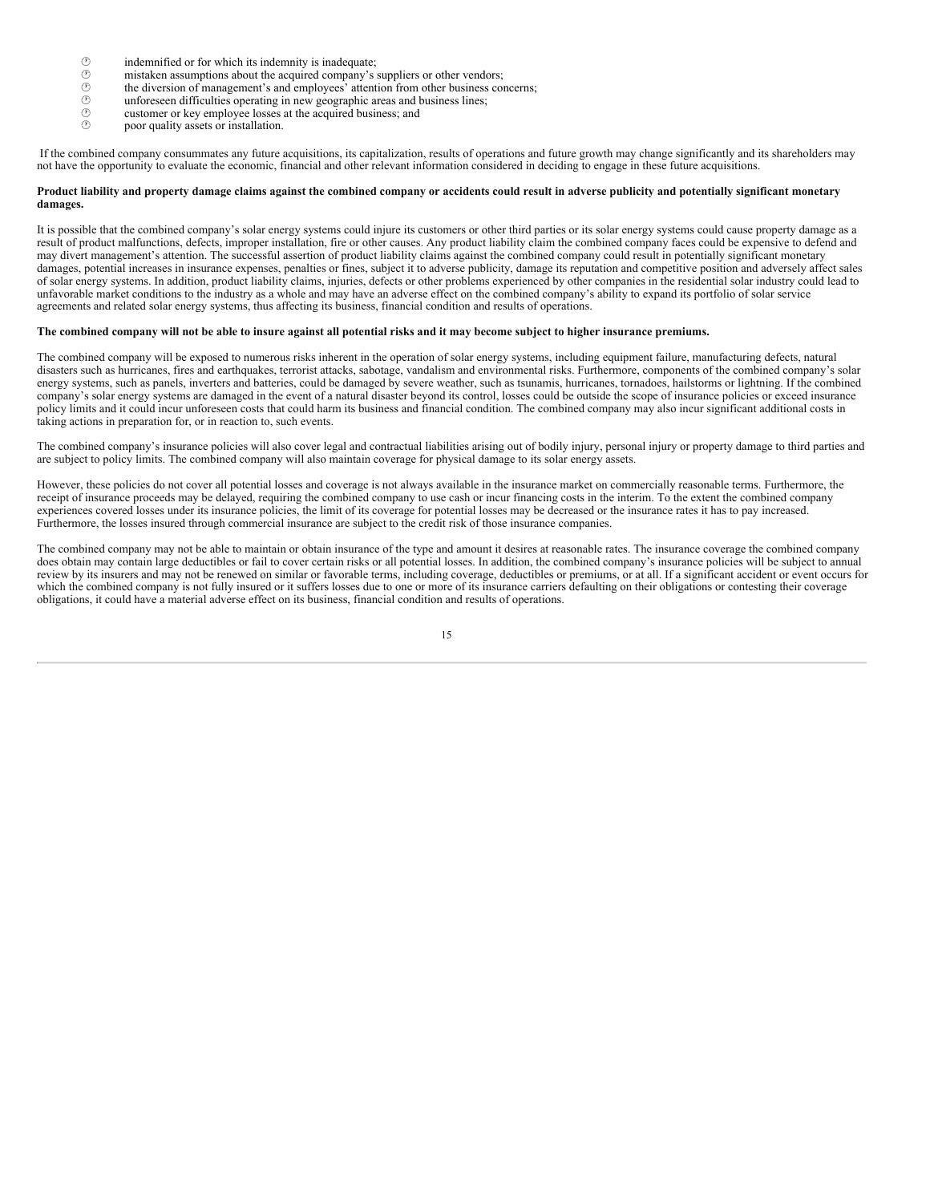- indemnified or for which its indemnity is inadequate;
- mistaken assumptions about the acquired company's suppliers or other vendors;
- the diversion of management's and employees' attention from other business concerns;
- unforeseen difficulties operating in new geographic areas and business lines;
- customer or key employee losses at the acquired business; and
- poor quality assets or installation.

If the combined company consummates any future acquisitions, its capitalization, results of operations and future growth may change significantly and its shareholders may not have the opportunity to evaluate the economic, financial and other relevant information considered in deciding to engage in these future acquisitions.

**Product liability and property damage claims against the combined company or accidents could result in adverse publicity and potentially significant monetary damages.**

It is possible that the combined company's solar energy systems could injure its customers or other third parties or its solar energy systems could cause property damage as a result of product malfunctions, defects, improper installation, fire or other causes. Any product liability claim the combined company faces could be expensive to defend and may divert management's attention. The successful assertion of product liability claims against the combined company could result in potentially significant monetary damages, potential increases in insurance expenses, penalties or fines, subject it to adverse publicity, damage its reputation and competitive position and adversely affect sales of solar energy systems. In addition, product liability claims, injuries, defects or other problems experienced by other companies in the residential solar industry could lead to unfavorable market conditions to the industry as a whole and may have an adverse effect on the combined company's ability to expand its portfolio of solar service agreements and related solar energy systems, thus affecting its business, financial condition and results of operations.

**The combined company will not be able to insure against all potential risks and it may become subject to higher insurance premiums.**

The combined company will be exposed to numerous risks inherent in the operation of solar energy systems, including equipment failure, manufacturing defects, natural disasters such as hurricanes, fires and earthquakes, terrorist attacks, sabotage, vandalism and environmental risks. Furthermore, components of the combined company's solar energy systems, such as panels, inverters and batteries, could be damaged by severe weather, such as tsunamis, hurricanes, tornadoes, hailstorms or lightning. If the combined company's solar energy systems are damaged in the event of a natural disaster beyond its control, losses could be outside the scope of insurance policies or exceed insurance policy limits and it could incur unforeseen costs that could harm its business and financial condition. The combined company may also incur significant additional costs in taking actions in preparation for, or in reaction to, such events.

The combined company's insurance policies will also cover legal and contractual liabilities arising out of bodily injury, personal injury or property damage to third parties and are subject to policy limits. The combined company will also maintain coverage for physical damage to its solar energy assets.

However, these policies do not cover all potential losses and coverage is not always available in the insurance market on commercially reasonable terms. Furthermore, the receipt of insurance proceeds may be delayed, requiring the combined company to use cash or incur financing costs in the interim. To the extent the combined company experiences covered losses under its insurance policies, the limit of its coverage for potential losses may be decreased or the insurance rates it has to pay increased. Furthermore, the losses insured through commercial insurance are subject to the credit risk of those insurance companies.

The combined company may not be able to maintain or obtain insurance of the type and amount it desires at reasonable rates. The insurance coverage the combined company does obtain may contain large deductibles or fail to cover certain risks or all potential losses. In addition, the combined company's insurance policies will be subject to annual review by its insurers and may not be renewed on similar or favorable terms, including coverage, deductibles or premiums, or at all. If a significant accident or event occurs for which the combined company is not fully insured or it suffers losses due to one or more of its insurance carriers defaulting on their obligations or contesting their coverage obligations, it could have a material adverse effect on its business, financial condition and results of operations.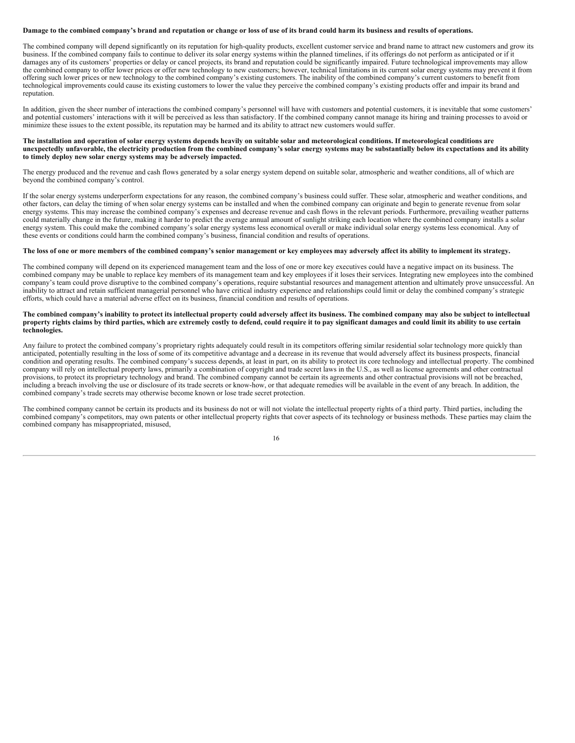**Damage to the combined company's brand and reputation or change or loss of use of its brand could harm its business and results of operations.**

The combined company will depend significantly on its reputation for high-quality products, excellent customer service and brand name to attract new customers and grow its business. If the combined company fails to continue to deliver its solar energy systems within the planned timelines, if its offerings do not perform as anticipated or if it damages any of its customers' properties or delay or cancel projects, its brand and reputation could be significantly impaired. Future technological improvements may allow the combined company to offer lower prices or offer new technology to new customers; however, technical limitations in its current solar energy systems may prevent it from offering such lower prices or new technology to the combined company's existing customers. The inability of the combined company's current customers to benefit from technological improvements could cause its existing customers to lower the value they perceive the combined company's existing products offer and impair its brand and reputation.

In addition, given the sheer number of interactions the combined company's personnel will have with customers and potential customers, it is inevitable that some customers' and potential customers' interactions with it will be perceived as less than satisfactory. If the combined company cannot manage its hiring and training processes to avoid or minimize these issues to the extent possible, its reputation may be harmed and its ability to attract new customers would suffer.

**The installation and operation of solar energy systems depends heavily on suitable solar and meteorological conditions. If meteorological conditions are unexpectedly unfavorable, the electricity production from the combined company's solar energy systems may be substantially below its expectations and its ability to timely deploy new solar energy systems may be adversely impacted.**

The energy produced and the revenue and cash flows generated by a solar energy system depend on suitable solar, atmospheric and weather conditions, all of which are beyond the combined company's control.

If the solar energy systems underperform expectations for any reason, the combined company's business could suffer. These solar, atmospheric and weather conditions, and other factors, can delay the timing of when solar energy systems can be installed and when the combined company can originate and begin to generate revenue from solar energy systems. This may increase the combined company's expenses and decrease revenue and cash flows in the relevant periods. Furthermore, prevailing weather patterns could materially change in the future, making it harder to predict the average annual amount of sunlight striking each location where the combined company installs a solar energy system. This could make the combined company's solar energy systems less economical overall or make individual solar energy systems less economical. Any of these events or conditions could harm the combined company's business, financial condition and results of operations.

**The loss of one or more members of the combined company's senior management or key employees may adversely affect its ability to implement its strategy.**

The combined company will depend on its experienced management team and the loss of one or more key executives could have a negative impact on its business. The combined company may be unable to replace key members of its management team and key employees if it loses their services. Integrating new employees into the combined company's team could prove disruptive to the combined company's operations, require substantial resources and management attention and ultimately prove unsuccessful. An inability to attract and retain sufficient managerial personnel who have critical industry experience and relationships could limit or delay the combined company's strategic efforts, which could have a material adverse effect on its business, financial condition and results of operations.

**The combined company's inability to protect its intellectual property could adversely affect its business. The combined company may also be subject to intellectual property rights claims by third parties, which are extremely costly to defend, could require it to pay significant damages and could limit its ability to use certain technologies.**

Any failure to protect the combined company's proprietary rights adequately could result in its competitors offering similar residential solar technology more quickly than anticipated, potentially resulting in the loss of some of its competitive advantage and a decrease in its revenue that would adversely affect its business prospects, financial condition and operating results. The combined company's success depends, at least in part, on its ability to protect its core technology and intellectual property. The combined company will rely on intellectual property laws, primarily a combination of copyright and trade secret laws in the U.S., as well as license agreements and other contractual provisions, to protect its proprietary technology and brand. The combined company cannot be certain its agreements and other contractual provisions will not be breached, including a breach involving the use or disclosure of its trade secrets or know-how, or that adequate remedies will be available in the event of any breach. In addition, the combined company's trade secrets may otherwise become known or lose trade secret protection.

The combined company cannot be certain its products and its business do not or will not violate the intellectual property rights of a third party. Third parties, including the combined company's competitors, may own patents or other intellectual property rights that cover aspects of its technology or business methods. These parties may claim the combined company has misappropriated, misused,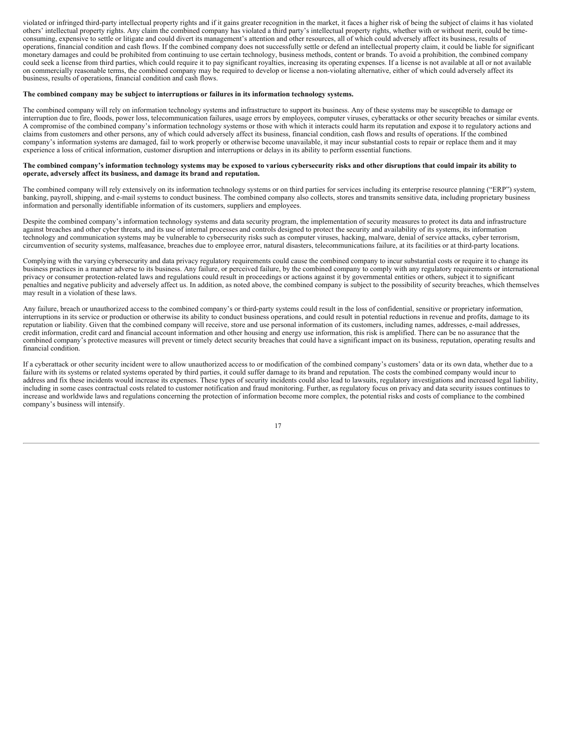violated or infringed third-party intellectual property rights and if it gains greater recognition in the market, it faces a higher risk of being the subject of claims it has violated others' intellectual property rights. Any claim the combined company has violated a third party's intellectual property rights, whether with or without merit, could be time-consuming, expensive to settle or litigate and could divert its management's attention and other resources, all of which could adversely affect its business, results of operations, financial condition and cash flows. If the combined company does not successfully settle or defend an intellectual property claim, it could be liable for significant monetary damages and could be prohibited from continuing to use certain technology, business methods, content or brands. To avoid a prohibition, the combined company could seek a license from third parties, which could require it to pay significant royalties, increasing its operating expenses. If a license is not available at all or not available on commercially reasonable terms, the combined company may be required to develop or license a non-violating alternative, either of which could adversely affect its business, results of operations, financial condition and cash flows.

**The combined company may be subject to interruptions or failures in its information technology systems.**

The combined company will rely on information technology systems and infrastructure to support its business. Any of these systems may be susceptible to damage or interruption due to fire, floods, power loss, telecommunication failures, usage errors by employees, computer viruses, cyberattacks or other security breaches or similar events. A compromise of the combined company's information technology systems or those with which it interacts could harm its reputation and expose it to regulatory actions and claims from customers and other persons, any of which could adversely affect its business, financial condition, cash flows and results of operations. If the combined company's information systems are damaged, fail to work properly or otherwise become unavailable, it may incur substantial costs to repair or replace them and it may experience a loss of critical information, customer disruption and interruptions or delays in its ability to perform essential functions.

**The combined company's information technology systems may be exposed to various cybersecurity risks and other disruptions that could impair its ability to operate, adversely affect its business, and damage its brand and reputation.**

The combined company will rely extensively on its information technology systems or on third parties for services including its enterprise resource planning ("ERP") system, banking, payroll, shipping, and e-mail systems to conduct business. The combined company also collects, stores and transmits sensitive data, including proprietary business information and personally identifiable information of its customers, suppliers and employees.

Despite the combined company's information technology systems and data security program, the implementation of security measures to protect its data and infrastructure against breaches and other cyber threats, and its use of internal processes and controls designed to protect the security and availability of its systems, its information technology and communication systems may be vulnerable to cybersecurity risks such as computer viruses, hacking, malware, denial of service attacks, cyber terrorism, circumvention of security systems, malfeasance, breaches due to employee error, natural disasters, telecommunications failure, at its facilities or at third-party locations.

Complying with the varying cybersecurity and data privacy regulatory requirements could cause the combined company to incur substantial costs or require it to change its business practices in a manner adverse to its business. Any failure, or perceived failure, by the combined company to comply with any regulatory requirements or international privacy or consumer protection-related laws and regulations could result in proceedings or actions against it by governmental entities or others, subject it to significant penalties and negative publicity and adversely affect us. In addition, as noted above, the combined company is subject to the possibility of security breaches, which themselves may result in a violation of these laws.

Any failure, breach or unauthorized access to the combined company's or third-party systems could result in the loss of confidential, sensitive or proprietary information, interruptions in its service or production or otherwise its ability to conduct business operations, and could result in potential reductions in revenue and profits, damage to its reputation or liability. Given that the combined company will receive, store and use personal information of its customers, including names, addresses, e-mail addresses, credit information, credit card and financial account information and other housing and energy use information, this risk is amplified. There can be no assurance that the combined company's protective measures will prevent or timely detect security breaches that could have a significant impact on its business, reputation, operating results and financial condition.

If a cyberattack or other security incident were to allow unauthorized access to or modification of the combined company's customers' data or its own data, whether due to a failure with its systems or related systems operated by third parties, it could suffer damage to its brand and reputation. The costs the combined company would incur to address and fix these incidents would increase its expenses. These types of security incidents could also lead to lawsuits, regulatory investigations and increased legal liability, including in some cases contractual costs related to customer notification and fraud monitoring. Further, as regulatory focus on privacy and data security issues continues to increase and worldwide laws and regulations concerning the protection of information become more complex, the potential risks and costs of compliance to the combined company's business will intensify.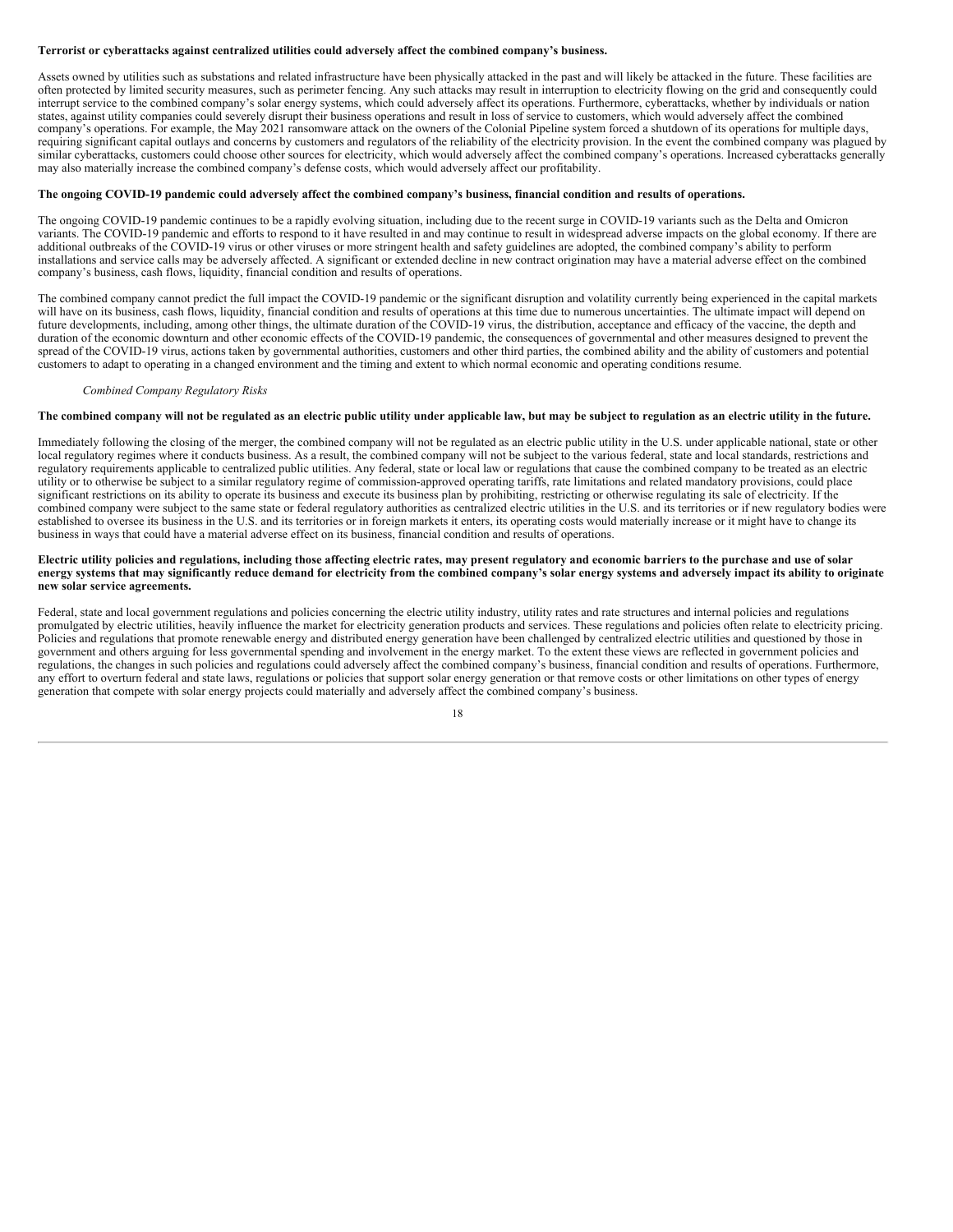**Terrorist or cyberattacks against centralized utilities could adversely affect the combined company's business.**

Assets owned by utilities such as substations and related infrastructure have been physically attacked in the past and will likely be attacked in the future. These facilities are often protected by limited security measures, such as perimeter fencing. Any such attacks may result in interruption to electricity flowing on the grid and consequently could interrupt service to the combined company's solar energy systems, which could adversely affect its operations. Furthermore, cyberattacks, whether by individuals or nation states, against utility companies could severely disrupt their business operations and result in loss of service to customers, which would adversely affect the combined company's operations. For example, the May 2021 ransomware attack on the owners of the Colonial Pipeline system forced a shutdown of its operations for multiple days, requiring significant capital outlays and concerns by customers and regulators of the reliability of the electricity provision. In the event the combined company was plagued by similar cyberattacks, customers could choose other sources for electricity, which would adversely affect the combined company's operations. Increased cyberattacks generally may also materially increase the combined company's defense costs, which would adversely affect our profitability.

**The ongoing COVID-19 pandemic could adversely affect the combined company's business, financial condition and results of operations.**

The ongoing COVID-19 pandemic continues to be a rapidly evolving situation, including due to the recent surge in COVID-19 variants such as the Delta and Omicron variants. The COVID-19 pandemic and efforts to respond to it have resulted in and may continue to result in widespread adverse impacts on the global economy. If there are additional outbreaks of the COVID-19 virus or other viruses or more stringent health and safety guidelines are adopted, the combined company's ability to perform installations and service calls may be adversely affected. A significant or extended decline in new contract origination may have a material adverse effect on the combined company's business, cash flows, liquidity, financial condition and results of operations.

The combined company cannot predict the full impact the COVID-19 pandemic or the significant disruption and volatility currently being experienced in the capital markets will have on its business, cash flows, liquidity, financial condition and results of operations at this time due to numerous uncertainties. The ultimate impact will depend on future developments, including, among other things, the ultimate duration of the COVID-19 virus, the distribution, acceptance and efficacy of the vaccine, the depth and duration of the economic downturn and other economic effects of the COVID-19 pandemic, the consequences of governmental and other measures designed to prevent the spread of the COVID-19 virus, actions taken by governmental authorities, customers and other third parties, the combined ability and the ability of customers and potential customers to adapt to operating in a changed environment and the timing and extent to which normal economic and operating conditions resume.

*Combined Company Regulatory Risks*

**The combined company will not be regulated as an electric public utility under applicable law, but may be subject to regulation as an electric utility in the future.**

Immediately following the closing of the merger, the combined company will not be regulated as an electric public utility in the U.S. under applicable national, state or other local regulatory regimes where it conducts business. As a result, the combined company will not be subject to the various federal, state and local standards, restrictions and regulatory requirements applicable to centralized public utilities. Any federal, state or local law or regulations that cause the combined company to be treated as an electric utility or to otherwise be subject to a similar regulatory regime of commission-approved operating tariffs, rate limitations and related mandatory provisions, could place significant restrictions on its ability to operate its business and execute its business plan by prohibiting, restricting or otherwise regulating its sale of electricity. If the combined company were subject to the same state or federal regulatory authorities as centralized electric utilities in the U.S. and its territories or if new regulatory bodies were established to oversee its business in the U.S. and its territories or in foreign markets it enters, its operating costs would materially increase or it might have to change its business in ways that could have a material adverse effect on its business, financial condition and results of operations.

**Electric utility policies and regulations, including those affecting electric rates, may present regulatory and economic barriers to the purchase and use of solar energy systems that may significantly reduce demand for electricity from the combined company's solar energy systems and adversely impact its ability to originate new solar service agreements.**

Federal, state and local government regulations and policies concerning the electric utility industry, utility rates and rate structures and internal policies and regulations promulgated by electric utilities, heavily influence the market for electricity generation products and services. These regulations and policies often relate to electricity pricing. Policies and regulations that promote renewable energy and distributed energy generation have been challenged by centralized electric utilities and questioned by those in government and others arguing for less governmental spending and involvement in the energy market. To the extent these views are reflected in government policies and regulations, the changes in such policies and regulations could adversely affect the combined company's business, financial condition and results of operations. Furthermore, any effort to overturn federal and state laws, regulations or policies that support solar energy generation or that remove costs or other limitations on other types of energy generation that compete with solar energy projects could materially and adversely affect the combined company's business.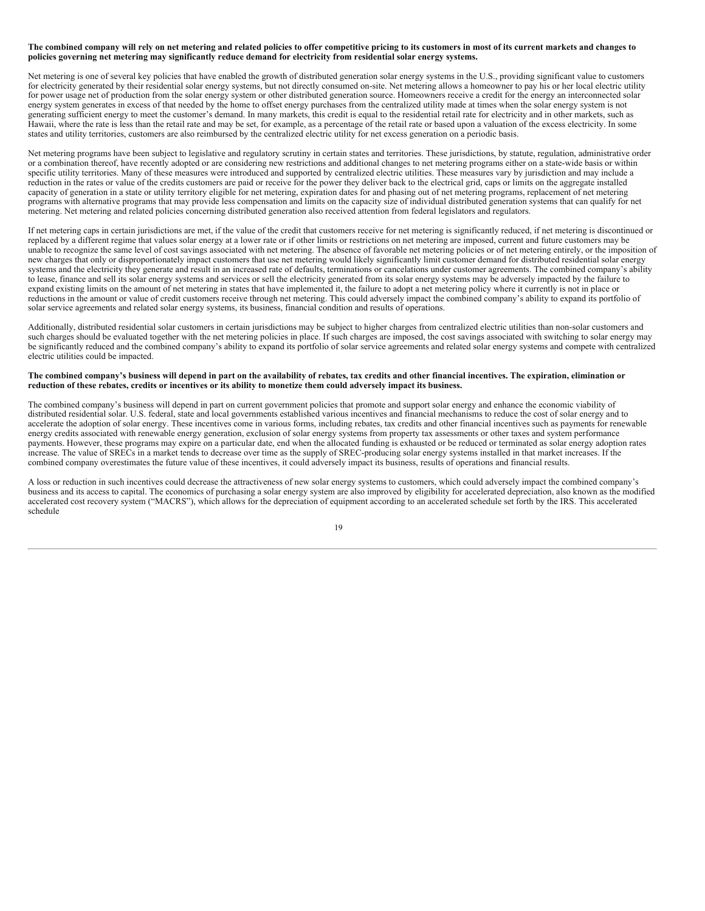**The combined company will rely on net metering and related policies to offer competitive pricing to its customers in most of its current markets and changes to policies governing net metering may significantly reduce demand for electricity from residential solar energy systems.**

Net metering is one of several key policies that have enabled the growth of distributed generation solar energy systems in the U.S., providing significant value to customers for electricity generated by their residential solar energy systems, but not directly consumed on-site. Net metering allows a homeowner to pay his or her local electric utility for power usage net of production from the solar energy system or other distributed generation source. Homeowners receive a credit for the energy an interconnected solar energy system generates in excess of that needed by the home to offset energy purchases from the centralized utility made at times when the solar energy system is not generating sufficient energy to meet the customer's demand. In many markets, this credit is equal to the residential retail rate for electricity and in other markets, such as Hawaii, where the rate is less than the retail rate and may be set, for example, as a percentage of the retail rate or based upon a valuation of the excess electricity. In some states and utility territories, customers are also reimbursed by the centralized electric utility for net excess generation on a periodic basis.

Net metering programs have been subject to legislative and regulatory scrutiny in certain states and territories. These jurisdictions, by statute, regulation, administrative order or a combination thereof, have recently adopted or are considering new restrictions and additional changes to net metering programs either on a state-wide basis or within specific utility territories. Many of these measures were introduced and supported by centralized electric utilities. These measures vary by jurisdiction and may include a reduction in the rates or value of the credits customers are paid or receive for the power they deliver back to the electrical grid, caps or limits on the aggregate installed capacity of generation in a state or utility territory eligible for net metering, expiration dates for and phasing out of net metering programs, replacement of net metering programs with alternative programs that may provide less compensation and limits on the capacity size of individual distributed generation systems that can qualify for net metering. Net metering and related policies concerning distributed generation also received attention from federal legislators and regulators.

If net metering caps in certain jurisdictions are met, if the value of the credit that customers receive for net metering is significantly reduced, if net metering is discontinued or replaced by a different regime that values solar energy at a lower rate or if other limits or restrictions on net metering are imposed, current and future customers may be unable to recognize the same level of cost savings associated with net metering. The absence of favorable net metering policies or of net metering entirely, or the imposition of new charges that only or disproportionately impact customers that use net metering would likely significantly limit customer demand for distributed residential solar energy systems and the electricity they generate and result in an increased rate of defaults, terminations or cancelations under customer agreements. The combined company's ability to lease, finance and sell its solar energy systems and services or sell the electricity generated from its solar energy systems may be adversely impacted by the failure to expand existing limits on the amount of net metering in states that have implemented it, the failure to adopt a net metering policy where it currently is not in place or reductions in the amount or value of credit customers receive through net metering. This could adversely impact the combined company's ability to expand its portfolio of solar service agreements and related solar energy systems, its business, financial condition and results of operations.

Additionally, distributed residential solar customers in certain jurisdictions may be subject to higher charges from centralized electric utilities than non-solar customers and such charges should be evaluated together with the net metering policies in place. If such charges are imposed, the cost savings associated with switching to solar energy may be significantly reduced and the combined company's ability to expand its portfolio of solar service agreements and related solar energy systems and compete with centralized electric utilities could be impacted.

**The combined company's business will depend in part on the availability of rebates, tax credits and other financial incentives. The expiration, elimination or reduction of these rebates, credits or incentives or its ability to monetize them could adversely impact its business.**

The combined company's business will depend in part on current government policies that promote and support solar energy and enhance the economic viability of distributed residential solar. U.S. federal, state and local governments established various incentives and financial mechanisms to reduce the cost of solar energy and to accelerate the adoption of solar energy. These incentives come in various forms, including rebates, tax credits and other financial incentives such as payments for renewable energy credits associated with renewable energy generation, exclusion of solar energy systems from property tax assessments or other taxes and system performance payments. However, these programs may expire on a particular date, end when the allocated funding is exhausted or be reduced or terminated as solar energy adoption rates increase. The value of SRECs in a market tends to decrease over time as the supply of SREC-producing solar energy systems installed in that market increases. If the combined company overestimates the future value of these incentives, it could adversely impact its business, results of operations and financial results.

A loss or reduction in such incentives could decrease the attractiveness of new solar energy systems to customers, which could adversely impact the combined company's business and its access to capital. The economics of purchasing a solar energy system are also improved by eligibility for accelerated depreciation, also known as the modified accelerated cost recovery system ("MACRS"), which allows for the depreciation of equipment according to an accelerated schedule set forth by the IRS. This accelerated schedule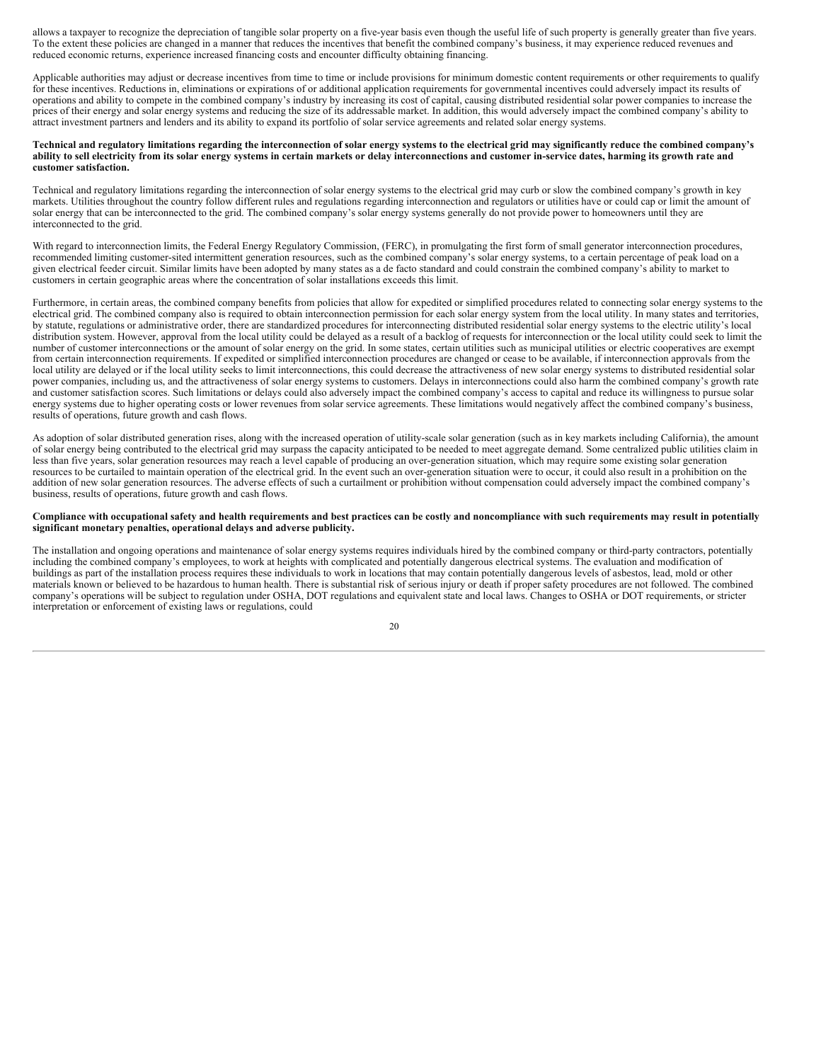allows a taxpayer to recognize the depreciation of tangible solar property on a five-year basis even though the useful life of such property is generally greater than five years. To the extent these policies are changed in a manner that reduces the incentives that benefit the combined company's business, it may experience reduced revenues and reduced economic returns, experience increased financing costs and encounter difficulty obtaining financing.

Applicable authorities may adjust or decrease incentives from time to time or include provisions for minimum domestic content requirements or other requirements to qualify for these incentives. Reductions in, eliminations or expirations of or additional application requirements for governmental incentives could adversely impact its results of operations and ability to compete in the combined company's industry by increasing its cost of capital, causing distributed residential solar power companies to increase the prices of their energy and solar energy systems and reducing the size of its addressable market. In addition, this would adversely impact the combined company's ability to attract investment partners and lenders and its ability to expand its portfolio of solar service agreements and related solar energy systems.

**Technical and regulatory limitations regarding the interconnection of solar energy systems to the electrical grid may significantly reduce the combined company's ability to sell electricity from its solar energy systems in certain markets or delay interconnections and customer in-service dates, harming its growth rate and customer satisfaction.**

Technical and regulatory limitations regarding the interconnection of solar energy systems to the electrical grid may curb or slow the combined company's growth in key markets. Utilities throughout the country follow different rules and regulations regarding interconnection and regulators or utilities have or could cap or limit the amount of solar energy that can be interconnected to the grid. The combined company's solar energy systems generally do not provide power to homeowners until they are interconnected to the grid.

With regard to interconnection limits, the Federal Energy Regulatory Commission, (FERC), in promulgating the first form of small generator interconnection procedures, recommended limiting customer-sited intermittent generation resources, such as the combined company's solar energy systems, to a certain percentage of peak load on a given electrical feeder circuit. Similar limits have been adopted by many states as a de facto standard and could constrain the combined company's ability to market to customers in certain geographic areas where the concentration of solar installations exceeds this limit.

Furthermore, in certain areas, the combined company benefits from policies that allow for expedited or simplified procedures related to connecting solar energy systems to the electrical grid. The combined company also is required to obtain interconnection permission for each solar energy system from the local utility. In many states and territories, by statute, regulations or administrative order, there are standardized procedures for interconnecting distributed residential solar energy systems to the electric utility's local distribution system. However, approval from the local utility could be delayed as a result of a backlog of requests for interconnection or the local utility could seek to limit the number of customer interconnections or the amount of solar energy on the grid. In some states, certain utilities such as municipal utilities or electric cooperatives are exempt from certain interconnection requirements. If expedited or simplified interconnection procedures are changed or cease to be available, if interconnection approvals from the local utility are delayed or if the local utility seeks to limit interconnections, this could decrease the attractiveness of new solar energy systems to distributed residential solar power companies, including us, and the attractiveness of solar energy systems to customers. Delays in interconnections could also harm the combined company's growth rate and customer satisfaction scores. Such limitations or delays could also adversely impact the combined company's access to capital and reduce its willingness to pursue solar energy systems due to higher operating costs or lower revenues from solar service agreements. These limitations would negatively affect the combined company's business, results of operations, future growth and cash flows.

As adoption of solar distributed generation rises, along with the increased operation of utility-scale solar generation (such as in key markets including California), the amount of solar energy being contributed to the electrical grid may surpass the capacity anticipated to be needed to meet aggregate demand. Some centralized public utilities claim in less than five years, solar generation resources may reach a level capable of producing an over-generation situation, which may require some existing solar generation resources to be curtailed to maintain operation of the electrical grid. In the event such an over-generation situation were to occur, it could also result in a prohibition on the addition of new solar generation resources. The adverse effects of such a curtailment or prohibition without compensation could adversely impact the combined company's business, results of operations, future growth and cash flows.

**Compliance with occupational safety and health requirements and best practices can be costly and noncompliance with such requirements may result in potentially significant monetary penalties, operational delays and adverse publicity.**

The installation and ongoing operations and maintenance of solar energy systems requires individuals hired by the combined company or third-party contractors, potentially including the combined company's employees, to work at heights with complicated and potentially dangerous electrical systems. The evaluation and modification of buildings as part of the installation process requires these individuals to work in locations that may contain potentially dangerous levels of asbestos, lead, mold or other materials known or believed to be hazardous to human health. There is substantial risk of serious injury or death if proper safety procedures are not followed. The combined company's operations will be subject to regulation under OSHA, DOT regulations and equivalent state and local laws. Changes to OSHA or DOT requirements, or stricter interpretation or enforcement of existing laws or regulations, could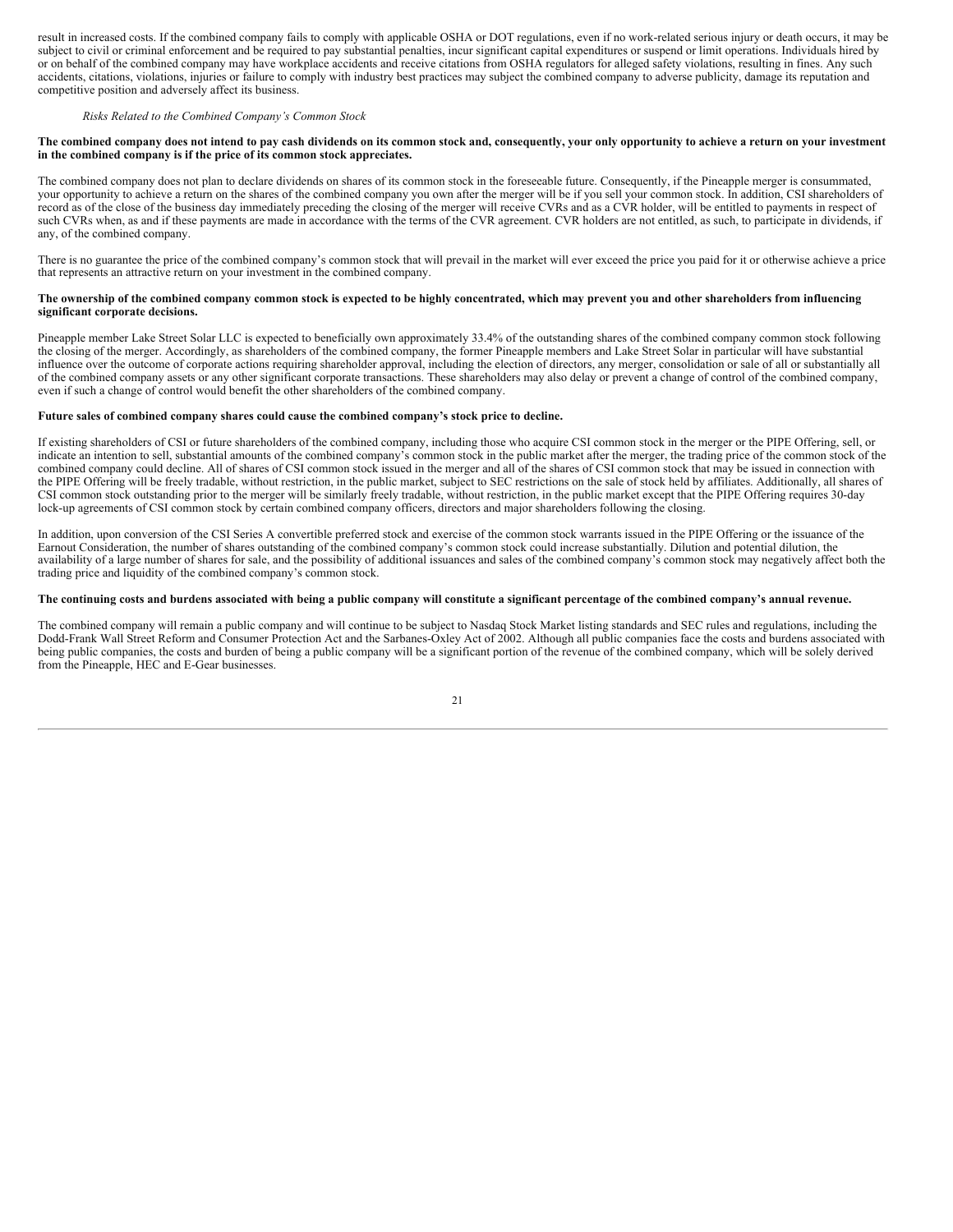result in increased costs. If the combined company fails to comply with applicable OSHA or DOT regulations, even if no work-related serious injury or death occurs, it may be subject to civil or criminal enforcement and be required to pay substantial penalties, incur significant capital expenditures or suspend or limit operations. Individuals hired by or on behalf of the combined company may have workplace accidents and receive citations from OSHA regulators for alleged safety violations, resulting in fines. Any such accidents, citations, violations, injuries or failure to comply with industry best practices may subject the combined company to adverse publicity, damage its reputation and competitive position and adversely affect its business.

*Risks Related to the Combined Company's Common Stock*

**The combined company does not intend to pay cash dividends on its common stock and, consequently, your only opportunity to achieve a return on your investment in the combined company is if the price of its common stock appreciates.**

The combined company does not plan to declare dividends on shares of its common stock in the foreseeable future. Consequently, if the Pineapple merger is consummated, your opportunity to achieve a return on the shares of the combined company you own after the merger will be if you sell your common stock. In addition, CSI shareholders of record as of the close of the business day immediately preceding the closing of the merger will receive CVRs and as a CVR holder, will be entitled to payments in respect of such CVRs when, as and if these payments are made in accordance with the terms of the CVR agreement. CVR holders are not entitled, as such, to participate in dividends, if any, of the combined company.

There is no guarantee the price of the combined company's common stock that will prevail in the market will ever exceed the price you paid for it or otherwise achieve a price that represents an attractive return on your investment in the combined company.

**The ownership of the combined company common stock is expected to be highly concentrated, which may prevent you and other shareholders from influencing significant corporate decisions.**

Pineapple member Lake Street Solar LLC is expected to beneficially own approximately 33.4% of the outstanding shares of the combined company common stock following the closing of the merger. Accordingly, as shareholders of the combined company, the former Pineapple members and Lake Street Solar in particular will have substantial influence over the outcome of corporate actions requiring shareholder approval, including the election of directors, any merger, consolidation or sale of all or substantially all of the combined company assets or any other significant corporate transactions. These shareholders may also delay or prevent a change of control of the combined company, even if such a change of control would benefit the other shareholders of the combined company.

**Future sales of combined company shares could cause the combined company's stock price to decline.**

If existing shareholders of CSI or future shareholders of the combined company, including those who acquire CSI common stock in the merger or the PIPE Offering, sell, or indicate an intention to sell, substantial amounts of the combined company's common stock in the public market after the merger, the trading price of the common stock of the combined company could decline. All of shares of CSI common stock issued in the merger and all of the shares of CSI common stock that may be issued in connection with the PIPE Offering will be freely tradable, without restriction, in the public market, subject to SEC restrictions on the sale of stock held by affiliates. Additionally, all shares of CSI common stock outstanding prior to the merger will be similarly freely tradable, without restriction, in the public market except that the PIPE Offering requires 30-day lock-up agreements of CSI common stock by certain combined company officers, directors and major shareholders following the closing.

In addition, upon conversion of the CSI Series A convertible preferred stock and exercise of the common stock warrants issued in the PIPE Offering or the issuance of the Earnout Consideration, the number of shares outstanding of the combined company's common stock could increase substantially. Dilution and potential dilution, the availability of a large number of shares for sale, and the possibility of additional issuances and sales of the combined company's common stock may negatively affect both the trading price and liquidity of the combined company's common stock.

**The continuing costs and burdens associated with being a public company will constitute a significant percentage of the combined company's annual revenue.**

The combined company will remain a public company and will continue to be subject to Nasdaq Stock Market listing standards and SEC rules and regulations, including the Dodd-Frank Wall Street Reform and Consumer Protection Act and the Sarbanes-Oxley Act of 2002. Although all public companies face the costs and burdens associated with being public companies, the costs and burden of being a public company will be a significant portion of the revenue of the combined company, which will be solely derived from the Pineapple, HEC and E-Gear businesses.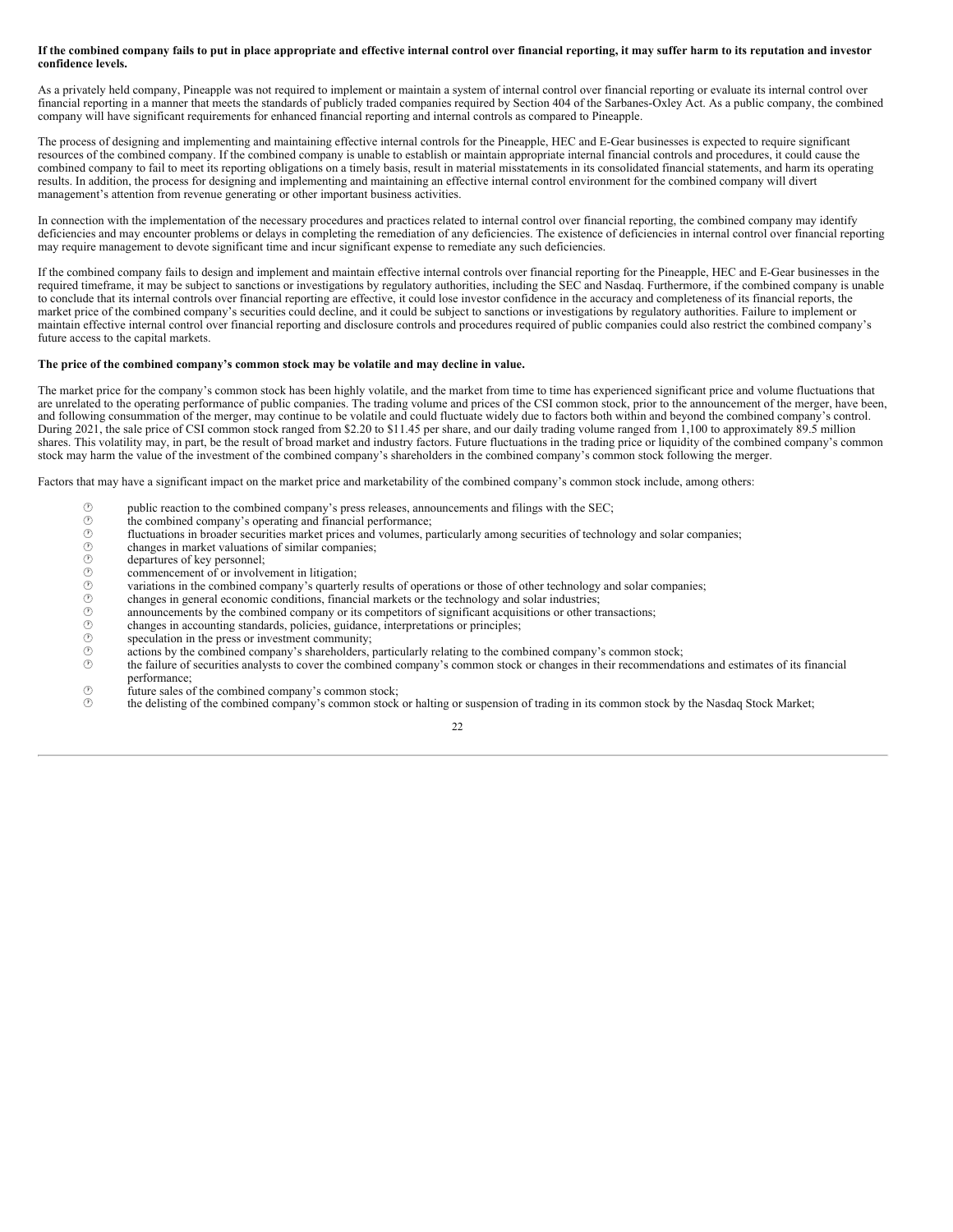**If the combined company fails to put in place appropriate and effective internal control over financial reporting, it may suffer harm to its reputation and investor confidence levels.**

As a privately held company, Pineapple was not required to implement or maintain a system of internal control over financial reporting or evaluate its internal control over financial reporting in a manner that meets the standards of publicly traded companies required by Section 404 of the Sarbanes-Oxley Act. As a public company, the combined company will have significant requirements for enhanced financial reporting and internal controls as compared to Pineapple.

The process of designing and implementing and maintaining effective internal controls for the Pineapple, HEC and E-Gear businesses is expected to require significant resources of the combined company. If the combined company is unable to establish or maintain appropriate internal financial controls and procedures, it could cause the combined company to fail to meet its reporting obligations on a timely basis, result in material misstatements in its consolidated financial statements, and harm its operating results. In addition, the process for designing and implementing and maintaining an effective internal control environment for the combined company will divert management's attention from revenue generating or other important business activities.

In connection with the implementation of the necessary procedures and practices related to internal control over financial reporting, the combined company may identify deficiencies and may encounter problems or delays in completing the remediation of any deficiencies. The existence of deficiencies in internal control over financial reporting may require management to devote significant time and incur significant expense to remediate any such deficiencies.

If the combined company fails to design and implement and maintain effective internal controls over financial reporting for the Pineapple, HEC and E-Gear businesses in the required timeframe, it may be subject to sanctions or investigations by regulatory authorities, including the SEC and Nasdaq. Furthermore, if the combined company is unable to conclude that its internal controls over financial reporting are effective, it could lose investor confidence in the accuracy and completeness of its financial reports, the market price of the combined company's securities could decline, and it could be subject to sanctions or investigations by regulatory authorities. Failure to implement or maintain effective internal control over financial reporting and disclosure controls and procedures required of public companies could also restrict the combined company's future access to the capital markets.

**The price of the combined company's common stock may be volatile and may decline in value.**

The market price for the company's common stock has been highly volatile, and the market from time to time has experienced significant price and volume fluctuations that are unrelated to the operating performance of public companies. The trading volume and prices of the CSI common stock, prior to the announcement of the merger, have been, and following consummation of the merger, may continue to be volatile and could fluctuate widely due to factors both within and beyond the combined company's control. During 2021, the sale price of CSI common stock ranged from $2.20 to $11.45 per share, and our daily trading volume ranged from 1,100 to approximately 89.5 million shares. This volatility may, in part, be the result of broad market and industry factors. Future fluctuations in the trading price or liquidity of the combined company's common stock may harm the value of the investment of the combined company's shareholders in the combined company's common stock following the merger.

Factors that may have a significant impact on the market price and marketability of the combined company's common stock include, among others:

- public reaction to the combined company's press releases, announcements and filings with the SEC;
- the combined company's operating and financial performance;
- fluctuations in broader securities market prices and volumes, particularly among securities of technology and solar companies;
- changes in market valuations of similar companies;
- departures of key personnel;
- commencement of or involvement in litigation;
- variations in the combined company's quarterly results of operations or those of other technology and solar companies;
- changes in general economic conditions, financial markets or the technology and solar industries;
- announcements by the combined company or its competitors of significant acquisitions or other transactions;
- changes in accounting standards, policies, guidance, interpretations or principles;
- speculation in the press or investment community;
- actions by the combined company's shareholders, particularly relating to the combined company's common stock;
- the failure of securities analysts to cover the combined company's common stock or changes in their recommendations and estimates of its financial performance;
- future sales of the combined company's common stock;
- the delisting of the combined company's common stock or halting or suspension of trading in its common stock by the Nasdaq Stock Market;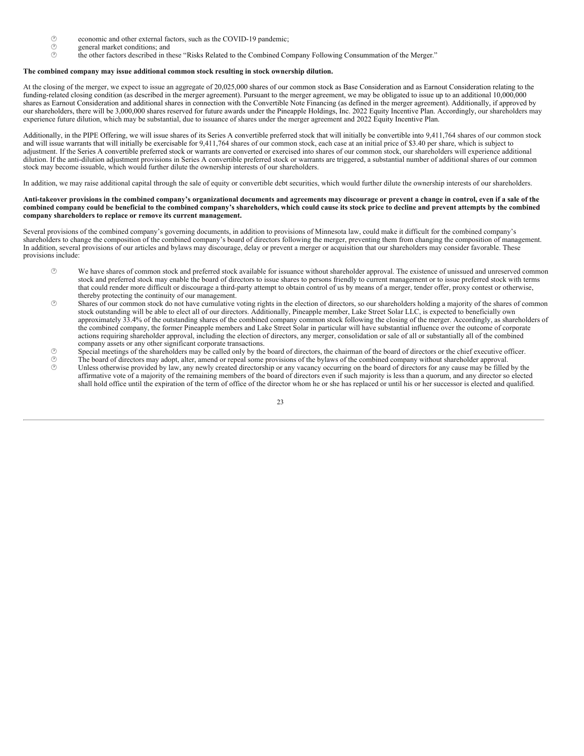- economic and other external factors, such as the COVID-19 pandemic;
- general market conditions; and
- the other factors described in these "Risks Related to the Combined Company Following Consummation of the Merger."

**The combined company may issue additional common stock resulting in stock ownership dilution.**

At the closing of the merger, we expect to issue an aggregate of 20,025,000 shares of our common stock as Base Consideration and as Earnout Consideration relating to the funding-related closing condition (as described in the merger agreement). Pursuant to the merger agreement, we may be obligated to issue up to an additional 10,000,000 shares as Earnout Consideration and additional shares in connection with the Convertible Note Financing (as defined in the merger agreement). Additionally, if approved by our shareholders, there will be 3,000,000 shares reserved for future awards under the Pineapple Holdings, Inc. 2022 Equity Incentive Plan. Accordingly, our shareholders may experience future dilution, which may be substantial, due to issuance of shares under the merger agreement and 2022 Equity Incentive Plan.

Additionally, in the PIPE Offering, we will issue shares of its Series A convertible preferred stock that will initially be convertible into 9,411,764 shares of our common stock and will issue warrants that will initially be exercisable for 9,411,764 shares of our common stock, each case at an initial price of $3.40 per share, which is subject to adjustment. If the Series A convertible preferred stock or warrants are converted or exercised into shares of our common stock, our shareholders will experience additional dilution. If the anti-dilution adjustment provisions in Series A convertible preferred stock or warrants are triggered, a substantial number of additional shares of our common stock may become issuable, which would further dilute the ownership interests of our shareholders.

In addition, we may raise additional capital through the sale of equity or convertible debt securities, which would further dilute the ownership interests of our shareholders.

**Anti-takeover provisions in the combined company's organizational documents and agreements may discourage or prevent a change in control, even if a sale of the combined company could be beneficial to the combined company's shareholders, which could cause its stock price to decline and prevent attempts by the combined company shareholders to replace or remove its current management.**

Several provisions of the combined company's governing documents, in addition to provisions of Minnesota law, could make it difficult for the combined company's shareholders to change the composition of the combined company's board of directors following the merger, preventing them from changing the composition of management. In addition, several provisions of our articles and bylaws may discourage, delay or prevent a merger or acquisition that our shareholders may consider favorable. These provisions include:

- We have shares of common stock and preferred stock available for issuance without shareholder approval. The existence of unissued and unreserved common stock and preferred stock may enable the board of directors to issue shares to persons friendly to current management or to issue preferred stock with terms that could render more difficult or discourage a third-party attempt to obtain control of us by means of a merger, tender offer, proxy contest or otherwise, thereby protecting the continuity of our management.
- Shares of our common stock do not have cumulative voting rights in the election of directors, so our shareholders holding a majority of the shares of common stock outstanding will be able to elect all of our directors. Additionally, Pineapple member, Lake Street Solar LLC, is expected to beneficially own approximately 33.4% of the outstanding shares of the combined company common stock following the closing of the merger. Accordingly, as shareholders of the combined company, the former Pineapple members and Lake Street Solar in particular will have substantial influence over the outcome of corporate actions requiring shareholder approval, including the election of directors, any merger, consolidation or sale of all or substantially all of the combined company assets or any other significant corporate transactions.
- Special meetings of the shareholders may be called only by the board of directors, the chairman of the board of directors or the chief executive officer.
- The board of directors may adopt, alter, amend or repeal some provisions of the bylaws of the combined company without shareholder approval.
- Unless otherwise provided by law, any newly created directorship or any vacancy occurring on the board of directors for any cause may be filled by the affirmative vote of a majority of the remaining members of the board of directors even if such majority is less than a quorum, and any director so elected shall hold office until the expiration of the term of office of the director whom he or she has replaced or until his or her successor is elected and qualified.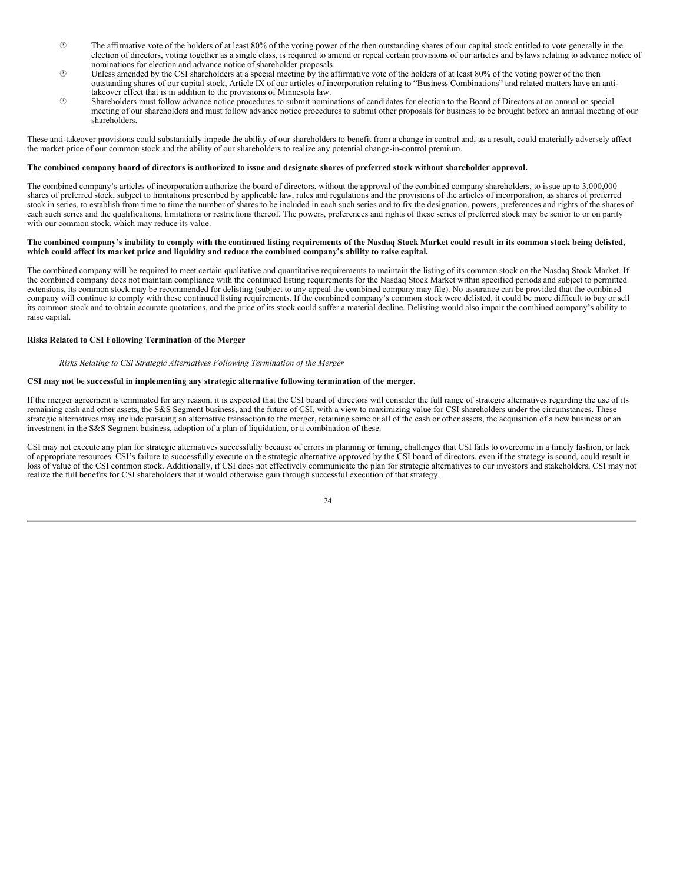- The affirmative vote of the holders of at least 80% of the voting power of the then outstanding shares of our capital stock entitled to vote generally in the election of directors, voting together as a single class, is required to amend or repeal certain provisions of our articles and bylaws relating to advance notice of nominations for election and advance notice of shareholder proposals.
- Unless amended by the CSI shareholders at a special meeting by the affirmative vote of the holders of at least 80% of the voting power of the then outstanding shares of our capital stock, Article IX of our articles of incorporation relating to "Business Combinations" and related matters have an anti-takeover effect that is in addition to the provisions of Minnesota law.
- Shareholders must follow advance notice procedures to submit nominations of candidates for election to the Board of Directors at an annual or special meeting of our shareholders and must follow advance notice procedures to submit other proposals for business to be brought before an annual meeting of our shareholders.

These anti-takeover provisions could substantially impede the ability of our shareholders to benefit from a change in control and, as a result, could materially adversely affect the market price of our common stock and the ability of our shareholders to realize any potential change-in-control premium.

**The combined company board of directors is authorized to issue and designate shares of preferred stock without shareholder approval.**

The combined company's articles of incorporation authorize the board of directors, without the approval of the combined company shareholders, to issue up to 3,000,000 shares of preferred stock, subject to limitations prescribed by applicable law, rules and regulations and the provisions of the articles of incorporation, as shares of preferred stock in series, to establish from time to time the number of shares to be included in each such series and to fix the designation, powers, preferences and rights of the shares of each such series and the qualifications, limitations or restrictions thereof. The powers, preferences and rights of these series of preferred stock may be senior to or on parity with our common stock, which may reduce its value.

**The combined company's inability to comply with the continued listing requirements of the Nasdaq Stock Market could result in its common stock being delisted, which could affect its market price and liquidity and reduce the combined company's ability to raise capital.**

The combined company will be required to meet certain qualitative and quantitative requirements to maintain the listing of its common stock on the Nasdaq Stock Market. If the combined company does not maintain compliance with the continued listing requirements for the Nasdaq Stock Market within specified periods and subject to permitted extensions, its common stock may be recommended for delisting (subject to any appeal the combined company may file). No assurance can be provided that the combined company will continue to comply with these continued listing requirements. If the combined company's common stock were delisted, it could be more difficult to buy or sell its common stock and to obtain accurate quotations, and the price of its stock could suffer a material decline. Delisting would also impair the combined company's ability to raise capital.

**Risks Related to CSI Following Termination of the Merger**

*Risks Relating to CSI Strategic Alternatives Following Termination of the Merger*

**CSI may not be successful in implementing any strategic alternative following termination of the merger.**

If the merger agreement is terminated for any reason, it is expected that the CSI board of directors will consider the full range of strategic alternatives regarding the use of its remaining cash and other assets, the S&S Segment business, and the future of CSI, with a view to maximizing value for CSI shareholders under the circumstances. These strategic alternatives may include pursuing an alternative transaction to the merger, retaining some or all of the cash or other assets, the acquisition of a new business or an investment in the S&S Segment business, adoption of a plan of liquidation, or a combination of these.

CSI may not execute any plan for strategic alternatives successfully because of errors in planning or timing, challenges that CSI fails to overcome in a timely fashion, or lack of appropriate resources. CSI's failure to successfully execute on the strategic alternative approved by the CSI board of directors, even if the strategy is sound, could result in loss of value of the CSI common stock. Additionally, if CSI does not effectively communicate the plan for strategic alternatives to our investors and stakeholders, CSI may not realize the full benefits for CSI shareholders that it would otherwise gain through successful execution of that strategy.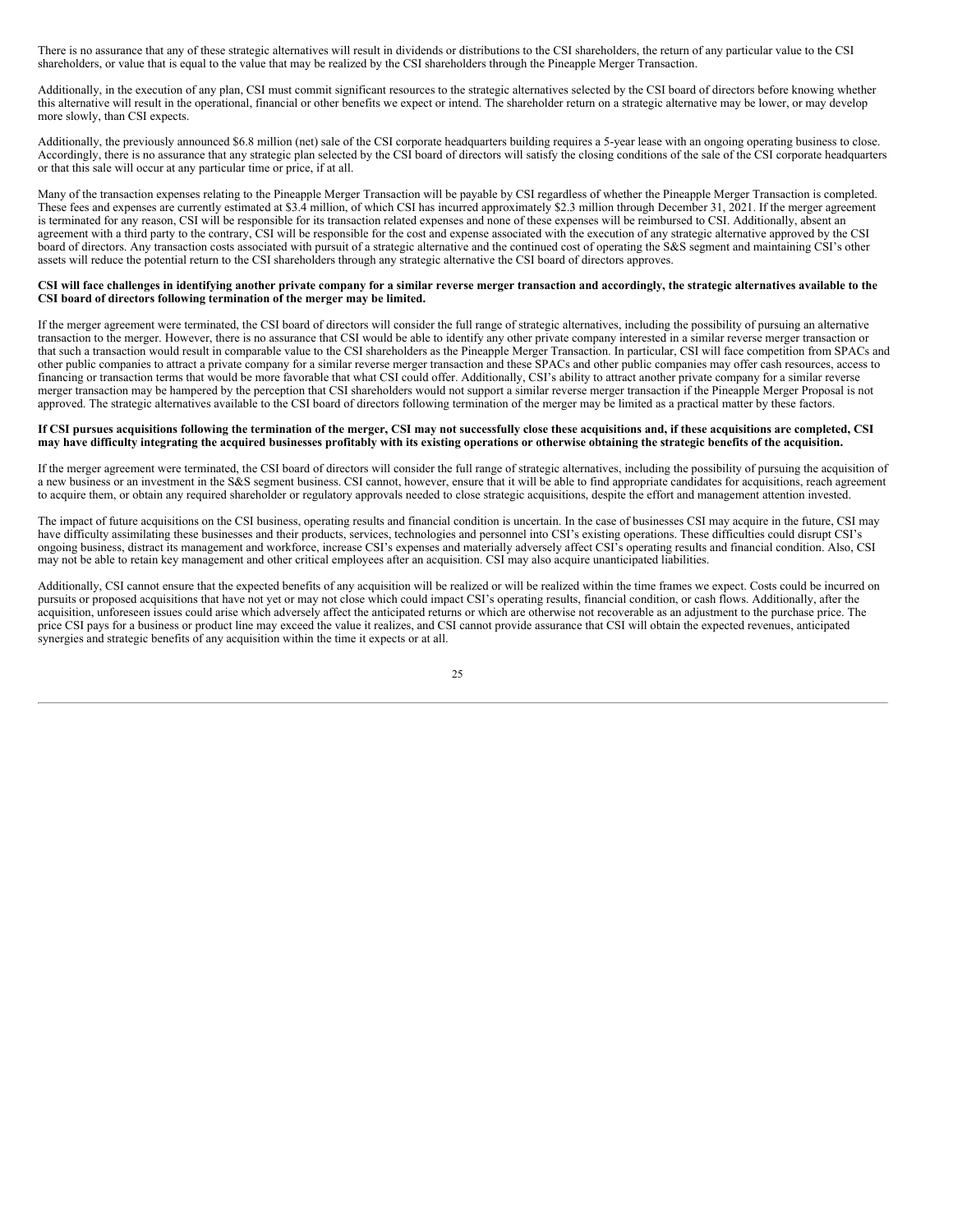There is no assurance that any of these strategic alternatives will result in dividends or distributions to the CSI shareholders, the return of any particular value to the CSI shareholders, or value that is equal to the value that may be realized by the CSI shareholders through the Pineapple Merger Transaction.

Additionally, in the execution of any plan, CSI must commit significant resources to the strategic alternatives selected by the CSI board of directors before knowing whether this alternative will result in the operational, financial or other benefits we expect or intend. The shareholder return on a strategic alternative may be lower, or may develop more slowly, than CSI expects.

Additionally, the previously announced $6.8 million (net) sale of the CSI corporate headquarters building requires a 5-year lease with an ongoing operating business to close. Accordingly, there is no assurance that any strategic plan selected by the CSI board of directors will satisfy the closing conditions of the sale of the CSI corporate headquarters or that this sale will occur at any particular time or price, if at all.

Many of the transaction expenses relating to the Pineapple Merger Transaction will be payable by CSI regardless of whether the Pineapple Merger Transaction is completed. These fees and expenses are currently estimated at $3.4 million, of which CSI has incurred approximately $2.3 million through December 31, 2021. If the merger agreement is terminated for any reason, CSI will be responsible for its transaction related expenses and none of these expenses will be reimbursed to CSI. Additionally, absent an agreement with a third party to the contrary, CSI will be responsible for the cost and expense associated with the execution of any strategic alternative approved by the CSI board of directors. Any transaction costs associated with pursuit of a strategic alternative and the continued cost of operating the S&S segment and maintaining CSI's other assets will reduce the potential return to the CSI shareholders through any strategic alternative the CSI board of directors approves.

**CSI will face challenges in identifying another private company for a similar reverse merger transaction and accordingly, the strategic alternatives available to the CSI board of directors following termination of the merger may be limited.**

If the merger agreement were terminated, the CSI board of directors will consider the full range of strategic alternatives, including the possibility of pursuing an alternative transaction to the merger. However, there is no assurance that CSI would be able to identify any other private company interested in a similar reverse merger transaction or that such a transaction would result in comparable value to the CSI shareholders as the Pineapple Merger Transaction. In particular, CSI will face competition from SPACs and other public companies to attract a private company for a similar reverse merger transaction and these SPACs and other public companies may offer cash resources, access to financing or transaction terms that would be more favorable that what CSI could offer. Additionally, CSI's ability to attract another private company for a similar reverse merger transaction may be hampered by the perception that CSI shareholders would not support a similar reverse merger transaction if the Pineapple Merger Proposal is not approved. The strategic alternatives available to the CSI board of directors following termination of the merger may be limited as a practical matter by these factors.

**If CSI pursues acquisitions following the termination of the merger, CSI may not successfully close these acquisitions and, if these acquisitions are completed, CSI may have difficulty integrating the acquired businesses profitably with its existing operations or otherwise obtaining the strategic benefits of the acquisition.**

If the merger agreement were terminated, the CSI board of directors will consider the full range of strategic alternatives, including the possibility of pursuing the acquisition of a new business or an investment in the S&S segment business. CSI cannot, however, ensure that it will be able to find appropriate candidates for acquisitions, reach agreement to acquire them, or obtain any required shareholder or regulatory approvals needed to close strategic acquisitions, despite the effort and management attention invested.

The impact of future acquisitions on the CSI business, operating results and financial condition is uncertain. In the case of businesses CSI may acquire in the future, CSI may have difficulty assimilating these businesses and their products, services, technologies and personnel into CSI's existing operations. These difficulties could disrupt CSI's ongoing business, distract its management and workforce, increase CSI's expenses and materially adversely affect CSI's operating results and financial condition. Also, CSI may not be able to retain key management and other critical employees after an acquisition. CSI may also acquire unanticipated liabilities.

Additionally, CSI cannot ensure that the expected benefits of any acquisition will be realized or will be realized within the time frames we expect. Costs could be incurred on pursuits or proposed acquisitions that have not yet or may not close which could impact CSI's operating results, financial condition, or cash flows. Additionally, after the acquisition, unforeseen issues could arise which adversely affect the anticipated returns or which are otherwise not recoverable as an adjustment to the purchase price. The price CSI pays for a business or product line may exceed the value it realizes, and CSI cannot provide assurance that CSI will obtain the expected revenues, anticipated synergies and strategic benefits of any acquisition within the time it expects or at all.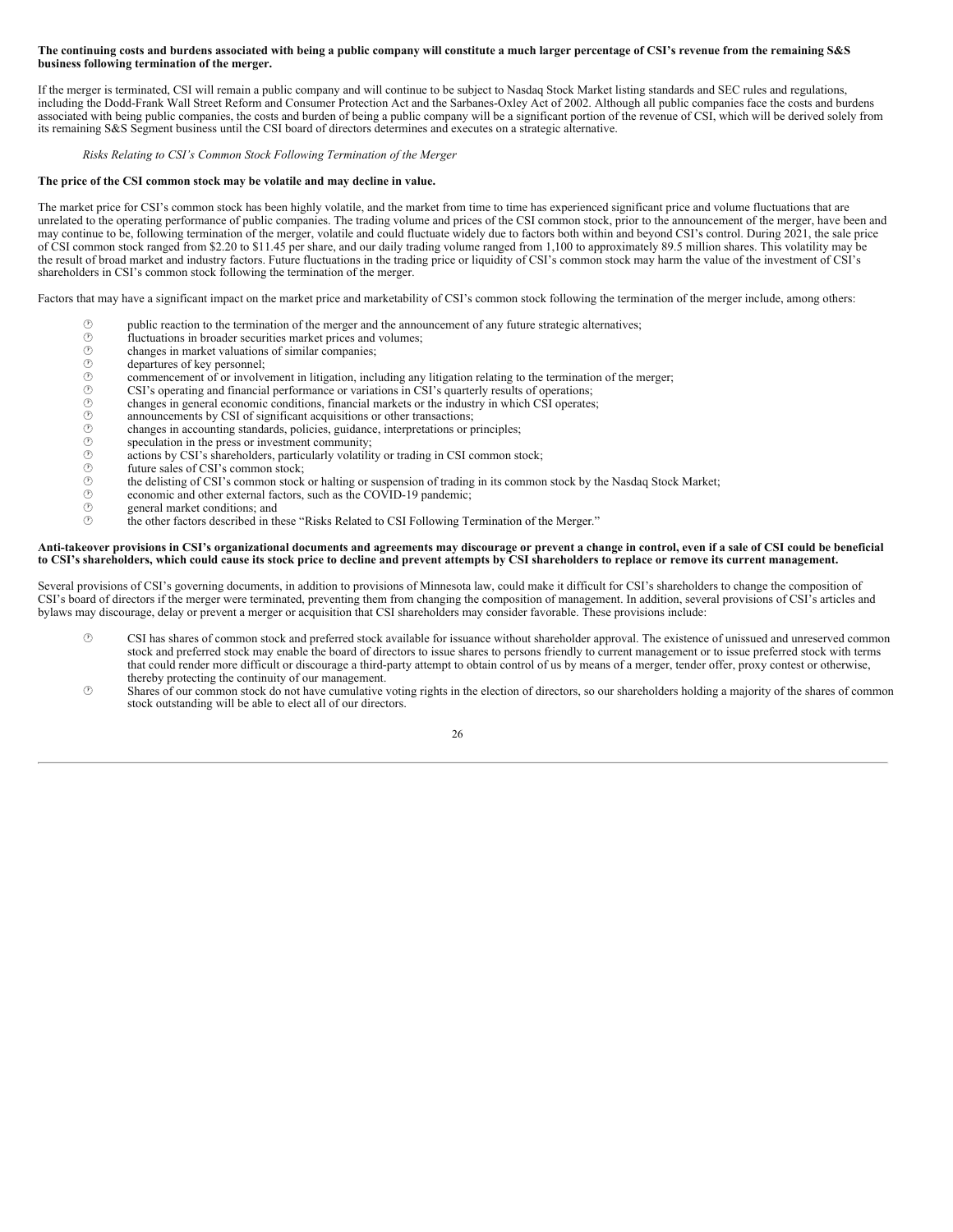**The continuing costs and burdens associated with being a public company will constitute a much larger percentage of CSI's revenue from the remaining S&S business following termination of the merger.**

If the merger is terminated, CSI will remain a public company and will continue to be subject to Nasdaq Stock Market listing standards and SEC rules and regulations, including the Dodd-Frank Wall Street Reform and Consumer Protection Act and the Sarbanes-Oxley Act of 2002. Although all public companies face the costs and burdens associated with being public companies, the costs and burden of being a public company will be a significant portion of the revenue of CSI, which will be derived solely from its remaining S&S Segment business until the CSI board of directors determines and executes on a strategic alternative.

*Risks Relating to CSI's Common Stock Following Termination of the Merger*

**The price of the CSI common stock may be volatile and may decline in value.**

The market price for CSI's common stock has been highly volatile, and the market from time to time has experienced significant price and volume fluctuations that are unrelated to the operating performance of public companies. The trading volume and prices of the CSI common stock, prior to the announcement of the merger, have been and may continue to be, following termination of the merger, volatile and could fluctuate widely due to factors both within and beyond CSI's control. During 2021, the sale price of CSI common stock ranged from $2.20 to $11.45 per share, and our daily trading volume ranged from 1,100 to approximately 89.5 million shares. This volatility may be the result of broad market and industry factors. Future fluctuations in the trading price or liquidity of CSI's common stock may harm the value of the investment of CSI's shareholders in CSI's common stock following the termination of the merger.

Factors that may have a significant impact on the market price and marketability of CSI's common stock following the termination of the merger include, among others:

- public reaction to the termination of the merger and the announcement of any future strategic alternatives;
- fluctuations in broader securities market prices and volumes;
- changes in market valuations of similar companies;
- departures of key personnel;
- commencement of or involvement in litigation, including any litigation relating to the termination of the merger;
- CSI's operating and financial performance or variations in CSI's quarterly results of operations;
- changes in general economic conditions, financial markets or the industry in which CSI operates;
- announcements by CSI of significant acquisitions or other transactions;
- changes in accounting standards, policies, guidance, interpretations or principles;
- speculation in the press or investment community;
- actions by CSI's shareholders, particularly volatility or trading in CSI common stock;
- future sales of CSI's common stock;
- the delisting of CSI's common stock or halting or suspension of trading in its common stock by the Nasdaq Stock Market;
- economic and other external factors, such as the COVID-19 pandemic;
- general market conditions; and
- the other factors described in these "Risks Related to CSI Following Termination of the Merger."

**Anti-takeover provisions in CSI's organizational documents and agreements may discourage or prevent a change in control, even if a sale of CSI could be beneficial to CSI's shareholders, which could cause its stock price to decline and prevent attempts by CSI shareholders to replace or remove its current management.**

Several provisions of CSI's governing documents, in addition to provisions of Minnesota law, could make it difficult for CSI's shareholders to change the composition of CSI's board of directors if the merger were terminated, preventing them from changing the composition of management. In addition, several provisions of CSI's articles and bylaws may discourage, delay or prevent a merger or acquisition that CSI shareholders may consider favorable. These provisions include:

- CSI has shares of common stock and preferred stock available for issuance without shareholder approval. The existence of unissued and unreserved common stock and preferred stock may enable the board of directors to issue shares to persons friendly to current management or to issue preferred stock with terms that could render more difficult or discourage a third-party attempt to obtain control of us by means of a merger, tender offer, proxy contest or otherwise, thereby protecting the continuity of our management.
- Shares of our common stock do not have cumulative voting rights in the election of directors, so our shareholders holding a majority of the shares of common stock outstanding will be able to elect all of our directors.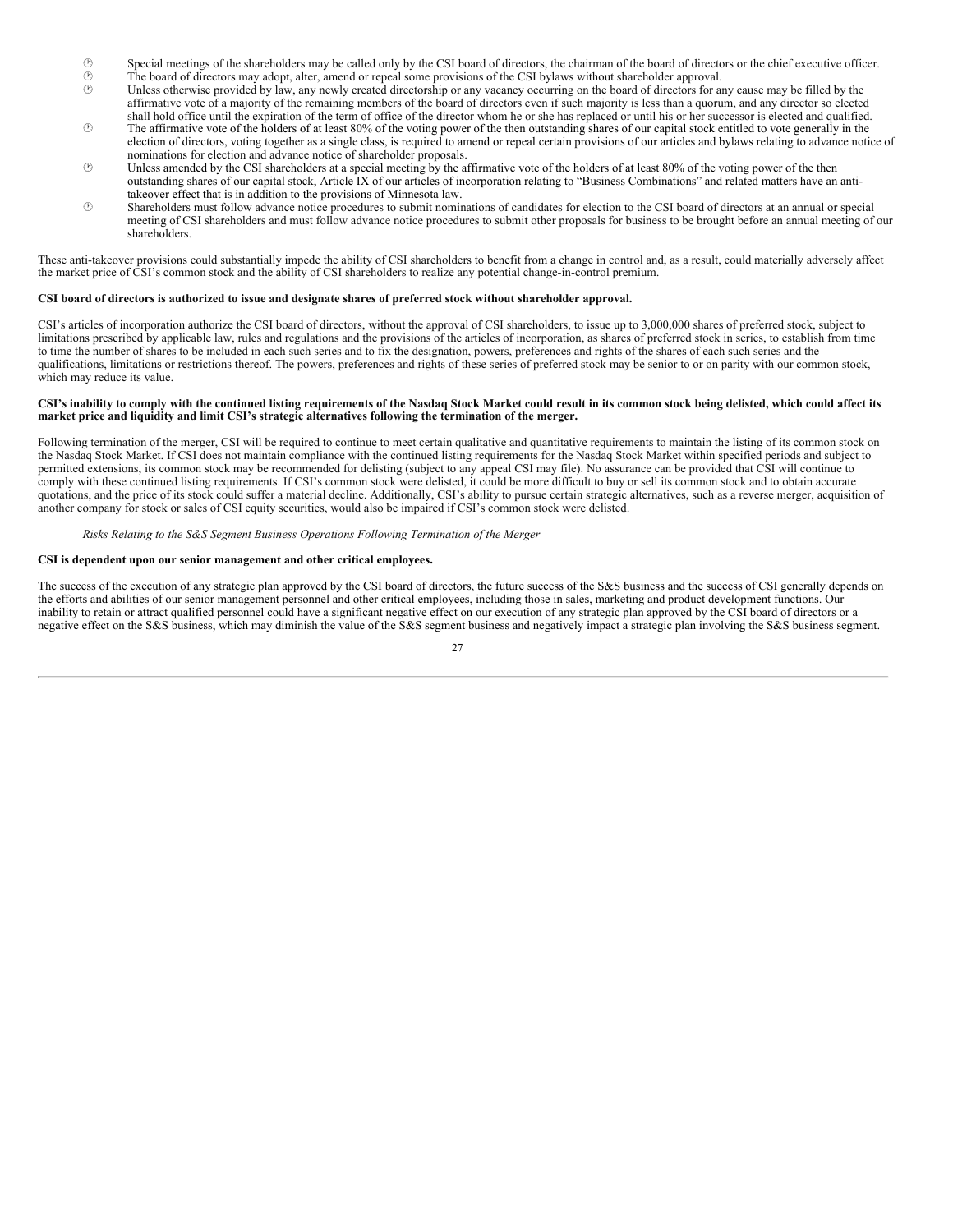- Special meetings of the shareholders may be called only by the CSI board of directors, the chairman of the board of directors or the chief executive officer.
- The board of directors may adopt, alter, amend or repeal some provisions of the CSI bylaws without shareholder approval.
- Unless otherwise provided by law, any newly created directorship or any vacancy occurring on the board of directors for any cause may be filled by the affirmative vote of a majority of the remaining members of the board of directors even if such majority is less than a quorum, and any director so elected shall hold office until the expiration of the term of office of the director whom he or she has replaced or until his or her successor is elected and qualified.
- The affirmative vote of the holders of at least 80% of the voting power of the then outstanding shares of our capital stock entitled to vote generally in the election of directors, voting together as a single class, is required to amend or repeal certain provisions of our articles and bylaws relating to advance notice of nominations for election and advance notice of shareholder proposals.
- Unless amended by the CSI shareholders at a special meeting by the affirmative vote of the holders of at least 80% of the voting power of the then outstanding shares of our capital stock, Article IX of our articles of incorporation relating to "Business Combinations" and related matters have an anti-takeover effect that is in addition to the provisions of Minnesota law.
- Shareholders must follow advance notice procedures to submit nominations of candidates for election to the CSI board of directors at an annual or special meeting of CSI shareholders and must follow advance notice procedures to submit other proposals for business to be brought before an annual meeting of our shareholders.

These anti-takeover provisions could substantially impede the ability of CSI shareholders to benefit from a change in control and, as a result, could materially adversely affect the market price of CSI's common stock and the ability of CSI shareholders to realize any potential change-in-control premium.

**CSI board of directors is authorized to issue and designate shares of preferred stock without shareholder approval.**

CSI's articles of incorporation authorize the CSI board of directors, without the approval of CSI shareholders, to issue up to 3,000,000 shares of preferred stock, subject to limitations prescribed by applicable law, rules and regulations and the provisions of the articles of incorporation, as shares of preferred stock in series, to establish from time to time the number of shares to be included in each such series and to fix the designation, powers, preferences and rights of the shares of each such series and the qualifications, limitations or restrictions thereof. The powers, preferences and rights of these series of preferred stock may be senior to or on parity with our common stock, which may reduce its value.

**CSI's inability to comply with the continued listing requirements of the Nasdaq Stock Market could result in its common stock being delisted, which could affect its market price and liquidity and limit CSI's strategic alternatives following the termination of the merger.**

Following termination of the merger, CSI will be required to continue to meet certain qualitative and quantitative requirements to maintain the listing of its common stock on the Nasdaq Stock Market. If CSI does not maintain compliance with the continued listing requirements for the Nasdaq Stock Market within specified periods and subject to permitted extensions, its common stock may be recommended for delisting (subject to any appeal CSI may file). No assurance can be provided that CSI will continue to comply with these continued listing requirements. If CSI's common stock were delisted, it could be more difficult to buy or sell its common stock and to obtain accurate quotations, and the price of its stock could suffer a material decline. Additionally, CSI's ability to pursue certain strategic alternatives, such as a reverse merger, acquisition of another company for stock or sales of CSI equity securities, would also be impaired if CSI's common stock were delisted.

*Risks Relating to the S&S Segment Business Operations Following Termination of the Merger*

**CSI is dependent upon our senior management and other critical employees.**

The success of the execution of any strategic plan approved by the CSI board of directors, the future success of the S&S business and the success of CSI generally depends on the efforts and abilities of our senior management personnel and other critical employees, including those in sales, marketing and product development functions. Our inability to retain or attract qualified personnel could have a significant negative effect on our execution of any strategic plan approved by the CSI board of directors or a negative effect on the S&S business, which may diminish the value of the S&S segment business and negatively impact a strategic plan involving the S&S business segment.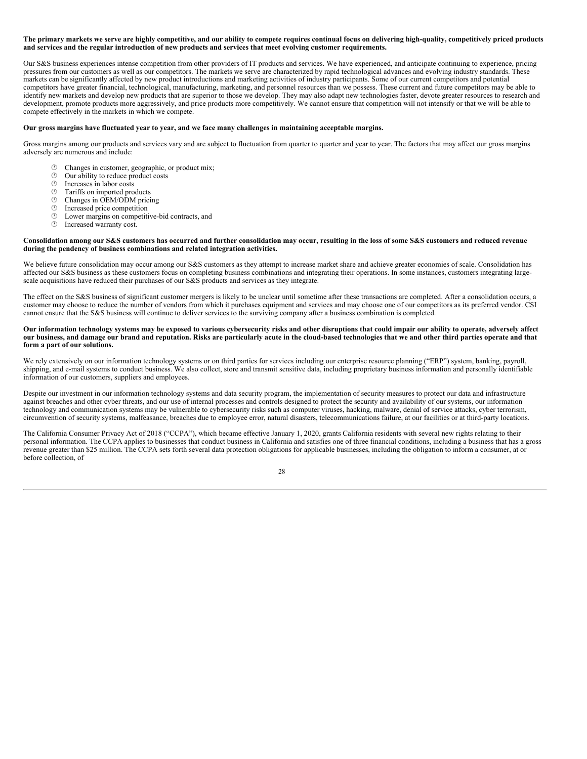**The primary markets we serve are highly competitive, and our ability to compete requires continual focus on delivering high-quality, competitively priced products and services and the regular introduction of new products and services that meet evolving customer requirements.**

Our S&S business experiences intense competition from other providers of IT products and services. We have experienced, and anticipate continuing to experience, pricing pressures from our customers as well as our competitors. The markets we serve are characterized by rapid technological advances and evolving industry standards. These markets can be significantly affected by new product introductions and marketing activities of industry participants. Some of our current competitors and potential competitors have greater financial, technological, manufacturing, marketing, and personnel resources than we possess. These current and future competitors may be able to identify new markets and develop new products that are superior to those we develop. They may also adapt new technologies faster, devote greater resources to research and development, promote products more aggressively, and price products more competitively. We cannot ensure that competition will not intensify or that we will be able to compete effectively in the markets in which we compete.

**Our gross margins have fluctuated year to year, and we face many challenges in maintaining acceptable margins.**

Gross margins among our products and services vary and are subject to fluctuation from quarter to quarter and year to year. The factors that may affect our gross margins adversely are numerous and include:

- Changes in customer, geographic, or product mix;
- Our ability to reduce product costs
- Increases in labor costs
- Tariffs on imported products
- Changes in OEM/ODM pricing
- Increased price competition
- Lower margins on competitive-bid contracts, and
- Increased warranty cost.

**Consolidation among our S&S customers has occurred and further consolidation may occur, resulting in the loss of some S&S customers and reduced revenue during the pendency of business combinations and related integration activities.**

We believe future consolidation may occur among our S&S customers as they attempt to increase market share and achieve greater economies of scale. Consolidation has affected our S&S business as these customers focus on completing business combinations and integrating their operations. In some instances, customers integrating large-scale acquisitions have reduced their purchases of our S&S products and services as they integrate.

The effect on the S&S business of significant customer mergers is likely to be unclear until sometime after these transactions are completed. After a consolidation occurs, a customer may choose to reduce the number of vendors from which it purchases equipment and services and may choose one of our competitors as its preferred vendor. CSI cannot ensure that the S&S business will continue to deliver services to the surviving company after a business combination is completed.

**Our information technology systems may be exposed to various cybersecurity risks and other disruptions that could impair our ability to operate, adversely affect our business, and damage our brand and reputation. Risks are particularly acute in the cloud-based technologies that we and other third parties operate and that form a part of our solutions.**

We rely extensively on our information technology systems or on third parties for services including our enterprise resource planning ("ERP") system, banking, payroll, shipping, and e-mail systems to conduct business. We also collect, store and transmit sensitive data, including proprietary business information and personally identifiable information of our customers, suppliers and employees.

Despite our investment in our information technology systems and data security program, the implementation of security measures to protect our data and infrastructure against breaches and other cyber threats, and our use of internal processes and controls designed to protect the security and availability of our systems, our information technology and communication systems may be vulnerable to cybersecurity risks such as computer viruses, hacking, malware, denial of service attacks, cyber terrorism, circumvention of security systems, malfeasance, breaches due to employee error, natural disasters, telecommunications failure, at our facilities or at third-party locations.

The California Consumer Privacy Act of 2018 ("CCPA"), which became effective January 1, 2020, grants California residents with several new rights relating to their personal information. The CCPA applies to businesses that conduct business in California and satisfies one of three financial conditions, including a business that has a gross revenue greater than $25 million. The CCPA sets forth several data protection obligations for applicable businesses, including the obligation to inform a consumer, at or before collection, of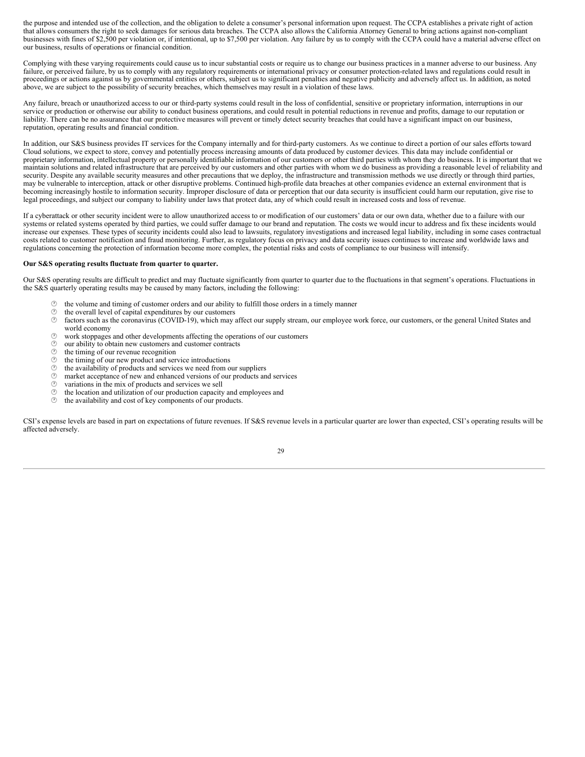the purpose and intended use of the collection, and the obligation to delete a consumer's personal information upon request. The CCPA establishes a private right of action that allows consumers the right to seek damages for serious data breaches. The CCPA also allows the California Attorney General to bring actions against non-compliant businesses with fines of $2,500 per violation or, if intentional, up to $7,500 per violation. Any failure by us to comply with the CCPA could have a material adverse effect on our business, results of operations or financial condition.

Complying with these varying requirements could cause us to incur substantial costs or require us to change our business practices in a manner adverse to our business. Any failure, or perceived failure, by us to comply with any regulatory requirements or international privacy or consumer protection-related laws and regulations could result in proceedings or actions against us by governmental entities or others, subject us to significant penalties and negative publicity and adversely affect us. In addition, as noted above, we are subject to the possibility of security breaches, which themselves may result in a violation of these laws.

Any failure, breach or unauthorized access to our or third-party systems could result in the loss of confidential, sensitive or proprietary information, interruptions in our service or production or otherwise our ability to conduct business operations, and could result in potential reductions in revenue and profits, damage to our reputation or liability. There can be no assurance that our protective measures will prevent or timely detect security breaches that could have a significant impact on our business, reputation, operating results and financial condition.

In addition, our S&S business provides IT services for the Company internally and for third-party customers. As we continue to direct a portion of our sales efforts toward Cloud solutions, we expect to store, convey and potentially process increasing amounts of data produced by customer devices. This data may include confidential or proprietary information, intellectual property or personally identifiable information of our customers or other third parties with whom they do business. It is important that we maintain solutions and related infrastructure that are perceived by our customers and other parties with whom we do business as providing a reasonable level of reliability and security. Despite any available security measures and other precautions that we deploy, the infrastructure and transmission methods we use directly or through third parties, may be vulnerable to interception, attack or other disruptive problems. Continued high-profile data breaches at other companies evidence an external environment that is becoming increasingly hostile to information security. Improper disclosure of data or perception that our data security is insufficient could harm our reputation, give rise to legal proceedings, and subject our company to liability under laws that protect data, any of which could result in increased costs and loss of revenue.

If a cyberattack or other security incident were to allow unauthorized access to or modification of our customers' data or our own data, whether due to a failure with our systems or related systems operated by third parties, we could suffer damage to our brand and reputation. The costs we would incur to address and fix these incidents would increase our expenses. These types of security incidents could also lead to lawsuits, regulatory investigations and increased legal liability, including in some cases contractual costs related to customer notification and fraud monitoring. Further, as regulatory focus on privacy and data security issues continues to increase and worldwide laws and regulations concerning the protection of information become more complex, the potential risks and costs of compliance to our business will intensify.

**Our S&S operating results fluctuate from quarter to quarter.**

Our S&S operating results are difficult to predict and may fluctuate significantly from quarter to quarter due to the fluctuations in that segment's operations. Fluctuations in the S&S quarterly operating results may be caused by many factors, including the following:

- the volume and timing of customer orders and our ability to fulfill those orders in a timely manner
- the overall level of capital expenditures by our customers
- factors such as the coronavirus (COVID-19), which may affect our supply stream, our employee work force, our customers, or the general United States and world economy
- work stoppages and other developments affecting the operations of our customers
- our ability to obtain new customers and customer contracts
- the timing of our revenue recognition
- the timing of our new product and service introductions
- the availability of products and services we need from our suppliers
- market acceptance of new and enhanced versions of our products and services
- variations in the mix of products and services we sell
- the location and utilization of our production capacity and employees and
- the availability and cost of key components of our products.

CSI's expense levels are based in part on expectations of future revenues. If S&S revenue levels in a particular quarter are lower than expected, CSI's operating results will be affected adversely.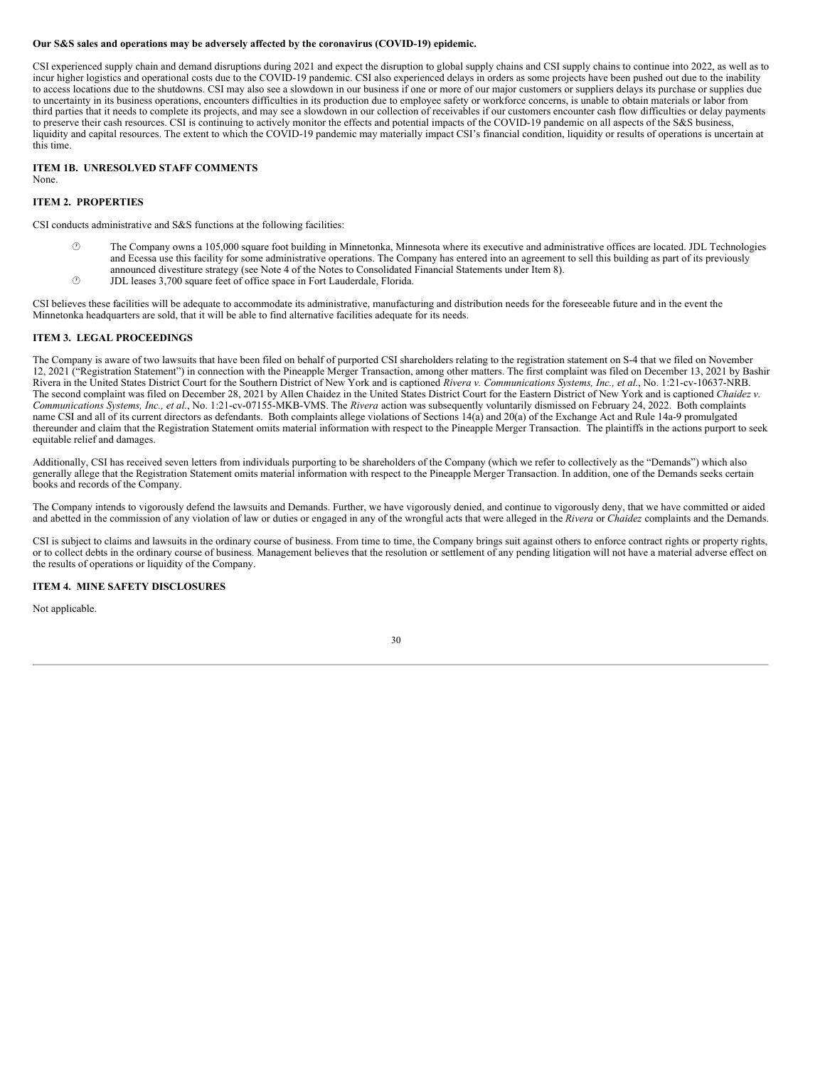**Our S&S sales and operations may be adversely affected by the coronavirus (COVID-19) epidemic.**

CSI experienced supply chain and demand disruptions during 2021 and expect the disruption to global supply chains and CSI supply chains to continue into 2022, as well as to incur higher logistics and operational costs due to the COVID-19 pandemic. CSI also experienced delays in orders as some projects have been pushed out due to the inability to access locations due to the shutdowns. CSI may also see a slowdown in our business if one or more of our major customers or suppliers delays its purchase or supplies due to uncertainty in its business operations, encounters difficulties in its production due to employee safety or workforce concerns, is unable to obtain materials or labor from third parties that it needs to complete its projects, and may see a slowdown in our collection of receivables if our customers encounter cash flow difficulties or delay payments to preserve their cash resources. CSI is continuing to actively monitor the effects and potential impacts of the COVID-19 pandemic on all aspects of the S&S business, liquidity and capital resources. The extent to which the COVID-19 pandemic may materially impact CSI's financial condition, liquidity or results of operations is uncertain at this time.

## ITEM 1B. UNRESOLVED STAFF COMMENTS

None.

## ITEM 2. PROPERTIES

CSI conducts administrative and S&S functions at the following facilities:

- The Company owns a 105,000 square foot building in Minnetonka, Minnesota where its executive and administrative offices are located. JDL Technologies and Ecessa use this facility for some administrative operations. The Company has entered into an agreement to sell this building as part of its previously announced divestiture strategy (see Note 4 of the Notes to Consolidated Financial Statements under Item 8).
- JDL leases 3,700 square feet of office space in Fort Lauderdale, Florida.

CSI believes these facilities will be adequate to accommodate its administrative, manufacturing and distribution needs for the foreseeable future and in the event the Minnetonka headquarters are sold, that it will be able to find alternative facilities adequate for its needs.

## ITEM 3. LEGAL PROCEEDINGS

The Company is aware of two lawsuits that have been filed on behalf of purported CSI shareholders relating to the registration statement on S-4 that we filed on November 12, 2021 ("Registration Statement") in connection with the Pineapple Merger Transaction, among other matters. The first complaint was filed on December 13, 2021 by Bashir Rivera in the United States District Court for the Southern District of New York and is captioned *Rivera v. Communications Systems, Inc., et al.*, No. 1:21-cv-10637-NRB. The second complaint was filed on December 28, 2021 by Allen Chaidez in the United States District Court for the Eastern District of New York and is captioned *Chaidez v. Communications Systems, Inc., et al.*, No. 1:21-cv-07155-MKB-VMS. The *Rivera* action was subsequently voluntarily dismissed on February 24, 2022. Both complaints name CSI and all of its current directors as defendants. Both complaints allege violations of Sections 14(a) and 20(a) of the Exchange Act and Rule 14a-9 promulgated thereunder and claim that the Registration Statement omits material information with respect to the Pineapple Merger Transaction. The plaintiffs in the actions purport to seek equitable relief and damages.

Additionally, CSI has received seven letters from individuals purporting to be shareholders of the Company (which we refer to collectively as the "Demands") which also generally allege that the Registration Statement omits material information with respect to the Pineapple Merger Transaction. In addition, one of the Demands seeks certain books and records of the Company.

The Company intends to vigorously defend the lawsuits and Demands. Further, we have vigorously denied, and continue to vigorously deny, that we have committed or aided and abetted in the commission of any violation of law or duties or engaged in any of the wrongful acts that were alleged in the *Rivera* or *Chaidez* complaints and the Demands.

CSI is subject to claims and lawsuits in the ordinary course of business. From time to time, the Company brings suit against others to enforce contract rights or property rights, or to collect debts in the ordinary course of business. Management believes that the resolution or settlement of any pending litigation will not have a material adverse effect on the results of operations or liquidity of the Company.

## ITEM 4. MINE SAFETY DISCLOSURES

Not applicable.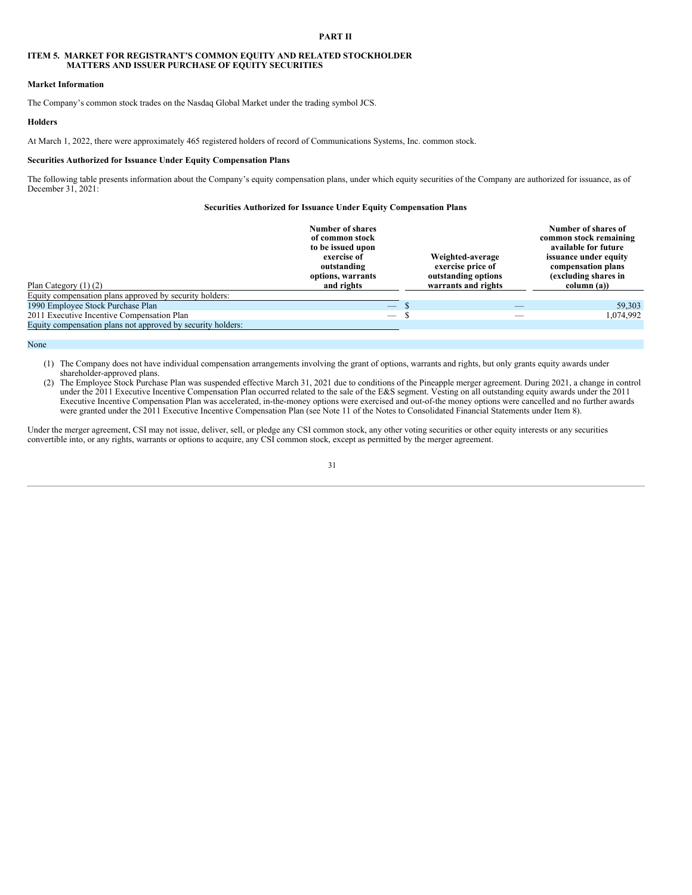# PART II

## ITEM 5. MARKET FOR REGISTRANT'S COMMON EQUITY AND RELATED STOCKHOLDER MATTERS AND ISSUER PURCHASE OF EQUITY SECURITIES

**Market Information**

The Company's common stock trades on the Nasdaq Global Market under the trading symbol JCS.

**Holders**

At March 1, 2022, there were approximately 465 registered holders of record of Communications Systems, Inc. common stock.

**Securities Authorized for Issuance Under Equity Compensation Plans**

The following table presents information about the Company's equity compensation plans, under which equity securities of the Company are authorized for issuance, as of December 31, 2021:

**Securities Authorized for Issuance Under Equity Compensation Plans**

| Plan Category (1) (2) | Number of shares of common stock to be issued upon exercise of outstanding options, warrants and rights | Weighted-average exercise price of outstanding options warrants and rights | Number of shares of common stock remaining available for future issuance under equity compensation plans (excluding shares in column (a)) |
|---|---|---|---|
| Equity compensation plans approved by security holders: | | | |
| 1990 Employee Stock Purchase Plan | — | $ — | 59,303 |
| 2011 Executive Incentive Compensation Plan | — | $ — | 1,074,992 |
| Equity compensation plans not approved by security holders: | | | |
| None | | | |

(1) The Company does not have individual compensation arrangements involving the grant of options, warrants and rights, but only grants equity awards under shareholder-approved plans.

(2) The Employee Stock Purchase Plan was suspended effective March 31, 2021 due to conditions of the Pineapple merger agreement. During 2021, a change in control under the 2011 Executive Incentive Compensation Plan occurred related to the sale of the E&S segment. Vesting on all outstanding equity awards under the 2011 Executive Incentive Compensation Plan was accelerated, in-the-money options were exercised and out-of-the money options were cancelled and no further awards were granted under the 2011 Executive Incentive Compensation Plan (see Note 11 of the Notes to Consolidated Financial Statements under Item 8).

Under the merger agreement, CSI may not issue, deliver, sell, or pledge any CSI common stock, any other voting securities or other equity interests or any securities convertible into, or any rights, warrants or options to acquire, any CSI common stock, except as permitted by the merger agreement.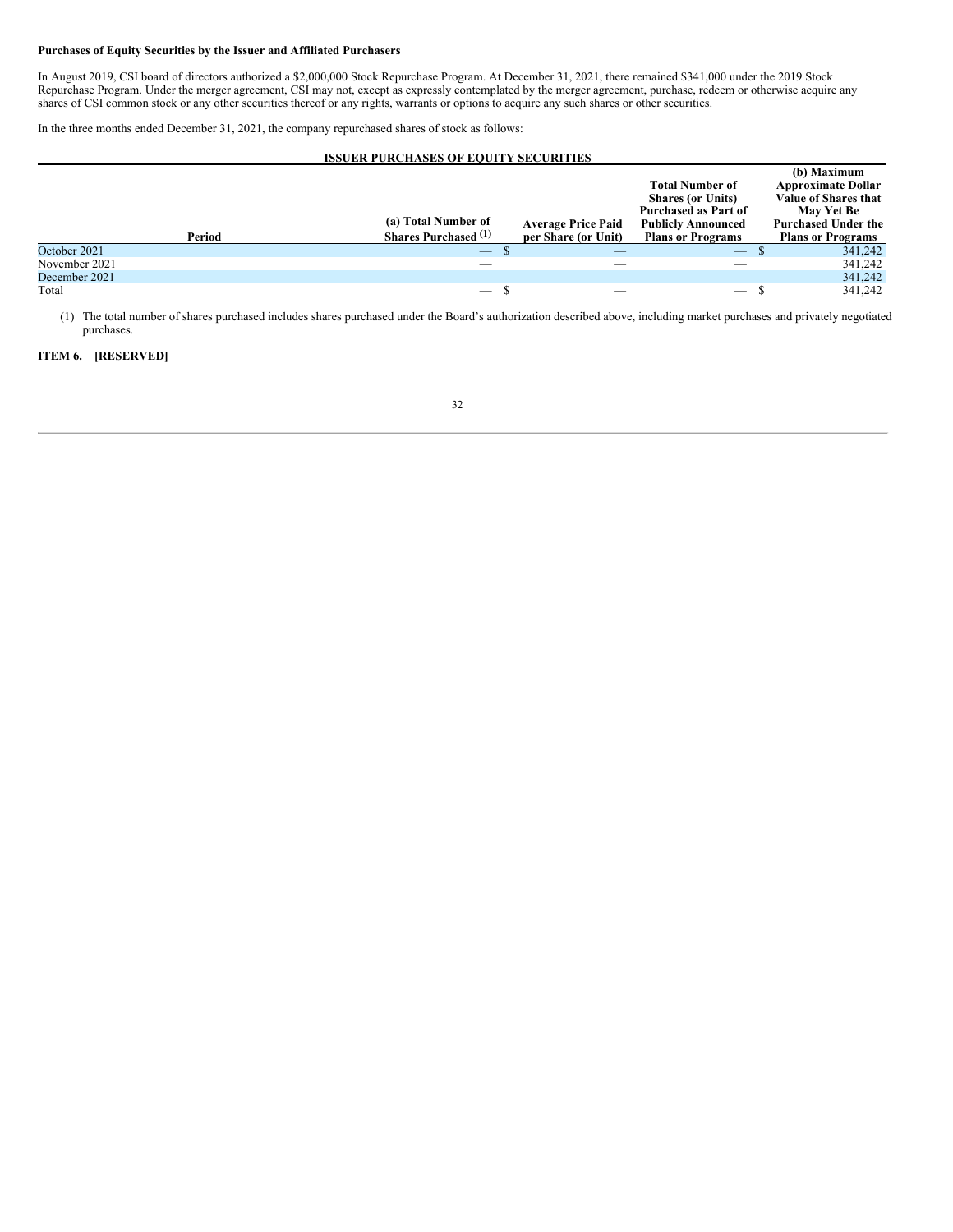**Purchases of Equity Securities by the Issuer and Affiliated Purchasers**

In August 2019, CSI board of directors authorized a $2,000,000 Stock Repurchase Program. At December 31, 2021, there remained $341,000 under the 2019 Stock Repurchase Program. Under the merger agreement, CSI may not, except as expressly contemplated by the merger agreement, purchase, redeem or otherwise acquire any shares of CSI common stock or any other securities thereof or any rights, warrants or options to acquire any such shares or other securities.

In the three months ended December 31, 2021, the company repurchased shares of stock as follows:

**ISSUER PURCHASES OF EQUITY SECURITIES**

| Period | (a) Total Number of Shares Purchased [(1)] | Average Price Paid per Share (or Unit) | Total Number of Shares (or Units) Purchased as Part of Publicly Announced Plans or Programs | (b) Maximum Approximate Dollar Value of Shares that May Yet Be Purchased Under the Plans or Programs |
|---|---|---|---|---|
| October 2021 | — | $ — | — | $ 341,242 |
| November 2021 | — | — | — | 341,242 |
| December 2021 | — | — | — | 341,242 |
| Total | — | $ — | — | $ 341,242 |

(1) The total number of shares purchased includes shares purchased under the Board's authorization described above, including market purchases and privately negotiated purchases.

**ITEM 6. [RESERVED]**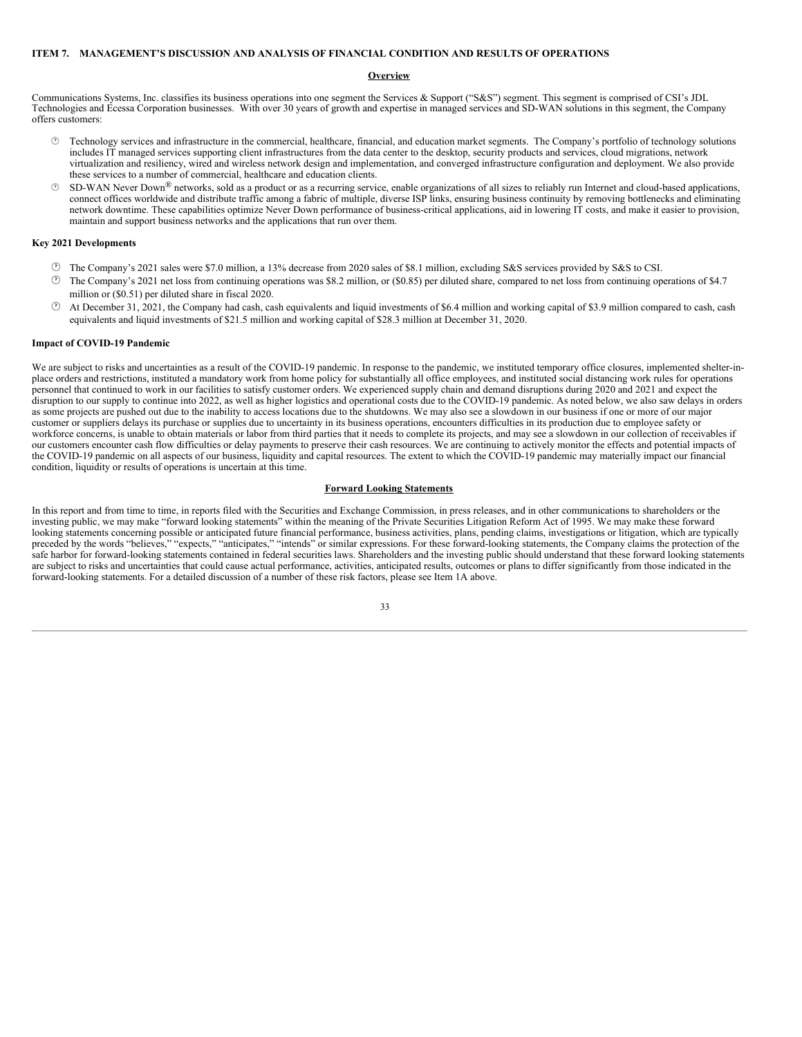## ITEM 7. MANAGEMENT'S DISCUSSION AND ANALYSIS OF FINANCIAL CONDITION AND RESULTS OF OPERATIONS

### Overview

Communications Systems, Inc. classifies its business operations into one segment the Services & Support ("S&S") segment. This segment is comprised of CSI's JDL Technologies and Ecessa Corporation businesses. With over 30 years of growth and expertise in managed services and SD-WAN solutions in this segment, the Company offers customers:

- Technology services and infrastructure in the commercial, healthcare, financial, and education market segments. The Company's portfolio of technology solutions includes IT managed services supporting client infrastructures from the data center to the desktop, security products and services, cloud migrations, network virtualization and resiliency, wired and wireless network design and implementation, and converged infrastructure configuration and deployment. We also provide these services to a number of commercial, healthcare and education clients.
- SD-WAN Never Down® networks, sold as a product or as a recurring service, enable organizations of all sizes to reliably run Internet and cloud-based applications, connect offices worldwide and distribute traffic among a fabric of multiple, diverse ISP links, ensuring business continuity by removing bottlenecks and eliminating network downtime. These capabilities optimize Never Down performance of business-critical applications, aid in lowering IT costs, and make it easier to provision, maintain and support business networks and the applications that run over them.

**Key 2021 Developments**

- The Company's 2021 sales were $7.0 million, a 13% decrease from 2020 sales of $8.1 million, excluding S&S services provided by S&S to CSI.
- The Company's 2021 net loss from continuing operations was $8.2 million, or ($0.85) per diluted share, compared to net loss from continuing operations of $4.7 million or ($0.51) per diluted share in fiscal 2020.
- At December 31, 2021, the Company had cash, cash equivalents and liquid investments of $6.4 million and working capital of $3.9 million compared to cash, cash equivalents and liquid investments of $21.5 million and working capital of $28.3 million at December 31, 2020.

**Impact of COVID-19 Pandemic**

We are subject to risks and uncertainties as a result of the COVID-19 pandemic. In response to the pandemic, we instituted temporary office closures, implemented shelter-in-place orders and restrictions, instituted a mandatory work from home policy for substantially all office employees, and instituted social distancing work rules for operations personnel that continued to work in our facilities to satisfy customer orders. We experienced supply chain and demand disruptions during 2020 and 2021 and expect the disruption to our supply to continue into 2022, as well as higher logistics and operational costs due to the COVID-19 pandemic. As noted below, we also saw delays in orders as some projects are pushed out due to the inability to access locations due to the shutdowns. We may also see a slowdown in our business if one or more of our major customer or suppliers delays its purchase or supplies due to uncertainty in its business operations, encounters difficulties in its production due to employee safety or workforce concerns, is unable to obtain materials or labor from third parties that it needs to complete its projects, and may see a slowdown in our collection of receivables if our customers encounter cash flow difficulties or delay payments to preserve their cash resources. We are continuing to actively monitor the effects and potential impacts of the COVID-19 pandemic on all aspects of our business, liquidity and capital resources. The extent to which the COVID-19 pandemic may materially impact our financial condition, liquidity or results of operations is uncertain at this time.

### Forward Looking Statements

In this report and from time to time, in reports filed with the Securities and Exchange Commission, in press releases, and in other communications to shareholders or the investing public, we may make "forward looking statements" within the meaning of the Private Securities Litigation Reform Act of 1995. We may make these forward looking statements concerning possible or anticipated future financial performance, business activities, plans, pending claims, investigations or litigation, which are typically preceded by the words "believes," "expects," "anticipates," "intends" or similar expressions. For these forward-looking statements, the Company claims the protection of the safe harbor for forward-looking statements contained in federal securities laws. Shareholders and the investing public should understand that these forward looking statements are subject to risks and uncertainties that could cause actual performance, activities, anticipated results, outcomes or plans to differ significantly from those indicated in the forward-looking statements. For a detailed discussion of a number of these risk factors, please see Item 1A above.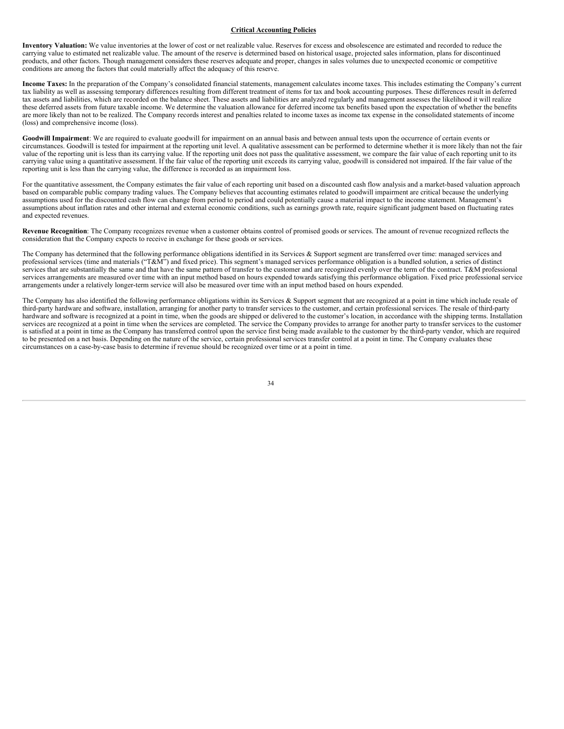## Critical Accounting Policies

**Inventory Valuation:** We value inventories at the lower of cost or net realizable value. Reserves for excess and obsolescence are estimated and recorded to reduce the carrying value to estimated net realizable value. The amount of the reserve is determined based on historical usage, projected sales information, plans for discontinued products, and other factors. Though management considers these reserves adequate and proper, changes in sales volumes due to unexpected economic or competitive conditions are among the factors that could materially affect the adequacy of this reserve.

**Income Taxes:** In the preparation of the Company's consolidated financial statements, management calculates income taxes. This includes estimating the Company's current tax liability as well as assessing temporary differences resulting from different treatment of items for tax and book accounting purposes. These differences result in deferred tax assets and liabilities, which are recorded on the balance sheet. These assets and liabilities are analyzed regularly and management assesses the likelihood it will realize these deferred assets from future taxable income. We determine the valuation allowance for deferred income tax benefits based upon the expectation of whether the benefits are more likely than not to be realized. The Company records interest and penalties related to income taxes as income tax expense in the consolidated statements of income (loss) and comprehensive income (loss).

**Goodwill Impairment**: We are required to evaluate goodwill for impairment on an annual basis and between annual tests upon the occurrence of certain events or circumstances. Goodwill is tested for impairment at the reporting unit level. A qualitative assessment can be performed to determine whether it is more likely than not the fair value of the reporting unit is less than its carrying value. If the reporting unit does not pass the qualitative assessment, we compare the fair value of each reporting unit to its carrying value using a quantitative assessment. If the fair value of the reporting unit exceeds its carrying value, goodwill is considered not impaired. If the fair value of the reporting unit is less than the carrying value, the difference is recorded as an impairment loss.

For the quantitative assessment, the Company estimates the fair value of each reporting unit based on a discounted cash flow analysis and a market-based valuation approach based on comparable public company trading values. The Company believes that accounting estimates related to goodwill impairment are critical because the underlying assumptions used for the discounted cash flow can change from period to period and could potentially cause a material impact to the income statement. Management's assumptions about inflation rates and other internal and external economic conditions, such as earnings growth rate, require significant judgment based on fluctuating rates and expected revenues.

**Revenue Recognition**: The Company recognizes revenue when a customer obtains control of promised goods or services. The amount of revenue recognized reflects the consideration that the Company expects to receive in exchange for these goods or services.

The Company has determined that the following performance obligations identified in its Services & Support segment are transferred over time: managed services and professional services (time and materials ("T&M") and fixed price). This segment's managed services performance obligation is a bundled solution, a series of distinct services that are substantially the same and that have the same pattern of transfer to the customer and are recognized evenly over the term of the contract. T&M professional services arrangements are measured over time with an input method based on hours expended towards satisfying this performance obligation. Fixed price professional service arrangements under a relatively longer-term service will also be measured over time with an input method based on hours expended.

The Company has also identified the following performance obligations within its Services & Support segment that are recognized at a point in time which include resale of third-party hardware and software, installation, arranging for another party to transfer services to the customer, and certain professional services. The resale of third-party hardware and software is recognized at a point in time, when the goods are shipped or delivered to the customer's location, in accordance with the shipping terms. Installation services are recognized at a point in time when the services are completed. The service the Company provides to arrange for another party to transfer services to the customer is satisfied at a point in time as the Company has transferred control upon the service first being made available to the customer by the third-party vendor, which are required to be presented on a net basis. Depending on the nature of the service, certain professional services transfer control at a point in time. The Company evaluates these circumstances on a case-by-case basis to determine if revenue should be recognized over time or at a point in time.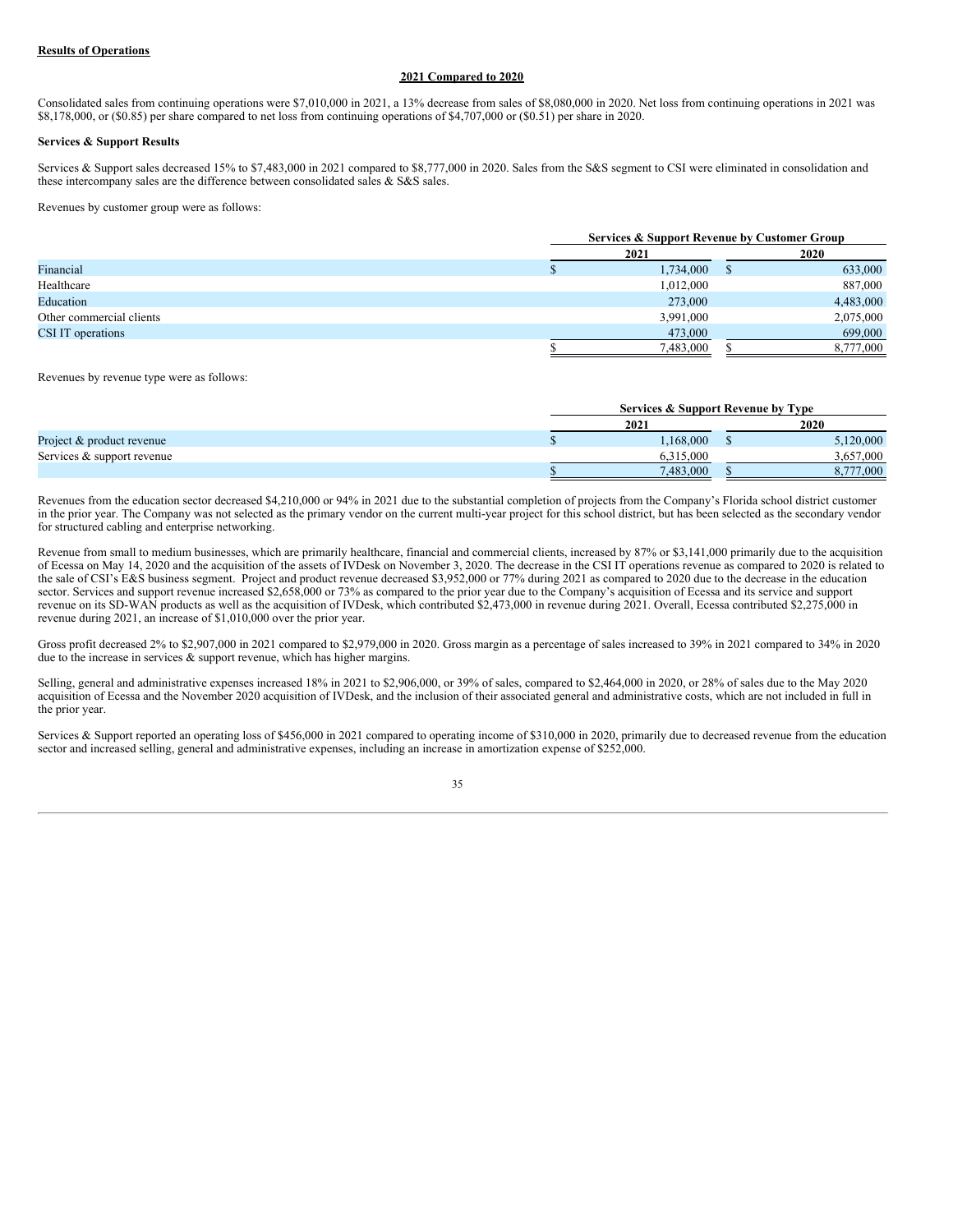**Results of Operations**

**2021 Compared to 2020**

Consolidated sales from continuing operations were $7,010,000 in 2021, a 13% decrease from sales of $8,080,000 in 2020. Net loss from continuing operations in 2021 was $8,178,000, or ($0.85) per share compared to net loss from continuing operations of $4,707,000 or ($0.51) per share in 2020.

**Services & Support Results**

Services & Support sales decreased 15% to $7,483,000 in 2021 compared to $8,777,000 in 2020. Sales from the S&S segment to CSI were eliminated in consolidation and these intercompany sales are the difference between consolidated sales & S&S sales.

Revenues by customer group were as follows:

| | Services & Support Revenue by Customer Group | |
|---|---|---|
| | 2021 | 2020 |
| Financial | $ 1,734,000 | $ 633,000 |
| Healthcare | 1,012,000 | 887,000 |
| Education | 273,000 | 4,483,000 |
| Other commercial clients | 3,991,000 | 2,075,000 |
| CSI IT operations | 473,000 | 699,000 |
| | $ 7,483,000 | $ 8,777,000 |

Revenues by revenue type were as follows:

| | Services & Support Revenue by Type | |
|---|---|---|
| | 2021 | 2020 |
| Project & product revenue | $ 1,168,000 | $ 5,120,000 |
| Services & support revenue | 6,315,000 | 3,657,000 |
| | $ 7,483,000 | $ 8,777,000 |

Revenues from the education sector decreased $4,210,000 or 94% in 2021 due to the substantial completion of projects from the Company's Florida school district customer in the prior year. The Company was not selected as the primary vendor on the current multi-year project for this school district, but has been selected as the secondary vendor for structured cabling and enterprise networking.

Revenue from small to medium businesses, which are primarily healthcare, financial and commercial clients, increased by 87% or $3,141,000 primarily due to the acquisition of Ecessa on May 14, 2020 and the acquisition of the assets of IVDesk on November 3, 2020. The decrease in the CSI IT operations revenue as compared to 2020 is related to the sale of CSI's E&S business segment. Project and product revenue decreased $3,952,000 or 77% during 2021 as compared to 2020 due to the decrease in the education sector. Services and support revenue increased $2,658,000 or 73% as compared to the prior year due to the Company's acquisition of Ecessa and its service and support revenue on its SD-WAN products as well as the acquisition of IVDesk, which contributed $2,473,000 in revenue during 2021. Overall, Ecessa contributed $2,275,000 in revenue during 2021, an increase of $1,010,000 over the prior year.

Gross profit decreased 2% to $2,907,000 in 2021 compared to $2,979,000 in 2020. Gross margin as a percentage of sales increased to 39% in 2021 compared to 34% in 2020 due to the increase in services & support revenue, which has higher margins.

Selling, general and administrative expenses increased 18% in 2021 to $2,906,000, or 39% of sales, compared to $2,464,000 in 2020, or 28% of sales due to the May 2020 acquisition of Ecessa and the November 2020 acquisition of IVDesk, and the inclusion of their associated general and administrative costs, which are not included in full in the prior year.

Services & Support reported an operating loss of $456,000 in 2021 compared to operating income of $310,000 in 2020, primarily due to decreased revenue from the education sector and increased selling, general and administrative expenses, including an increase in amortization expense of $252,000.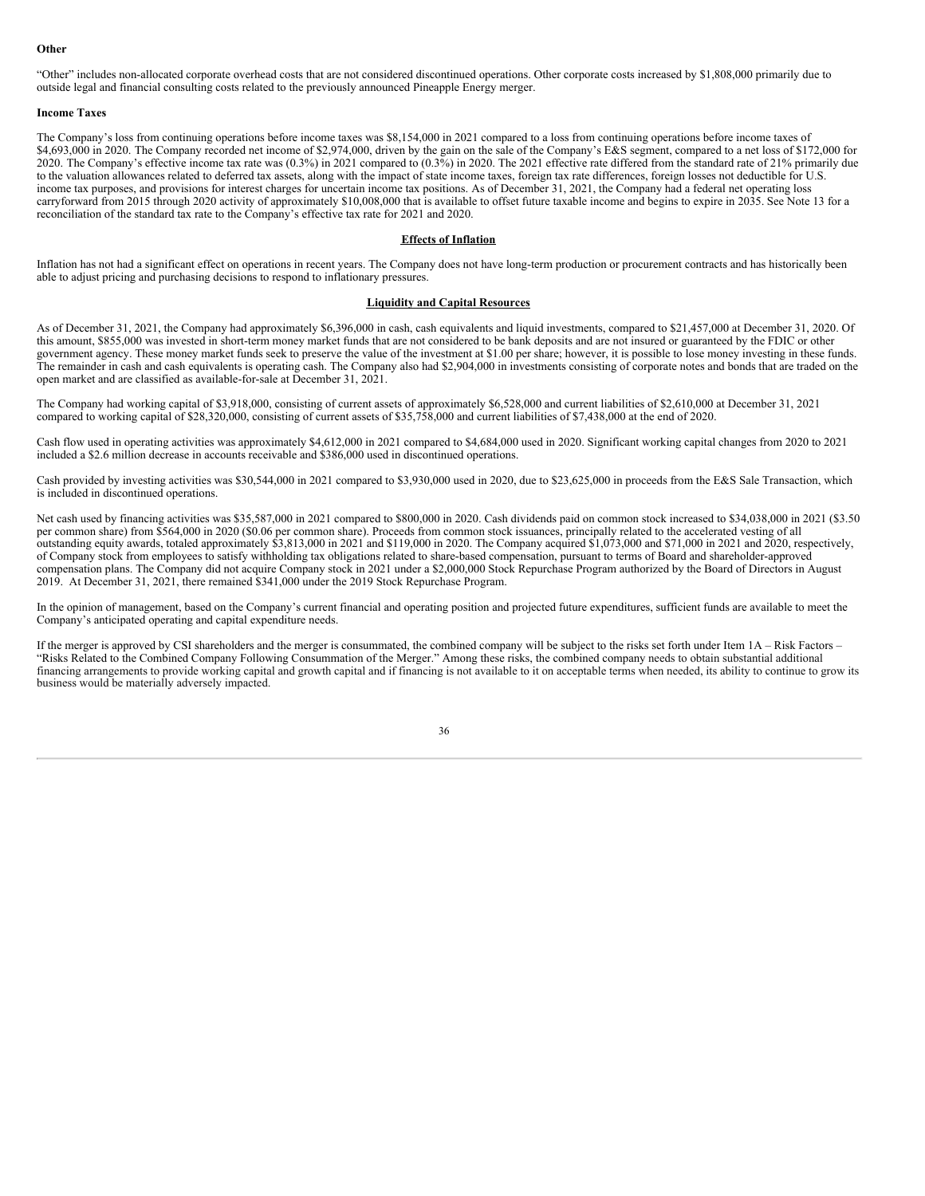**Other**

“Other” includes non-allocated corporate overhead costs that are not considered discontinued operations. Other corporate costs increased by $1,808,000 primarily due to outside legal and financial consulting costs related to the previously announced Pineapple Energy merger.

**Income Taxes**

The Company’s loss from continuing operations before income taxes was $8,154,000 in 2021 compared to a loss from continuing operations before income taxes of $4,693,000 in 2020. The Company recorded net income of $2,974,000, driven by the gain on the sale of the Company’s E&S segment, compared to a net loss of $172,000 for 2020. The Company’s effective income tax rate was (0.3%) in 2021 compared to (0.3%) in 2020. The 2021 effective rate differed from the standard rate of 21% primarily due to the valuation allowances related to deferred tax assets, along with the impact of state income taxes, foreign tax rate differences, foreign losses not deductible for U.S. income tax purposes, and provisions for interest charges for uncertain income tax positions. As of December 31, 2021, the Company had a federal net operating loss carryforward from 2015 through 2020 activity of approximately $10,008,000 that is available to offset future taxable income and begins to expire in 2035. See Note 13 for a reconciliation of the standard tax rate to the Company’s effective tax rate for 2021 and 2020.

## Effects of Inflation

Inflation has not had a significant effect on operations in recent years. The Company does not have long-term production or procurement contracts and has historically been able to adjust pricing and purchasing decisions to respond to inflationary pressures.

## Liquidity and Capital Resources

As of December 31, 2021, the Company had approximately $6,396,000 in cash, cash equivalents and liquid investments, compared to $21,457,000 at December 31, 2020. Of this amount, $855,000 was invested in short-term money market funds that are not considered to be bank deposits and are not insured or guaranteed by the FDIC or other government agency. These money market funds seek to preserve the value of the investment at $1.00 per share; however, it is possible to lose money investing in these funds. The remainder in cash and cash equivalents is operating cash. The Company also had $2,904,000 in investments consisting of corporate notes and bonds that are traded on the open market and are classified as available-for-sale at December 31, 2021.

The Company had working capital of $3,918,000, consisting of current assets of approximately $6,528,000 and current liabilities of $2,610,000 at December 31, 2021 compared to working capital of $28,320,000, consisting of current assets of $35,758,000 and current liabilities of $7,438,000 at the end of 2020.

Cash flow used in operating activities was approximately $4,612,000 in 2021 compared to $4,684,000 used in 2020. Significant working capital changes from 2020 to 2021 included a $2.6 million decrease in accounts receivable and $386,000 used in discontinued operations.

Cash provided by investing activities was $30,544,000 in 2021 compared to $3,930,000 used in 2020, due to $23,625,000 in proceeds from the E&S Sale Transaction, which is included in discontinued operations.

Net cash used by financing activities was $35,587,000 in 2021 compared to $800,000 in 2020. Cash dividends paid on common stock increased to $34,038,000 in 2021 ($3.50 per common share) from $564,000 in 2020 ($0.06 per common share). Proceeds from common stock issuances, principally related to the accelerated vesting of all outstanding equity awards, totaled approximately $3,813,000 in 2021 and $119,000 in 2020. The Company acquired $1,073,000 and $71,000 in 2021 and 2020, respectively, of Company stock from employees to satisfy withholding tax obligations related to share-based compensation, pursuant to terms of Board and shareholder-approved compensation plans. The Company did not acquire Company stock in 2021 under a $2,000,000 Stock Repurchase Program authorized by the Board of Directors in August 2019. At December 31, 2021, there remained $341,000 under the 2019 Stock Repurchase Program.

In the opinion of management, based on the Company’s current financial and operating position and projected future expenditures, sufficient funds are available to meet the Company’s anticipated operating and capital expenditure needs.

If the merger is approved by CSI shareholders and the merger is consummated, the combined company will be subject to the risks set forth under Item 1A – Risk Factors – “Risks Related to the Combined Company Following Consummation of the Merger.” Among these risks, the combined company needs to obtain substantial additional financing arrangements to provide working capital and growth capital and if financing is not available to it on acceptable terms when needed, its ability to continue to grow its business would be materially adversely impacted.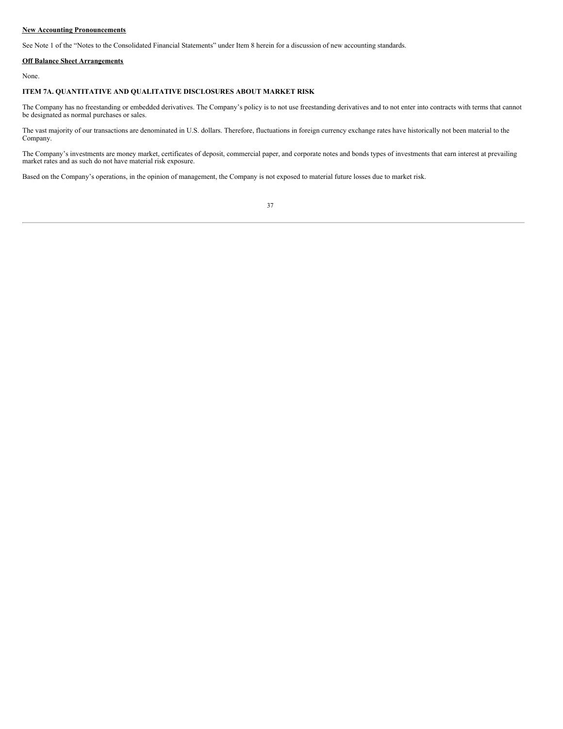**New Accounting Pronouncements**

See Note 1 of the "Notes to the Consolidated Financial Statements" under Item 8 herein for a discussion of new accounting standards.

**Off Balance Sheet Arrangements**

None.

## ITEM 7A. QUANTITATIVE AND QUALITATIVE DISCLOSURES ABOUT MARKET RISK

The Company has no freestanding or embedded derivatives. The Company's policy is to not use freestanding derivatives and to not enter into contracts with terms that cannot be designated as normal purchases or sales.

The vast majority of our transactions are denominated in U.S. dollars. Therefore, fluctuations in foreign currency exchange rates have historically not been material to the Company.

The Company's investments are money market, certificates of deposit, commercial paper, and corporate notes and bonds types of investments that earn interest at prevailing market rates and as such do not have material risk exposure.

Based on the Company's operations, in the opinion of management, the Company is not exposed to material future losses due to market risk.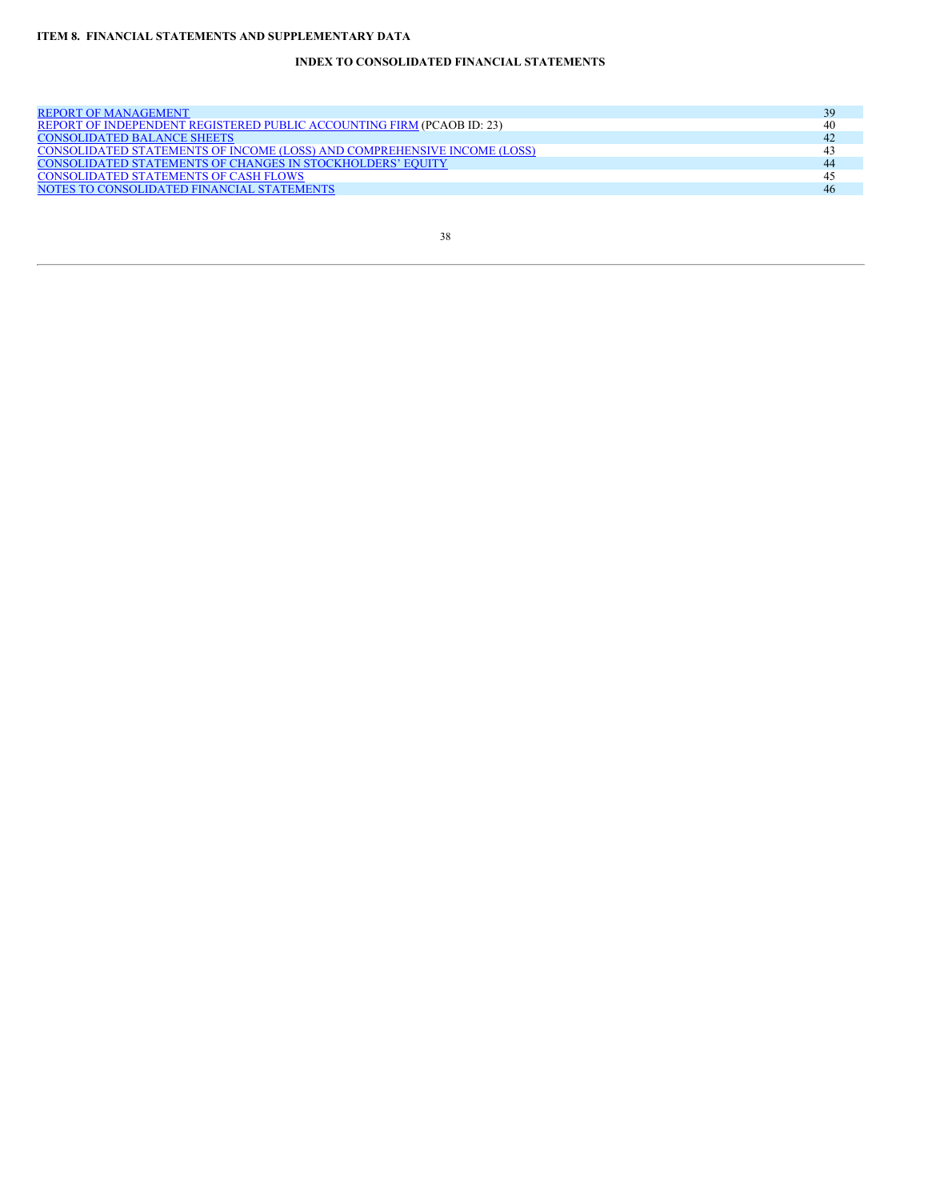**ITEM 8. FINANCIAL STATEMENTS AND SUPPLEMENTARY DATA**

**INDEX TO CONSOLIDATED FINANCIAL STATEMENTS**

| | |
|---|---|
| REPORT OF MANAGEMENT | 39 |
| REPORT OF INDEPENDENT REGISTERED PUBLIC ACCOUNTING FIRM (PCAOB ID: 23) | 40 |
| CONSOLIDATED BALANCE SHEETS | 42 |
| CONSOLIDATED STATEMENTS OF INCOME (LOSS) AND COMPREHENSIVE INCOME (LOSS) | 43 |
| CONSOLIDATED STATEMENTS OF CHANGES IN STOCKHOLDERS' EQUITY | 44 |
| CONSOLIDATED STATEMENTS OF CASH FLOWS | 45 |
| NOTES TO CONSOLIDATED FINANCIAL STATEMENTS | 46 |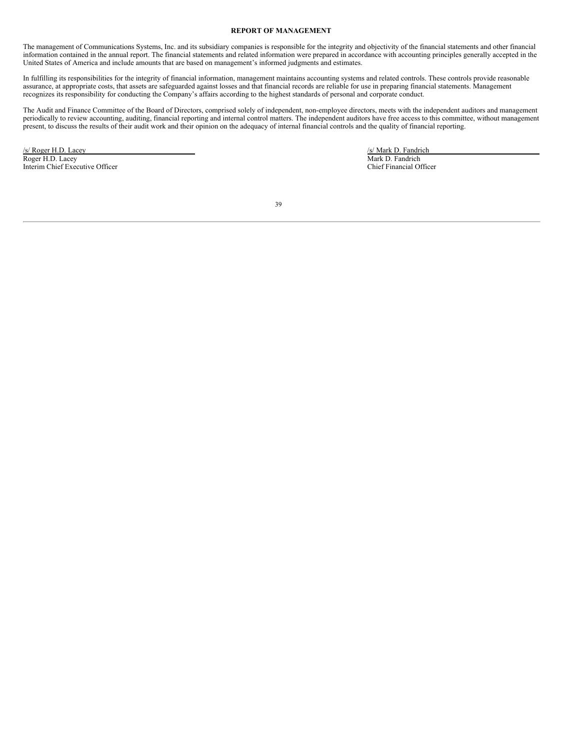## REPORT OF MANAGEMENT

The management of Communications Systems, Inc. and its subsidiary companies is responsible for the integrity and objectivity of the financial statements and other financial information contained in the annual report. The financial statements and related information were prepared in accordance with accounting principles generally accepted in the United States of America and include amounts that are based on management's informed judgments and estimates.

In fulfilling its responsibilities for the integrity of financial information, management maintains accounting systems and related controls. These controls provide reasonable assurance, at appropriate costs, that assets are safeguarded against losses and that financial records are reliable for use in preparing financial statements. Management recognizes its responsibility for conducting the Company's affairs according to the highest standards of personal and corporate conduct.

The Audit and Finance Committee of the Board of Directors, comprised solely of independent, non-employee directors, meets with the independent auditors and management periodically to review accounting, auditing, financial reporting and internal control matters. The independent auditors have free access to this committee, without management present, to discuss the results of their audit work and their opinion on the adequacy of internal financial controls and the quality of financial reporting.

| | |
|---|---|
| /s/ Roger H.D. Lacey | /s/ Mark D. Fandrich |
| Roger H.D. Lacey | Mark D. Fandrich |
| Interim Chief Executive Officer | Chief Financial Officer |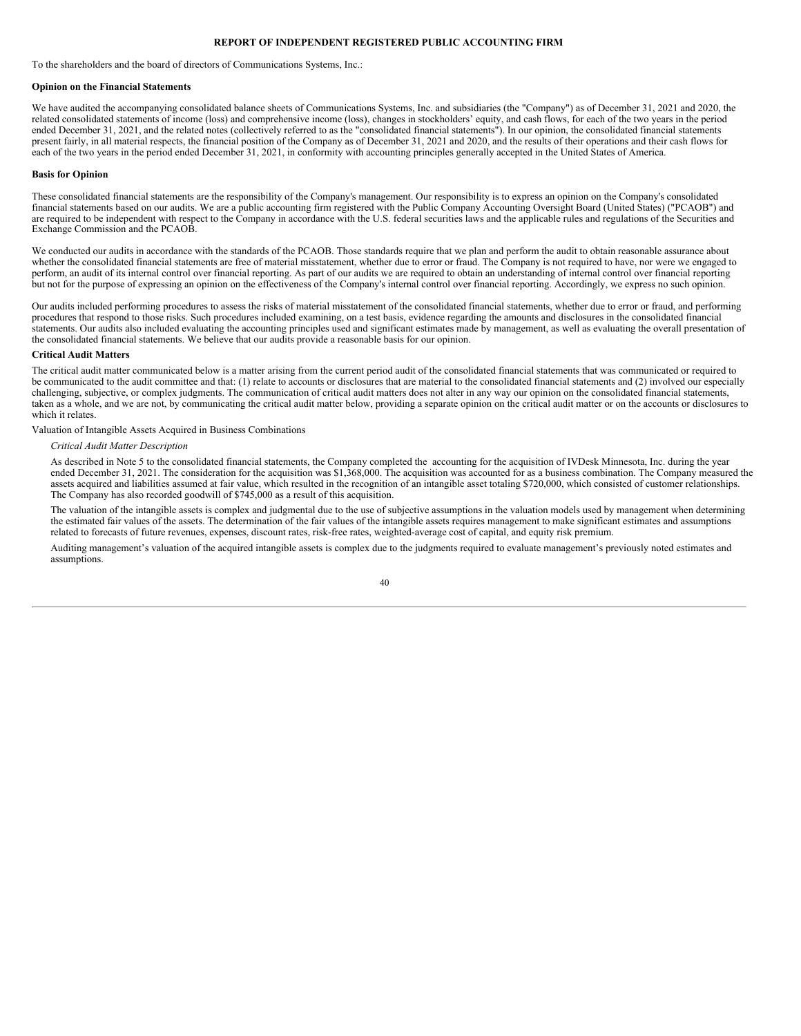# REPORT OF INDEPENDENT REGISTERED PUBLIC ACCOUNTING FIRM

To the shareholders and the board of directors of Communications Systems, Inc.:

**Opinion on the Financial Statements**

We have audited the accompanying consolidated balance sheets of Communications Systems, Inc. and subsidiaries (the "Company") as of December 31, 2021 and 2020, the related consolidated statements of income (loss) and comprehensive income (loss), changes in stockholders' equity, and cash flows, for each of the two years in the period ended December 31, 2021, and the related notes (collectively referred to as the "consolidated financial statements"). In our opinion, the consolidated financial statements present fairly, in all material respects, the financial position of the Company as of December 31, 2021 and 2020, and the results of their operations and their cash flows for each of the two years in the period ended December 31, 2021, in conformity with accounting principles generally accepted in the United States of America.

**Basis for Opinion**

These consolidated financial statements are the responsibility of the Company's management. Our responsibility is to express an opinion on the Company's consolidated financial statements based on our audits. We are a public accounting firm registered with the Public Company Accounting Oversight Board (United States) ("PCAOB") and are required to be independent with respect to the Company in accordance with the U.S. federal securities laws and the applicable rules and regulations of the Securities and Exchange Commission and the PCAOB.

We conducted our audits in accordance with the standards of the PCAOB. Those standards require that we plan and perform the audit to obtain reasonable assurance about whether the consolidated financial statements are free of material misstatement, whether due to error or fraud. The Company is not required to have, nor were we engaged to perform, an audit of its internal control over financial reporting. As part of our audits we are required to obtain an understanding of internal control over financial reporting but not for the purpose of expressing an opinion on the effectiveness of the Company's internal control over financial reporting. Accordingly, we express no such opinion.

Our audits included performing procedures to assess the risks of material misstatement of the consolidated financial statements, whether due to error or fraud, and performing procedures that respond to those risks. Such procedures included examining, on a test basis, evidence regarding the amounts and disclosures in the consolidated financial statements. Our audits also included evaluating the accounting principles used and significant estimates made by management, as well as evaluating the overall presentation of the consolidated financial statements. We believe that our audits provide a reasonable basis for our opinion.

**Critical Audit Matters**

The critical audit matter communicated below is a matter arising from the current period audit of the consolidated financial statements that was communicated or required to be communicated to the audit committee and that: (1) relate to accounts or disclosures that are material to the consolidated financial statements and (2) involved our especially challenging, subjective, or complex judgments. The communication of critical audit matters does not alter in any way our opinion on the consolidated financial statements, taken as a whole, and we are not, by communicating the critical audit matter below, providing a separate opinion on the critical audit matter or on the accounts or disclosures to which it relates.

Valuation of Intangible Assets Acquired in Business Combinations

*Critical Audit Matter Description*

As described in Note 5 to the consolidated financial statements, the Company completed the accounting for the acquisition of IVDesk Minnesota, Inc. during the year ended December 31, 2021. The consideration for the acquisition was $1,368,000. The acquisition was accounted for as a business combination. The Company measured the assets acquired and liabilities assumed at fair value, which resulted in the recognition of an intangible asset totaling $720,000, which consisted of customer relationships. The Company has also recorded goodwill of $745,000 as a result of this acquisition.

The valuation of the intangible assets is complex and judgmental due to the use of subjective assumptions in the valuation models used by management when determining the estimated fair values of the assets. The determination of the fair values of the intangible assets requires management to make significant estimates and assumptions related to forecasts of future revenues, expenses, discount rates, risk-free rates, weighted-average cost of capital, and equity risk premium.

Auditing management's valuation of the acquired intangible assets is complex due to the judgments required to evaluate management's previously noted estimates and assumptions.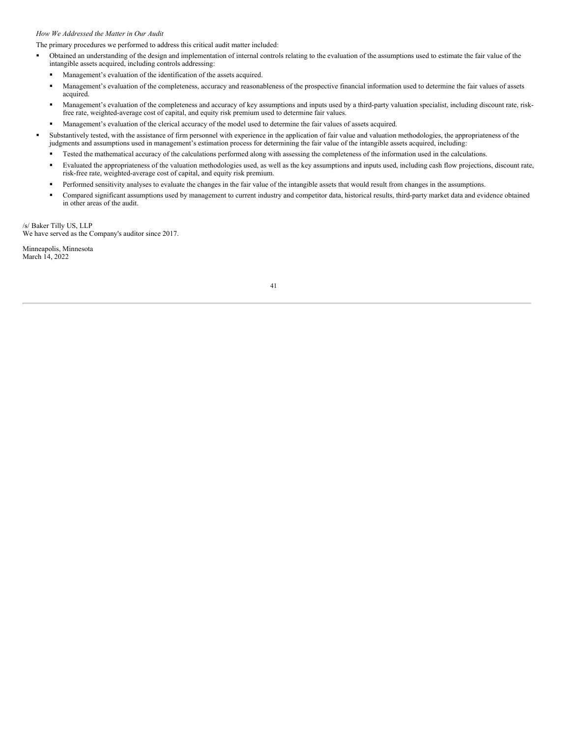*How We Addressed the Matter in Our Audit*

The primary procedures we performed to address this critical audit matter included:

- Obtained an understanding of the design and implementation of internal controls relating to the evaluation of the assumptions used to estimate the fair value of the intangible assets acquired, including controls addressing:
  - Management's evaluation of the identification of the assets acquired.
  - Management's evaluation of the completeness, accuracy and reasonableness of the prospective financial information used to determine the fair values of assets acquired.
  - Management's evaluation of the completeness and accuracy of key assumptions and inputs used by a third-party valuation specialist, including discount rate, risk-free rate, weighted-average cost of capital, and equity risk premium used to determine fair values.
  - Management's evaluation of the clerical accuracy of the model used to determine the fair values of assets acquired.
- Substantively tested, with the assistance of firm personnel with experience in the application of fair value and valuation methodologies, the appropriateness of the judgments and assumptions used in management's estimation process for determining the fair value of the intangible assets acquired, including:
  - Tested the mathematical accuracy of the calculations performed along with assessing the completeness of the information used in the calculations.
  - Evaluated the appropriateness of the valuation methodologies used, as well as the key assumptions and inputs used, including cash flow projections, discount rate, risk-free rate, weighted-average cost of capital, and equity risk premium.
  - Performed sensitivity analyses to evaluate the changes in the fair value of the intangible assets that would result from changes in the assumptions.
  - Compared significant assumptions used by management to current industry and competitor data, historical results, third-party market data and evidence obtained in other areas of the audit.

/s/ Baker Tilly US, LLP
We have served as the Company's auditor since 2017.

Minneapolis, Minnesota
March 14, 2022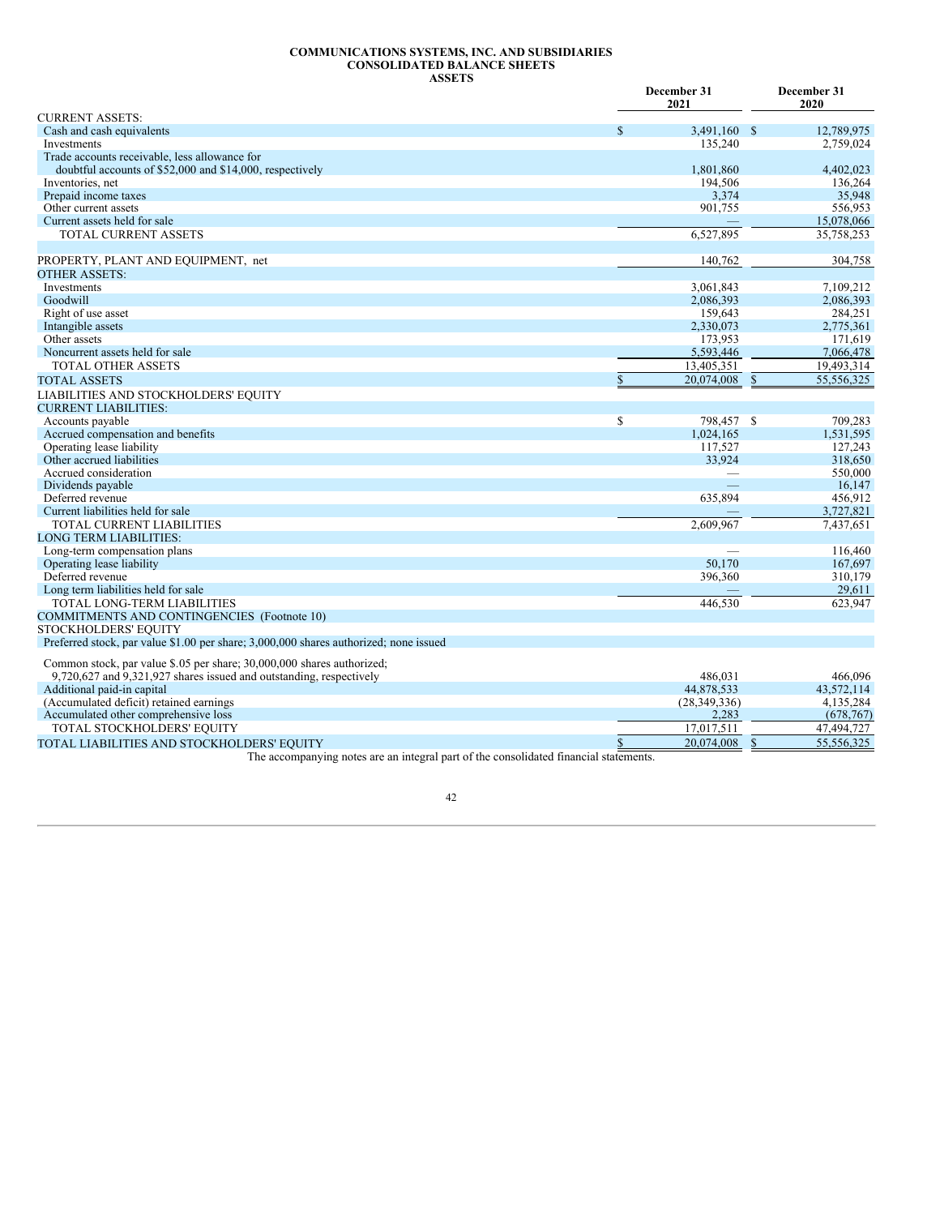# COMMUNICATIONS SYSTEMS, INC. AND SUBSIDIARIES
## CONSOLIDATED BALANCE SHEETS
### ASSETS

| | December 31 2021 | December 31 2020 |
|---|---|---|
| CURRENT ASSETS: | | |
| Cash and cash equivalents | $ 3,491,160 | $ 12,789,975 |
| Investments | 135,240 | 2,759,024 |
| Trade accounts receivable, less allowance for doubtful accounts of $52,000 and $14,000, respectively | 1,801,860 | 4,402,023 |
| Inventories, net | 194,506 | 136,264 |
| Prepaid income taxes | 3,374 | 35,948 |
| Other current assets | 901,755 | 556,953 |
| Current assets held for sale | — | 15,078,066 |
| TOTAL CURRENT ASSETS | 6,527,895 | 35,758,253 |
| | | |
| PROPERTY, PLANT AND EQUIPMENT, net | 140,762 | 304,758 |
| OTHER ASSETS: | | |
| Investments | 3,061,843 | 7,109,212 |
| Goodwill | 2,086,393 | 2,086,393 |
| Right of use asset | 159,643 | 284,251 |
| Intangible assets | 2,330,073 | 2,775,361 |
| Other assets | 173,953 | 171,619 |
| Noncurrent assets held for sale | 5,593,446 | 7,066,478 |
| TOTAL OTHER ASSETS | 13,405,351 | 19,493,314 |
| TOTAL ASSETS | $ 20,074,008 | $ 55,556,325 |
| LIABILITIES AND STOCKHOLDERS' EQUITY | | |
| CURRENT LIABILITIES: | | |
| Accounts payable | $ 798,457 | $ 709,283 |
| Accrued compensation and benefits | 1,024,165 | 1,531,595 |
| Operating lease liability | 117,527 | 127,243 |
| Other accrued liabilities | 33,924 | 318,650 |
| Accrued consideration | — | 550,000 |
| Dividends payable | — | 16,147 |
| Deferred revenue | 635,894 | 456,912 |
| Current liabilities held for sale | — | 3,727,821 |
| TOTAL CURRENT LIABILITIES | 2,609,967 | 7,437,651 |
| LONG TERM LIABILITIES: | | |
| Long-term compensation plans | — | 116,460 |
| Operating lease liability | 50,170 | 167,697 |
| Deferred revenue | 396,360 | 310,179 |
| Long term liabilities held for sale | — | 29,611 |
| TOTAL LONG-TERM LIABILITIES | 446,530 | 623,947 |
| COMMITMENTS AND CONTINGENCIES (Footnote 10) | | |
| STOCKHOLDERS' EQUITY | | |
| Preferred stock, par value $1.00 per share; 3,000,000 shares authorized; none issued | | |
| Common stock, par value $.05 per share; 30,000,000 shares authorized; 9,720,627 and 9,321,927 shares issued and outstanding, respectively | 486,031 | 466,096 |
| Additional paid-in capital | 44,878,533 | 43,572,114 |
| (Accumulated deficit) retained earnings | (28,349,336) | 4,135,284 |
| Accumulated other comprehensive loss | 2,283 | (678,767) |
| TOTAL STOCKHOLDERS' EQUITY | 17,017,511 | 47,494,727 |
| TOTAL LIABILITIES AND STOCKHOLDERS' EQUITY | $ 20,074,008 | $ 55,556,325 |

The accompanying notes are an integral part of the consolidated financial statements.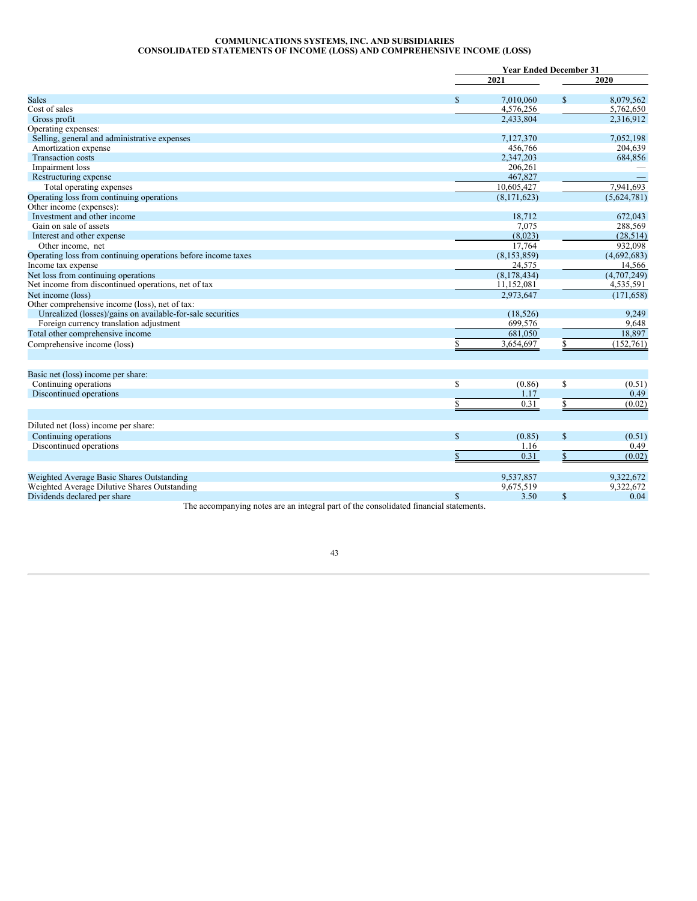**COMMUNICATIONS SYSTEMS, INC. AND SUBSIDIARIES**
**CONSOLIDATED STATEMENTS OF INCOME (LOSS) AND COMPREHENSIVE INCOME (LOSS)**

| | Year Ended December 31 | |
|---|---|---|
| | 2021 | 2020 |
| Sales | $ 7,010,060 | $ 8,079,562 |
| Cost of sales | 4,576,256 | 5,762,650 |
| Gross profit | 2,433,804 | 2,316,912 |
| Operating expenses: | | |
| Selling, general and administrative expenses | 7,127,370 | 7,052,198 |
| Amortization expense | 456,766 | 204,639 |
| Transaction costs | 2,347,203 | 684,856 |
| Impairment loss | 206,261 | — |
| Restructuring expense | 467,827 | — |
| Total operating expenses | 10,605,427 | 7,941,693 |
| Operating loss from continuing operations | (8,171,623) | (5,624,781) |
| Other income (expenses): | | |
| Investment and other income | 18,712 | 672,043 |
| Gain on sale of assets | 7,075 | 288,569 |
| Interest and other expense | (8,023) | (28,514) |
| Other income, net | 17,764 | 932,098 |
| Operating loss from continuing operations before income taxes | (8,153,859) | (4,692,683) |
| Income tax expense | 24,575 | 14,566 |
| Net loss from continuing operations | (8,178,434) | (4,707,249) |
| Net income from discontinued operations, net of tax | 11,152,081 | 4,535,591 |
| Net income (loss) | 2,973,647 | (171,658) |
| Other comprehensive income (loss), net of tax: | | |
| Unrealized (losses)/gains on available-for-sale securities | (18,526) | 9,249 |
| Foreign currency translation adjustment | 699,576 | 9,648 |
| Total other comprehensive income | 681,050 | 18,897 |
| Comprehensive income (loss) | $ 3,654,697 | $ (152,761) |
| | | |
| Basic net (loss) income per share: | | |
| Continuing operations | $ (0.86) | $ (0.51) |
| Discontinued operations | 1.17 | 0.49 |
| | $ 0.31 | $ (0.02) |
| | | |
| Diluted net (loss) income per share: | | |
| Continuing operations | $ (0.85) | $ (0.51) |
| Discontinued operations | 1.16 | 0.49 |
| | $ 0.31 | $ (0.02) |
| | | |
| Weighted Average Basic Shares Outstanding | 9,537,857 | 9,322,672 |
| Weighted Average Dilutive Shares Outstanding | 9,675,519 | 9,322,672 |
| Dividends declared per share | $ 3.50 | $ 0.04 |

The accompanying notes are an integral part of the consolidated financial statements.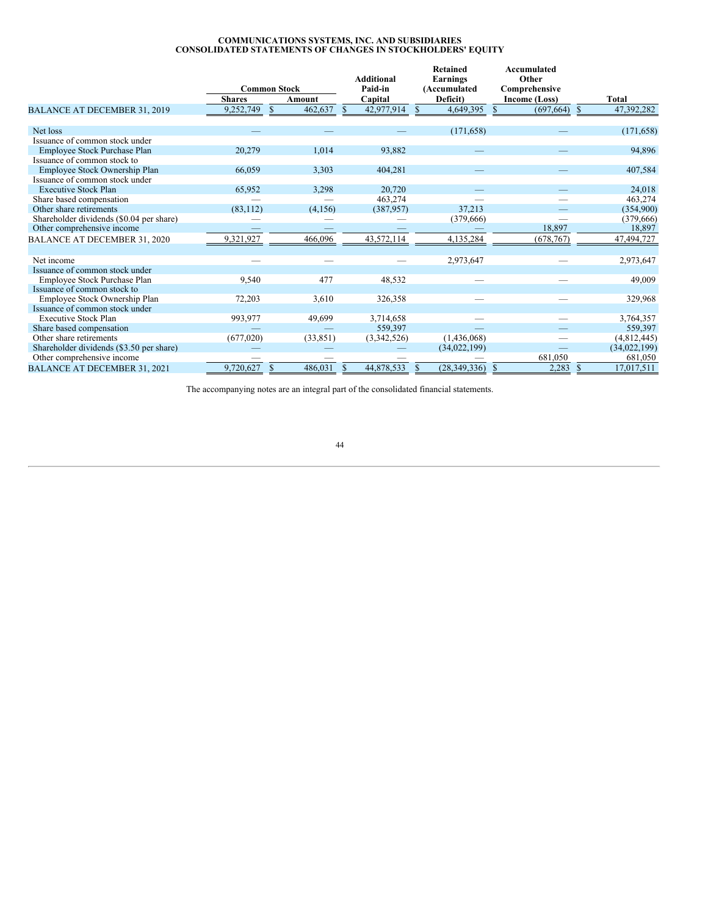**COMMUNICATIONS SYSTEMS, INC. AND SUBSIDIARIES**
**CONSOLIDATED STATEMENTS OF CHANGES IN STOCKHOLDERS' EQUITY**

| | Common Stock | | Additional Paid-in Capital | Retained Earnings (Accumulated Deficit) | Accumulated Other Comprehensive Income (Loss) | Total |
|---|---|---|---|---|---|---|
| | Shares | Amount | | | | |
| BALANCE AT DECEMBER 31, 2019 | 9,252,749 | $ 462,637 | $ 42,977,914 | $ 4,649,395 | $ (697,664) | $ 47,392,282 |
| Net loss | — | — | — | (171,658) | — | (171,658) |
| Issuance of common stock under Employee Stock Purchase Plan | 20,279 | 1,014 | 93,882 | — | — | 94,896 |
| Issuance of common stock to Employee Stock Ownership Plan | 66,059 | 3,303 | 404,281 | — | — | 407,584 |
| Issuance of common stock under Executive Stock Plan | 65,952 | 3,298 | 20,720 | — | — | 24,018 |
| Share based compensation | — | — | 463,274 | — | — | 463,274 |
| Other share retirements | (83,112) | (4,156) | (387,957) | 37,213 | — | (354,900) |
| Shareholder dividends ($0.04 per share) | — | — | — | (379,666) | — | (379,666) |
| Other comprehensive income | — | — | — | — | 18,897 | 18,897 |
| BALANCE AT DECEMBER 31, 2020 | 9,321,927 | 466,096 | 43,572,114 | 4,135,284 | (678,767) | 47,494,727 |
| Net income | — | — | — | 2,973,647 | — | 2,973,647 |
| Issuance of common stock under Employee Stock Purchase Plan | 9,540 | 477 | 48,532 | — | — | 49,009 |
| Issuance of common stock to Employee Stock Ownership Plan | 72,203 | 3,610 | 326,358 | — | — | 329,968 |
| Issuance of common stock under Executive Stock Plan | 993,977 | 49,699 | 3,714,658 | — | — | 3,764,357 |
| Share based compensation | — | — | 559,397 | — | — | 559,397 |
| Other share retirements | (677,020) | (33,851) | (3,342,526) | (1,436,068) | — | (4,812,445) |
| Shareholder dividends ($3.50 per share) | — | — | — | (34,022,199) | — | (34,022,199) |
| Other comprehensive income | — | — | — | — | 681,050 | 681,050 |
| BALANCE AT DECEMBER 31, 2021 | 9,720,627 | $ 486,031 | $ 44,878,533 | $ (28,349,336) | $ 2,283 | $ 17,017,511 |

The accompanying notes are an integral part of the consolidated financial statements.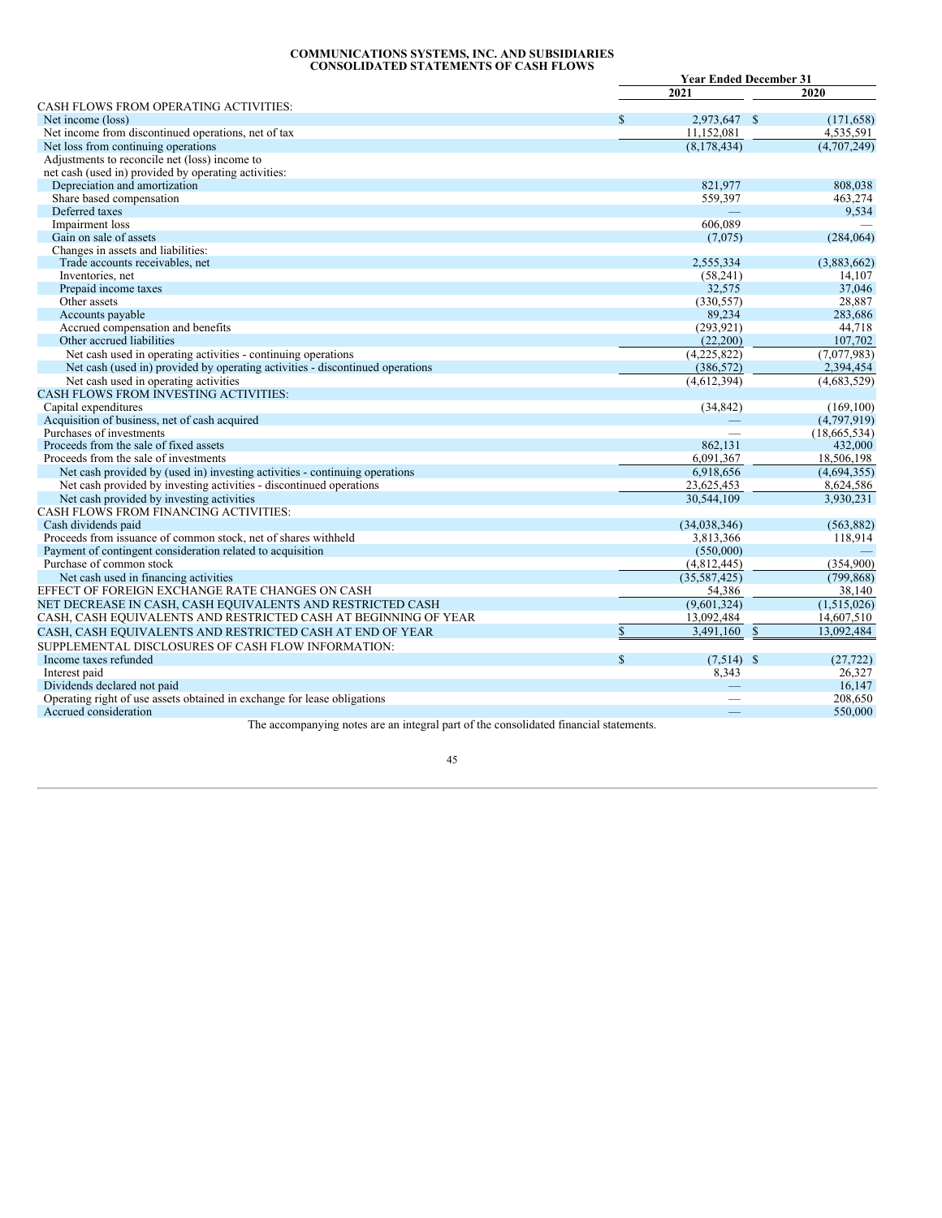# COMMUNICATIONS SYSTEMS, INC. AND SUBSIDIARIES
## CONSOLIDATED STATEMENTS OF CASH FLOWS

| | Year Ended December 31 | |
|---|---|---|
| | 2021 | 2020 |
| CASH FLOWS FROM OPERATING ACTIVITIES: | | |
| Net income (loss) | $ 2,973,647 | $ (171,658) |
| Net income from discontinued operations, net of tax | 11,152,081 | 4,535,591 |
| Net loss from continuing operations | (8,178,434) | (4,707,249) |
| Adjustments to reconcile net (loss) income to net cash (used in) provided by operating activities: | | |
| Depreciation and amortization | 821,977 | 808,038 |
| Share based compensation | 559,397 | 463,274 |
| Deferred taxes | — | 9,534 |
| Impairment loss | 606,089 | — |
| Gain on sale of assets | (7,075) | (284,064) |
| Changes in assets and liabilities: | | |
| Trade accounts receivables, net | 2,555,334 | (3,883,662) |
| Inventories, net | (58,241) | 14,107 |
| Prepaid income taxes | 32,575 | 37,046 |
| Other assets | (330,557) | 28,887 |
| Accounts payable | 89,234 | 283,686 |
| Accrued compensation and benefits | (293,921) | 44,718 |
| Other accrued liabilities | (22,200) | 107,702 |
| Net cash used in operating activities - continuing operations | (4,225,822) | (7,077,983) |
| Net cash (used in) provided by operating activities - discontinued operations | (386,572) | 2,394,454 |
| Net cash used in operating activities | (4,612,394) | (4,683,529) |
| CASH FLOWS FROM INVESTING ACTIVITIES: | | |
| Capital expenditures | (34,842) | (169,100) |
| Acquisition of business, net of cash acquired | — | (4,797,919) |
| Purchases of investments | — | (18,665,534) |
| Proceeds from the sale of fixed assets | 862,131 | 432,000 |
| Proceeds from the sale of investments | 6,091,367 | 18,506,198 |
| Net cash provided by (used in) investing activities - continuing operations | 6,918,656 | (4,694,355) |
| Net cash provided by investing activities - discontinued operations | 23,625,453 | 8,624,586 |
| Net cash provided by investing activities | 30,544,109 | 3,930,231 |
| CASH FLOWS FROM FINANCING ACTIVITIES: | | |
| Cash dividends paid | (34,038,346) | (563,882) |
| Proceeds from issuance of common stock, net of shares withheld | 3,813,366 | 118,914 |
| Payment of contingent consideration related to acquisition | (550,000) | — |
| Purchase of common stock | (4,812,445) | (354,900) |
| Net cash used in financing activities | (35,587,425) | (799,868) |
| EFFECT OF FOREIGN EXCHANGE RATE CHANGES ON CASH | 54,386 | 38,140 |
| NET DECREASE IN CASH, CASH EQUIVALENTS AND RESTRICTED CASH | (9,601,324) | (1,515,026) |
| CASH, CASH EQUIVALENTS AND RESTRICTED CASH AT BEGINNING OF YEAR | 13,092,484 | 14,607,510 |
| CASH, CASH EQUIVALENTS AND RESTRICTED CASH AT END OF YEAR | $ 3,491,160 | $ 13,092,484 |
| SUPPLEMENTAL DISCLOSURES OF CASH FLOW INFORMATION: | | |
| Income taxes refunded | $ (7,514) | $ (27,722) |
| Interest paid | 8,343 | 26,327 |
| Dividends declared not paid | — | 16,147 |
| Operating right of use assets obtained in exchange for lease obligations | — | 208,650 |
| Accrued consideration | — | 550,000 |

The accompanying notes are an integral part of the consolidated financial statements.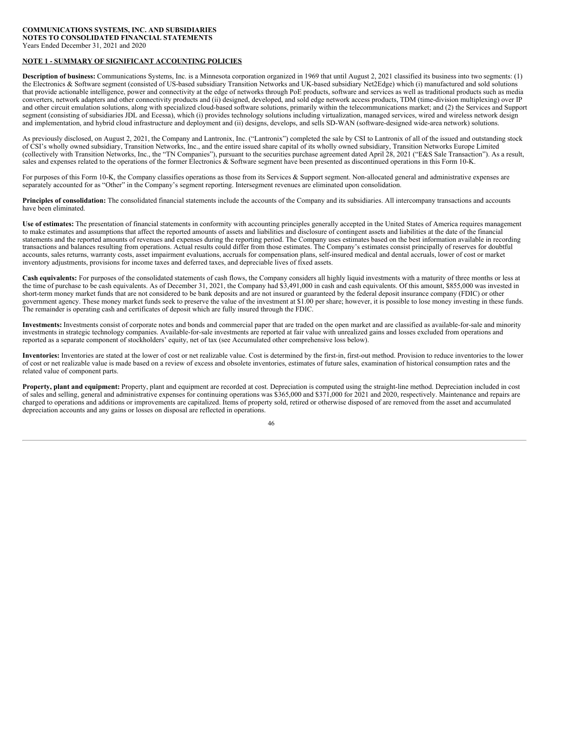**COMMUNICATIONS SYSTEMS, INC. AND SUBSIDIARIES**
**NOTES TO CONSOLIDATED FINANCIAL STATEMENTS**
Years Ended December 31, 2021 and 2020

## NOTE 1 - SUMMARY OF SIGNIFICANT ACCOUNTING POLICIES

**Description of business:** Communications Systems, Inc. is a Minnesota corporation organized in 1969 that until August 2, 2021 classified its business into two segments: (1) the Electronics & Software segment (consisted of US-based subsidiary Transition Networks and UK-based subsidiary Net2Edge) which (i) manufactured and sold solutions that provide actionable intelligence, power and connectivity at the edge of networks through PoE products, software and services as well as traditional products such as media converters, network adapters and other connectivity products and (ii) designed, developed, and sold edge network access products, TDM (time-division multiplexing) over IP and other circuit emulation solutions, along with specialized cloud-based software solutions, primarily within the telecommunications market; and (2) the Services and Support segment (consisting of subsidiaries JDL and Ecessa), which (i) provides technology solutions including virtualization, managed services, wired and wireless network design and implementation, and hybrid cloud infrastructure and deployment and (ii) designs, develops, and sells SD-WAN (software-designed wide-area network) solutions.

As previously disclosed, on August 2, 2021, the Company and Lantronix, Inc. ("Lantronix") completed the sale by CSI to Lantronix of all of the issued and outstanding stock of CSI's wholly owned subsidiary, Transition Networks, Inc., and the entire issued share capital of its wholly owned subsidiary, Transition Networks Europe Limited (collectively with Transition Networks, Inc., the "TN Companies"), pursuant to the securities purchase agreement dated April 28, 2021 ("E&S Sale Transaction"). As a result, sales and expenses related to the operations of the former Electronics & Software segment have been presented as discontinued operations in this Form 10-K.

For purposes of this Form 10-K, the Company classifies operations as those from its Services & Support segment. Non-allocated general and administrative expenses are separately accounted for as "Other" in the Company's segment reporting. Intersegment revenues are eliminated upon consolidation.

**Principles of consolidation:** The consolidated financial statements include the accounts of the Company and its subsidiaries. All intercompany transactions and accounts have been eliminated.

**Use of estimates:** The presentation of financial statements in conformity with accounting principles generally accepted in the United States of America requires management to make estimates and assumptions that affect the reported amounts of assets and liabilities and disclosure of contingent assets and liabilities at the date of the financial statements and the reported amounts of revenues and expenses during the reporting period. The Company uses estimates based on the best information available in recording transactions and balances resulting from operations. Actual results could differ from those estimates. The Company's estimates consist principally of reserves for doubtful accounts, sales returns, warranty costs, asset impairment evaluations, accruals for compensation plans, self-insured medical and dental accruals, lower of cost or market inventory adjustments, provisions for income taxes and deferred taxes, and depreciable lives of fixed assets.

**Cash equivalents:** For purposes of the consolidated statements of cash flows, the Company considers all highly liquid investments with a maturity of three months or less at the time of purchase to be cash equivalents. As of December 31, 2021, the Company had $3,491,000 in cash and cash equivalents. Of this amount, $855,000 was invested in short-term money market funds that are not considered to be bank deposits and are not insured or guaranteed by the federal deposit insurance company (FDIC) or other government agency. These money market funds seek to preserve the value of the investment at $1.00 per share; however, it is possible to lose money investing in these funds. The remainder is operating cash and certificates of deposit which are fully insured through the FDIC.

**Investments:** Investments consist of corporate notes and bonds and commercial paper that are traded on the open market and are classified as available-for-sale and minority investments in strategic technology companies. Available-for-sale investments are reported at fair value with unrealized gains and losses excluded from operations and reported as a separate component of stockholders' equity, net of tax (see Accumulated other comprehensive loss below).

**Inventories:** Inventories are stated at the lower of cost or net realizable value. Cost is determined by the first-in, first-out method. Provision to reduce inventories to the lower of cost or net realizable value is made based on a review of excess and obsolete inventories, estimates of future sales, examination of historical consumption rates and the related value of component parts.

**Property, plant and equipment:** Property, plant and equipment are recorded at cost. Depreciation is computed using the straight-line method. Depreciation included in cost of sales and selling, general and administrative expenses for continuing operations was $365,000 and $371,000 for 2021 and 2020, respectively. Maintenance and repairs are charged to operations and additions or improvements are capitalized. Items of property sold, retired or otherwise disposed of are removed from the asset and accumulated depreciation accounts and any gains or losses on disposal are reflected in operations.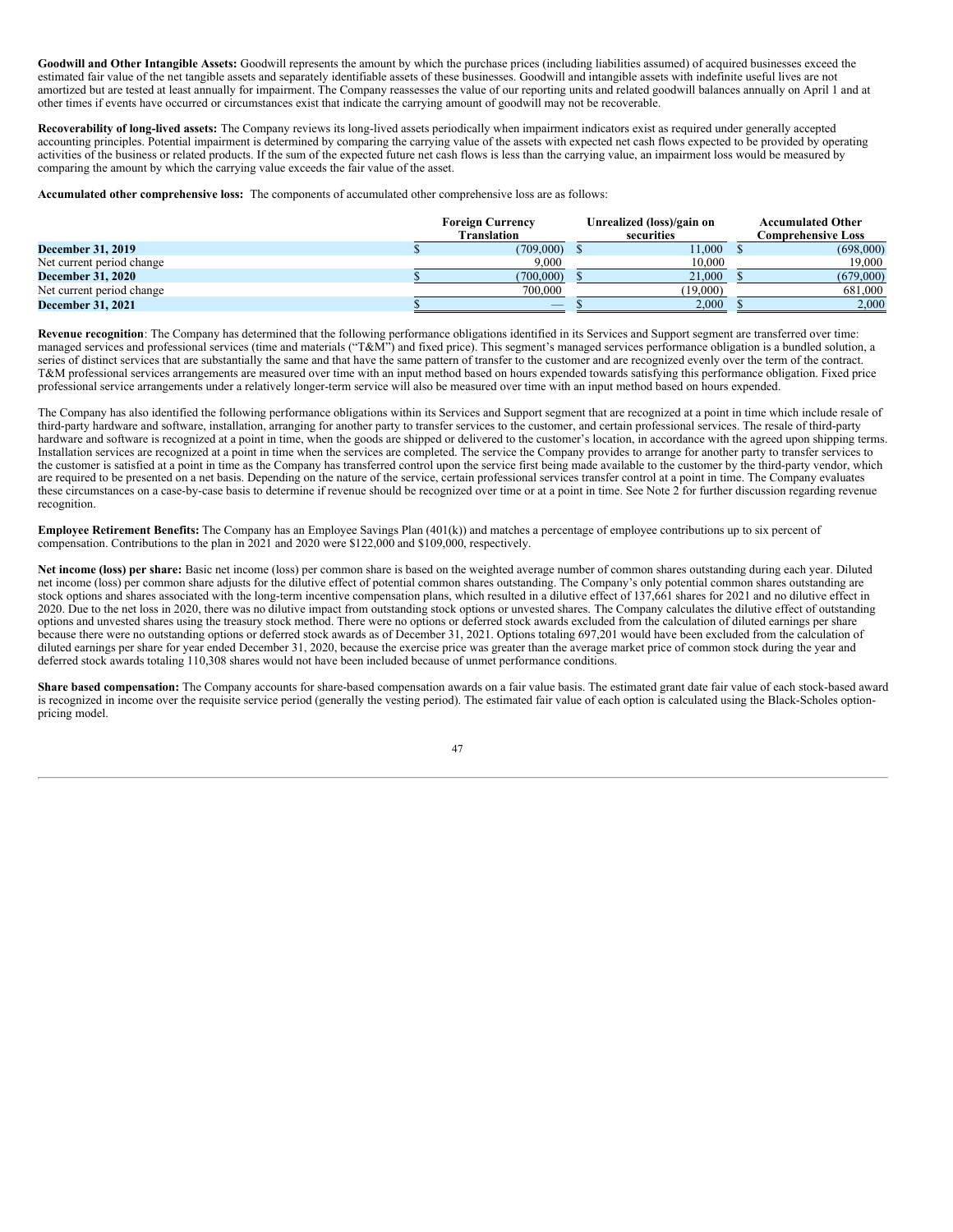**Goodwill and Other Intangible Assets:** Goodwill represents the amount by which the purchase prices (including liabilities assumed) of acquired businesses exceed the estimated fair value of the net tangible assets and separately identifiable assets of these businesses. Goodwill and intangible assets with indefinite useful lives are not amortized but are tested at least annually for impairment. The Company reassesses the value of our reporting units and related goodwill balances annually on April 1 and at other times if events have occurred or circumstances exist that indicate the carrying amount of goodwill may not be recoverable.

**Recoverability of long-lived assets:** The Company reviews its long-lived assets periodically when impairment indicators exist as required under generally accepted accounting principles. Potential impairment is determined by comparing the carrying value of the assets with expected net cash flows expected to be provided by operating activities of the business or related products. If the sum of the expected future net cash flows is less than the carrying value, an impairment loss would be measured by comparing the amount by which the carrying value exceeds the fair value of the asset.

**Accumulated other comprehensive loss:** The components of accumulated other comprehensive loss are as follows:

| | Foreign Currency Translation | Unrealized (loss)/gain on securities | Accumulated Other Comprehensive Loss |
|---|---|---|---|
| **December 31, 2019** | $ (709,000) | $ 11,000 | $ (698,000) |
| Net current period change | 9,000 | 10,000 | 19,000 |
| **December 31, 2020** | $ (700,000) | $ 21,000 | $ (679,000) |
| Net current period change | 700,000 | (19,000) | 681,000 |
| **December 31, 2021** | $ — | $ 2,000 | $ 2,000 |

**Revenue recognition**: The Company has determined that the following performance obligations identified in its Services and Support segment are transferred over time: managed services and professional services (time and materials ("T&M") and fixed price). This segment's managed services performance obligation is a bundled solution, a series of distinct services that are substantially the same and that have the same pattern of transfer to the customer and are recognized evenly over the term of the contract. T&M professional services arrangements are measured over time with an input method based on hours expended towards satisfying this performance obligation. Fixed price professional service arrangements under a relatively longer-term service will also be measured over time with an input method based on hours expended.

The Company has also identified the following performance obligations within its Services and Support segment that are recognized at a point in time which include resale of third-party hardware and software, installation, arranging for another party to transfer services to the customer, and certain professional services. The resale of third-party hardware and software is recognized at a point in time, when the goods are shipped or delivered to the customer's location, in accordance with the agreed upon shipping terms. Installation services are recognized at a point in time when the services are completed. The service the Company provides to arrange for another party to transfer services to the customer is satisfied at a point in time as the Company has transferred control upon the service first being made available to the customer by the third-party vendor, which are required to be presented on a net basis. Depending on the nature of the service, certain professional services transfer control at a point in time. The Company evaluates these circumstances on a case-by-case basis to determine if revenue should be recognized over time or at a point in time. See Note 2 for further discussion regarding revenue recognition.

**Employee Retirement Benefits:** The Company has an Employee Savings Plan (401(k)) and matches a percentage of employee contributions up to six percent of compensation. Contributions to the plan in 2021 and 2020 were $122,000 and $109,000, respectively.

**Net income (loss) per share:** Basic net income (loss) per common share is based on the weighted average number of common shares outstanding during each year. Diluted net income (loss) per common share adjusts for the dilutive effect of potential common shares outstanding. The Company's only potential common shares outstanding are stock options and shares associated with the long-term incentive compensation plans, which resulted in a dilutive effect of 137,661 shares for 2021 and no dilutive effect in 2020. Due to the net loss in 2020, there was no dilutive impact from outstanding stock options or unvested shares. The Company calculates the dilutive effect of outstanding options and unvested shares using the treasury stock method. There were no options or deferred stock awards excluded from the calculation of diluted earnings per share because there were no outstanding options or deferred stock awards as of December 31, 2021. Options totaling 697,201 would have been excluded from the calculation of diluted earnings per share for year ended December 31, 2020, because the exercise price was greater than the average market price of common stock during the year and deferred stock awards totaling 110,308 shares would not have been included because of unmet performance conditions.

**Share based compensation:** The Company accounts for share-based compensation awards on a fair value basis. The estimated grant date fair value of each stock-based award is recognized in income over the requisite service period (generally the vesting period). The estimated fair value of each option is calculated using the Black-Scholes option-pricing model.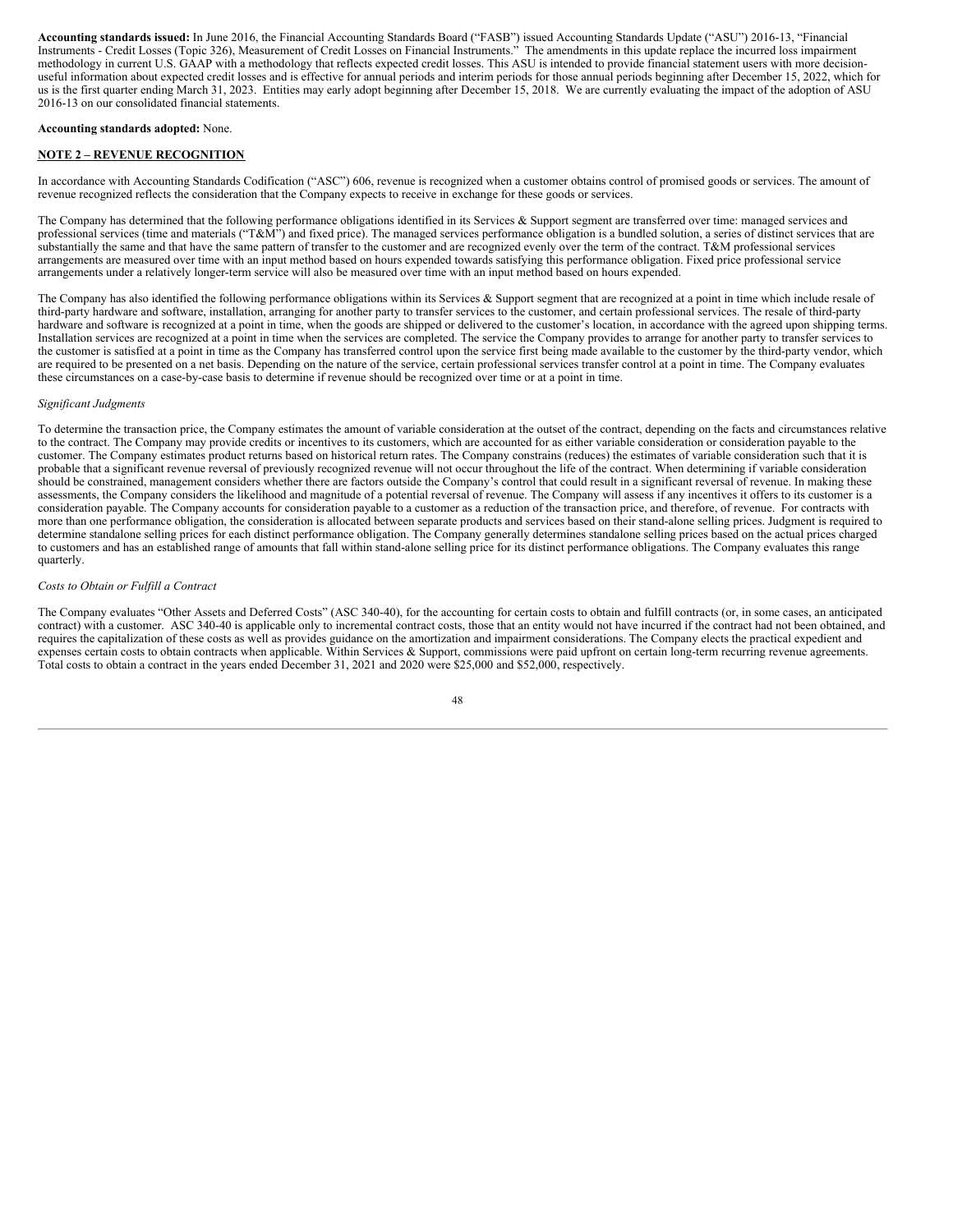**Accounting standards issued:** In June 2016, the Financial Accounting Standards Board ("FASB") issued Accounting Standards Update ("ASU") 2016-13, "Financial Instruments - Credit Losses (Topic 326), Measurement of Credit Losses on Financial Instruments." The amendments in this update replace the incurred loss impairment methodology in current U.S. GAAP with a methodology that reflects expected credit losses. This ASU is intended to provide financial statement users with more decision-useful information about expected credit losses and is effective for annual periods and interim periods for those annual periods beginning after December 15, 2022, which for us is the first quarter ending March 31, 2023. Entities may early adopt beginning after December 15, 2018. We are currently evaluating the impact of the adoption of ASU 2016-13 on our consolidated financial statements.

**Accounting standards adopted:** None.

## NOTE 2 – REVENUE RECOGNITION

In accordance with Accounting Standards Codification ("ASC") 606, revenue is recognized when a customer obtains control of promised goods or services. The amount of revenue recognized reflects the consideration that the Company expects to receive in exchange for these goods or services.

The Company has determined that the following performance obligations identified in its Services & Support segment are transferred over time: managed services and professional services (time and materials ("T&M") and fixed price). The managed services performance obligation is a bundled solution, a series of distinct services that are substantially the same and that have the same pattern of transfer to the customer and are recognized evenly over the term of the contract. T&M professional services arrangements are measured over time with an input method based on hours expended towards satisfying this performance obligation. Fixed price professional service arrangements under a relatively longer-term service will also be measured over time with an input method based on hours expended.

The Company has also identified the following performance obligations within its Services & Support segment that are recognized at a point in time which include resale of third-party hardware and software, installation, arranging for another party to transfer services to the customer, and certain professional services. The resale of third-party hardware and software is recognized at a point in time, when the goods are shipped or delivered to the customer's location, in accordance with the agreed upon shipping terms. Installation services are recognized at a point in time when the services are completed. The service the Company provides to arrange for another party to transfer services to the customer is satisfied at a point in time as the Company has transferred control upon the service first being made available to the customer by the third-party vendor, which are required to be presented on a net basis. Depending on the nature of the service, certain professional services transfer control at a point in time. The Company evaluates these circumstances on a case-by-case basis to determine if revenue should be recognized over time or at a point in time.

*Significant Judgments*

To determine the transaction price, the Company estimates the amount of variable consideration at the outset of the contract, depending on the facts and circumstances relative to the contract. The Company may provide credits or incentives to its customers, which are accounted for as either variable consideration or consideration payable to the customer. The Company estimates product returns based on historical return rates. The Company constrains (reduces) the estimates of variable consideration such that it is probable that a significant revenue reversal of previously recognized revenue will not occur throughout the life of the contract. When determining if variable consideration should be constrained, management considers whether there are factors outside the Company's control that could result in a significant reversal of revenue. In making these assessments, the Company considers the likelihood and magnitude of a potential reversal of revenue. The Company will assess if any incentives it offers to its customer is a consideration payable. The Company accounts for consideration payable to a customer as a reduction of the transaction price, and therefore, of revenue. For contracts with more than one performance obligation, the consideration is allocated between separate products and services based on their stand-alone selling prices. Judgment is required to determine standalone selling prices for each distinct performance obligation. The Company generally determines standalone selling prices based on the actual prices charged to customers and has an established range of amounts that fall within stand-alone selling price for its distinct performance obligations. The Company evaluates this range quarterly.

*Costs to Obtain or Fulfill a Contract*

The Company evaluates "Other Assets and Deferred Costs" (ASC 340-40), for the accounting for certain costs to obtain and fulfill contracts (or, in some cases, an anticipated contract) with a customer. ASC 340-40 is applicable only to incremental contract costs, those that an entity would not have incurred if the contract had not been obtained, and requires the capitalization of these costs as well as provides guidance on the amortization and impairment considerations. The Company elects the practical expedient and expenses certain costs to obtain contracts when applicable. Within Services & Support, commissions were paid upfront on certain long-term recurring revenue agreements. Total costs to obtain a contract in the years ended December 31, 2021 and 2020 were $25,000 and $52,000, respectively.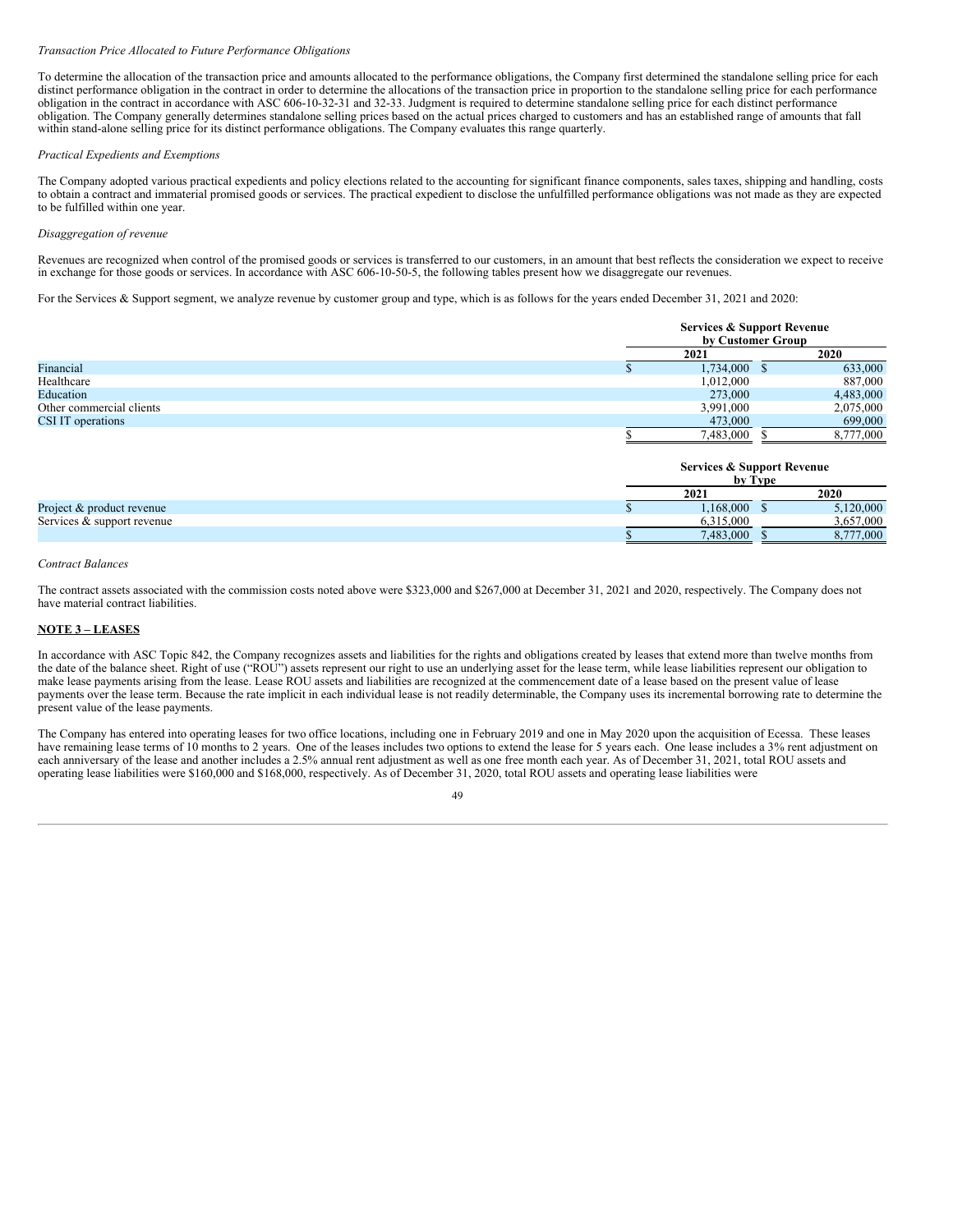*Transaction Price Allocated to Future Performance Obligations*

To determine the allocation of the transaction price and amounts allocated to the performance obligations, the Company first determined the standalone selling price for each distinct performance obligation in the contract in order to determine the allocations of the transaction price in proportion to the standalone selling price for each performance obligation in the contract in accordance with ASC 606-10-32-31 and 32-33. Judgment is required to determine standalone selling price for each distinct performance obligation. The Company generally determines standalone selling prices based on the actual prices charged to customers and has an established range of amounts that fall within stand-alone selling price for its distinct performance obligations. The Company evaluates this range quarterly.

*Practical Expedients and Exemptions*

The Company adopted various practical expedients and policy elections related to the accounting for significant finance components, sales taxes, shipping and handling, costs to obtain a contract and immaterial promised goods or services. The practical expedient to disclose the unfulfilled performance obligations was not made as they are expected to be fulfilled within one year.

*Disaggregation of revenue*

Revenues are recognized when control of the promised goods or services is transferred to our customers, in an amount that best reflects the consideration we expect to receive in exchange for those goods or services. In accordance with ASC 606-10-50-5, the following tables present how we disaggregate our revenues.

For the Services & Support segment, we analyze revenue by customer group and type, which is as follows for the years ended December 31, 2021 and 2020:

| | **Services & Support Revenue by Customer Group** | |
|---|---|---|
| | **2021** | **2020** |
| Financial | $ 1,734,000 | $ 633,000 |
| Healthcare | 1,012,000 | 887,000 |
| Education | 273,000 | 4,483,000 |
| Other commercial clients | 3,991,000 | 2,075,000 |
| CSI IT operations | 473,000 | 699,000 |
| | $ 7,483,000 | $ 8,777,000 |

| | **Services & Support Revenue by Type** | |
|---|---|---|
| | **2021** | **2020** |
| Project & product revenue | $ 1,168,000 | $ 5,120,000 |
| Services & support revenue | 6,315,000 | 3,657,000 |
| | $ 7,483,000 | $ 8,777,000 |

*Contract Balances*

The contract assets associated with the commission costs noted above were $323,000 and $267,000 at December 31, 2021 and 2020, respectively. The Company does not have material contract liabilities.

**NOTE 3 – LEASES**

In accordance with ASC Topic 842, the Company recognizes assets and liabilities for the rights and obligations created by leases that extend more than twelve months from the date of the balance sheet. Right of use ("ROU") assets represent our right to use an underlying asset for the lease term, while lease liabilities represent our obligation to make lease payments arising from the lease. Lease ROU assets and liabilities are recognized at the commencement date of a lease based on the present value of lease payments over the lease term. Because the rate implicit in each individual lease is not readily determinable, the Company uses its incremental borrowing rate to determine the present value of the lease payments.

The Company has entered into operating leases for two office locations, including one in February 2019 and one in May 2020 upon the acquisition of Ecessa. These leases have remaining lease terms of 10 months to 2 years. One of the leases includes two options to extend the lease for 5 years each. One lease includes a 3% rent adjustment on each anniversary of the lease and another includes a 2.5% annual rent adjustment as well as one free month each year. As of December 31, 2021, total ROU assets and operating lease liabilities were $160,000 and $168,000, respectively. As of December 31, 2020, total ROU assets and operating lease liabilities were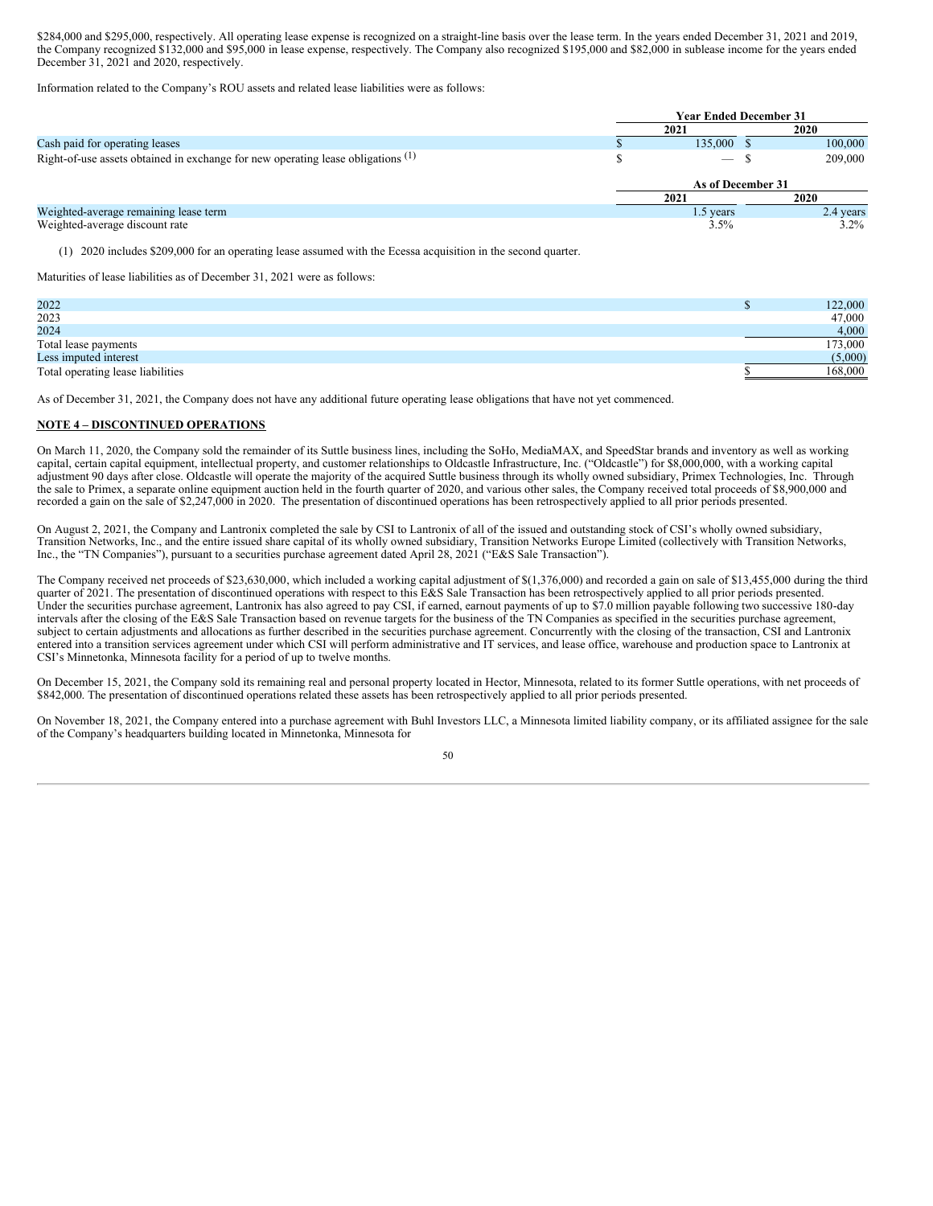$284,000 and $295,000, respectively. All operating lease expense is recognized on a straight-line basis over the lease term. In the years ended December 31, 2021 and 2019, the Company recognized $132,000 and $95,000 in lease expense, respectively. The Company also recognized $195,000 and $82,000 in sublease income for the years ended December 31, 2021 and 2020, respectively.

Information related to the Company's ROU assets and related lease liabilities were as follows:

| | Year Ended December 31 | |
|---|---|---|
| | 2021 | 2020 |
| Cash paid for operating leases | $ 135,000 | $ 100,000 |
| Right-of-use assets obtained in exchange for new operating lease obligations (1) | $ — | $ 209,000 |
| | **As of December 31** | |
| | **2021** | **2020** |
| Weighted-average remaining lease term | 1.5 years | 2.4 years |
| Weighted-average discount rate | 3.5% | 3.2% |

(1) 2020 includes $209,000 for an operating lease assumed with the Ecessa acquisition in the second quarter.

Maturities of lease liabilities as of December 31, 2021 were as follows:

| | |
|---|---|
| 2022 | $ 122,000 |
| 2023 | 47,000 |
| 2024 | 4,000 |
| Total lease payments | 173,000 |
| Less imputed interest | (5,000) |
| Total operating lease liabilities | $ 168,000 |

As of December 31, 2021, the Company does not have any additional future operating lease obligations that have not yet commenced.

## NOTE 4 – DISCONTINUED OPERATIONS

On March 11, 2020, the Company sold the remainder of its Suttle business lines, including the SoHo, MediaMAX, and SpeedStar brands and inventory as well as working capital, certain capital equipment, intellectual property, and customer relationships to Oldcastle Infrastructure, Inc. ("Oldcastle") for $8,000,000, with a working capital adjustment 90 days after close. Oldcastle will operate the majority of the acquired Suttle business through its wholly owned subsidiary, Primex Technologies, Inc. Through the sale to Primex, a separate online equipment auction held in the fourth quarter of 2020, and various other sales, the Company received total proceeds of $8,900,000 and recorded a gain on the sale of $2,247,000 in 2020. The presentation of discontinued operations has been retrospectively applied to all prior periods presented.

On August 2, 2021, the Company and Lantronix completed the sale by CSI to Lantronix of all of the issued and outstanding stock of CSI's wholly owned subsidiary, Transition Networks, Inc., and the entire issued share capital of its wholly owned subsidiary, Transition Networks Europe Limited (collectively with Transition Networks, Inc., the "TN Companies"), pursuant to a securities purchase agreement dated April 28, 2021 ("E&S Sale Transaction").

The Company received net proceeds of $23,630,000, which included a working capital adjustment of $(1,376,000) and recorded a gain on sale of $13,455,000 during the third quarter of 2021. The presentation of discontinued operations with respect to this E&S Sale Transaction has been retrospectively applied to all prior periods presented. Under the securities purchase agreement, Lantronix has also agreed to pay CSI, if earned, earnout payments of up to $7.0 million payable following two successive 180-day intervals after the closing of the E&S Sale Transaction based on revenue targets for the business of the TN Companies as specified in the securities purchase agreement, subject to certain adjustments and allocations as further described in the securities purchase agreement. Concurrently with the closing of the transaction, CSI and Lantronix entered into a transition services agreement under which CSI will perform administrative and IT services, and lease office, warehouse and production space to Lantronix at CSI's Minnetonka, Minnesota facility for a period of up to twelve months.

On December 15, 2021, the Company sold its remaining real and personal property located in Hector, Minnesota, related to its former Suttle operations, with net proceeds of $842,000. The presentation of discontinued operations related these assets has been retrospectively applied to all prior periods presented.

On November 18, 2021, the Company entered into a purchase agreement with Buhl Investors LLC, a Minnesota limited liability company, or its affiliated assignee for the sale of the Company's headquarters building located in Minnetonka, Minnesota for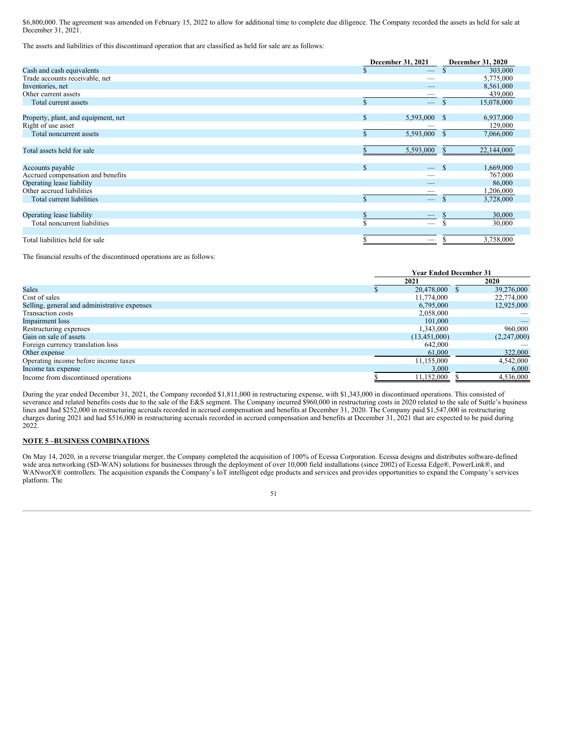$6,800,000. The agreement was amended on February 15, 2022 to allow for additional time to complete due diligence. The Company recorded the assets as held for sale at December 31, 2021.

The assets and liabilities of this discontinued operation that are classified as held for sale are as follows:

| | December 31, 2021 | December 31, 2020 |
|---|---|---|
| Cash and cash equivalents | $ — | $ 303,000 |
| Trade accounts receivable, net | — | 5,775,000 |
| Inventories, net | — | 8,561,000 |
| Other current assets | — | 439,000 |
| Total current assets | $ — | $ 15,078,000 |
| | | |
| Property, plant, and equipment, net | $ 5,593,000 | $ 6,937,000 |
| Right of use asset | — | 129,000 |
| Total noncurrent assets | $ 5,593,000 | $ 7,066,000 |
| | | |
| Total assets held for sale | $ 5,593,000 | $ 22,144,000 |
| | | |
| Accounts payable | $ — | $ 1,669,000 |
| Accrued compensation and benefits | — | 767,000 |
| Operating lease liability | — | 86,000 |
| Other accrued liabilities | — | 1,206,000 |
| Total current liabilities | $ — | $ 3,728,000 |
| | | |
| Operating lease liability | $ — | $ 30,000 |
| Total noncurrent liabilities | $ — | $ 30,000 |
| | | |
| Total liabilities held for sale | $ — | $ 3,758,000 |

The financial results of the discontinued operations are as follows:

| | Year Ended December 31 | |
|---|---|---|
| | 2021 | 2020 |
| Sales | $ 20,478,000 | $ 39,276,000 |
| Cost of sales | 11,774,000 | 22,774,000 |
| Selling, general and administrative expenses | 6,795,000 | 12,925,000 |
| Transaction costs | 2,058,000 | — |
| Impairment loss | 101,000 | — |
| Restructuring expenses | 1,343,000 | 960,000 |
| Gain on sale of assets | (13,451,000) | (2,247,000) |
| Foreign currency translation loss | 642,000 | — |
| Other expense | 61,000 | 322,000 |
| Operating income before income taxes | 11,155,000 | 4,542,000 |
| Income tax expense | 3,000 | 6,000 |
| Income from discontinued operations | $ 11,152,000 | $ 4,536,000 |

During the year ended December 31, 2021, the Company recorded $1,811,000 in restructuring expense, with $1,343,000 in discontinued operations. This consisted of severance and related benefits costs due to the sale of the E&S segment. The Company incurred $960,000 in restructuring costs in 2020 related to the sale of Suttle's business lines and had $252,000 in restructuring accruals recorded in accrued compensation and benefits at December 31, 2020. The Company paid $1,547,000 in restructuring charges during 2021 and had $516,000 in restructuring accruals recorded in accrued compensation and benefits at December 31, 2021 that are expected to be paid during 2022.

**NOTE 5 –BUSINESS COMBINATIONS**

On May 14, 2020, in a reverse triangular merger, the Company completed the acquisition of 100% of Ecessa Corporation. Ecessa designs and distributes software-defined wide area networking (SD-WAN) solutions for businesses through the deployment of over 10,000 field installations (since 2002) of Ecessa Edge®, PowerLink®, and WANworX® controllers. The acquisition expands the Company's IoT intelligent edge products and services and provides opportunities to expand the Company's services platform. The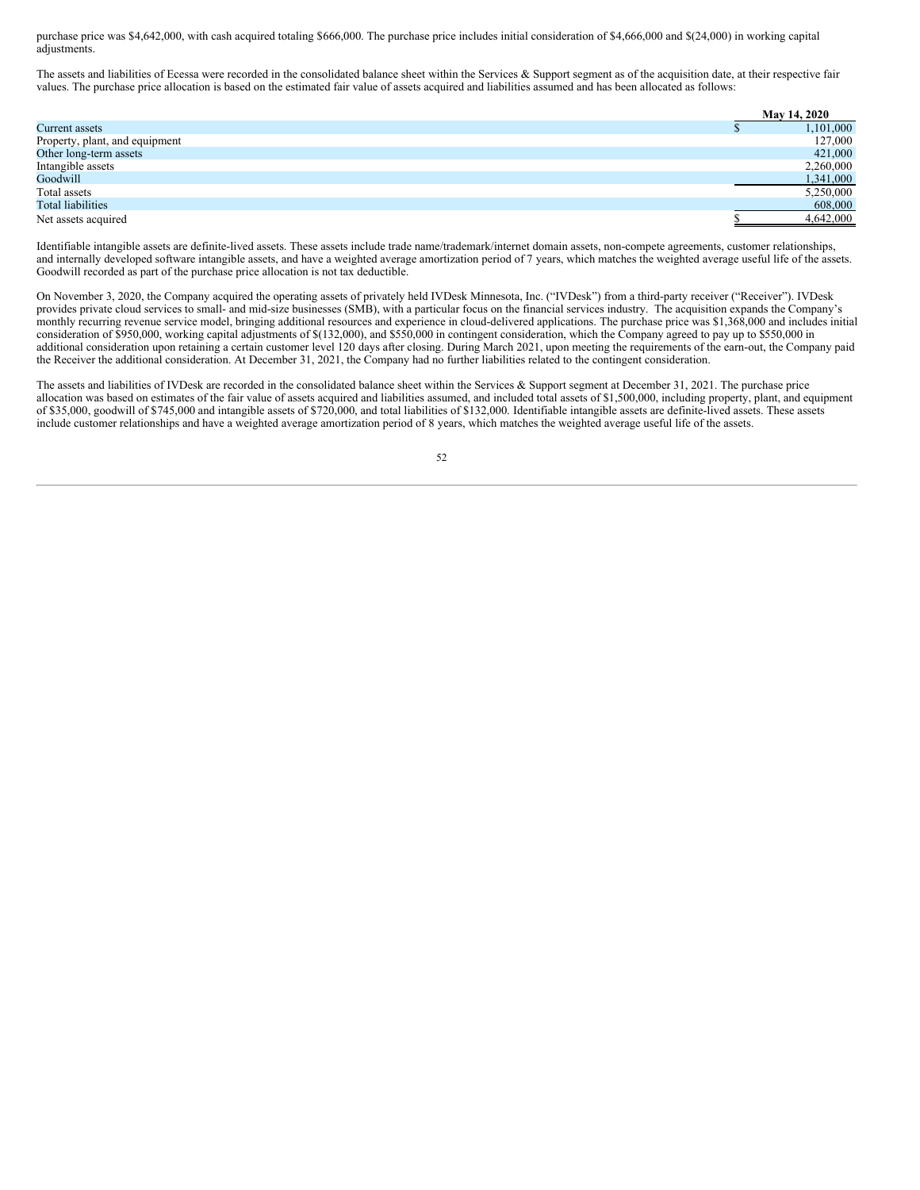purchase price was $4,642,000, with cash acquired totaling $666,000. The purchase price includes initial consideration of $4,666,000 and $(24,000) in working capital adjustments.

The assets and liabilities of Ecessa were recorded in the consolidated balance sheet within the Services & Support segment as of the acquisition date, at their respective fair values. The purchase price allocation is based on the estimated fair value of assets acquired and liabilities assumed and has been allocated as follows:

| | May 14, 2020 |
|---|---|
| Current assets | $ 1,101,000 |
| Property, plant, and equipment | 127,000 |
| Other long-term assets | 421,000 |
| Intangible assets | 2,260,000 |
| Goodwill | 1,341,000 |
| Total assets | 5,250,000 |
| Total liabilities | 608,000 |
| Net assets acquired | $ 4,642,000 |

Identifiable intangible assets are definite-lived assets. These assets include trade name/trademark/internet domain assets, non-compete agreements, customer relationships, and internally developed software intangible assets, and have a weighted average amortization period of 7 years, which matches the weighted average useful life of the assets. Goodwill recorded as part of the purchase price allocation is not tax deductible.

On November 3, 2020, the Company acquired the operating assets of privately held IVDesk Minnesota, Inc. ("IVDesk") from a third-party receiver ("Receiver"). IVDesk provides private cloud services to small- and mid-size businesses (SMB), with a particular focus on the financial services industry. The acquisition expands the Company's monthly recurring revenue service model, bringing additional resources and experience in cloud-delivered applications. The purchase price was $1,368,000 and includes initial consideration of $950,000, working capital adjustments of $(132,000), and $550,000 in contingent consideration, which the Company agreed to pay up to $550,000 in additional consideration upon retaining a certain customer level 120 days after closing. During March 2021, upon meeting the requirements of the earn-out, the Company paid the Receiver the additional consideration. At December 31, 2021, the Company had no further liabilities related to the contingent consideration.

The assets and liabilities of IVDesk are recorded in the consolidated balance sheet within the Services & Support segment at December 31, 2021. The purchase price allocation was based on estimates of the fair value of assets acquired and liabilities assumed, and included total assets of $1,500,000, including property, plant, and equipment of $35,000, goodwill of $745,000 and intangible assets of $720,000, and total liabilities of $132,000. Identifiable intangible assets are definite-lived assets. These assets include customer relationships and have a weighted average amortization period of 8 years, which matches the weighted average useful life of the assets.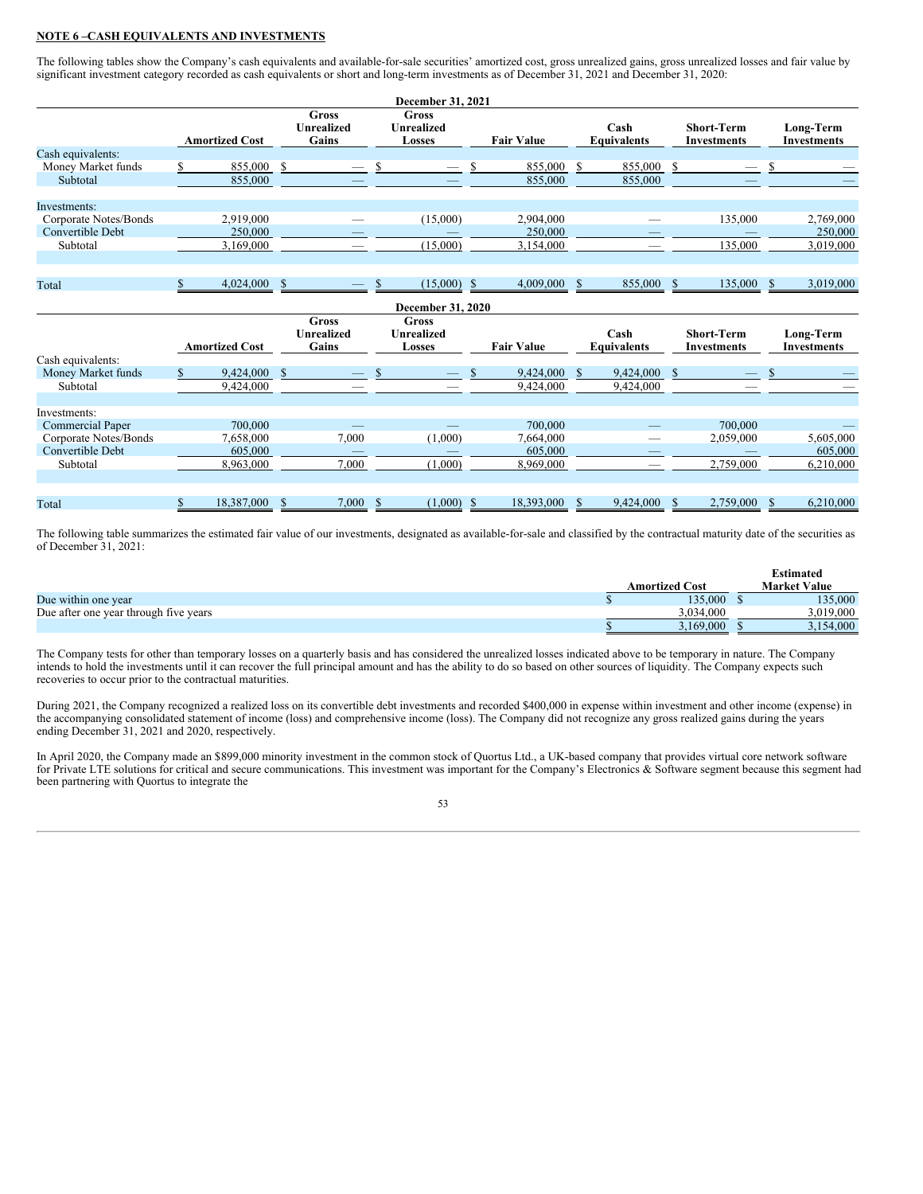**NOTE 6 –CASH EQUIVALENTS AND INVESTMENTS**

The following tables show the Company's cash equivalents and available-for-sale securities' amortized cost, gross unrealized gains, gross unrealized losses and fair value by significant investment category recorded as cash equivalents or short and long-term investments as of December 31, 2021 and December 31, 2020:

| December 31, 2021 | Amortized Cost | Gross Unrealized Gains | Gross Unrealized Losses | Fair Value | Cash Equivalents | Short-Term Investments | Long-Term Investments |
|---|---|---|---|---|---|---|---|
| Cash equivalents: | | | | | | | |
| Money Market funds | $ 855,000 | $ — | $ — | $ 855,000 | $ 855,000 | $ — | $ — |
| Subtotal | 855,000 | — | — | 855,000 | 855,000 | — | — |
| Investments: | | | | | | | |
| Corporate Notes/Bonds | 2,919,000 | — | (15,000) | 2,904,000 | — | 135,000 | 2,769,000 |
| Convertible Debt | 250,000 | — | — | 250,000 | — | — | 250,000 |
| Subtotal | 3,169,000 | — | (15,000) | 3,154,000 | — | 135,000 | 3,019,000 |
| Total | $ 4,024,000 | $ — | $ (15,000) | $ 4,009,000 | $ 855,000 | $ 135,000 | $ 3,019,000 |

| December 31, 2020 | Amortized Cost | Gross Unrealized Gains | Gross Unrealized Losses | Fair Value | Cash Equivalents | Short-Term Investments | Long-Term Investments |
|---|---|---|---|---|---|---|---|
| Cash equivalents: | | | | | | | |
| Money Market funds | $ 9,424,000 | $ — | $ — | $ 9,424,000 | $ 9,424,000 | $ — | $ — |
| Subtotal | 9,424,000 | — | — | 9,424,000 | 9,424,000 | — | — |
| Investments: | | | | | | | |
| Commercial Paper | 700,000 | — | — | 700,000 | — | 700,000 | — |
| Corporate Notes/Bonds | 7,658,000 | 7,000 | (1,000) | 7,664,000 | — | 2,059,000 | 5,605,000 |
| Convertible Debt | 605,000 | — | — | 605,000 | — | — | 605,000 |
| Subtotal | 8,963,000 | 7,000 | (1,000) | 8,969,000 | — | 2,759,000 | 6,210,000 |
| Total | $ 18,387,000 | $ 7,000 | $ (1,000) | $ 18,393,000 | $ 9,424,000 | $ 2,759,000 | $ 6,210,000 |

The following table summarizes the estimated fair value of our investments, designated as available-for-sale and classified by the contractual maturity date of the securities as of December 31, 2021:

| | Amortized Cost | Estimated Market Value |
|---|---|---|
| Due within one year | $ 135,000 | $ 135,000 |
| Due after one year through five years | 3,034,000 | 3,019,000 |
| | $ 3,169,000 | $ 3,154,000 |

The Company tests for other than temporary losses on a quarterly basis and has considered the unrealized losses indicated above to be temporary in nature. The Company intends to hold the investments until it can recover the full principal amount and has the ability to do so based on other sources of liquidity. The Company expects such recoveries to occur prior to the contractual maturities.

During 2021, the Company recognized a realized loss on its convertible debt investments and recorded $400,000 in expense within investment and other income (expense) in the accompanying consolidated statement of income (loss) and comprehensive income (loss). The Company did not recognize any gross realized gains during the years ending December 31, 2021 and 2020, respectively.

In April 2020, the Company made an $899,000 minority investment in the common stock of Quortus Ltd., a UK-based company that provides virtual core network software for Private LTE solutions for critical and secure communications. This investment was important for the Company's Electronics & Software segment because this segment had been partnering with Quortus to integrate the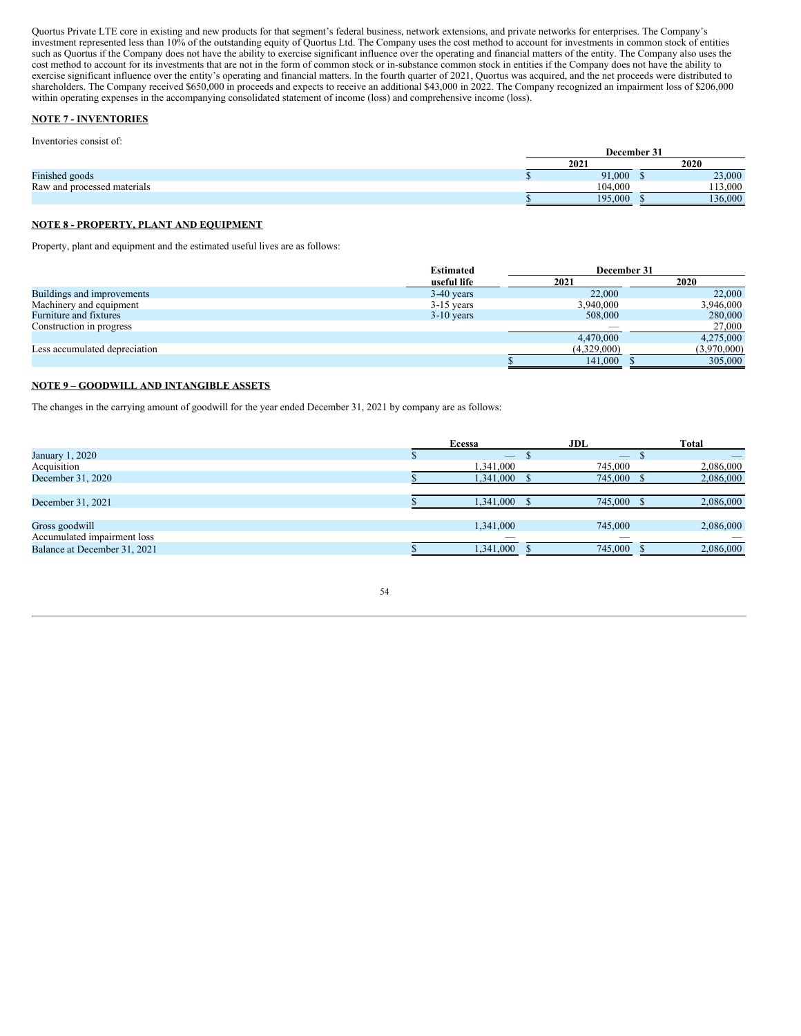Quortus Private LTE core in existing and new products for that segment's federal business, network extensions, and private networks for enterprises. The Company's investment represented less than 10% of the outstanding equity of Quortus Ltd. The Company uses the cost method to account for investments in common stock of entities such as Quortus if the Company does not have the ability to exercise significant influence over the operating and financial matters of the entity. The Company also uses the cost method to account for its investments that are not in the form of common stock or in-substance common stock in entities if the Company does not have the ability to exercise significant influence over the entity's operating and financial matters. In the fourth quarter of 2021, Quortus was acquired, and the net proceeds were distributed to shareholders. The Company received $650,000 in proceeds and expects to receive an additional $43,000 in 2022. The Company recognized an impairment loss of $206,000 within operating expenses in the accompanying consolidated statement of income (loss) and comprehensive income (loss).

**NOTE 7 - INVENTORIES**

Inventories consist of:

| | December 31 | |
|---|---|---|
| | 2021 | 2020 |
| Finished goods | $ 91,000 | $ 23,000 |
| Raw and processed materials | 104,000 | 113,000 |
| | $ 195,000 | $ 136,000 |

**NOTE 8 - PROPERTY, PLANT AND EQUIPMENT**

Property, plant and equipment and the estimated useful lives are as follows:

| | Estimated useful life | December 31 | |
|---|---|---|---|
| | | 2021 | 2020 |
| Buildings and improvements | 3-40 years | 22,000 | 22,000 |
| Machinery and equipment | 3-15 years | 3,940,000 | 3,946,000 |
| Furniture and fixtures | 3-10 years | 508,000 | 280,000 |
| Construction in progress | | — | 27,000 |
| | | 4,470,000 | 4,275,000 |
| Less accumulated depreciation | | (4,329,000) | (3,970,000) |
| | | $ 141,000 | $ 305,000 |

**NOTE 9 – GOODWILL AND INTANGIBLE ASSETS**

The changes in the carrying amount of goodwill for the year ended December 31, 2021 by company are as follows:

| | Ecessa | JDL | Total |
|---|---|---|---|
| January 1, 2020 | $ — | $ — | $ — |
| Acquisition | 1,341,000 | 745,000 | 2,086,000 |
| December 31, 2020 | $ 1,341,000 | $ 745,000 | $ 2,086,000 |
| | | | |
| December 31, 2021 | $ 1,341,000 | $ 745,000 | $ 2,086,000 |
| | | | |
| Gross goodwill | 1,341,000 | 745,000 | 2,086,000 |
| Accumulated impairment loss | — | — | — |
| Balance at December 31, 2021 | $ 1,341,000 | $ 745,000 | $ 2,086,000 |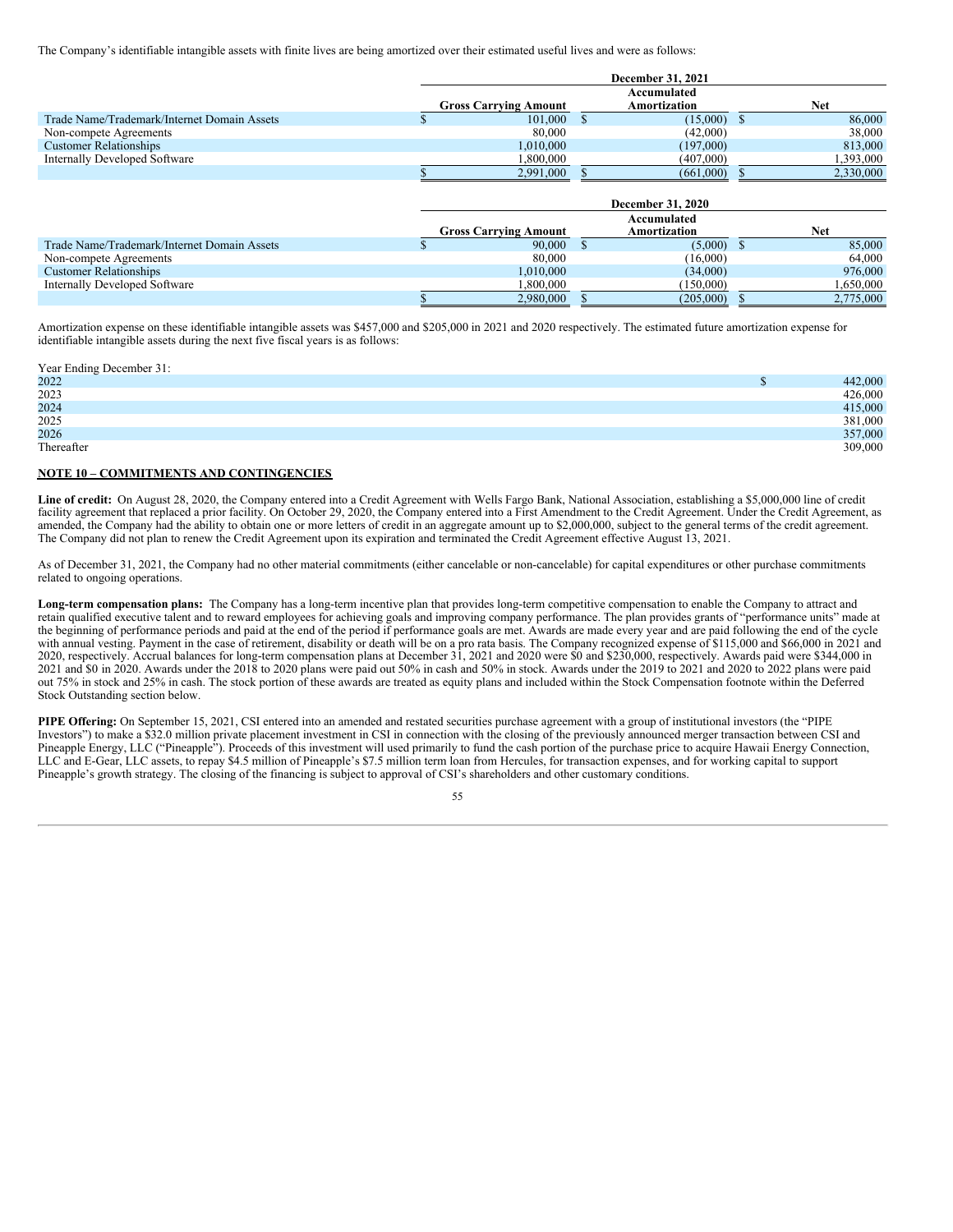The Company's identifiable intangible assets with finite lives are being amortized over their estimated useful lives and were as follows:

| | December 31, 2021 | | |
|---|---|---|---|
| | Gross Carrying Amount | Accumulated Amortization | Net |
| Trade Name/Trademark/Internet Domain Assets | $ 101,000 | $ (15,000) | $ 86,000 |
| Non-compete Agreements | 80,000 | (42,000) | 38,000 |
| Customer Relationships | 1,010,000 | (197,000) | 813,000 |
| Internally Developed Software | 1,800,000 | (407,000) | 1,393,000 |
| | $ 2,991,000 | $ (661,000) | $ 2,330,000 |

| | December 31, 2020 | | |
|---|---|---|---|
| | Gross Carrying Amount | Accumulated Amortization | Net |
| Trade Name/Trademark/Internet Domain Assets | $ 90,000 | $ (5,000) | $ 85,000 |
| Non-compete Agreements | 80,000 | (16,000) | 64,000 |
| Customer Relationships | 1,010,000 | (34,000) | 976,000 |
| Internally Developed Software | 1,800,000 | (150,000) | 1,650,000 |
| | $ 2,980,000 | $ (205,000) | $ 2,775,000 |

Amortization expense on these identifiable intangible assets was $457,000 and $205,000 in 2021 and 2020 respectively. The estimated future amortization expense for identifiable intangible assets during the next five fiscal years is as follows:

| Year Ending December 31: | |
|---|---|
| 2022 | $ 442,000 |
| 2023 | 426,000 |
| 2024 | 415,000 |
| 2025 | 381,000 |
| 2026 | 357,000 |
| Thereafter | 309,000 |

## NOTE 10 – COMMITMENTS AND CONTINGENCIES

**Line of credit:** On August 28, 2020, the Company entered into a Credit Agreement with Wells Fargo Bank, National Association, establishing a $5,000,000 line of credit facility agreement that replaced a prior facility. On October 29, 2020, the Company entered into a First Amendment to the Credit Agreement. Under the Credit Agreement, as amended, the Company had the ability to obtain one or more letters of credit in an aggregate amount up to $2,000,000, subject to the general terms of the credit agreement. The Company did not plan to renew the Credit Agreement upon its expiration and terminated the Credit Agreement effective August 13, 2021.

As of December 31, 2021, the Company had no other material commitments (either cancelable or non-cancelable) for capital expenditures or other purchase commitments related to ongoing operations.

**Long-term compensation plans:** The Company has a long-term incentive plan that provides long-term competitive compensation to enable the Company to attract and retain qualified executive talent and to reward employees for achieving goals and improving company performance. The plan provides grants of "performance units" made at the beginning of performance periods and paid at the end of the period if performance goals are met. Awards are made every year and are paid following the end of the cycle with annual vesting. Payment in the case of retirement, disability or death will be on a pro rata basis. The Company recognized expense of $115,000 and $66,000 in 2021 and 2020, respectively. Accrual balances for long-term compensation plans at December 31, 2021 and 2020 were $0 and $230,000, respectively. Awards paid were $344,000 in 2021 and $0 in 2020. Awards under the 2018 to 2020 plans were paid out 50% in cash and 50% in stock. Awards under the 2019 to 2021 and 2020 to 2022 plans were paid out 75% in stock and 25% in cash. The stock portion of these awards are treated as equity plans and included within the Stock Compensation footnote within the Deferred Stock Outstanding section below.

**PIPE Offering:** On September 15, 2021, CSI entered into an amended and restated securities purchase agreement with a group of institutional investors (the "PIPE Investors") to make a $32.0 million private placement investment in CSI in connection with the closing of the previously announced merger transaction between CSI and Pineapple Energy, LLC ("Pineapple"). Proceeds of this investment will used primarily to fund the cash portion of the purchase price to acquire Hawaii Energy Connection, LLC and E-Gear, LLC assets, to repay $4.5 million of Pineapple's $7.5 million term loan from Hercules, for transaction expenses, and for working capital to support Pineapple's growth strategy. The closing of the financing is subject to approval of CSI's shareholders and other customary conditions.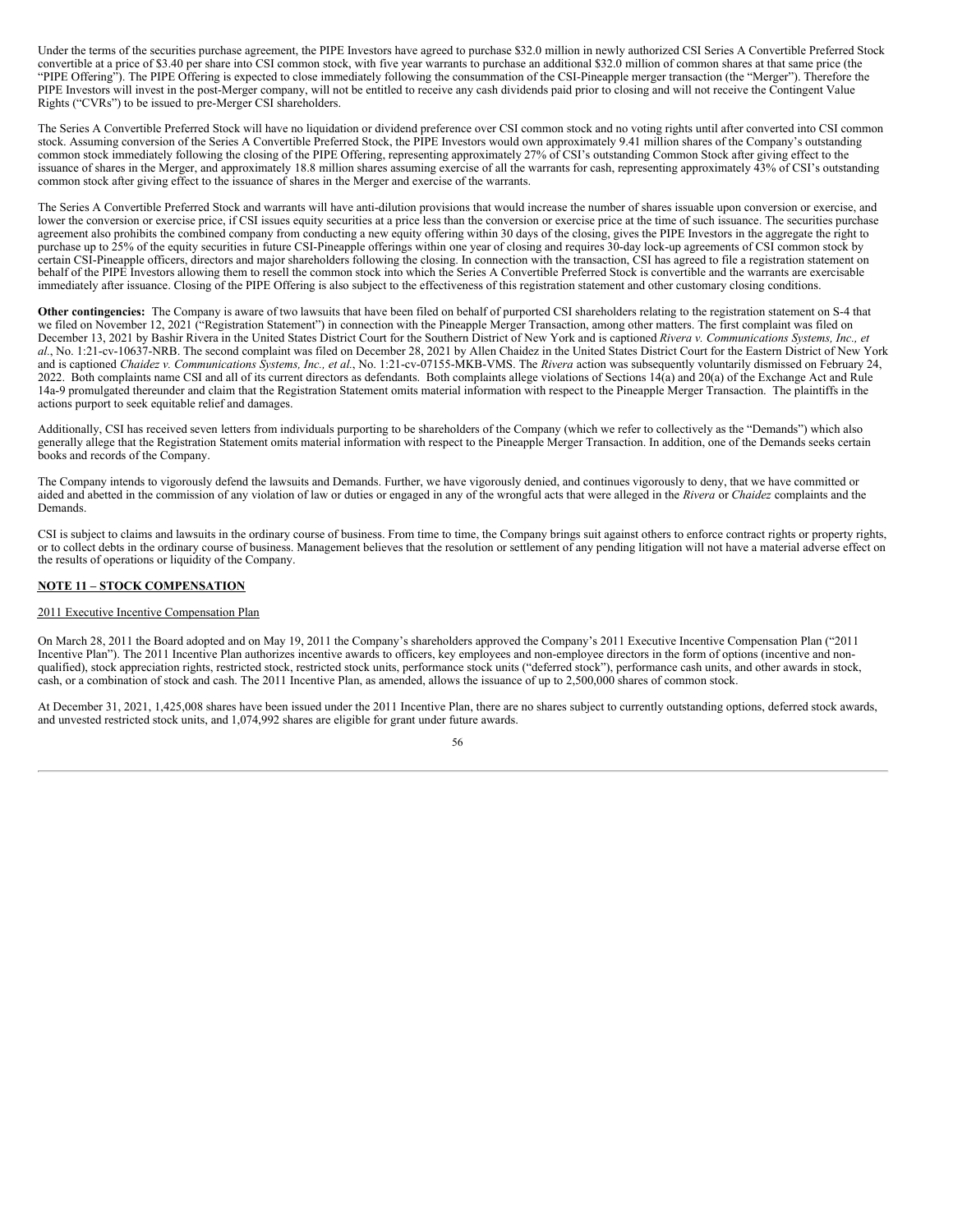Under the terms of the securities purchase agreement, the PIPE Investors have agreed to purchase $32.0 million in newly authorized CSI Series A Convertible Preferred Stock convertible at a price of $3.40 per share into CSI common stock, with five year warrants to purchase an additional $32.0 million of common shares at that same price (the "PIPE Offering"). The PIPE Offering is expected to close immediately following the consummation of the CSI-Pineapple merger transaction (the "Merger"). Therefore the PIPE Investors will invest in the post-Merger company, will not be entitled to receive any cash dividends paid prior to closing and will not receive the Contingent Value Rights ("CVRs") to be issued to pre-Merger CSI shareholders.

The Series A Convertible Preferred Stock will have no liquidation or dividend preference over CSI common stock and no voting rights until after converted into CSI common stock. Assuming conversion of the Series A Convertible Preferred Stock, the PIPE Investors would own approximately 9.41 million shares of the Company's outstanding common stock immediately following the closing of the PIPE Offering, representing approximately 27% of CSI's outstanding Common Stock after giving effect to the issuance of shares in the Merger, and approximately 18.8 million shares assuming exercise of all the warrants for cash, representing approximately 43% of CSI's outstanding common stock after giving effect to the issuance of shares in the Merger and exercise of the warrants.

The Series A Convertible Preferred Stock and warrants will have anti-dilution provisions that would increase the number of shares issuable upon conversion or exercise, and lower the conversion or exercise price, if CSI issues equity securities at a price less than the conversion or exercise price at the time of such issuance. The securities purchase agreement also prohibits the combined company from conducting a new equity offering within 30 days of the closing, gives the PIPE Investors in the aggregate the right to purchase up to 25% of the equity securities in future CSI-Pineapple offerings within one year of closing and requires 30-day lock-up agreements of CSI common stock by certain CSI-Pineapple officers, directors and major shareholders following the closing. In connection with the transaction, CSI has agreed to file a registration statement on behalf of the PIPE Investors allowing them to resell the common stock into which the Series A Convertible Preferred Stock is convertible and the warrants are exercisable immediately after issuance. Closing of the PIPE Offering is also subject to the effectiveness of this registration statement and other customary closing conditions.

**Other contingencies:** The Company is aware of two lawsuits that have been filed on behalf of purported CSI shareholders relating to the registration statement on S-4 that we filed on November 12, 2021 ("Registration Statement") in connection with the Pineapple Merger Transaction, among other matters. The first complaint was filed on December 13, 2021 by Bashir Rivera in the United States District Court for the Southern District of New York and is captioned *Rivera v. Communications Systems, Inc., et al.*, No. 1:21-cv-10637-NRB. The second complaint was filed on December 28, 2021 by Allen Chaidez in the United States District Court for the Eastern District of New York and is captioned *Chaidez v. Communications Systems, Inc., et al.*, No. 1:21-cv-07155-MKB-VMS. The *Rivera* action was subsequently voluntarily dismissed on February 24, 2022. Both complaints name CSI and all of its current directors as defendants. Both complaints allege violations of Sections 14(a) and 20(a) of the Exchange Act and Rule 14a-9 promulgated thereunder and claim that the Registration Statement omits material information with respect to the Pineapple Merger Transaction. The plaintiffs in the actions purport to seek equitable relief and damages.

Additionally, CSI has received seven letters from individuals purporting to be shareholders of the Company (which we refer to collectively as the "Demands") which also generally allege that the Registration Statement omits material information with respect to the Pineapple Merger Transaction. In addition, one of the Demands seeks certain books and records of the Company.

The Company intends to vigorously defend the lawsuits and Demands. Further, we have vigorously denied, and continues vigorously to deny, that we have committed or aided and abetted in the commission of any violation of law or duties or engaged in any of the wrongful acts that were alleged in the *Rivera* or *Chaidez* complaints and the Demands.

CSI is subject to claims and lawsuits in the ordinary course of business. From time to time, the Company brings suit against others to enforce contract rights or property rights, or to collect debts in the ordinary course of business. Management believes that the resolution or settlement of any pending litigation will not have a material adverse effect on the results of operations or liquidity of the Company.

## NOTE 11 – STOCK COMPENSATION

### 2011 Executive Incentive Compensation Plan

On March 28, 2011 the Board adopted and on May 19, 2011 the Company's shareholders approved the Company's 2011 Executive Incentive Compensation Plan ("2011 Incentive Plan"). The 2011 Incentive Plan authorizes incentive awards to officers, key employees and non-employee directors in the form of options (incentive and non-qualified), stock appreciation rights, restricted stock, restricted stock units, performance stock units ("deferred stock"), performance cash units, and other awards in stock, cash, or a combination of stock and cash. The 2011 Incentive Plan, as amended, allows the issuance of up to 2,500,000 shares of common stock.

At December 31, 2021, 1,425,008 shares have been issued under the 2011 Incentive Plan, there are no shares subject to currently outstanding options, deferred stock awards, and unvested restricted stock units, and 1,074,992 shares are eligible for grant under future awards.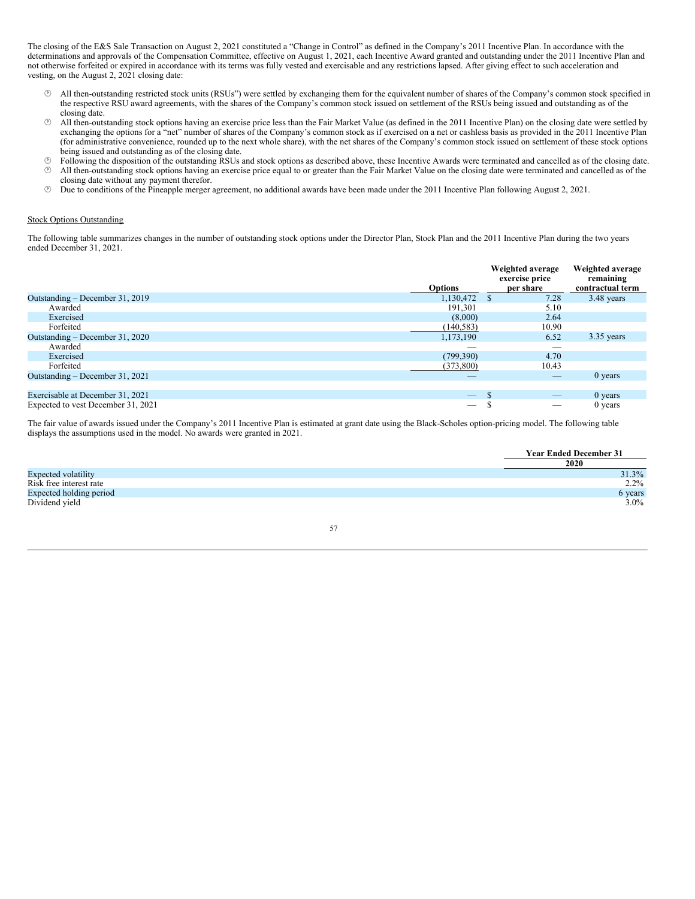The closing of the E&S Sale Transaction on August 2, 2021 constituted a "Change in Control" as defined in the Company's 2011 Incentive Plan. In accordance with the determinations and approvals of the Compensation Committee, effective on August 1, 2021, each Incentive Award granted and outstanding under the 2011 Incentive Plan and not otherwise forfeited or expired in accordance with its terms was fully vested and exercisable and any restrictions lapsed. After giving effect to such acceleration and vesting, on the August 2, 2021 closing date:

- All then-outstanding restricted stock units (RSUs") were settled by exchanging them for the equivalent number of shares of the Company's common stock specified in the respective RSU award agreements, with the shares of the Company's common stock issued on settlement of the RSUs being issued and outstanding as of the closing date.
- All then-outstanding stock options having an exercise price less than the Fair Market Value (as defined in the 2011 Incentive Plan) on the closing date were settled by exchanging the options for a "net" number of shares of the Company's common stock as if exercised on a net or cashless basis as provided in the 2011 Incentive Plan (for administrative convenience, rounded up to the next whole share), with the net shares of the Company's common stock issued on settlement of these stock options being issued and outstanding as of the closing date.
- Following the disposition of the outstanding RSUs and stock options as described above, these Incentive Awards were terminated and cancelled as of the closing date.
- All then-outstanding stock options having an exercise price equal to or greater than the Fair Market Value on the closing date were terminated and cancelled as of the closing date without any payment therefor.
- Due to conditions of the Pineapple merger agreement, no additional awards have been made under the 2011 Incentive Plan following August 2, 2021.

Stock Options Outstanding

The following table summarizes changes in the number of outstanding stock options under the Director Plan, Stock Plan and the 2011 Incentive Plan during the two years ended December 31, 2021.

| | Options | Weighted average exercise price per share | Weighted average remaining contractual term |
|---|---|---|---|
| Outstanding – December 31, 2019 | 1,130,472 | $ 7.28 | 3.48 years |
| Awarded | 191,301 | 5.10 | |
| Exercised | (8,000) | 2.64 | |
| Forfeited | (140,583) | 10.90 | |
| Outstanding – December 31, 2020 | 1,173,190 | 6.52 | 3.35 years |
| Awarded | — | — | |
| Exercised | (799,390) | 4.70 | |
| Forfeited | (373,800) | 10.43 | |
| Outstanding – December 31, 2021 | — | — | 0 years |
| | | | |
| Exercisable at December 31, 2021 | — | $ — | 0 years |
| Expected to vest December 31, 2021 | — | $ — | 0 years |

The fair value of awards issued under the Company's 2011 Incentive Plan is estimated at grant date using the Black-Scholes option-pricing model. The following table displays the assumptions used in the model. No awards were granted in 2021.

| | Year Ended December 31 |
|---|---|
| | 2020 |
| Expected volatility | 31.3% |
| Risk free interest rate | 2.2% |
| Expected holding period | 6 years |
| Dividend yield | 3.0% |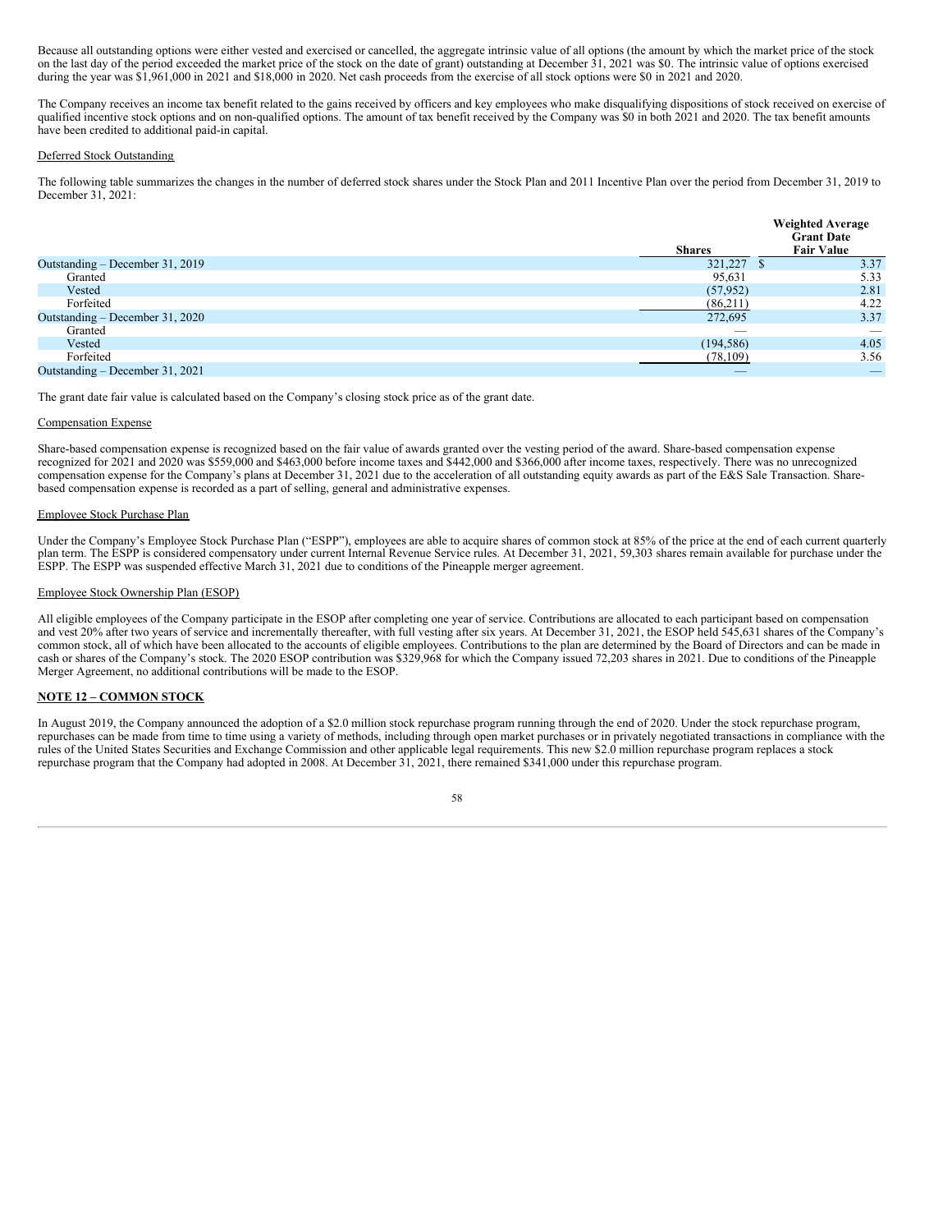Because all outstanding options were either vested and exercised or cancelled, the aggregate intrinsic value of all options (the amount by which the market price of the stock on the last day of the period exceeded the market price of the stock on the date of grant) outstanding at December 31, 2021 was $0. The intrinsic value of options exercised during the year was $1,961,000 in 2021 and $18,000 in 2020. Net cash proceeds from the exercise of all stock options were $0 in 2021 and 2020.

The Company receives an income tax benefit related to the gains received by officers and key employees who make disqualifying dispositions of stock received on exercise of qualified incentive stock options and on non-qualified options. The amount of tax benefit received by the Company was $0 in both 2021 and 2020. The tax benefit amounts have been credited to additional paid-in capital.

Deferred Stock Outstanding

The following table summarizes the changes in the number of deferred stock shares under the Stock Plan and 2011 Incentive Plan over the period from December 31, 2019 to December 31, 2021:

| | Shares | Weighted Average Grant Date Fair Value |
|---|---|---|
| Outstanding – December 31, 2019 | 321,227 | $ 3.37 |
| Granted | 95,631 | 5.33 |
| Vested | (57,952) | 2.81 |
| Forfeited | (86,211) | 4.22 |
| Outstanding – December 31, 2020 | 272,695 | 3.37 |
| Granted | — | — |
| Vested | (194,586) | 4.05 |
| Forfeited | (78,109) | 3.56 |
| Outstanding – December 31, 2021 | — | — |

The grant date fair value is calculated based on the Company's closing stock price as of the grant date.

Compensation Expense

Share-based compensation expense is recognized based on the fair value of awards granted over the vesting period of the award. Share-based compensation expense recognized for 2021 and 2020 was $559,000 and $463,000 before income taxes and $442,000 and $366,000 after income taxes, respectively. There was no unrecognized compensation expense for the Company's plans at December 31, 2021 due to the acceleration of all outstanding equity awards as part of the E&S Sale Transaction. Share-based compensation expense is recorded as a part of selling, general and administrative expenses.

Employee Stock Purchase Plan

Under the Company's Employee Stock Purchase Plan ("ESPP"), employees are able to acquire shares of common stock at 85% of the price at the end of each current quarterly plan term. The ESPP is considered compensatory under current Internal Revenue Service rules. At December 31, 2021, 59,303 shares remain available for purchase under the ESPP. The ESPP was suspended effective March 31, 2021 due to conditions of the Pineapple merger agreement.

Employee Stock Ownership Plan (ESOP)

All eligible employees of the Company participate in the ESOP after completing one year of service. Contributions are allocated to each participant based on compensation and vest 20% after two years of service and incrementally thereafter, with full vesting after six years. At December 31, 2021, the ESOP held 545,631 shares of the Company's common stock, all of which have been allocated to the accounts of eligible employees. Contributions to the plan are determined by the Board of Directors and can be made in cash or shares of the Company's stock. The 2020 ESOP contribution was $329,968 for which the Company issued 72,203 shares in 2021. Due to conditions of the Pineapple Merger Agreement, no additional contributions will be made to the ESOP.

**NOTE 12 – COMMON STOCK**

In August 2019, the Company announced the adoption of a $2.0 million stock repurchase program running through the end of 2020. Under the stock repurchase program, repurchases can be made from time to time using a variety of methods, including through open market purchases or in privately negotiated transactions in compliance with the rules of the United States Securities and Exchange Commission and other applicable legal requirements. This new $2.0 million repurchase program replaces a stock repurchase program that the Company had adopted in 2008. At December 31, 2021, there remained $341,000 under this repurchase program.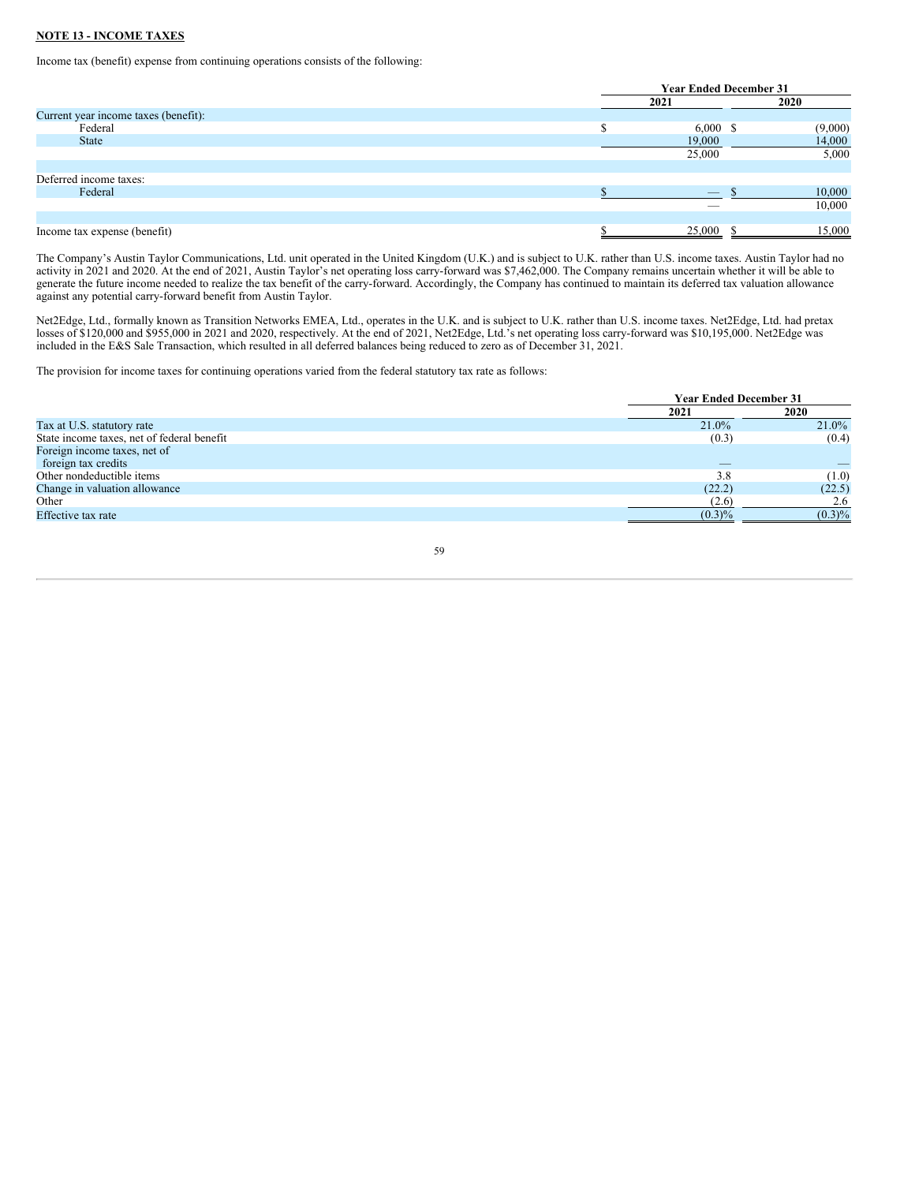**NOTE 13 - INCOME TAXES**

Income tax (benefit) expense from continuing operations consists of the following:

| | Year Ended December 31 | |
|---|---|---|
| | 2021 | 2020 |
| Current year income taxes (benefit): | | |
| Federal | $ 6,000 | $ (9,000) |
| State | 19,000 | 14,000 |
| | 25,000 | 5,000 |
| Deferred income taxes: | | |
| Federal | $ — | $ 10,000 |
| | — | 10,000 |
| Income tax expense (benefit) | $ 25,000 | $ 15,000 |

The Company's Austin Taylor Communications, Ltd. unit operated in the United Kingdom (U.K.) and is subject to U.K. rather than U.S. income taxes. Austin Taylor had no activity in 2021 and 2020. At the end of 2021, Austin Taylor's net operating loss carry-forward was $7,462,000. The Company remains uncertain whether it will be able to generate the future income needed to realize the tax benefit of the carry-forward. Accordingly, the Company has continued to maintain its deferred tax valuation allowance against any potential carry-forward benefit from Austin Taylor.

Net2Edge, Ltd., formally known as Transition Networks EMEA, Ltd., operates in the U.K. and is subject to U.K. rather than U.S. income taxes. Net2Edge, Ltd. had pretax losses of $120,000 and $955,000 in 2021 and 2020, respectively. At the end of 2021, Net2Edge, Ltd.'s net operating loss carry-forward was $10,195,000. Net2Edge was included in the E&S Sale Transaction, which resulted in all deferred balances being reduced to zero as of December 31, 2021.

The provision for income taxes for continuing operations varied from the federal statutory tax rate as follows:

| | Year Ended December 31 | |
|---|---|---|
| | 2021 | 2020 |
| Tax at U.S. statutory rate | 21.0% | 21.0% |
| State income taxes, net of federal benefit | (0.3) | (0.4) |
| Foreign income taxes, net of foreign tax credits | — | — |
| Other nondeductible items | 3.8 | (1.0) |
| Change in valuation allowance | (22.2) | (22.5) |
| Other | (2.6) | 2.6 |
| Effective tax rate | (0.3)% | (0.3)% |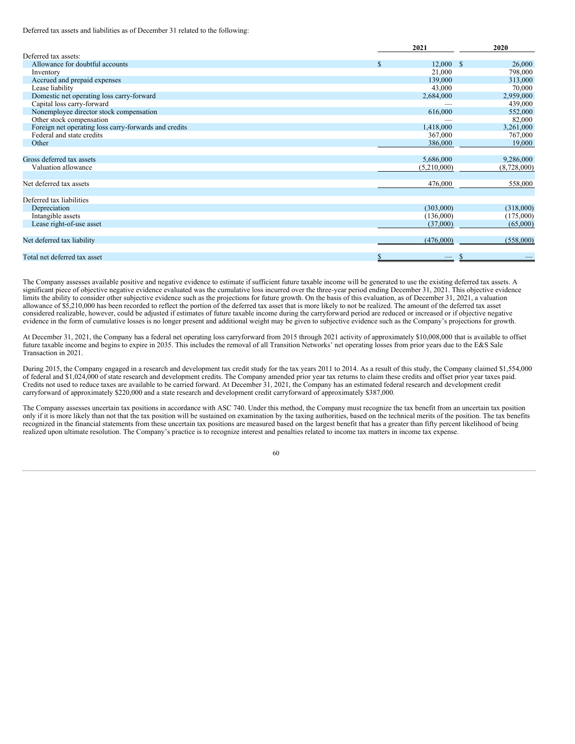Deferred tax assets and liabilities as of December 31 related to the following:

| | 2021 | 2020 |
|---|---|---|
| Deferred tax assets: | | |
| Allowance for doubtful accounts | $ 12,000 | $ 26,000 |
| Inventory | 21,000 | 798,000 |
| Accrued and prepaid expenses | 139,000 | 313,000 |
| Lease liability | 43,000 | 70,000 |
| Domestic net operating loss carry-forward | 2,684,000 | 2,959,000 |
| Capital loss carry-forward | — | 439,000 |
| Nonemployee director stock compensation | 616,000 | 552,000 |
| Other stock compensation | — | 82,000 |
| Foreign net operating loss carry-forwards and credits | 1,418,000 | 3,261,000 |
| Federal and state credits | 367,000 | 767,000 |
| Other | 386,000 | 19,000 |
| Gross deferred tax assets | 5,686,000 | 9,286,000 |
| Valuation allowance | (5,210,000) | (8,728,000) |
| Net deferred tax assets | 476,000 | 558,000 |
| Deferred tax liabilities | | |
| Depreciation | (303,000) | (318,000) |
| Intangible assets | (136,000) | (175,000) |
| Lease right-of-use asset | (37,000) | (65,000) |
| Net deferred tax liability | (476,000) | (558,000) |
| Total net deferred tax asset | $ — | $ — |

The Company assesses available positive and negative evidence to estimate if sufficient future taxable income will be generated to use the existing deferred tax assets. A significant piece of objective negative evidence evaluated was the cumulative loss incurred over the three-year period ending December 31, 2021. This objective evidence limits the ability to consider other subjective evidence such as the projections for future growth. On the basis of this evaluation, as of December 31, 2021, a valuation allowance of $5,210,000 has been recorded to reflect the portion of the deferred tax asset that is more likely to not be realized. The amount of the deferred tax asset considered realizable, however, could be adjusted if estimates of future taxable income during the carryforward period are reduced or increased or if objective negative evidence in the form of cumulative losses is no longer present and additional weight may be given to subjective evidence such as the Company's projections for growth.

At December 31, 2021, the Company has a federal net operating loss carryforward from 2015 through 2021 activity of approximately $10,008,000 that is available to offset future taxable income and begins to expire in 2035. This includes the removal of all Transition Networks' net operating losses from prior years due to the E&S Sale Transaction in 2021.

During 2015, the Company engaged in a research and development tax credit study for the tax years 2011 to 2014. As a result of this study, the Company claimed $1,554,000 of federal and $1,024,000 of state research and development credits. The Company amended prior year tax returns to claim these credits and offset prior year taxes paid. Credits not used to reduce taxes are available to be carried forward. At December 31, 2021, the Company has an estimated federal research and development credit carryforward of approximately $220,000 and a state research and development credit carryforward of approximately $387,000.

The Company assesses uncertain tax positions in accordance with ASC 740. Under this method, the Company must recognize the tax benefit from an uncertain tax position only if it is more likely than not that the tax position will be sustained on examination by the taxing authorities, based on the technical merits of the position. The tax benefits recognized in the financial statements from these uncertain tax positions are measured based on the largest benefit that has a greater than fifty percent likelihood of being realized upon ultimate resolution. The Company's practice is to recognize interest and penalties related to income tax matters in income tax expense.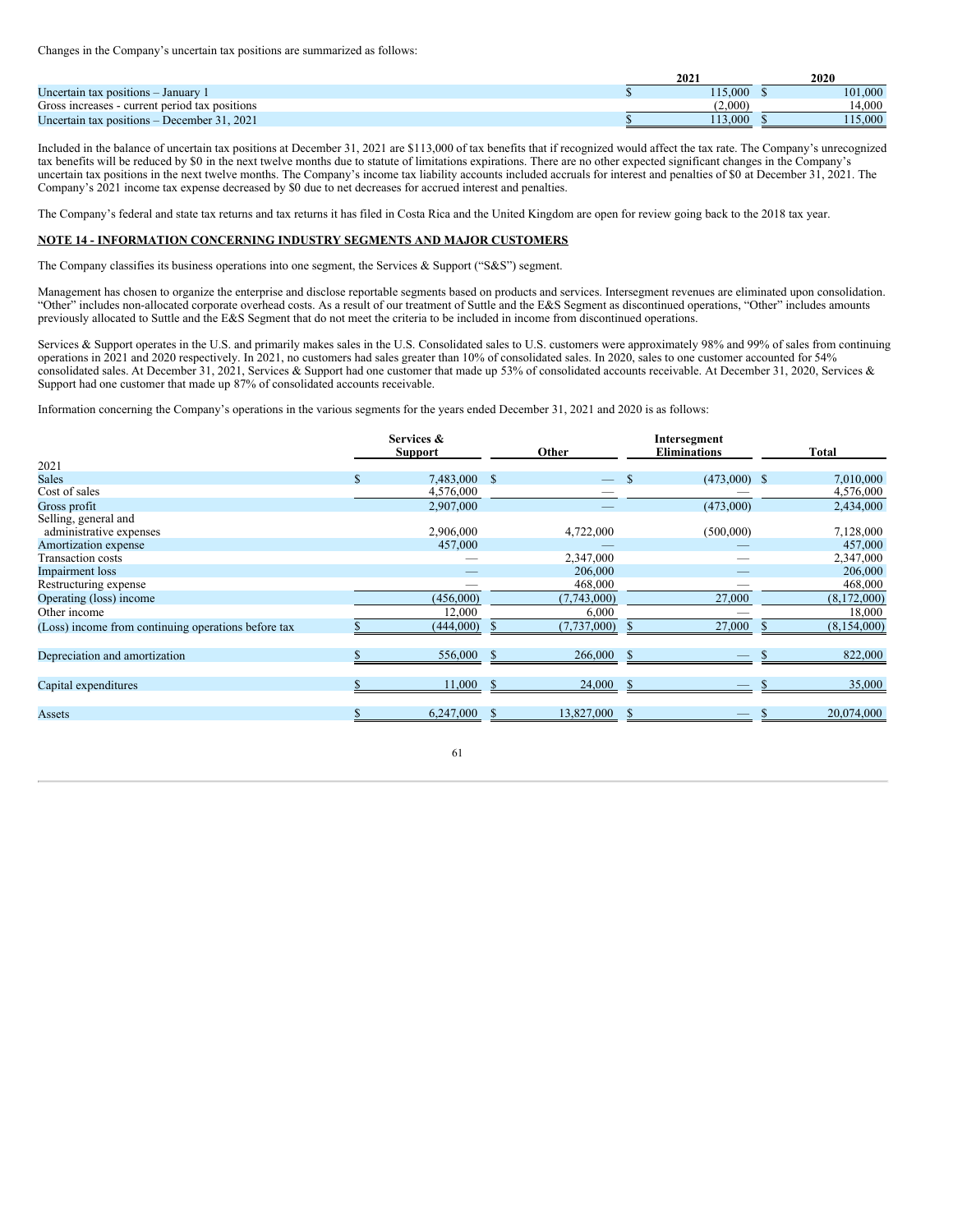Changes in the Company's uncertain tax positions are summarized as follows:

| | 2021 | 2020 |
|---|---|---|
| Uncertain tax positions – January 1 | $ 115,000 | $ 101,000 |
| Gross increases - current period tax positions | (2,000) | 14,000 |
| Uncertain tax positions – December 31, 2021 | $ 113,000 | $ 115,000 |

Included in the balance of uncertain tax positions at December 31, 2021 are $113,000 of tax benefits that if recognized would affect the tax rate. The Company's unrecognized tax benefits will be reduced by $0 in the next twelve months due to statute of limitations expirations. There are no other expected significant changes in the Company's uncertain tax positions in the next twelve months. The Company's income tax liability accounts included accruals for interest and penalties of $0 at December 31, 2021. The Company's 2021 income tax expense decreased by $0 due to net decreases for accrued interest and penalties.

The Company's federal and state tax returns and tax returns it has filed in Costa Rica and the United Kingdom are open for review going back to the 2018 tax year.

## NOTE 14 - INFORMATION CONCERNING INDUSTRY SEGMENTS AND MAJOR CUSTOMERS

The Company classifies its business operations into one segment, the Services & Support ("S&S") segment.

Management has chosen to organize the enterprise and disclose reportable segments based on products and services. Intersegment revenues are eliminated upon consolidation. "Other" includes non-allocated corporate overhead costs. As a result of our treatment of Suttle and the E&S Segment as discontinued operations, "Other" includes amounts previously allocated to Suttle and the E&S Segment that do not meet the criteria to be included in income from discontinued operations.

Services & Support operates in the U.S. and primarily makes sales in the U.S. Consolidated sales to U.S. customers were approximately 98% and 99% of sales from continuing operations in 2021 and 2020 respectively. In 2021, no customers had sales greater than 10% of consolidated sales. In 2020, sales to one customer accounted for 54% consolidated sales. At December 31, 2021, Services & Support had one customer that made up 53% of consolidated accounts receivable. At December 31, 2020, Services & Support had one customer that made up 87% of consolidated accounts receivable.

Information concerning the Company's operations in the various segments for the years ended December 31, 2021 and 2020 is as follows:

| | Services & Support | Other | Intersegment Eliminations | Total |
|---|---|---|---|---|
| 2021 | | | | |
| Sales | $ 7,483,000 | $ — | $ (473,000) | $ 7,010,000 |
| Cost of sales | 4,576,000 | — | — | 4,576,000 |
| Gross profit | 2,907,000 | — | (473,000) | 2,434,000 |
| Selling, general and administrative expenses | 2,906,000 | 4,722,000 | (500,000) | 7,128,000 |
| Amortization expense | 457,000 | — | — | 457,000 |
| Transaction costs | — | 2,347,000 | — | 2,347,000 |
| Impairment loss | — | 206,000 | — | 206,000 |
| Restructuring expense | — | 468,000 | — | 468,000 |
| Operating (loss) income | (456,000) | (7,743,000) | 27,000 | (8,172,000) |
| Other income | 12,000 | 6,000 | — | 18,000 |
| (Loss) income from continuing operations before tax | $ (444,000) | $ (7,737,000) | $ 27,000 | $ (8,154,000) |
| Depreciation and amortization | $ 556,000 | $ 266,000 | $ — | $ 822,000 |
| Capital expenditures | $ 11,000 | $ 24,000 | $ — | $ 35,000 |
| Assets | $ 6,247,000 | $ 13,827,000 | $ — | $ 20,074,000 |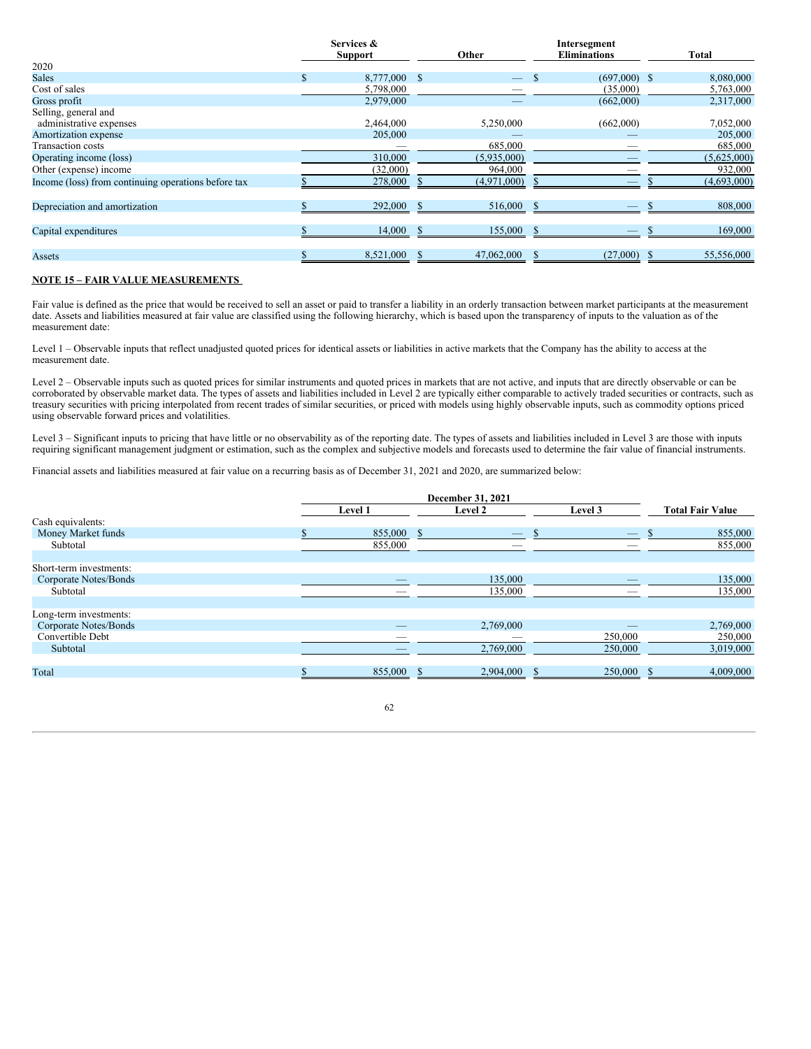| | Services & Support | Other | Intersegment Eliminations | Total |
|---|---|---|---|---|
| 2020 | | | | |
| Sales | $ 8,777,000 | $ — | $ (697,000) | $ 8,080,000 |
| Cost of sales | 5,798,000 | — | (35,000) | 5,763,000 |
| Gross profit | 2,979,000 | — | (662,000) | 2,317,000 |
| Selling, general and administrative expenses | 2,464,000 | 5,250,000 | (662,000) | 7,052,000 |
| Amortization expense | 205,000 | — | — | 205,000 |
| Transaction costs | — | 685,000 | — | 685,000 |
| Operating income (loss) | 310,000 | (5,935,000) | — | (5,625,000) |
| Other (expense) income | (32,000) | 964,000 | — | 932,000 |
| Income (loss) from continuing operations before tax | $ 278,000 | $ (4,971,000) | $ — | $ (4,693,000) |
| Depreciation and amortization | $ 292,000 | $ 516,000 | $ — | $ 808,000 |
| Capital expenditures | $ 14,000 | $ 155,000 | $ — | $ 169,000 |
| Assets | $ 8,521,000 | $ 47,062,000 | $ (27,000) | $ 55,556,000 |

**NOTE 15 – FAIR VALUE MEASUREMENTS**

Fair value is defined as the price that would be received to sell an asset or paid to transfer a liability in an orderly transaction between market participants at the measurement date. Assets and liabilities measured at fair value are classified using the following hierarchy, which is based upon the transparency of inputs to the valuation as of the measurement date:

Level 1 – Observable inputs that reflect unadjusted quoted prices for identical assets or liabilities in active markets that the Company has the ability to access at the measurement date.

Level 2 – Observable inputs such as quoted prices for similar instruments and quoted prices in markets that are not active, and inputs that are directly observable or can be corroborated by observable market data. The types of assets and liabilities included in Level 2 are typically either comparable to actively traded securities or contracts, such as treasury securities with pricing interpolated from recent trades of similar securities, or priced with models using highly observable inputs, such as commodity options priced using observable forward prices and volatilities.

Level 3 – Significant inputs to pricing that have little or no observability as of the reporting date. The types of assets and liabilities included in Level 3 are those with inputs requiring significant management judgment or estimation, such as the complex and subjective models and forecasts used to determine the fair value of financial instruments.

Financial assets and liabilities measured at fair value on a recurring basis as of December 31, 2021 and 2020, are summarized below:

| | December 31, 2021 | | | |
|---|---|---|---|---|
| | Level 1 | Level 2 | Level 3 | Total Fair Value |
| Cash equivalents: | | | | |
| Money Market funds | $ 855,000 | $ — | $ — | $ 855,000 |
| Subtotal | 855,000 | — | — | 855,000 |
| Short-term investments: | | | | |
| Corporate Notes/Bonds | — | 135,000 | — | 135,000 |
| Subtotal | — | 135,000 | — | 135,000 |
| Long-term investments: | | | | |
| Corporate Notes/Bonds | — | 2,769,000 | — | 2,769,000 |
| Convertible Debt | — | — | 250,000 | 250,000 |
| Subtotal | — | 2,769,000 | 250,000 | 3,019,000 |
| Total | $ 855,000 | $ 2,904,000 | $ 250,000 | $ 4,009,000 |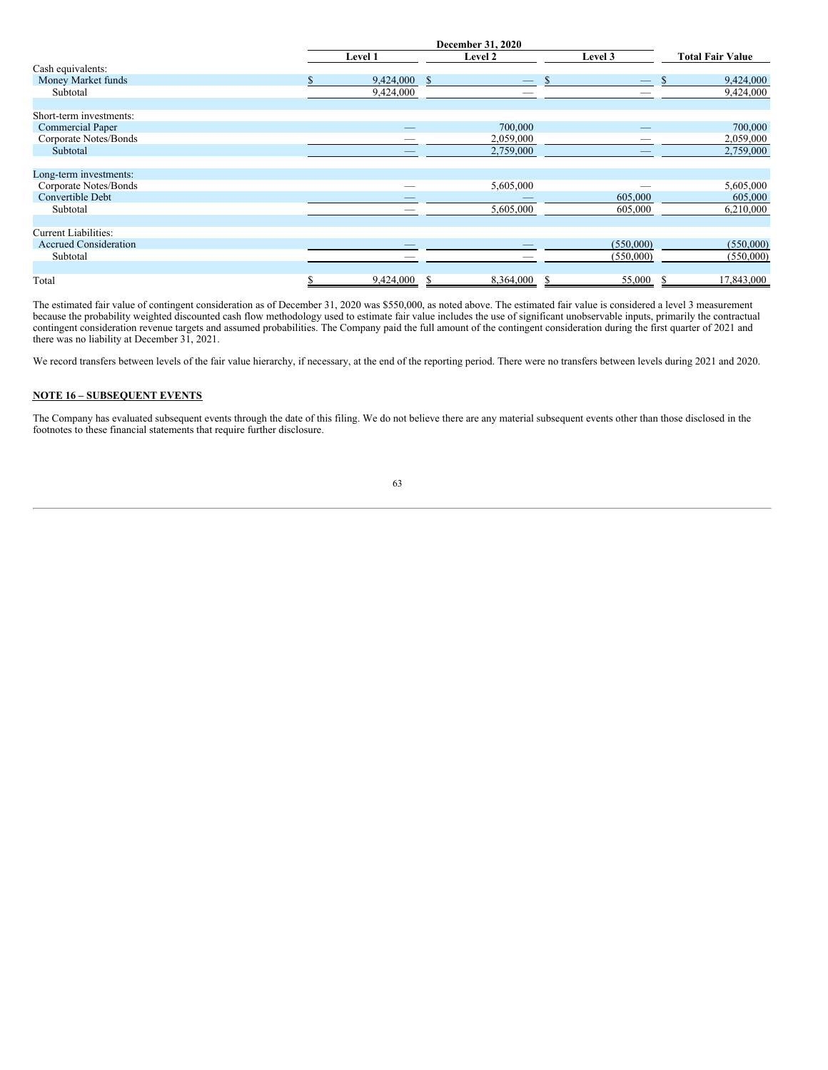| | December 31, 2020 | | | |
|---|---|---|---|---|
| | Level 1 | Level 2 | Level 3 | Total Fair Value |
| Cash equivalents: | | | | |
| Money Market funds | $ 9,424,000 | $ — | $ — | $ 9,424,000 |
| Subtotal | 9,424,000 | — | — | 9,424,000 |
| | | | | |
| Short-term investments: | | | | |
| Commercial Paper | — | 700,000 | — | 700,000 |
| Corporate Notes/Bonds | — | 2,059,000 | — | 2,059,000 |
| Subtotal | — | 2,759,000 | — | 2,759,000 |
| | | | | |
| Long-term investments: | | | | |
| Corporate Notes/Bonds | — | 5,605,000 | — | 5,605,000 |
| Convertible Debt | — | — | 605,000 | 605,000 |
| Subtotal | — | 5,605,000 | 605,000 | 6,210,000 |
| | | | | |
| Current Liabilities: | | | | |
| Accrued Consideration | — | — | (550,000) | (550,000) |
| Subtotal | — | — | (550,000) | (550,000) |
| | | | | |
| Total | $ 9,424,000 | $ 8,364,000 | $ 55,000 | $ 17,843,000 |

The estimated fair value of contingent consideration as of December 31, 2020 was $550,000, as noted above. The estimated fair value is considered a level 3 measurement because the probability weighted discounted cash flow methodology used to estimate fair value includes the use of significant unobservable inputs, primarily the contractual contingent consideration revenue targets and assumed probabilities. The Company paid the full amount of the contingent consideration during the first quarter of 2021 and there was no liability at December 31, 2021.

We record transfers between levels of the fair value hierarchy, if necessary, at the end of the reporting period. There were no transfers between levels during 2021 and 2020.

## NOTE 16 – SUBSEQUENT EVENTS

The Company has evaluated subsequent events through the date of this filing. We do not believe there are any material subsequent events other than those disclosed in the footnotes to these financial statements that require further disclosure.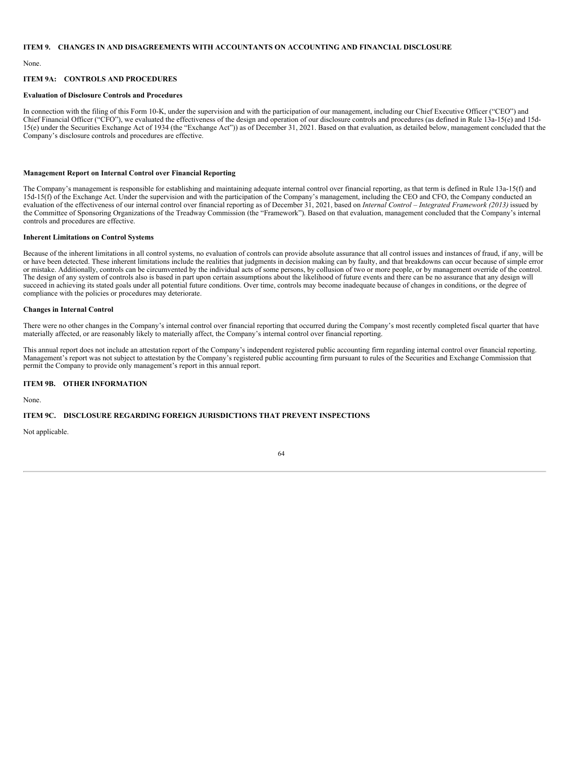## ITEM 9. CHANGES IN AND DISAGREEMENTS WITH ACCOUNTANTS ON ACCOUNTING AND FINANCIAL DISCLOSURE

None.

## ITEM 9A: CONTROLS AND PROCEDURES

### Evaluation of Disclosure Controls and Procedures

In connection with the filing of this Form 10-K, under the supervision and with the participation of our management, including our Chief Executive Officer ("CEO") and Chief Financial Officer ("CFO"), we evaluated the effectiveness of the design and operation of our disclosure controls and procedures (as defined in Rule 13a-15(e) and 15d-15(e) under the Securities Exchange Act of 1934 (the "Exchange Act")) as of December 31, 2021. Based on that evaluation, as detailed below, management concluded that the Company's disclosure controls and procedures are effective.

### Management Report on Internal Control over Financial Reporting

The Company's management is responsible for establishing and maintaining adequate internal control over financial reporting, as that term is defined in Rule 13a-15(f) and 15d-15(f) of the Exchange Act. Under the supervision and with the participation of the Company's management, including the CEO and CFO, the Company conducted an evaluation of the effectiveness of our internal control over financial reporting as of December 31, 2021, based on *Internal Control – Integrated Framework (2013)* issued by the Committee of Sponsoring Organizations of the Treadway Commission (the "Framework"). Based on that evaluation, management concluded that the Company's internal controls and procedures are effective.

### Inherent Limitations on Control Systems

Because of the inherent limitations in all control systems, no evaluation of controls can provide absolute assurance that all control issues and instances of fraud, if any, will be or have been detected. These inherent limitations include the realities that judgments in decision making can by faulty, and that breakdowns can occur because of simple error or mistake. Additionally, controls can be circumvented by the individual acts of some persons, by collusion of two or more people, or by management override of the control. The design of any system of controls also is based in part upon certain assumptions about the likelihood of future events and there can be no assurance that any design will succeed in achieving its stated goals under all potential future conditions. Over time, controls may become inadequate because of changes in conditions, or the degree of compliance with the policies or procedures may deteriorate.

### Changes in Internal Control

There were no other changes in the Company's internal control over financial reporting that occurred during the Company's most recently completed fiscal quarter that have materially affected, or are reasonably likely to materially affect, the Company's internal control over financial reporting.

This annual report does not include an attestation report of the Company's independent registered public accounting firm regarding internal control over financial reporting. Management's report was not subject to attestation by the Company's registered public accounting firm pursuant to rules of the Securities and Exchange Commission that permit the Company to provide only management's report in this annual report.

## ITEM 9B. OTHER INFORMATION

None.

## ITEM 9C. DISCLOSURE REGARDING FOREIGN JURISDICTIONS THAT PREVENT INSPECTIONS

Not applicable.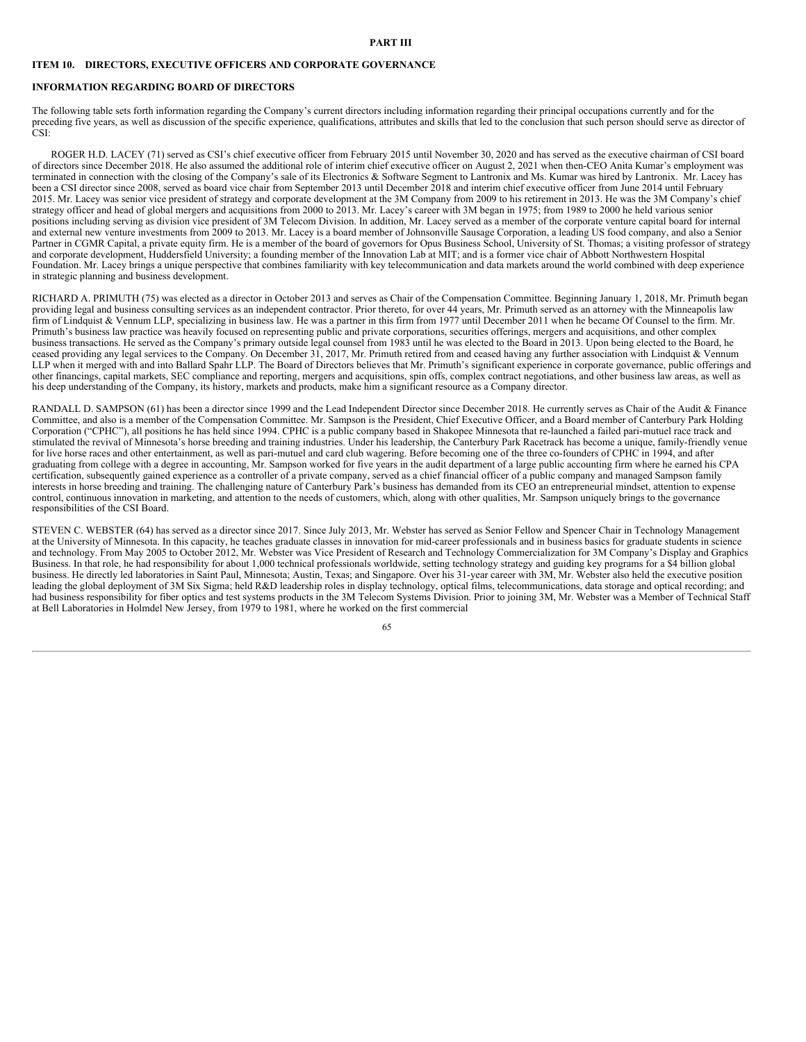## PART III

## ITEM 10. DIRECTORS, EXECUTIVE OFFICERS AND CORPORATE GOVERNANCE

### INFORMATION REGARDING BOARD OF DIRECTORS

The following table sets forth information regarding the Company's current directors including information regarding their principal occupations currently and for the preceding five years, as well as discussion of the specific experience, qualifications, attributes and skills that led to the conclusion that such person should serve as director of CSI:

ROGER H.D. LACEY (71) served as CSI's chief executive officer from February 2015 until November 30, 2020 and has served as the executive chairman of CSI board of directors since December 2018. He also assumed the additional role of interim chief executive officer on August 2, 2021 when then-CEO Anita Kumar's employment was terminated in connection with the closing of the Company's sale of its Electronics & Software Segment to Lantronix and Ms. Kumar was hired by Lantronix. Mr. Lacey has been a CSI director since 2008, served as board vice chair from September 2013 until December 2018 and interim chief executive officer from June 2014 until February 2015. Mr. Lacey was senior vice president of strategy and corporate development at the 3M Company from 2009 to his retirement in 2013. He was the 3M Company's chief strategy officer and head of global mergers and acquisitions from 2000 to 2013. Mr. Lacey's career with 3M began in 1975; from 1989 to 2000 he held various senior positions including serving as division vice president of 3M Telecom Division. In addition, Mr. Lacey served as a member of the corporate venture capital board for internal and external new venture investments from 2009 to 2013. Mr. Lacey is a board member of Johnsonville Sausage Corporation, a leading US food company, and also a Senior Partner in CGMR Capital, a private equity firm. He is a member of the board of governors for Opus Business School, University of St. Thomas; a visiting professor of strategy and corporate development, Huddersfield University; a founding member of the Innovation Lab at MIT; and is a former vice chair of Abbott Northwestern Hospital Foundation. Mr. Lacey brings a unique perspective that combines familiarity with key telecommunication and data markets around the world combined with deep experience in strategic planning and business development.

RICHARD A. PRIMUTH (75) was elected as a director in October 2013 and serves as Chair of the Compensation Committee. Beginning January 1, 2018, Mr. Primuth began providing legal and business consulting services as an independent contractor. Prior thereto, for over 44 years, Mr. Primuth served as an attorney with the Minneapolis law firm of Lindquist & Vennum LLP, specializing in business law. He was a partner in this firm from 1977 until December 2011 when he became Of Counsel to the firm. Mr. Primuth's business law practice was heavily focused on representing public and private corporations, securities offerings, mergers and acquisitions, and other complex business transactions. He served as the Company's primary outside legal counsel from 1983 until he was elected to the Board in 2013. Upon being elected to the Board, he ceased providing any legal services to the Company. On December 31, 2017, Mr. Primuth retired from and ceased having any further association with Lindquist & Vennum LLP when it merged with and into Ballard Spahr LLP. The Board of Directors believes that Mr. Primuth's significant experience in corporate governance, public offerings and other financings, capital markets, SEC compliance and reporting, mergers and acquisitions, spin offs, complex contract negotiations, and other business law areas, as well as his deep understanding of the Company, its history, markets and products, make him a significant resource as a Company director.

RANDALL D. SAMPSON (61) has been a director since 1999 and the Lead Independent Director since December 2018. He currently serves as Chair of the Audit & Finance Committee, and also is a member of the Compensation Committee. Mr. Sampson is the President, Chief Executive Officer, and a Board member of Canterbury Park Holding Corporation ("CPHC"), all positions he has held since 1994. CPHC is a public company based in Shakopee Minnesota that re-launched a failed pari-mutuel race track and stimulated the revival of Minnesota's horse breeding and training industries. Under his leadership, the Canterbury Park Racetrack has become a unique, family-friendly venue for live horse races and other entertainment, as well as pari-mutuel and card club wagering. Before becoming one of the three co-founders of CPHC in 1994, and after graduating from college with a degree in accounting, Mr. Sampson worked for five years in the audit department of a large public accounting firm where he earned his CPA certification, subsequently gained experience as a controller of a private company, served as a chief financial officer of a public company and managed Sampson family interests in horse breeding and training. The challenging nature of Canterbury Park's business has demanded from its CEO an entrepreneurial mindset, attention to expense control, continuous innovation in marketing, and attention to the needs of customers, which, along with other qualities, Mr. Sampson uniquely brings to the governance responsibilities of the CSI Board.

STEVEN C. WEBSTER (64) has served as a director since 2017. Since July 2013, Mr. Webster has served as Senior Fellow and Spencer Chair in Technology Management at the University of Minnesota. In this capacity, he teaches graduate classes in innovation for mid-career professionals and in business basics for graduate students in science and technology. From May 2005 to October 2012, Mr. Webster was Vice President of Research and Technology Commercialization for 3M Company's Display and Graphics Business. In that role, he had responsibility for about 1,000 technical professionals worldwide, setting technology strategy and guiding key programs for a $4 billion global business. He directly led laboratories in Saint Paul, Minnesota; Austin, Texas; and Singapore. Over his 31-year career with 3M, Mr. Webster also held the executive position leading the global deployment of 3M Six Sigma; held R&D leadership roles in display technology, optical films, telecommunications, data storage and optical recording; and had business responsibility for fiber optics and test systems products in the 3M Telecom Systems Division. Prior to joining 3M, Mr. Webster was a Member of Technical Staff at Bell Laboratories in Holmdel New Jersey, from 1979 to 1981, where he worked on the first commercial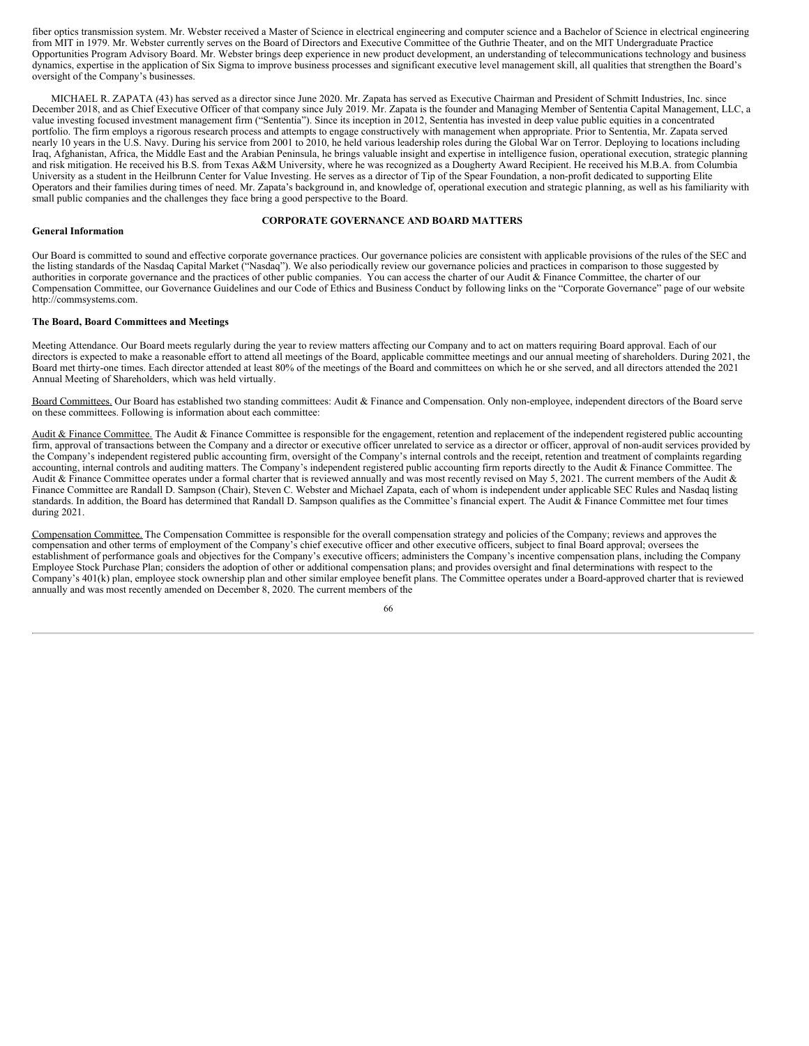fiber optics transmission system. Mr. Webster received a Master of Science in electrical engineering and computer science and a Bachelor of Science in electrical engineering from MIT in 1979. Mr. Webster currently serves on the Board of Directors and Executive Committee of the Guthrie Theater, and on the MIT Undergraduate Practice Opportunities Program Advisory Board. Mr. Webster brings deep experience in new product development, an understanding of telecommunications technology and business dynamics, expertise in the application of Six Sigma to improve business processes and significant executive level management skill, all qualities that strengthen the Board's oversight of the Company's businesses.

MICHAEL R. ZAPATA (43) has served as a director since June 2020. Mr. Zapata has served as Executive Chairman and President of Schmitt Industries, Inc. since December 2018, and as Chief Executive Officer of that company since July 2019. Mr. Zapata is the founder and Managing Member of Sententia Capital Management, LLC, a value investing focused investment management firm ("Sententia"). Since its inception in 2012, Sententia has invested in deep value public equities in a concentrated portfolio. The firm employs a rigorous research process and attempts to engage constructively with management when appropriate. Prior to Sententia, Mr. Zapata served nearly 10 years in the U.S. Navy. During his service from 2001 to 2010, he held various leadership roles during the Global War on Terror. Deploying to locations including Iraq, Afghanistan, Africa, the Middle East and the Arabian Peninsula, he brings valuable insight and expertise in intelligence fusion, operational execution, strategic planning and risk mitigation. He received his B.S. from Texas A&M University, where he was recognized as a Dougherty Award Recipient. He received his M.B.A. from Columbia University as a student in the Heilbrunn Center for Value Investing. He serves as a director of Tip of the Spear Foundation, a non-profit dedicated to supporting Elite Operators and their families during times of need. Mr. Zapata's background in, and knowledge of, operational execution and strategic planning, as well as his familiarity with small public companies and the challenges they face bring a good perspective to the Board.

## CORPORATE GOVERNANCE AND BOARD MATTERS

**General Information**

Our Board is committed to sound and effective corporate governance practices. Our governance policies are consistent with applicable provisions of the rules of the SEC and the listing standards of the Nasdaq Capital Market ("Nasdaq"). We also periodically review our governance policies and practices in comparison to those suggested by authorities in corporate governance and the practices of other public companies. You can access the charter of our Audit & Finance Committee, the charter of our Compensation Committee, our Governance Guidelines and our Code of Ethics and Business Conduct by following links on the "Corporate Governance" page of our website http://commsystems.com.

**The Board, Board Committees and Meetings**

Meeting Attendance. Our Board meets regularly during the year to review matters affecting our Company and to act on matters requiring Board approval. Each of our directors is expected to make a reasonable effort to attend all meetings of the Board, applicable committee meetings and our annual meeting of shareholders. During 2021, the Board met thirty-one times. Each director attended at least 80% of the meetings of the Board and committees on which he or she served, and all directors attended the 2021 Annual Meeting of Shareholders, which was held virtually.

Board Committees. Our Board has established two standing committees: Audit & Finance and Compensation. Only non-employee, independent directors of the Board serve on these committees. Following is information about each committee:

Audit & Finance Committee. The Audit & Finance Committee is responsible for the engagement, retention and replacement of the independent registered public accounting firm, approval of transactions between the Company and a director or executive officer unrelated to service as a director or officer, approval of non-audit services provided by the Company's independent registered public accounting firm, oversight of the Company's internal controls and the receipt, retention and treatment of complaints regarding accounting, internal controls and auditing matters. The Company's independent registered public accounting firm reports directly to the Audit & Finance Committee. The Audit & Finance Committee operates under a formal charter that is reviewed annually and was most recently revised on May 5, 2021. The current members of the Audit & Finance Committee are Randall D. Sampson (Chair), Steven C. Webster and Michael Zapata, each of whom is independent under applicable SEC Rules and Nasdaq listing standards. In addition, the Board has determined that Randall D. Sampson qualifies as the Committee's financial expert. The Audit & Finance Committee met four times during 2021.

Compensation Committee. The Compensation Committee is responsible for the overall compensation strategy and policies of the Company; reviews and approves the compensation and other terms of employment of the Company's chief executive officer and other executive officers, subject to final Board approval; oversees the establishment of performance goals and objectives for the Company's executive officers; administers the Company's incentive compensation plans, including the Company Employee Stock Purchase Plan; considers the adoption of other or additional compensation plans; and provides oversight and final determinations with respect to the Company's 401(k) plan, employee stock ownership plan and other similar employee benefit plans. The Committee operates under a Board-approved charter that is reviewed annually and was most recently amended on December 8, 2020. The current members of the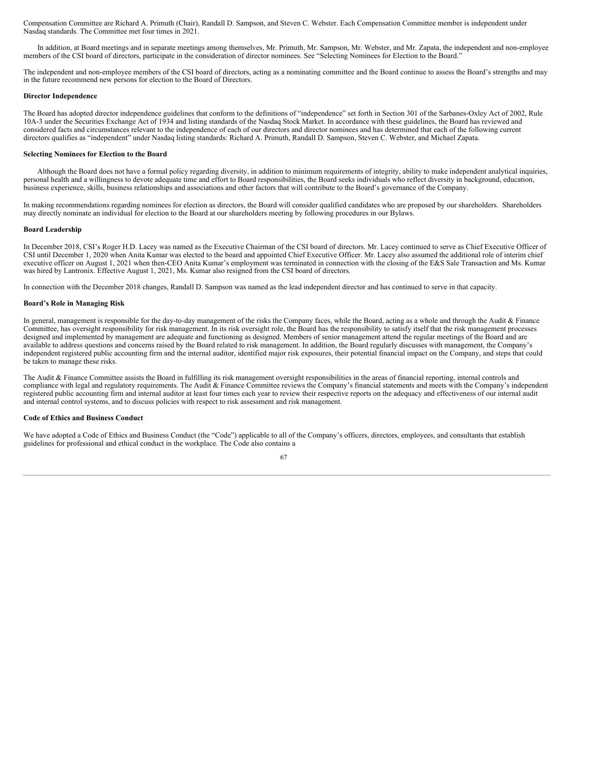Compensation Committee are Richard A. Primuth (Chair), Randall D. Sampson, and Steven C. Webster. Each Compensation Committee member is independent under Nasdaq standards. The Committee met four times in 2021.

In addition, at Board meetings and in separate meetings among themselves, Mr. Primuth, Mr. Sampson, Mr. Webster, and Mr. Zapata, the independent and non-employee members of the CSI board of directors, participate in the consideration of director nominees. See "Selecting Nominees for Election to the Board."

The independent and non-employee members of the CSI board of directors, acting as a nominating committee and the Board continue to assess the Board's strengths and may in the future recommend new persons for election to the Board of Directors.

**Director Independence**

The Board has adopted director independence guidelines that conform to the definitions of "independence" set forth in Section 301 of the Sarbanes-Oxley Act of 2002, Rule 10A-3 under the Securities Exchange Act of 1934 and listing standards of the Nasdaq Stock Market. In accordance with these guidelines, the Board has reviewed and considered facts and circumstances relevant to the independence of each of our directors and director nominees and has determined that each of the following current directors qualifies as "independent" under Nasdaq listing standards: Richard A. Primuth, Randall D. Sampson, Steven C. Webster, and Michael Zapata.

**Selecting Nominees for Election to the Board**

Although the Board does not have a formal policy regarding diversity, in addition to minimum requirements of integrity, ability to make independent analytical inquiries, personal health and a willingness to devote adequate time and effort to Board responsibilities, the Board seeks individuals who reflect diversity in background, education, business experience, skills, business relationships and associations and other factors that will contribute to the Board's governance of the Company.

In making recommendations regarding nominees for election as directors, the Board will consider qualified candidates who are proposed by our shareholders. Shareholders may directly nominate an individual for election to the Board at our shareholders meeting by following procedures in our Bylaws.

**Board Leadership**

In December 2018, CSI's Roger H.D. Lacey was named as the Executive Chairman of the CSI board of directors. Mr. Lacey continued to serve as Chief Executive Officer of CSI until December 1, 2020 when Anita Kumar was elected to the board and appointed Chief Executive Officer. Mr. Lacey also assumed the additional role of interim chief executive officer on August 1, 2021 when then-CEO Anita Kumar's employment was terminated in connection with the closing of the E&S Sale Transaction and Ms. Kumar was hired by Lantronix. Effective August 1, 2021, Ms. Kumar also resigned from the CSI board of directors.

In connection with the December 2018 changes, Randall D. Sampson was named as the lead independent director and has continued to serve in that capacity.

**Board's Role in Managing Risk**

In general, management is responsible for the day-to-day management of the risks the Company faces, while the Board, acting as a whole and through the Audit & Finance Committee, has oversight responsibility for risk management. In its risk oversight role, the Board has the responsibility to satisfy itself that the risk management processes designed and implemented by management are adequate and functioning as designed. Members of senior management attend the regular meetings of the Board and are available to address questions and concerns raised by the Board related to risk management. In addition, the Board regularly discusses with management, the Company's independent registered public accounting firm and the internal auditor, identified major risk exposures, their potential financial impact on the Company, and steps that could be taken to manage these risks.

The Audit & Finance Committee assists the Board in fulfilling its risk management oversight responsibilities in the areas of financial reporting, internal controls and compliance with legal and regulatory requirements. The Audit & Finance Committee reviews the Company's financial statements and meets with the Company's independent registered public accounting firm and internal auditor at least four times each year to review their respective reports on the adequacy and effectiveness of our internal audit and internal control systems, and to discuss policies with respect to risk assessment and risk management.

**Code of Ethics and Business Conduct**

We have adopted a Code of Ethics and Business Conduct (the "Code") applicable to all of the Company's officers, directors, employees, and consultants that establish guidelines for professional and ethical conduct in the workplace. The Code also contains a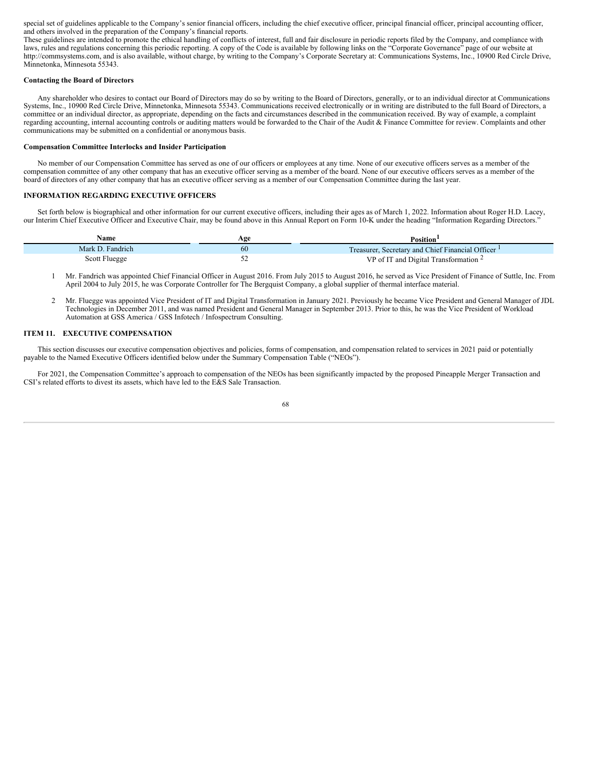special set of guidelines applicable to the Company's senior financial officers, including the chief executive officer, principal financial officer, principal accounting officer, and others involved in the preparation of the Company's financial reports.
These guidelines are intended to promote the ethical handling of conflicts of interest, full and fair disclosure in periodic reports filed by the Company, and compliance with laws, rules and regulations concerning this periodic reporting. A copy of the Code is available by following links on the "Corporate Governance" page of our website at http://commsystems.com, and is also available, without charge, by writing to the Company's Corporate Secretary at: Communications Systems, Inc., 10900 Red Circle Drive, Minnetonka, Minnesota 55343.

**Contacting the Board of Directors**

Any shareholder who desires to contact our Board of Directors may do so by writing to the Board of Directors, generally, or to an individual director at Communications Systems, Inc., 10900 Red Circle Drive, Minnetonka, Minnesota 55343. Communications received electronically or in writing are distributed to the full Board of Directors, a committee or an individual director, as appropriate, depending on the facts and circumstances described in the communication received. By way of example, a complaint regarding accounting, internal accounting controls or auditing matters would be forwarded to the Chair of the Audit & Finance Committee for review. Complaints and other communications may be submitted on a confidential or anonymous basis.

**Compensation Committee Interlocks and Insider Participation**

No member of our Compensation Committee has served as one of our officers or employees at any time. None of our executive officers serves as a member of the compensation committee of any other company that has an executive officer serving as a member of the board. None of our executive officers serves as a member of the board of directors of any other company that has an executive officer serving as a member of our Compensation Committee during the last year.

**INFORMATION REGARDING EXECUTIVE OFFICERS**

Set forth below is biographical and other information for our current executive officers, including their ages as of March 1, 2022. Information about Roger H.D. Lacey, our Interim Chief Executive Officer and Executive Chair, may be found above in this Annual Report on Form 10-K under the heading "Information Regarding Directors."

| Name | Age | Position[1] |
|---|---|---|
| Mark D. Fandrich | 60 | Treasurer, Secretary and Chief Financial Officer [1] |
| Scott Fluegge | 52 | VP of IT and Digital Transformation [2] |

1 Mr. Fandrich was appointed Chief Financial Officer in August 2016. From July 2015 to August 2016, he served as Vice President of Finance of Suttle, Inc. From April 2004 to July 2015, he was Corporate Controller for The Bergquist Company, a global supplier of thermal interface material.

2 Mr. Fluegge was appointed Vice President of IT and Digital Transformation in January 2021. Previously he became Vice President and General Manager of JDL Technologies in December 2011, and was named President and General Manager in September 2013. Prior to this, he was the Vice President of Workload Automation at GSS America / GSS Infotech / Infospectrum Consulting.

**ITEM 11. EXECUTIVE COMPENSATION**

This section discusses our executive compensation objectives and policies, forms of compensation, and compensation related to services in 2021 paid or potentially payable to the Named Executive Officers identified below under the Summary Compensation Table ("NEOs").

For 2021, the Compensation Committee's approach to compensation of the NEOs has been significantly impacted by the proposed Pineapple Merger Transaction and CSI's related efforts to divest its assets, which have led to the E&S Sale Transaction.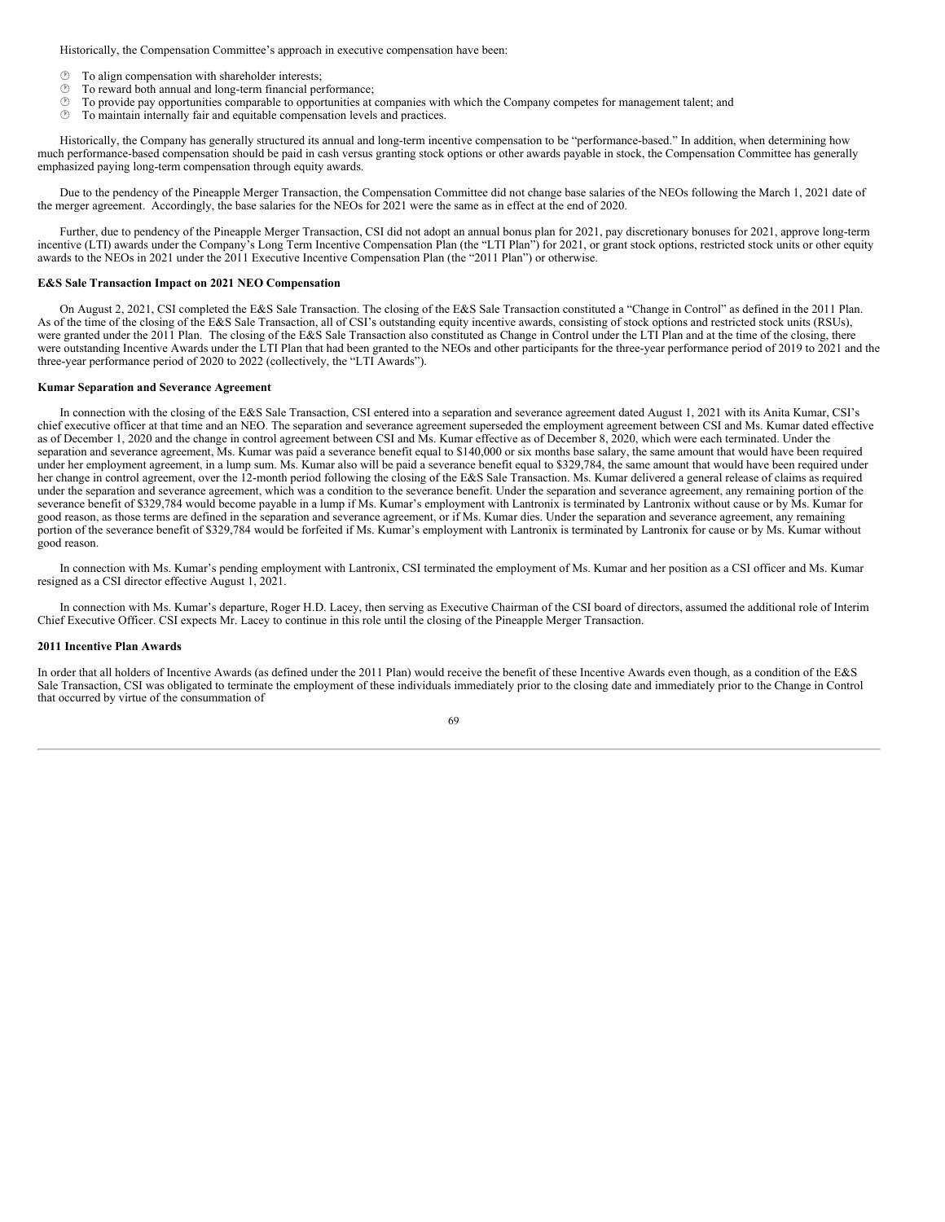Historically, the Compensation Committee's approach in executive compensation have been:

- To align compensation with shareholder interests;
- To reward both annual and long-term financial performance;
- To provide pay opportunities comparable to opportunities at companies with which the Company competes for management talent; and
- To maintain internally fair and equitable compensation levels and practices.

Historically, the Company has generally structured its annual and long-term incentive compensation to be "performance-based." In addition, when determining how much performance-based compensation should be paid in cash versus granting stock options or other awards payable in stock, the Compensation Committee has generally emphasized paying long-term compensation through equity awards.

Due to the pendency of the Pineapple Merger Transaction, the Compensation Committee did not change base salaries of the NEOs following the March 1, 2021 date of the merger agreement. Accordingly, the base salaries for the NEOs for 2021 were the same as in effect at the end of 2020.

Further, due to pendency of the Pineapple Merger Transaction, CSI did not adopt an annual bonus plan for 2021, pay discretionary bonuses for 2021, approve long-term incentive (LTI) awards under the Company's Long Term Incentive Compensation Plan (the "LTI Plan") for 2021, or grant stock options, restricted stock units or other equity awards to the NEOs in 2021 under the 2011 Executive Incentive Compensation Plan (the "2011 Plan") or otherwise.

**E&S Sale Transaction Impact on 2021 NEO Compensation**

On August 2, 2021, CSI completed the E&S Sale Transaction. The closing of the E&S Sale Transaction constituted a "Change in Control" as defined in the 2011 Plan. As of the time of the closing of the E&S Sale Transaction, all of CSI's outstanding equity incentive awards, consisting of stock options and restricted stock units (RSUs), were granted under the 2011 Plan. The closing of the E&S Sale Transaction also constituted as Change in Control under the LTI Plan and at the time of the closing, there were outstanding Incentive Awards under the LTI Plan that had been granted to the NEOs and other participants for the three-year performance period of 2019 to 2021 and the three-year performance period of 2020 to 2022 (collectively, the "LTI Awards").

**Kumar Separation and Severance Agreement**

In connection with the closing of the E&S Sale Transaction, CSI entered into a separation and severance agreement dated August 1, 2021 with its Anita Kumar, CSI's chief executive officer at that time and an NEO. The separation and severance agreement superseded the employment agreement between CSI and Ms. Kumar dated effective as of December 1, 2020 and the change in control agreement between CSI and Ms. Kumar effective as of December 8, 2020, which were each terminated. Under the separation and severance agreement, Ms. Kumar was paid a severance benefit equal to $140,000 or six months base salary, the same amount that would have been required under her employment agreement, in a lump sum. Ms. Kumar also will be paid a severance benefit equal to $329,784, the same amount that would have been required under her change in control agreement, over the 12-month period following the closing of the E&S Sale Transaction. Ms. Kumar delivered a general release of claims as required under the separation and severance agreement, which was a condition to the severance benefit. Under the separation and severance agreement, any remaining portion of the severance benefit of $329,784 would become payable in a lump if Ms. Kumar's employment with Lantronix is terminated by Lantronix without cause or by Ms. Kumar for good reason, as those terms are defined in the separation and severance agreement, or if Ms. Kumar dies. Under the separation and severance agreement, any remaining portion of the severance benefit of $329,784 would be forfeited if Ms. Kumar's employment with Lantronix is terminated by Lantronix for cause or by Ms. Kumar without good reason.

In connection with Ms. Kumar's pending employment with Lantronix, CSI terminated the employment of Ms. Kumar and her position as a CSI officer and Ms. Kumar resigned as a CSI director effective August 1, 2021.

In connection with Ms. Kumar's departure, Roger H.D. Lacey, then serving as Executive Chairman of the CSI board of directors, assumed the additional role of Interim Chief Executive Officer. CSI expects Mr. Lacey to continue in this role until the closing of the Pineapple Merger Transaction.

**2011 Incentive Plan Awards**

In order that all holders of Incentive Awards (as defined under the 2011 Plan) would receive the benefit of these Incentive Awards even though, as a condition of the E&S Sale Transaction, CSI was obligated to terminate the employment of these individuals immediately prior to the closing date and immediately prior to the Change in Control that occurred by virtue of the consummation of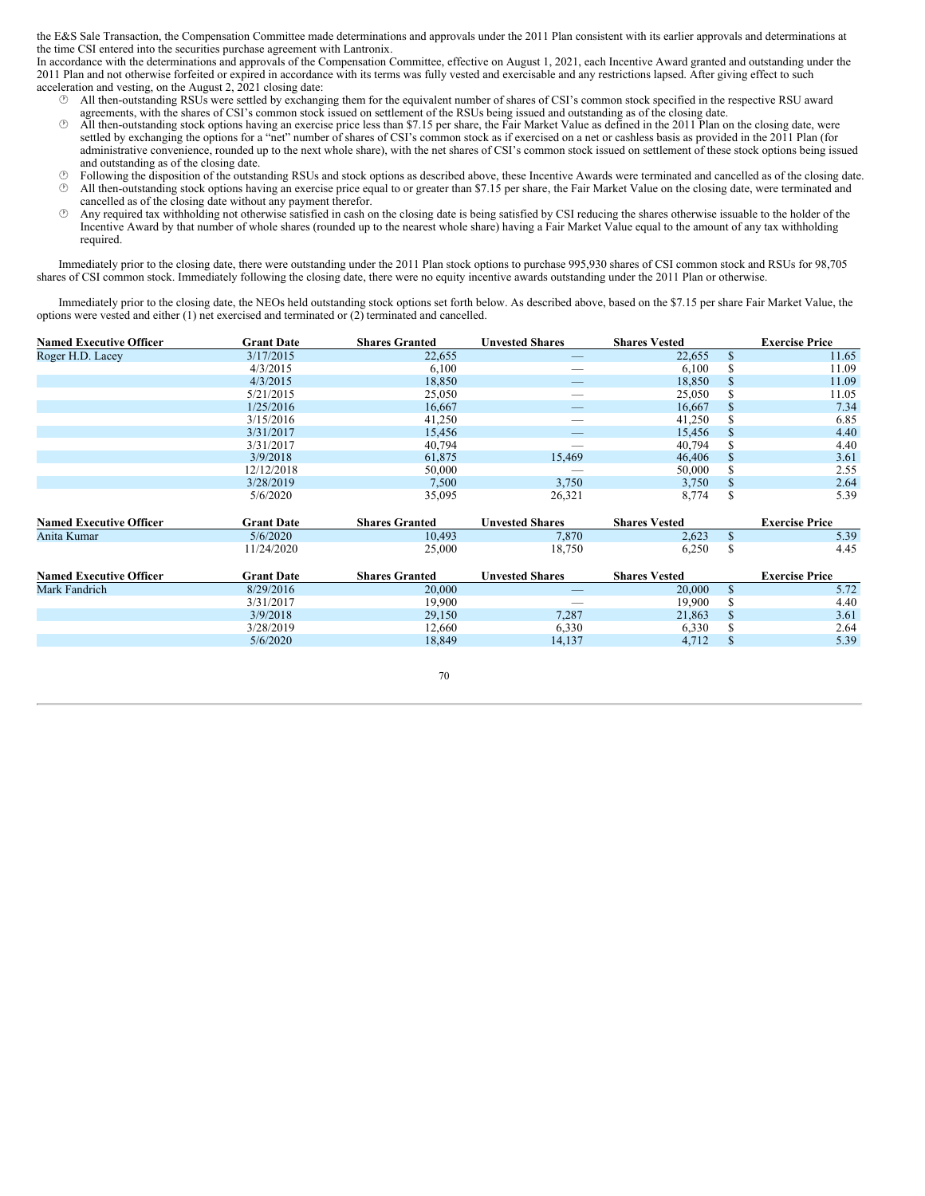the E&S Sale Transaction, the Compensation Committee made determinations and approvals under the 2011 Plan consistent with its earlier approvals and determinations at the time CSI entered into the securities purchase agreement with Lantronix.

In accordance with the determinations and approvals of the Compensation Committee, effective on August 1, 2021, each Incentive Award granted and outstanding under the 2011 Plan and not otherwise forfeited or expired in accordance with its terms was fully vested and exercisable and any restrictions lapsed. After giving effect to such acceleration and vesting, on the August 2, 2021 closing date:

- All then-outstanding RSUs were settled by exchanging them for the equivalent number of shares of CSI's common stock specified in the respective RSU award agreements, with the shares of CSI's common stock issued on settlement of the RSUs being issued and outstanding as of the closing date.
- All then-outstanding stock options having an exercise price less than $7.15 per share, the Fair Market Value as defined in the 2011 Plan on the closing date, were settled by exchanging the options for a "net" number of shares of CSI's common stock as if exercised on a net or cashless basis as provided in the 2011 Plan (for administrative convenience, rounded up to the next whole share), with the net shares of CSI's common stock issued on settlement of these stock options being issued and outstanding as of the closing date.
- Following the disposition of the outstanding RSUs and stock options as described above, these Incentive Awards were terminated and cancelled as of the closing date.
- All then-outstanding stock options having an exercise price equal to or greater than $7.15 per share, the Fair Market Value on the closing date, were terminated and cancelled as of the closing date without any payment therefor.
- Any required tax withholding not otherwise satisfied in cash on the closing date is being satisfied by CSI reducing the shares otherwise issuable to the holder of the Incentive Award by that number of whole shares (rounded up to the nearest whole share) having a Fair Market Value equal to the amount of any tax withholding required.

Immediately prior to the closing date, there were outstanding under the 2011 Plan stock options to purchase 995,930 shares of CSI common stock and RSUs for 98,705 shares of CSI common stock. Immediately following the closing date, there were no equity incentive awards outstanding under the 2011 Plan or otherwise.

Immediately prior to the closing date, the NEOs held outstanding stock options set forth below. As described above, based on the $7.15 per share Fair Market Value, the options were vested and either (1) net exercised and terminated or (2) terminated and cancelled.

| Named Executive Officer | Grant Date | Shares Granted | Unvested Shares | Shares Vested | Exercise Price |
|---|---|---|---|---|---|
| Roger H.D. Lacey | 3/17/2015 | 22,655 | — | 22,655 | $ 11.65 |
| | 4/3/2015 | 6,100 | — | 6,100 | $ 11.09 |
| | 4/3/2015 | 18,850 | — | 18,850 | $ 11.09 |
| | 5/21/2015 | 25,050 | — | 25,050 | $ 11.05 |
| | 1/25/2016 | 16,667 | — | 16,667 | $ 7.34 |
| | 3/15/2016 | 41,250 | — | 41,250 | $ 6.85 |
| | 3/31/2017 | 15,456 | — | 15,456 | $ 4.40 |
| | 3/31/2017 | 40,794 | — | 40,794 | $ 4.40 |
| | 3/9/2018 | 61,875 | 15,469 | 46,406 | $ 3.61 |
| | 12/12/2018 | 50,000 | — | 50,000 | $ 2.55 |
| | 3/28/2019 | 7,500 | 3,750 | 3,750 | $ 2.64 |
| | 5/6/2020 | 35,095 | 26,321 | 8,774 | $ 5.39 |

| Named Executive Officer | Grant Date | Shares Granted | Unvested Shares | Shares Vested | Exercise Price |
|---|---|---|---|---|---|
| Anita Kumar | 5/6/2020 | 10,493 | 7,870 | 2,623 | $ 5.39 |
| | 11/24/2020 | 25,000 | 18,750 | 6,250 | $ 4.45 |

| Named Executive Officer | Grant Date | Shares Granted | Unvested Shares | Shares Vested | Exercise Price |
|---|---|---|---|---|---|
| Mark Fandrich | 8/29/2016 | 20,000 | — | 20,000 | $ 5.72 |
| | 3/31/2017 | 19,900 | — | 19,900 | $ 4.40 |
| | 3/9/2018 | 29,150 | 7,287 | 21,863 | $ 3.61 |
| | 3/28/2019 | 12,660 | 6,330 | 6,330 | $ 2.64 |
| | 5/6/2020 | 18,849 | 14,137 | 4,712 | $ 5.39 |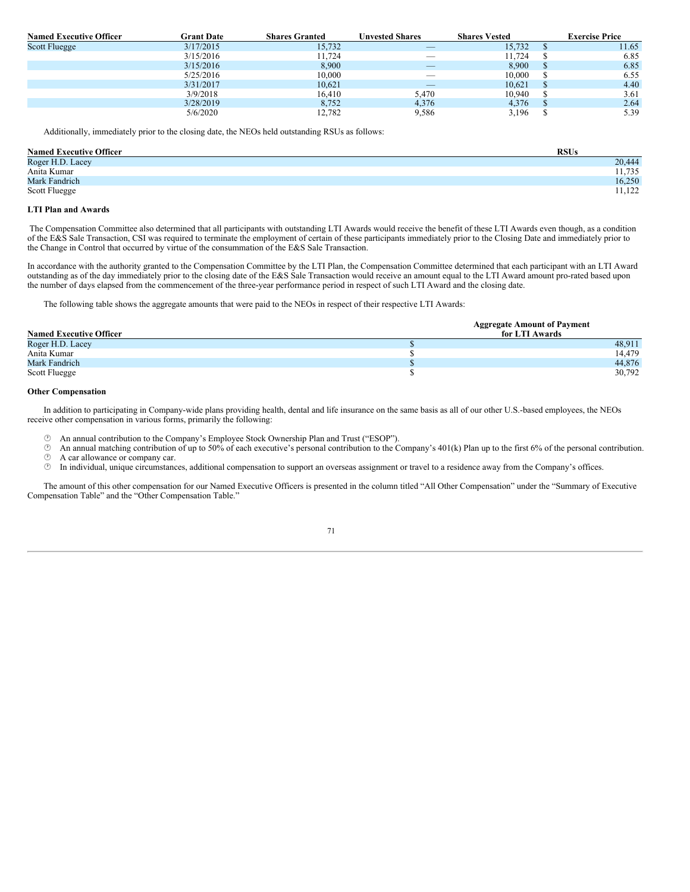| Named Executive Officer | Grant Date | Shares Granted | Unvested Shares | Shares Vested | Exercise Price |
|---|---|---|---|---|---|
| Scott Fluegge | 3/17/2015 | 15,732 | — | 15,732 | $ 11.65 |
| | 3/15/2016 | 11,724 | — | 11,724 | $ 6.85 |
| | 3/15/2016 | 8,900 | — | 8,900 | $ 6.85 |
| | 5/25/2016 | 10,000 | — | 10,000 | $ 6.55 |
| | 3/31/2017 | 10,621 | — | 10,621 | $ 4.40 |
| | 3/9/2018 | 16,410 | 5,470 | 10,940 | $ 3.61 |
| | 3/28/2019 | 8,752 | 4,376 | 4,376 | $ 2.64 |
| | 5/6/2020 | 12,782 | 9,586 | 3,196 | $ 5.39 |

Additionally, immediately prior to the closing date, the NEOs held outstanding RSUs as follows:

| Named Executive Officer | RSUs |
|---|---|
| Roger H.D. Lacey | 20,444 |
| Anita Kumar | 11,735 |
| Mark Fandrich | 16,250 |
| Scott Fluegge | 11,122 |

**LTI Plan and Awards**

The Compensation Committee also determined that all participants with outstanding LTI Awards would receive the benefit of these LTI Awards even though, as a condition of the E&S Sale Transaction, CSI was required to terminate the employment of certain of these participants immediately prior to the Closing Date and immediately prior to the Change in Control that occurred by virtue of the consummation of the E&S Sale Transaction.

In accordance with the authority granted to the Compensation Committee by the LTI Plan, the Compensation Committee determined that each participant with an LTI Award outstanding as of the day immediately prior to the closing date of the E&S Sale Transaction would receive an amount equal to the LTI Award amount pro-rated based upon the number of days elapsed from the commencement of the three-year performance period in respect of such LTI Award and the closing date.

The following table shows the aggregate amounts that were paid to the NEOs in respect of their respective LTI Awards:

| Named Executive Officer | Aggregate Amount of Payment for LTI Awards |
|---|---|
| Roger H.D. Lacey | $ 48,911 |
| Anita Kumar | $ 14,479 |
| Mark Fandrich | $ 44,876 |
| Scott Fluegge | $ 30,792 |

**Other Compensation**

In addition to participating in Company-wide plans providing health, dental and life insurance on the same basis as all of our other U.S.-based employees, the NEOs receive other compensation in various forms, primarily the following:

- An annual contribution to the Company's Employee Stock Ownership Plan and Trust ("ESOP").
- An annual matching contribution of up to 50% of each executive's personal contribution to the Company's 401(k) Plan up to the first 6% of the personal contribution.
- A car allowance or company car.
- In individual, unique circumstances, additional compensation to support an overseas assignment or travel to a residence away from the Company's offices.

The amount of this other compensation for our Named Executive Officers is presented in the column titled "All Other Compensation" under the "Summary of Executive Compensation Table" and the "Other Compensation Table."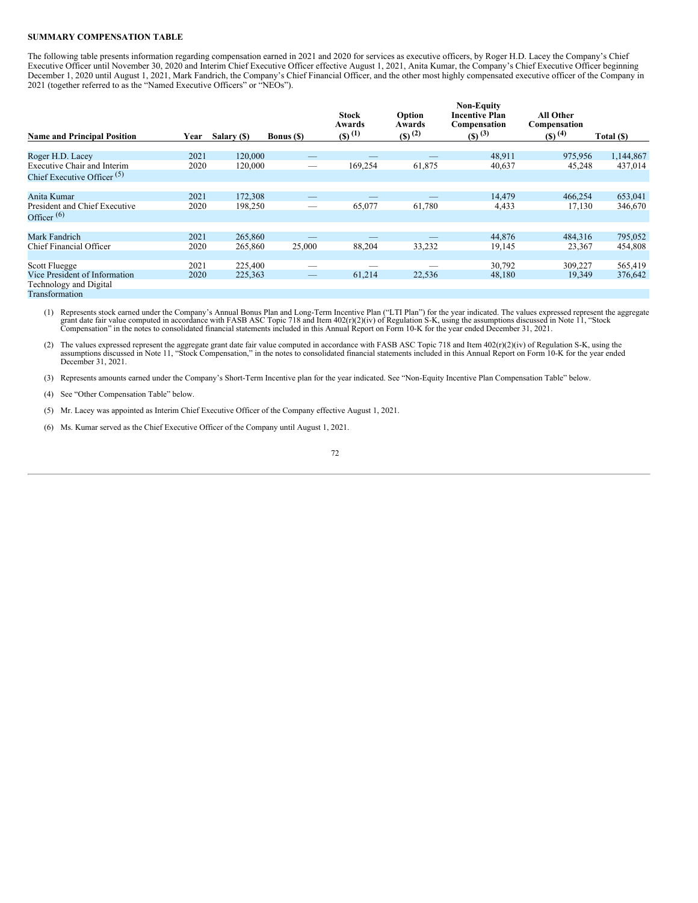**SUMMARY COMPENSATION TABLE**

The following table presents information regarding compensation earned in 2021 and 2020 for services as executive officers, by Roger H.D. Lacey the Company's Chief Executive Officer until November 30, 2020 and Interim Chief Executive Officer effective August 1, 2021, Anita Kumar, the Company's Chief Executive Officer beginning December 1, 2020 until August 1, 2021, Mark Fandrich, the Company's Chief Financial Officer, and the other most highly compensated executive officer of the Company in 2021 (together referred to as the "Named Executive Officers" or "NEOs").

| Name and Principal Position | Year | Salary ($) | Bonus ($) | Stock Awards ($) (1) | Option Awards ($) (2) | Non-Equity Incentive Plan Compensation ($) (3) | All Other Compensation ($) (4) | Total ($) |
|---|---|---|---|---|---|---|---|---|
| Roger H.D. Lacey | 2021 | 120,000 | — | — | — | 48,911 | 975,956 | 1,144,867 |
| Executive Chair and Interim Chief Executive Officer (5) | 2020 | 120,000 | — | 169,254 | 61,875 | 40,637 | 45,248 | 437,014 |
| Anita Kumar | 2021 | 172,308 | — | — | — | 14,479 | 466,254 | 653,041 |
| President and Chief Executive Officer (6) | 2020 | 198,250 | — | 65,077 | 61,780 | 4,433 | 17,130 | 346,670 |
| Mark Fandrich | 2021 | 265,860 | — | — | — | 44,876 | 484,316 | 795,052 |
| Chief Financial Officer | 2020 | 265,860 | 25,000 | 88,204 | 33,232 | 19,145 | 23,367 | 454,808 |
| Scott Fluegge | 2021 | 225,400 | — | — | — | 30,792 | 309,227 | 565,419 |
| Vice President of Information Technology and Digital Transformation | 2020 | 225,363 | — | 61,214 | 22,536 | 48,180 | 19,349 | 376,642 |

(1) Represents stock earned under the Company's Annual Bonus Plan and Long-Term Incentive Plan ("LTI Plan") for the year indicated. The values expressed represent the aggregate grant date fair value computed in accordance with FASB ASC Topic 718 and Item 402(r)(2)(iv) of Regulation S-K, using the assumptions discussed in Note 11, "Stock Compensation" in the notes to consolidated financial statements included in this Annual Report on Form 10-K for the year ended December 31, 2021.

(2) The values expressed represent the aggregate grant date fair value computed in accordance with FASB ASC Topic 718 and Item 402(r)(2)(iv) of Regulation S-K, using the assumptions discussed in Note 11, "Stock Compensation," in the notes to consolidated financial statements included in this Annual Report on Form 10-K for the year ended December 31, 2021.

(3) Represents amounts earned under the Company's Short-Term Incentive plan for the year indicated. See "Non-Equity Incentive Plan Compensation Table" below.

(4) See "Other Compensation Table" below.

(5) Mr. Lacey was appointed as Interim Chief Executive Officer of the Company effective August 1, 2021.

(6) Ms. Kumar served as the Chief Executive Officer of the Company until August 1, 2021.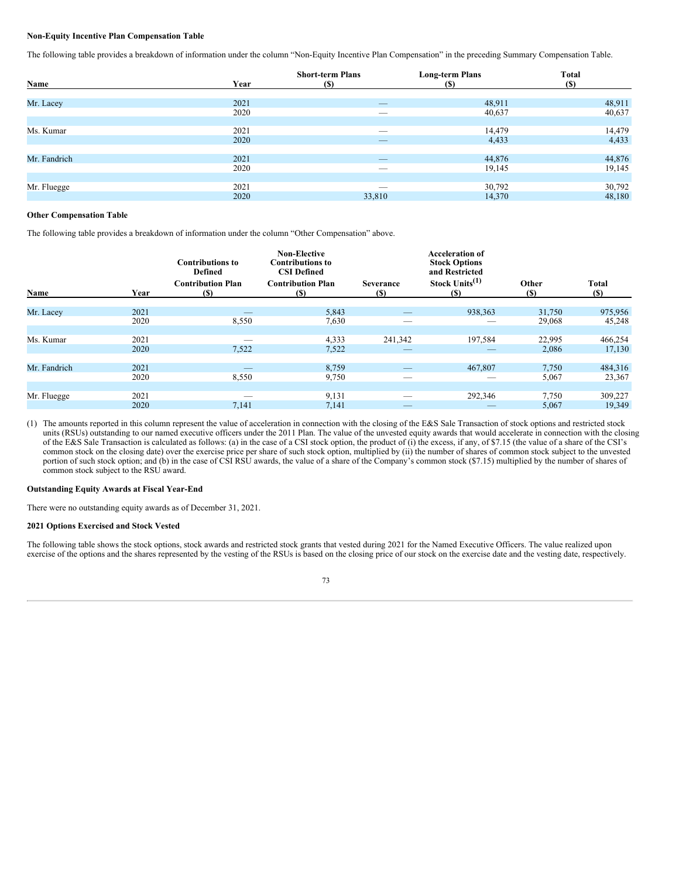**Non-Equity Incentive Plan Compensation Table**

The following table provides a breakdown of information under the column "Non-Equity Incentive Plan Compensation" in the preceding Summary Compensation Table.

| Name | Year | Short-term Plans ($) | Long-term Plans ($) | Total ($) |
|---|---|---|---|---|
| Mr. Lacey | 2021 | — | 48,911 | 48,911 |
| | 2020 | — | 40,637 | 40,637 |
| Ms. Kumar | 2021 | — | 14,479 | 14,479 |
| | 2020 | — | 4,433 | 4,433 |
| Mr. Fandrich | 2021 | — | 44,876 | 44,876 |
| | 2020 | — | 19,145 | 19,145 |
| Mr. Fluegge | 2021 | — | 30,792 | 30,792 |
| | 2020 | 33,810 | 14,370 | 48,180 |

**Other Compensation Table**

The following table provides a breakdown of information under the column "Other Compensation" above.

| Name | Year | Contributions to Defined Contribution Plan ($) | Non-Elective Contributions to CSI Defined Contribution Plan ($) | Severance ($) | Acceleration of Stock Options and Restricted Stock Units[(1)] ($) | Other ($) | Total ($) |
|---|---|---|---|---|---|---|---|
| Mr. Lacey | 2021 | — | 5,843 | — | 938,363 | 31,750 | 975,956 |
| | 2020 | 8,550 | 7,630 | — | — | 29,068 | 45,248 |
| Ms. Kumar | 2021 | — | 4,333 | 241,342 | 197,584 | 22,995 | 466,254 |
| | 2020 | 7,522 | 7,522 | — | — | 2,086 | 17,130 |
| Mr. Fandrich | 2021 | — | 8,759 | — | 467,807 | 7,750 | 484,316 |
| | 2020 | 8,550 | 9,750 | — | — | 5,067 | 23,367 |
| Mr. Fluegge | 2021 | — | 9,131 | — | 292,346 | 7,750 | 309,227 |
| | 2020 | 7,141 | 7,141 | — | — | 5,067 | 19,349 |

(1) The amounts reported in this column represent the value of acceleration in connection with the closing of the E&S Sale Transaction of stock options and restricted stock units (RSUs) outstanding to our named executive officers under the 2011 Plan. The value of the unvested equity awards that would accelerate in connection with the closing of the E&S Sale Transaction is calculated as follows: (a) in the case of a CSI stock option, the product of (i) the excess, if any, of $7.15 (the value of a share of the CSI's common stock on the closing date) over the exercise price per share of such stock option, multiplied by (ii) the number of shares of common stock subject to the unvested portion of such stock option; and (b) in the case of CSI RSU awards, the value of a share of the Company's common stock ($7.15) multiplied by the number of shares of common stock subject to the RSU award.

**Outstanding Equity Awards at Fiscal Year-End**

There were no outstanding equity awards as of December 31, 2021.

**2021 Options Exercised and Stock Vested**

The following table shows the stock options, stock awards and restricted stock grants that vested during 2021 for the Named Executive Officers. The value realized upon exercise of the options and the shares represented by the vesting of the RSUs is based on the closing price of our stock on the exercise date and the vesting date, respectively.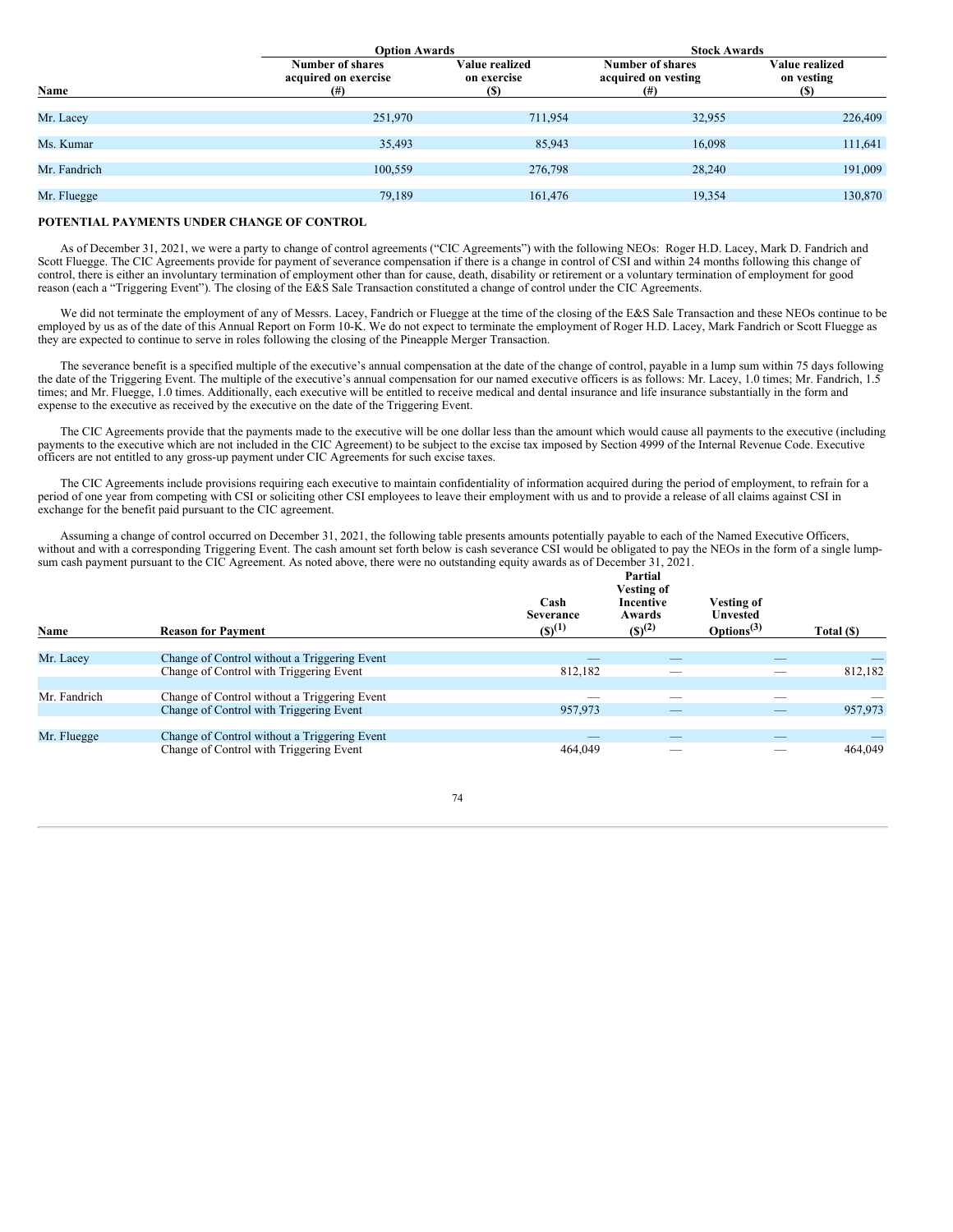| Name | Option Awards | | Stock Awards | |
|---|---|---|---|---|
| | Number of shares acquired on exercise (#) | Value realized on exercise ($) | Number of shares acquired on vesting (#) | Value realized on vesting ($) |
| Mr. Lacey | 251,970 | 711,954 | 32,955 | 226,409 |
| Ms. Kumar | 35,493 | 85,943 | 16,098 | 111,641 |
| Mr. Fandrich | 100,559 | 276,798 | 28,240 | 191,009 |
| Mr. Fluegge | 79,189 | 161,476 | 19,354 | 130,870 |

## POTENTIAL PAYMENTS UNDER CHANGE OF CONTROL

As of December 31, 2021, we were a party to change of control agreements ("CIC Agreements") with the following NEOs: Roger H.D. Lacey, Mark D. Fandrich and Scott Fluegge. The CIC Agreements provide for payment of severance compensation if there is a change in control of CSI and within 24 months following this change of control, there is either an involuntary termination of employment other than for cause, death, disability or retirement or a voluntary termination of employment for good reason (each a "Triggering Event"). The closing of the E&S Sale Transaction constituted a change of control under the CIC Agreements.

We did not terminate the employment of any of Messrs. Lacey, Fandrich or Fluegge at the time of the closing of the E&S Sale Transaction and these NEOs continue to be employed by us as of the date of this Annual Report on Form 10-K. We do not expect to terminate the employment of Roger H.D. Lacey, Mark Fandrich or Scott Fluegge as they are expected to continue to serve in roles following the closing of the Pineapple Merger Transaction.

The severance benefit is a specified multiple of the executive's annual compensation at the date of the change of control, payable in a lump sum within 75 days following the date of the Triggering Event. The multiple of the executive's annual compensation for our named executive officers is as follows: Mr. Lacey, 1.0 times; Mr. Fandrich, 1.5 times; and Mr. Fluegge, 1.0 times. Additionally, each executive will be entitled to receive medical and dental insurance and life insurance substantially in the form and expense to the executive as received by the executive on the date of the Triggering Event.

The CIC Agreements provide that the payments made to the executive will be one dollar less than the amount which would cause all payments to the executive (including payments to the executive which are not included in the CIC Agreement) to be subject to the excise tax imposed by Section 4999 of the Internal Revenue Code. Executive officers are not entitled to any gross-up payment under CIC Agreements for such excise taxes.

The CIC Agreements include provisions requiring each executive to maintain confidentiality of information acquired during the period of employment, to refrain for a period of one year from competing with CSI or soliciting other CSI employees to leave their employment with us and to provide a release of all claims against CSI in exchange for the benefit paid pursuant to the CIC agreement.

Assuming a change of control occurred on December 31, 2021, the following table presents amounts potentially payable to each of the Named Executive Officers, without and with a corresponding Triggering Event. The cash amount set forth below is cash severance CSI would be obligated to pay the NEOs in the form of a single lump-sum cash payment pursuant to the CIC Agreement. As noted above, there were no outstanding equity awards as of December 31, 2021.

| Name | Reason for Payment | Cash Severance ($)(1) | Partial Vesting of Incentive Awards ($)(2) | Vesting of Unvested Options(3) | Total ($) |
|---|---|---|---|---|---|
| Mr. Lacey | Change of Control without a Triggering Event | — | — | — | — |
| | Change of Control with Triggering Event | 812,182 | — | — | 812,182 |
| Mr. Fandrich | Change of Control without a Triggering Event | — | — | — | — |
| | Change of Control with Triggering Event | 957,973 | — | — | 957,973 |
| Mr. Fluegge | Change of Control without a Triggering Event | — | — | — | — |
| | Change of Control with Triggering Event | 464,049 | — | — | 464,049 |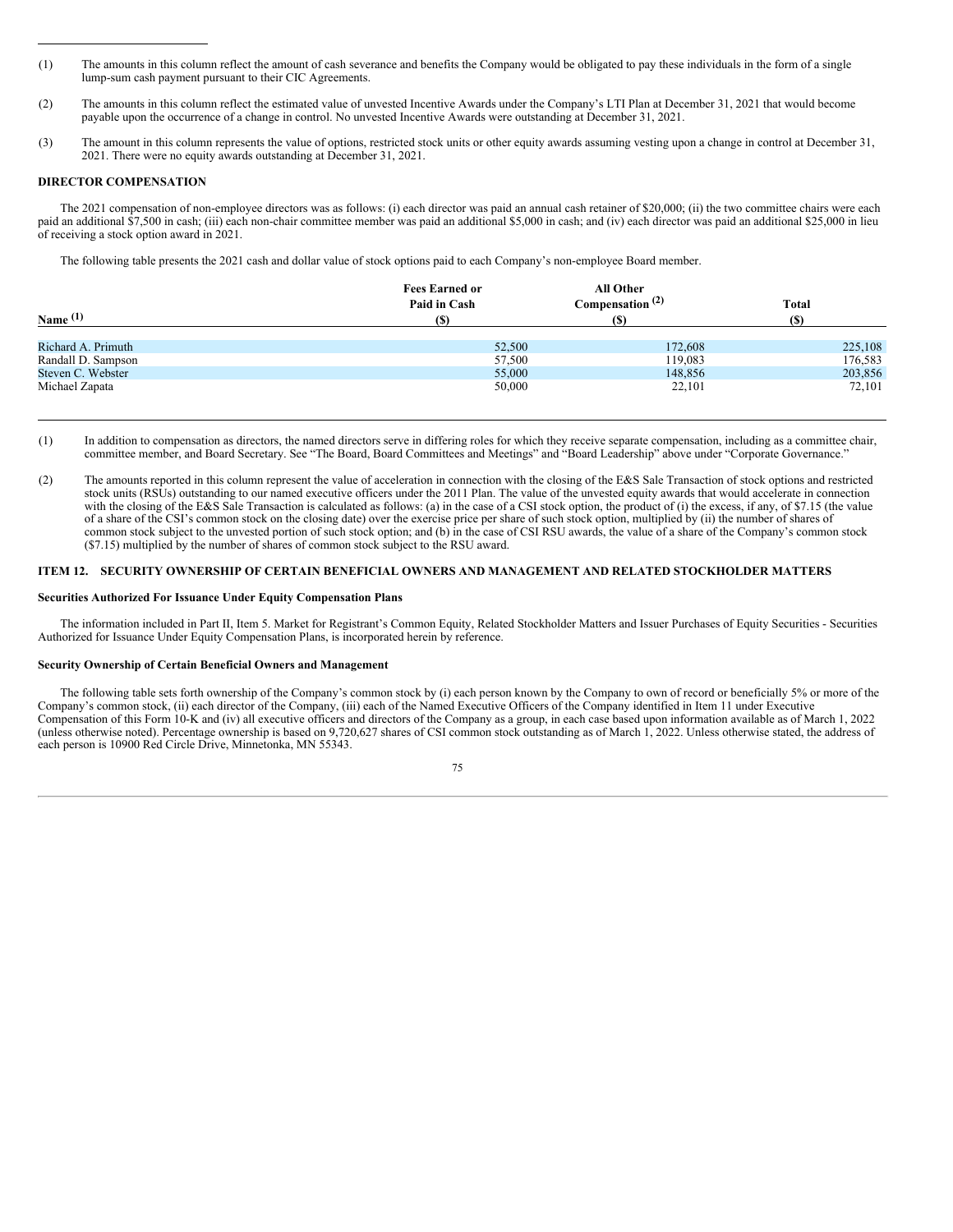(1) The amounts in this column reflect the amount of cash severance and benefits the Company would be obligated to pay these individuals in the form of a single lump-sum cash payment pursuant to their CIC Agreements.

(2) The amounts in this column reflect the estimated value of unvested Incentive Awards under the Company's LTI Plan at December 31, 2021 that would become payable upon the occurrence of a change in control. No unvested Incentive Awards were outstanding at December 31, 2021.

(3) The amount in this column represents the value of options, restricted stock units or other equity awards assuming vesting upon a change in control at December 31, 2021. There were no equity awards outstanding at December 31, 2021.

**DIRECTOR COMPENSATION**

The 2021 compensation of non-employee directors was as follows: (i) each director was paid an annual cash retainer of $20,000; (ii) the two committee chairs were each paid an additional $7,500 in cash; (iii) each non-chair committee member was paid an additional $5,000 in cash; and (iv) each director was paid an additional $25,000 in lieu of receiving a stock option award in 2021.

The following table presents the 2021 cash and dollar value of stock options paid to each Company's non-employee Board member.

| Name [(1)] | Fees Earned or Paid in Cash ($) | All Other Compensation [(2)] ($) | Total ($) |
|---|---|---|---|
| Richard A. Primuth | 52,500 | 172,608 | 225,108 |
| Randall D. Sampson | 57,500 | 119,083 | 176,583 |
| Steven C. Webster | 55,000 | 148,856 | 203,856 |
| Michael Zapata | 50,000 | 22,101 | 72,101 |

(1) In addition to compensation as directors, the named directors serve in differing roles for which they receive separate compensation, including as a committee chair, committee member, and Board Secretary. See "The Board, Board Committees and Meetings" and "Board Leadership" above under "Corporate Governance."

(2) The amounts reported in this column represent the value of acceleration in connection with the closing of the E&S Sale Transaction of stock options and restricted stock units (RSUs) outstanding to our named executive officers under the 2011 Plan. The value of the unvested equity awards that would accelerate in connection with the closing of the E&S Sale Transaction is calculated as follows: (a) in the case of a CSI stock option, the product of (i) the excess, if any, of $7.15 (the value of a share of the CSI's common stock on the closing date) over the exercise price per share of such stock option, multiplied by (ii) the number of shares of common stock subject to the unvested portion of such stock option; and (b) in the case of CSI RSU awards, the value of a share of the Company's common stock ($7.15) multiplied by the number of shares of common stock subject to the RSU award.

## ITEM 12. SECURITY OWNERSHIP OF CERTAIN BENEFICIAL OWNERS AND MANAGEMENT AND RELATED STOCKHOLDER MATTERS

**Securities Authorized For Issuance Under Equity Compensation Plans**

The information included in Part II, Item 5. Market for Registrant's Common Equity, Related Stockholder Matters and Issuer Purchases of Equity Securities - Securities Authorized for Issuance Under Equity Compensation Plans, is incorporated herein by reference.

**Security Ownership of Certain Beneficial Owners and Management**

The following table sets forth ownership of the Company's common stock by (i) each person known by the Company to own of record or beneficially 5% or more of the Company's common stock, (ii) each director of the Company, (iii) each of the Named Executive Officers of the Company identified in Item 11 under Executive Compensation of this Form 10-K and (iv) all executive officers and directors of the Company as a group, in each case based upon information available as of March 1, 2022 (unless otherwise noted). Percentage ownership is based on 9,720,627 shares of CSI common stock outstanding as of March 1, 2022. Unless otherwise stated, the address of each person is 10900 Red Circle Drive, Minnetonka, MN 55343.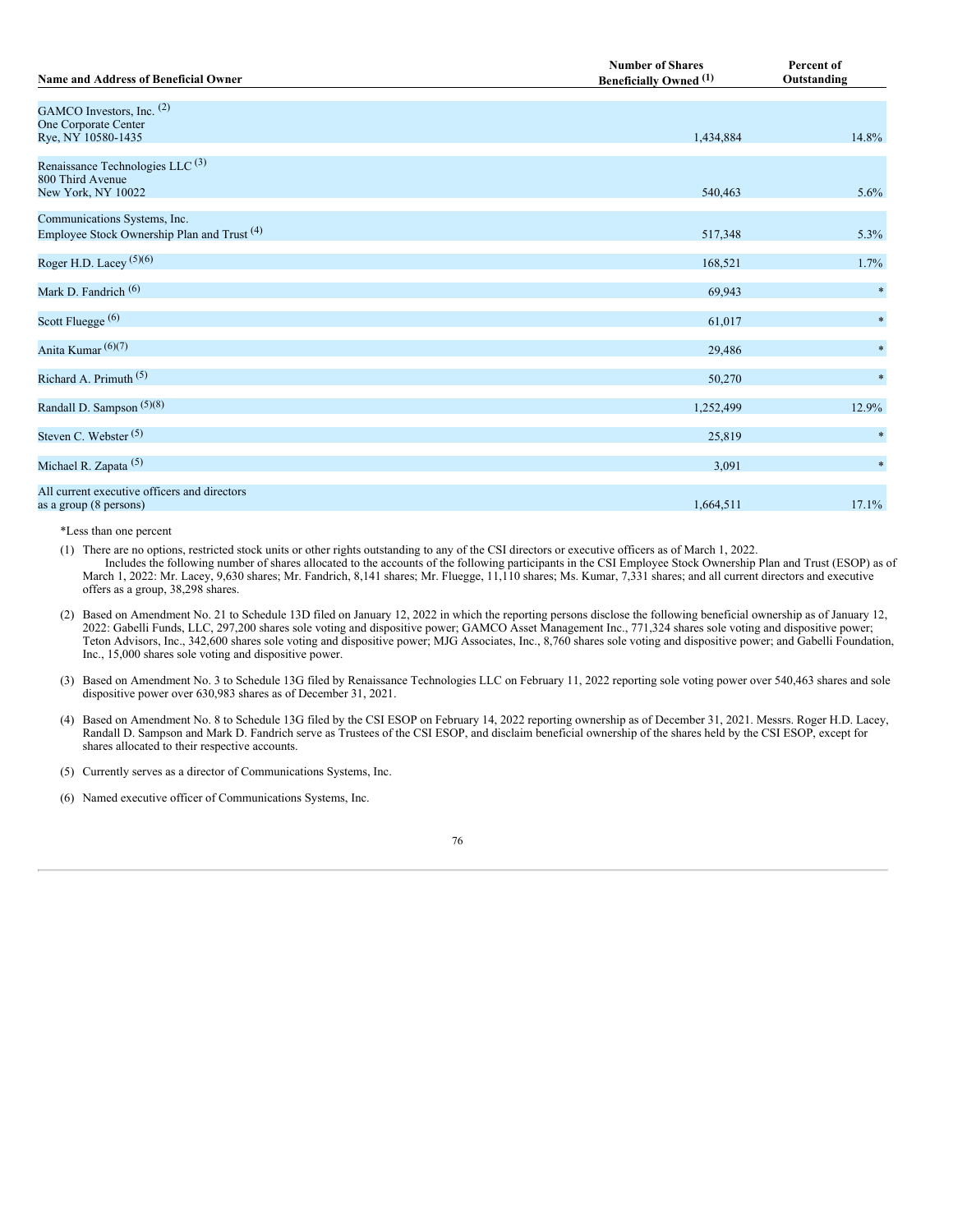| Name and Address of Beneficial Owner | Number of Shares Beneficially Owned [(1)] | Percent of Outstanding |
|---|---|---|
| GAMCO Investors, Inc. [(2)] One Corporate Center Rye, NY 10580-1435 | 1,434,884 | 14.8% |
| Renaissance Technologies LLC [(3)] 800 Third Avenue New York, NY 10022 | 540,463 | 5.6% |
| Communications Systems, Inc. Employee Stock Ownership Plan and Trust [(4)] | 517,348 | 5.3% |
| Roger H.D. Lacey [(5)(6)] | 168,521 | 1.7% |
| Mark D. Fandrich [(6)] | 69,943 | * |
| Scott Fluegge [(6)] | 61,017 | * |
| Anita Kumar [(6)(7)] | 29,486 | * |
| Richard A. Primuth [(5)] | 50,270 | * |
| Randall D. Sampson [(5)(8)] | 1,252,499 | 12.9% |
| Steven C. Webster [(5)] | 25,819 | * |
| Michael R. Zapata [(5)] | 3,091 | * |
| All current executive officers and directors as a group (8 persons) | 1,664,511 | 17.1% |

*Less than one percent

(1) There are no options, restricted stock units or other rights outstanding to any of the CSI directors or executive officers as of March 1, 2022.
Includes the following number of shares allocated to the accounts of the following participants in the CSI Employee Stock Ownership Plan and Trust (ESOP) as of March 1, 2022: Mr. Lacey, 9,630 shares; Mr. Fandrich, 8,141 shares; Mr. Fluegge, 11,110 shares; Ms. Kumar, 7,331 shares; and all current directors and executive offers as a group, 38,298 shares.

(2) Based on Amendment No. 21 to Schedule 13D filed on January 12, 2022 in which the reporting persons disclose the following beneficial ownership as of January 12, 2022: Gabelli Funds, LLC, 297,200 shares sole voting and dispositive power; GAMCO Asset Management Inc., 771,324 shares sole voting and dispositive power; Teton Advisors, Inc., 342,600 shares sole voting and dispositive power; MJG Associates, Inc., 8,760 shares sole voting and dispositive power; and Gabelli Foundation, Inc., 15,000 shares sole voting and dispositive power.

(3) Based on Amendment No. 3 to Schedule 13G filed by Renaissance Technologies LLC on February 11, 2022 reporting sole voting power over 540,463 shares and sole dispositive power over 630,983 shares as of December 31, 2021.

(4) Based on Amendment No. 8 to Schedule 13G filed by the CSI ESOP on February 14, 2022 reporting ownership as of December 31, 2021. Messrs. Roger H.D. Lacey, Randall D. Sampson and Mark D. Fandrich serve as Trustees of the CSI ESOP, and disclaim beneficial ownership of the shares held by the CSI ESOP, except for shares allocated to their respective accounts.

(5) Currently serves as a director of Communications Systems, Inc.

(6) Named executive officer of Communications Systems, Inc.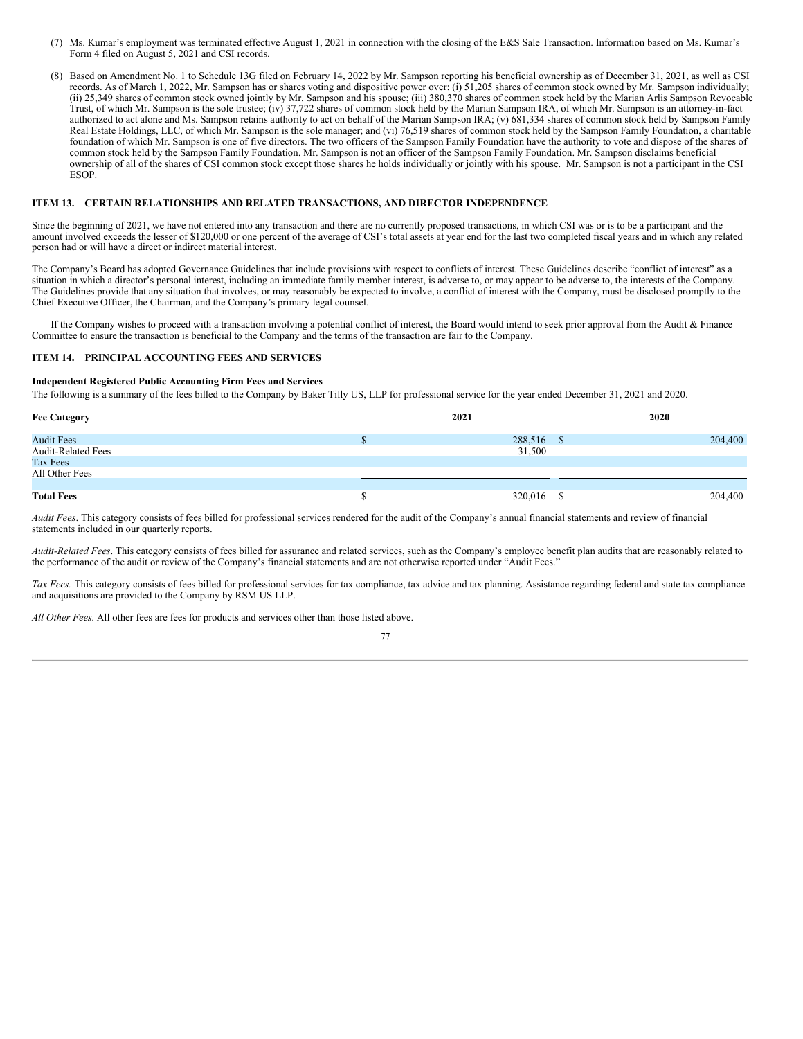(7) Ms. Kumar's employment was terminated effective August 1, 2021 in connection with the closing of the E&S Sale Transaction. Information based on Ms. Kumar's Form 4 filed on August 5, 2021 and CSI records.

(8) Based on Amendment No. 1 to Schedule 13G filed on February 14, 2022 by Mr. Sampson reporting his beneficial ownership as of December 31, 2021, as well as CSI records. As of March 1, 2022, Mr. Sampson has or shares voting and dispositive power over: (i) 51,205 shares of common stock owned by Mr. Sampson individually; (ii) 25,349 shares of common stock owned jointly by Mr. Sampson and his spouse; (iii) 380,370 shares of common stock held by the Marian Arlis Sampson Revocable Trust, of which Mr. Sampson is the sole trustee; (iv) 37,722 shares of common stock held by the Marian Sampson IRA, of which Mr. Sampson is an attorney-in-fact authorized to act alone and Ms. Sampson retains authority to act on behalf of the Marian Sampson IRA; (v) 681,334 shares of common stock held by Sampson Family Real Estate Holdings, LLC, of which Mr. Sampson is the sole manager; and (vi) 76,519 shares of common stock held by the Sampson Family Foundation, a charitable foundation of which Mr. Sampson is one of five directors. The two officers of the Sampson Family Foundation have the authority to vote and dispose of the shares of common stock held by the Sampson Family Foundation. Mr. Sampson is not an officer of the Sampson Family Foundation. Mr. Sampson disclaims beneficial ownership of all of the shares of CSI common stock except those shares he holds individually or jointly with his spouse. Mr. Sampson is not a participant in the CSI ESOP.

## ITEM 13. CERTAIN RELATIONSHIPS AND RELATED TRANSACTIONS, AND DIRECTOR INDEPENDENCE

Since the beginning of 2021, we have not entered into any transaction and there are no currently proposed transactions, in which CSI was or is to be a participant and the amount involved exceeds the lesser of $120,000 or one percent of the average of CSI's total assets at year end for the last two completed fiscal years and in which any related person had or will have a direct or indirect material interest.

The Company's Board has adopted Governance Guidelines that include provisions with respect to conflicts of interest. These Guidelines describe "conflict of interest" as a situation in which a director's personal interest, including an immediate family member interest, is adverse to, or may appear to be adverse to, the interests of the Company. The Guidelines provide that any situation that involves, or may reasonably be expected to involve, a conflict of interest with the Company, must be disclosed promptly to the Chief Executive Officer, the Chairman, and the Company's primary legal counsel.

If the Company wishes to proceed with a transaction involving a potential conflict of interest, the Board would intend to seek prior approval from the Audit & Finance Committee to ensure the transaction is beneficial to the Company and the terms of the transaction are fair to the Company.

## ITEM 14. PRINCIPAL ACCOUNTING FEES AND SERVICES

### Independent Registered Public Accounting Firm Fees and Services

The following is a summary of the fees billed to the Company by Baker Tilly US, LLP for professional service for the year ended December 31, 2021 and 2020.

| Fee Category | 2021 | 2020 |
|---|---|---|
| Audit Fees | $ 288,516 | $ 204,400 |
| Audit-Related Fees | 31,500 | — |
| Tax Fees | — | — |
| All Other Fees | — | — |
| **Total Fees** | $ 320,016 | $ 204,400 |

*Audit Fees*. This category consists of fees billed for professional services rendered for the audit of the Company's annual financial statements and review of financial statements included in our quarterly reports.

*Audit-Related Fees*. This category consists of fees billed for assurance and related services, such as the Company's employee benefit plan audits that are reasonably related to the performance of the audit or review of the Company's financial statements and are not otherwise reported under "Audit Fees."

*Tax Fees.* This category consists of fees billed for professional services for tax compliance, tax advice and tax planning. Assistance regarding federal and state tax compliance and acquisitions are provided to the Company by RSM US LLP.

*All Other Fees*. All other fees are fees for products and services other than those listed above.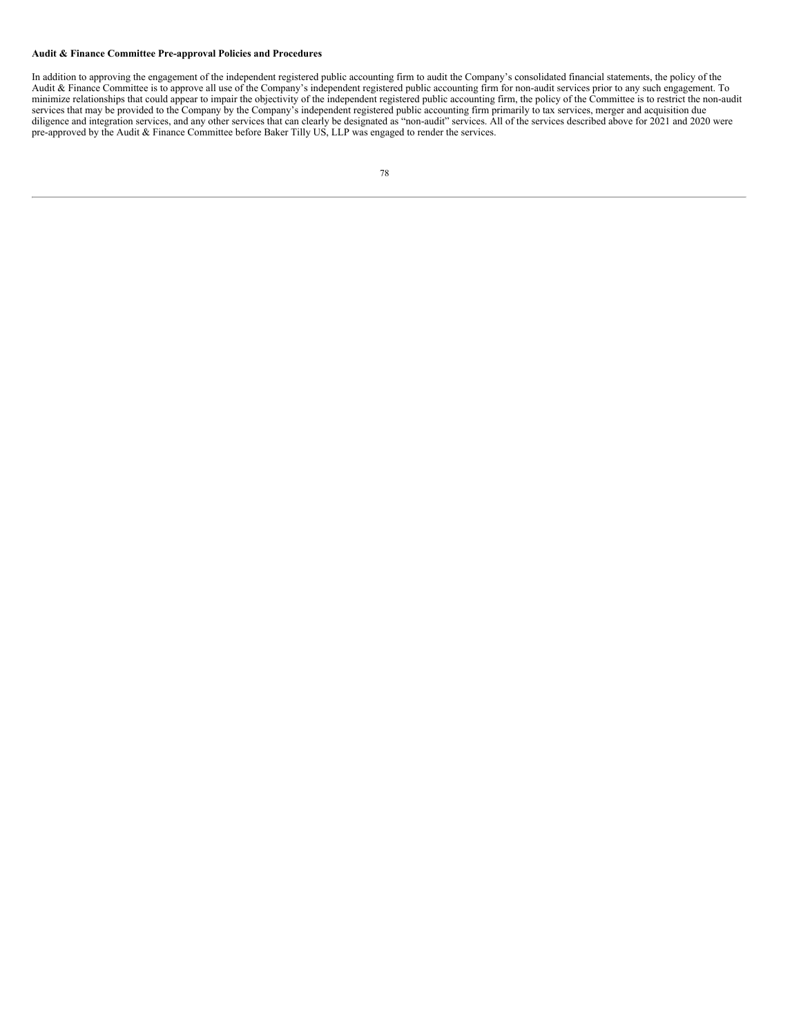**Audit & Finance Committee Pre-approval Policies and Procedures**

In addition to approving the engagement of the independent registered public accounting firm to audit the Company's consolidated financial statements, the policy of the Audit & Finance Committee is to approve all use of the Company's independent registered public accounting firm for non-audit services prior to any such engagement. To minimize relationships that could appear to impair the objectivity of the independent registered public accounting firm, the policy of the Committee is to restrict the non-audit services that may be provided to the Company by the Company's independent registered public accounting firm primarily to tax services, merger and acquisition due diligence and integration services, and any other services that can clearly be designated as "non-audit" services. All of the services described above for 2021 and 2020 were pre-approved by the Audit & Finance Committee before Baker Tilly US, LLP was engaged to render the services.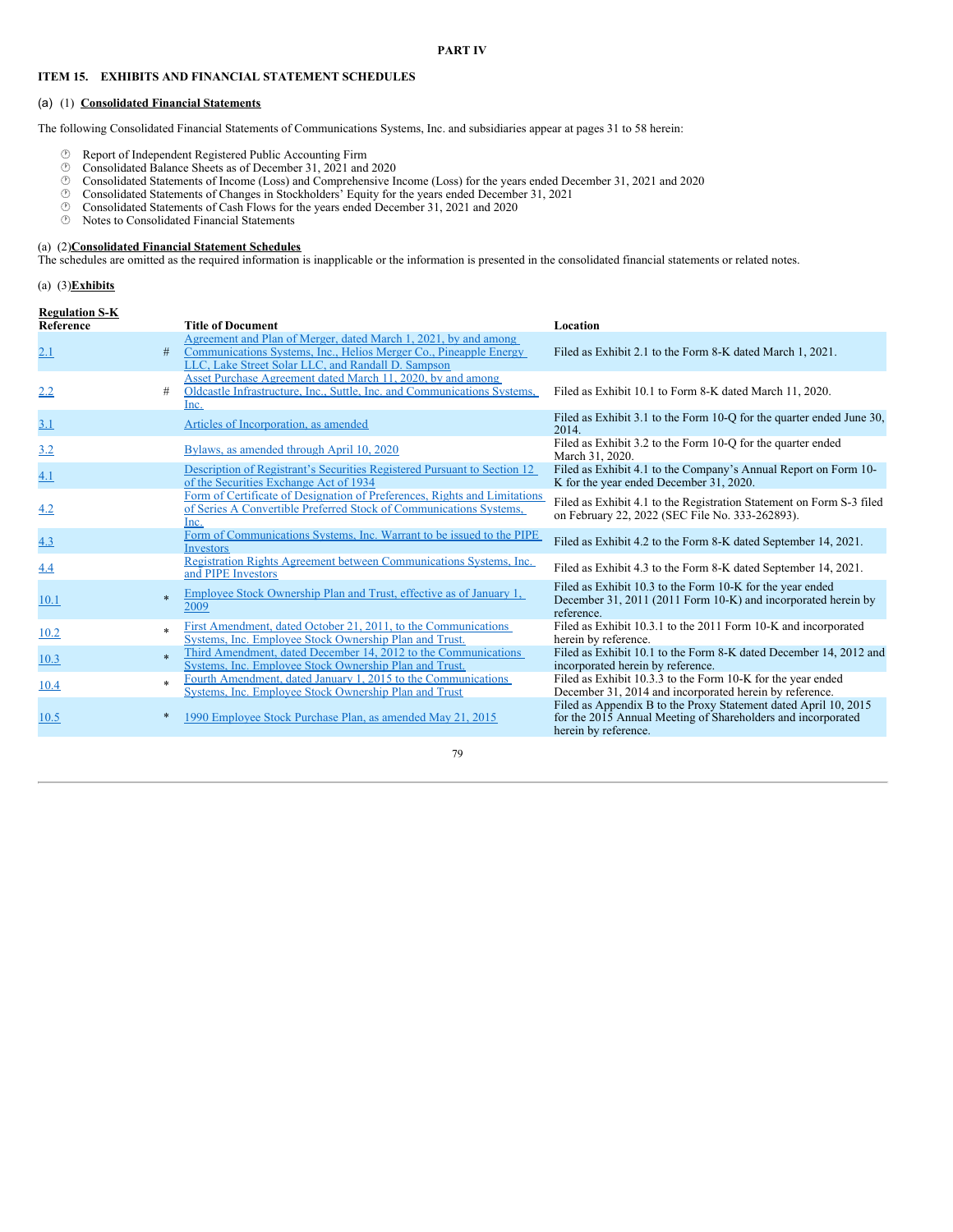**PART IV**

**ITEM 15. EXHIBITS AND FINANCIAL STATEMENT SCHEDULES**

(a) (1) **Consolidated Financial Statements**

The following Consolidated Financial Statements of Communications Systems, Inc. and subsidiaries appear at pages 31 to 58 herein:

- Report of Independent Registered Public Accounting Firm
- Consolidated Balance Sheets as of December 31, 2021 and 2020
- Consolidated Statements of Income (Loss) and Comprehensive Income (Loss) for the years ended December 31, 2021 and 2020
- Consolidated Statements of Changes in Stockholders' Equity for the years ended December 31, 2021
- Consolidated Statements of Cash Flows for the years ended December 31, 2021 and 2020
- Notes to Consolidated Financial Statements

(a) (2) **Consolidated Financial Statement Schedules**

The schedules are omitted as the required information is inapplicable or the information is presented in the consolidated financial statements or related notes.

(a) (3) **Exhibits**

| Regulation S-K Reference | | Title of Document | Location |
|---|---|---|---|
| 2.1 | # | Agreement and Plan of Merger, dated March 1, 2021, by and among Communications Systems, Inc., Helios Merger Co., Pineapple Energy LLC, Lake Street Solar LLC, and Randall D. Sampson | Filed as Exhibit 2.1 to the Form 8-K dated March 1, 2021. |
| 2.2 | # | Asset Purchase Agreement dated March 11, 2020, by and among Oldcastle Infrastructure, Inc., Suttle, Inc. and Communications Systems, Inc. | Filed as Exhibit 10.1 to Form 8-K dated March 11, 2020. |
| 3.1 | | Articles of Incorporation, as amended | Filed as Exhibit 3.1 to the Form 10-Q for the quarter ended June 30, 2014. |
| 3.2 | | Bylaws, as amended through April 10, 2020 | Filed as Exhibit 3.2 to the Form 10-Q for the quarter ended March 31, 2020. |
| 4.1 | | Description of Registrant's Securities Registered Pursuant to Section 12 of the Securities Exchange Act of 1934 | Filed as Exhibit 4.1 to the Company's Annual Report on Form 10-K for the year ended December 31, 2020. |
| 4.2 | | Form of Certificate of Designation of Preferences, Rights and Limitations of Series A Convertible Preferred Stock of Communications Systems, Inc. | Filed as Exhibit 4.1 to the Registration Statement on Form S-3 filed on February 22, 2022 (SEC File No. 333-262893). |
| 4.3 | | Form of Communications Systems, Inc. Warrant to be issued to the PIPE Investors | Filed as Exhibit 4.2 to the Form 8-K dated September 14, 2021. |
| 4.4 | | Registration Rights Agreement between Communications Systems, Inc. and PIPE Investors | Filed as Exhibit 4.3 to the Form 8-K dated September 14, 2021. |
| 10.1 | * | Employee Stock Ownership Plan and Trust, effective as of January 1, 2009 | Filed as Exhibit 10.3 to the Form 10-K for the year ended December 31, 2011 (2011 Form 10-K) and incorporated herein by reference. |
| 10.2 | * | First Amendment, dated October 21, 2011, to the Communications Systems, Inc. Employee Stock Ownership Plan and Trust. | Filed as Exhibit 10.3.1 to the 2011 Form 10-K and incorporated herein by reference. |
| 10.3 | * | Third Amendment, dated December 14, 2012 to the Communications Systems, Inc. Employee Stock Ownership Plan and Trust. | Filed as Exhibit 10.1 to the Form 8-K dated December 14, 2012 and incorporated herein by reference. |
| 10.4 | * | Fourth Amendment, dated January 1, 2015 to the Communications Systems, Inc. Employee Stock Ownership Plan and Trust | Filed as Exhibit 10.3.3 to the Form 10-K for the year ended December 31, 2014 and incorporated herein by reference. |
| 10.5 | * | 1990 Employee Stock Purchase Plan, as amended May 21, 2015 | Filed as Appendix B to the Proxy Statement dated April 10, 2015 for the 2015 Annual Meeting of Shareholders and incorporated herein by reference. |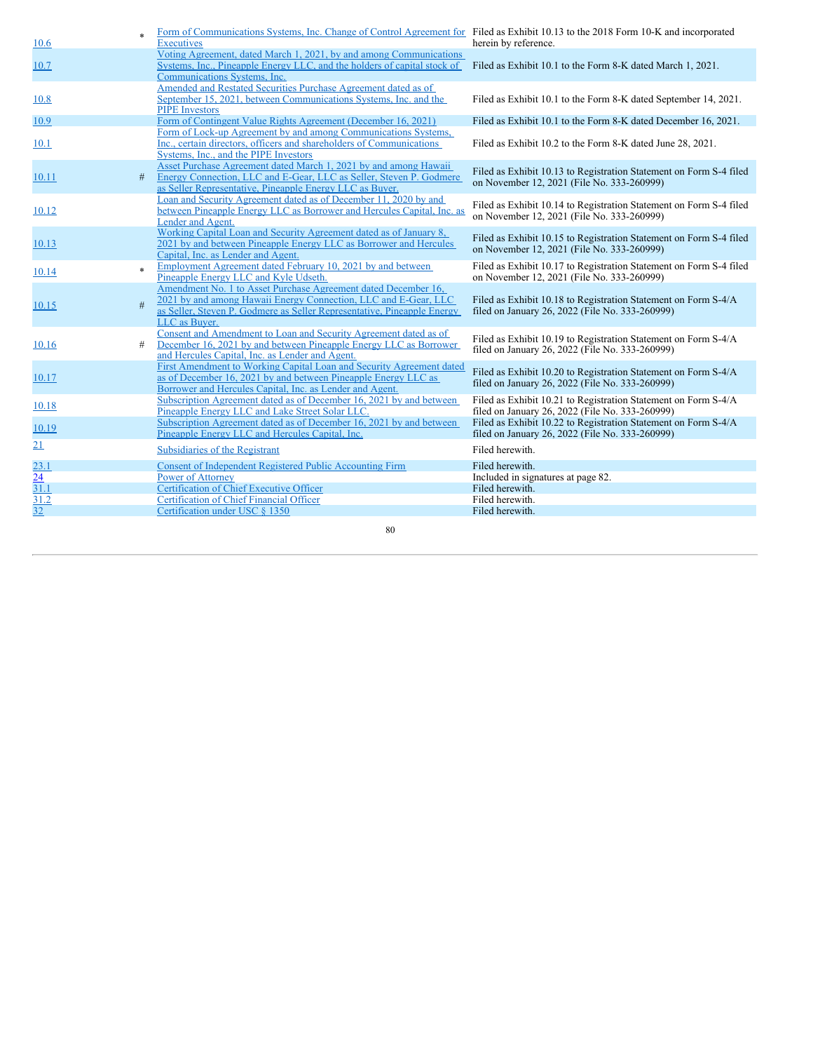| | | | |
|---|---|---|---|
| 10.6 | * | Form of Communications Systems, Inc. Change of Control Agreement for Executives | Filed as Exhibit 10.13 to the 2018 Form 10-K and incorporated herein by reference. |
| 10.7 | | Voting Agreement, dated March 1, 2021, by and among Communications Systems, Inc., Pineapple Energy LLC, and the holders of capital stock of Communications Systems, Inc. | Filed as Exhibit 10.1 to the Form 8-K dated March 1, 2021. |
| 10.8 | | Amended and Restated Securities Purchase Agreement dated as of September 15, 2021, between Communications Systems, Inc. and the PIPE Investors | Filed as Exhibit 10.1 to the Form 8-K dated September 14, 2021. |
| 10.9 | | Form of Contingent Value Rights Agreement (December 16, 2021) | Filed as Exhibit 10.1 to the Form 8-K dated December 16, 2021. |
| 10.1 | | Form of Lock-up Agreement by and among Communications Systems, Inc., certain directors, officers and shareholders of Communications Systems, Inc., and the PIPE Investors | Filed as Exhibit 10.2 to the Form 8-K dated June 28, 2021. |
| 10.11 | # | Asset Purchase Agreement dated March 1, 2021 by and among Hawaii Energy Connection, LLC and E-Gear, LLC as Seller, Steven P. Godmere as Seller Representative, Pineapple Energy LLC as Buyer. | Filed as Exhibit 10.13 to Registration Statement on Form S-4 filed on November 12, 2021 (File No. 333-260999) |
| 10.12 | | Loan and Security Agreement dated as of December 11, 2020 by and between Pineapple Energy LLC as Borrower and Hercules Capital, Inc. as Lender and Agent. | Filed as Exhibit 10.14 to Registration Statement on Form S-4 filed on November 12, 2021 (File No. 333-260999) |
| 10.13 | | Working Capital Loan and Security Agreement dated as of January 8, 2021 by and between Pineapple Energy LLC as Borrower and Hercules Capital, Inc. as Lender and Agent. | Filed as Exhibit 10.15 to Registration Statement on Form S-4 filed on November 12, 2021 (File No. 333-260999) |
| 10.14 | * | Employment Agreement dated February 10, 2021 by and between Pineapple Energy LLC and Kyle Udseth. | Filed as Exhibit 10.17 to Registration Statement on Form S-4 filed on November 12, 2021 (File No. 333-260999) |
| 10.15 | # | Amendment No. 1 to Asset Purchase Agreement dated December 16, 2021 by and among Hawaii Energy Connection, LLC and E-Gear, LLC as Seller, Steven P. Godmere as Seller Representative, Pineapple Energy LLC as Buyer. | Filed as Exhibit 10.18 to Registration Statement on Form S-4/A filed on January 26, 2022 (File No. 333-260999) |
| 10.16 | # | Consent and Amendment to Loan and Security Agreement dated as of December 16, 2021 by and between Pineapple Energy LLC as Borrower and Hercules Capital, Inc. as Lender and Agent. | Filed as Exhibit 10.19 to Registration Statement on Form S-4/A filed on January 26, 2022 (File No. 333-260999) |
| 10.17 | | First Amendment to Working Capital Loan and Security Agreement dated as of December 16, 2021 by and between Pineapple Energy LLC as Borrower and Hercules Capital, Inc. as Lender and Agent. | Filed as Exhibit 10.20 to Registration Statement on Form S-4/A filed on January 26, 2022 (File No. 333-260999) |
| 10.18 | | Subscription Agreement dated as of December 16, 2021 by and between Pineapple Energy LLC and Lake Street Solar LLC. | Filed as Exhibit 10.21 to Registration Statement on Form S-4/A filed on January 26, 2022 (File No. 333-260999) |
| 10.19 | | Subscription Agreement dated as of December 16, 2021 by and between Pineapple Energy LLC and Hercules Capital, Inc. | Filed as Exhibit 10.22 to Registration Statement on Form S-4/A filed on January 26, 2022 (File No. 333-260999) |
| 21 | | Subsidiaries of the Registrant | Filed herewith. |
| 23.1 | | Consent of Independent Registered Public Accounting Firm | Filed herewith. |
| 24 | | Power of Attorney | Included in signatures at page 82. |
| 31.1 | | Certification of Chief Executive Officer | Filed herewith. |
| 31.2 | | Certification of Chief Financial Officer | Filed herewith. |
| 32 | | Certification under USC § 1350 | Filed herewith. |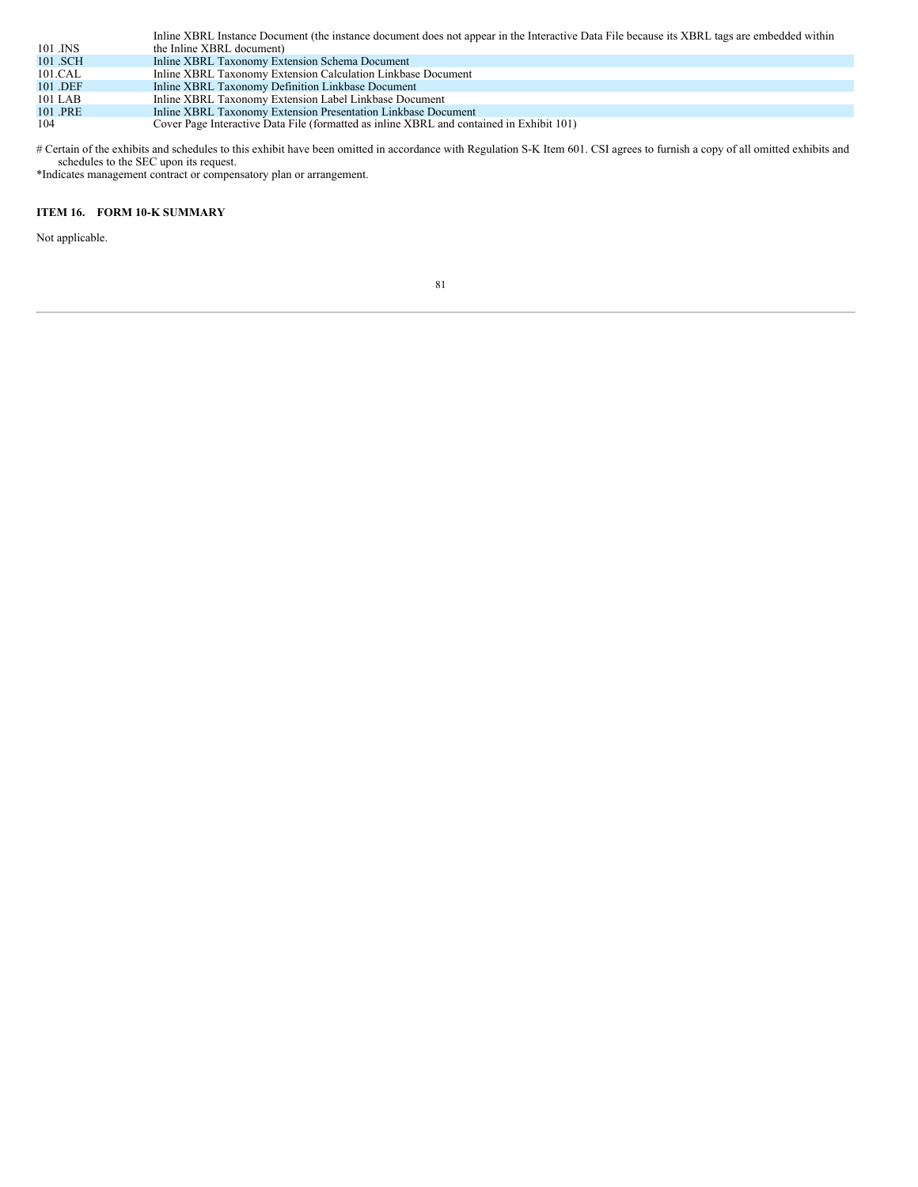| | |
|---|---|
| 101 .INS | Inline XBRL Instance Document (the instance document does not appear in the Interactive Data File because its XBRL tags are embedded within the Inline XBRL document) |
| 101 .SCH | Inline XBRL Taxonomy Extension Schema Document |
| 101.CAL | Inline XBRL Taxonomy Extension Calculation Linkbase Document |
| 101 .DEF | Inline XBRL Taxonomy Definition Linkbase Document |
| 101 LAB | Inline XBRL Taxonomy Extension Label Linkbase Document |
| 101 .PRE | Inline XBRL Taxonomy Extension Presentation Linkbase Document |
| 104 | Cover Page Interactive Data File (formatted as inline XBRL and contained in Exhibit 101) |

# Certain of the exhibits and schedules to this exhibit have been omitted in accordance with Regulation S-K Item 601. CSI agrees to furnish a copy of all omitted exhibits and schedules to the SEC upon its request.

*Indicates management contract or compensatory plan or arrangement.

**ITEM 16. FORM 10-K SUMMARY**

Not applicable.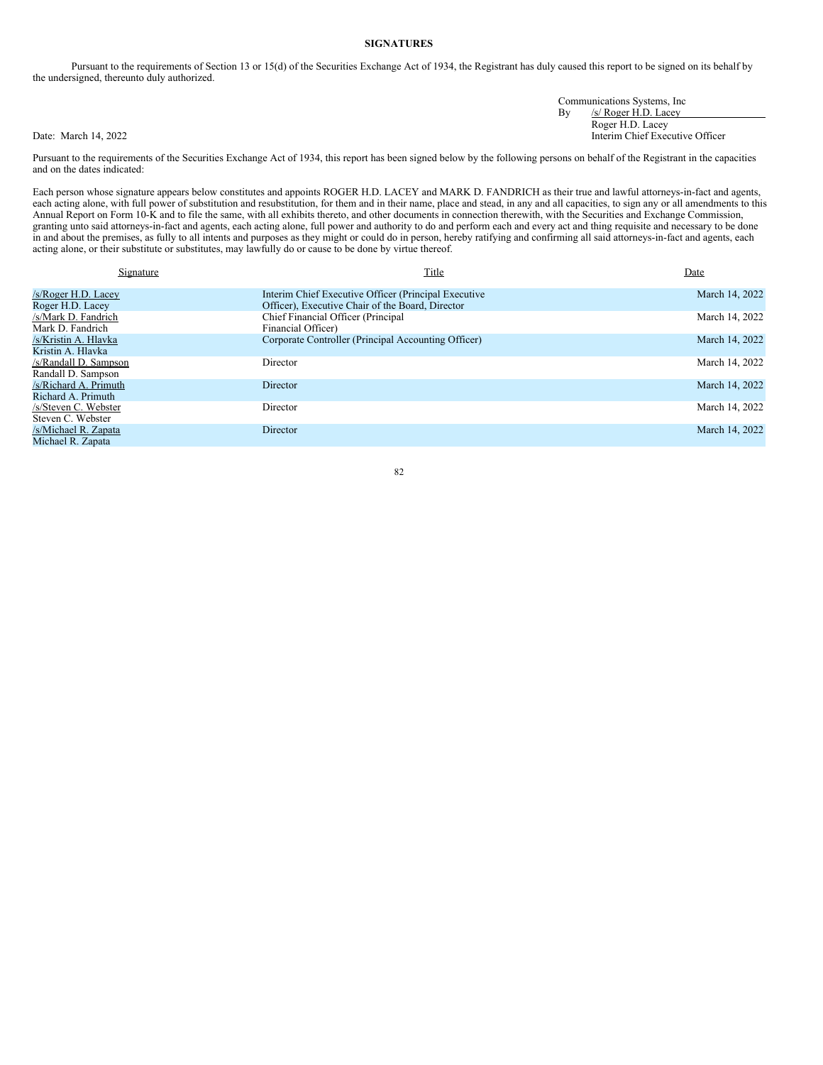**SIGNATURES**

Pursuant to the requirements of Section 13 or 15(d) of the Securities Exchange Act of 1934, the Registrant has duly caused this report to be signed on its behalf by the undersigned, thereunto duly authorized.

Communications Systems, Inc
By /s/ Roger H.D. Lacey
Roger H.D. Lacey
Interim Chief Executive Officer

Date: March 14, 2022

Pursuant to the requirements of the Securities Exchange Act of 1934, this report has been signed below by the following persons on behalf of the Registrant in the capacities and on the dates indicated:

Each person whose signature appears below constitutes and appoints ROGER H.D. LACEY and MARK D. FANDRICH as their true and lawful attorneys-in-fact and agents, each acting alone, with full power of substitution and resubstitution, for them and in their name, place and stead, in any and all capacities, to sign any or all amendments to this Annual Report on Form 10-K and to file the same, with all exhibits thereto, and other documents in connection therewith, with the Securities and Exchange Commission, granting unto said attorneys-in-fact and agents, each acting alone, full power and authority to do and perform each and every act and thing requisite and necessary to be done in and about the premises, as fully to all intents and purposes as they might or could do in person, hereby ratifying and confirming all said attorneys-in-fact and agents, each acting alone, or their substitute or substitutes, may lawfully do or cause to be done by virtue thereof.

| Signature | Title | Date |
|---|---|---|
| /s/Roger H.D. Lacey<br>Roger H.D. Lacey | Interim Chief Executive Officer (Principal Executive Officer), Executive Chair of the Board, Director | March 14, 2022 |
| /s/Mark D. Fandrich<br>Mark D. Fandrich | Chief Financial Officer (Principal Financial Officer) | March 14, 2022 |
| /s/Kristin A. Hlavka<br>Kristin A. Hlavka | Corporate Controller (Principal Accounting Officer) | March 14, 2022 |
| /s/Randall D. Sampson<br>Randall D. Sampson | Director | March 14, 2022 |
| /s/Richard A. Primuth<br>Richard A. Primuth | Director | March 14, 2022 |
| /s/Steven C. Webster<br>Steven C. Webster | Director | March 14, 2022 |
| /s/Michael R. Zapata<br>Michael R. Zapata | Director | March 14, 2022 |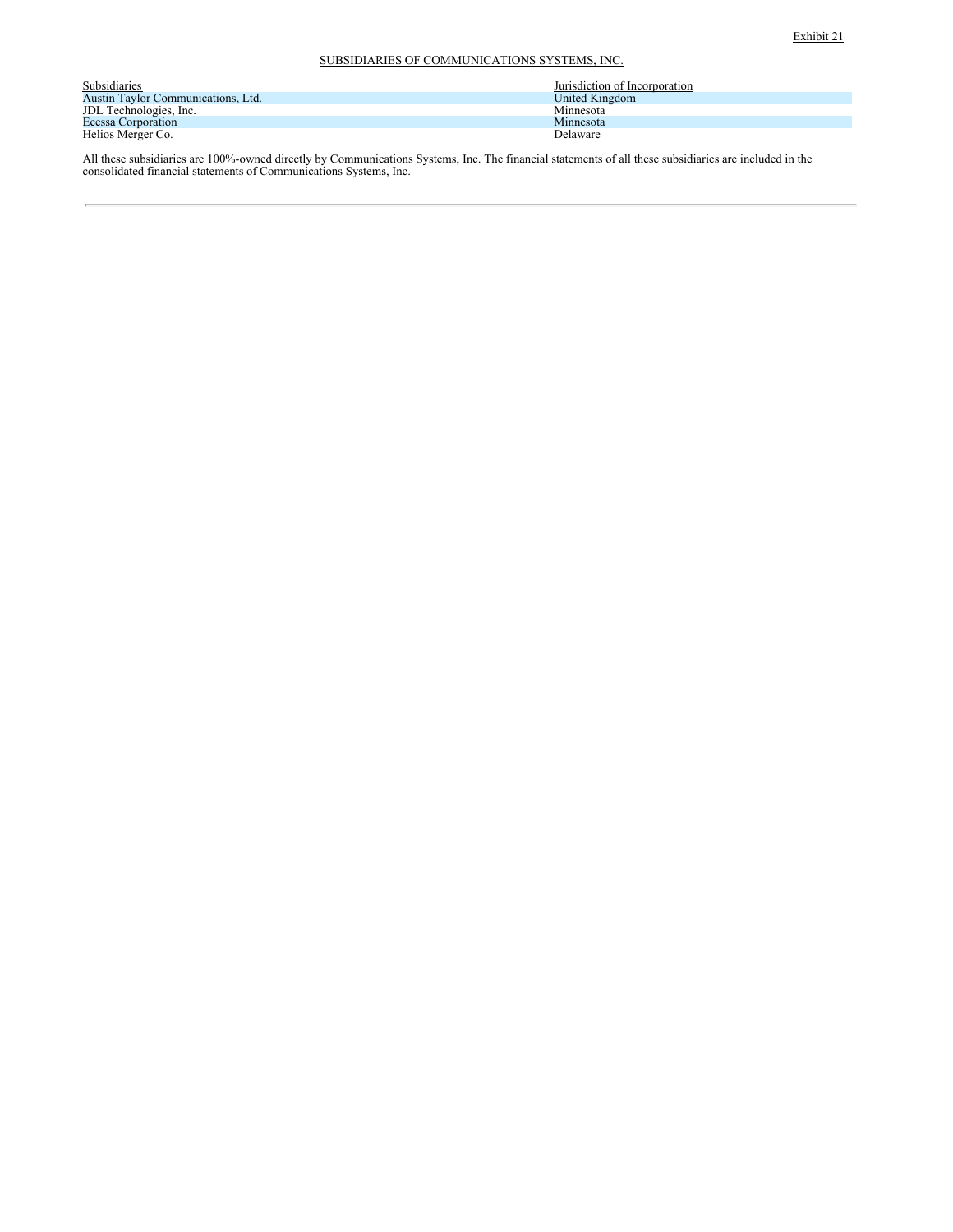Exhibit 21

SUBSIDIARIES OF COMMUNICATIONS SYSTEMS, INC.

| Subsidiaries | Jurisdiction of Incorporation |
| --- | --- |
| Austin Taylor Communications, Ltd. | United Kingdom |
| JDL Technologies, Inc. | Minnesota |
| Ecessa Corporation | Minnesota |
| Helios Merger Co. | Delaware |

All these subsidiaries are 100%-owned directly by Communications Systems, Inc. The financial statements of all these subsidiaries are included in the consolidated financial statements of Communications Systems, Inc.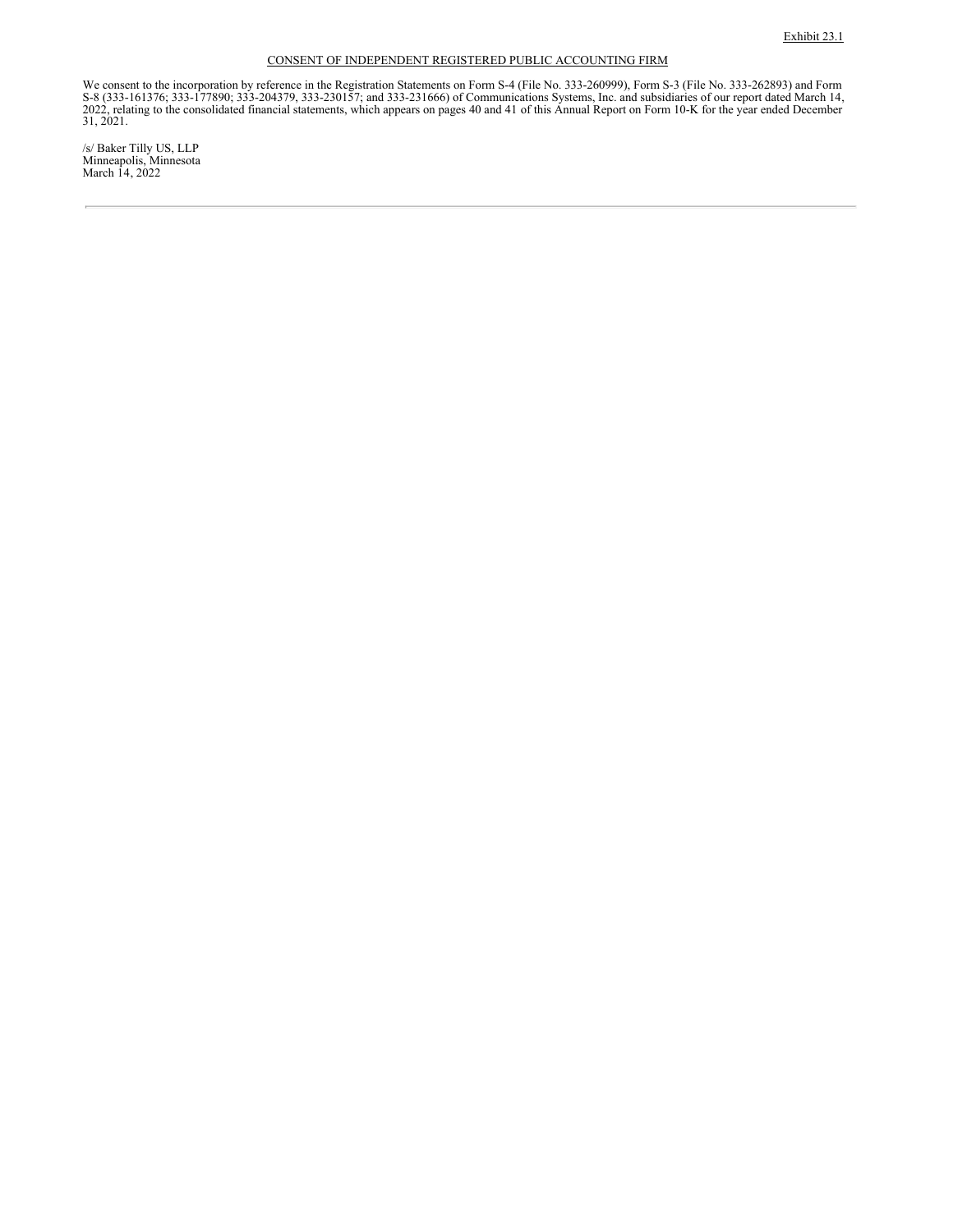Exhibit 23.1

CONSENT OF INDEPENDENT REGISTERED PUBLIC ACCOUNTING FIRM

We consent to the incorporation by reference in the Registration Statements on Form S-4 (File No. 333-260999), Form S-3 (File No. 333-262893) and Form S-8 (333-161376; 333-177890; 333-204379, 333-230157; and 333-231666) of Communications Systems, Inc. and subsidiaries of our report dated March 14, 2022, relating to the consolidated financial statements, which appears on pages 40 and 41 of this Annual Report on Form 10-K for the year ended December 31, 2021.

/s/ Baker Tilly US, LLP
Minneapolis, Minnesota
March 14, 2022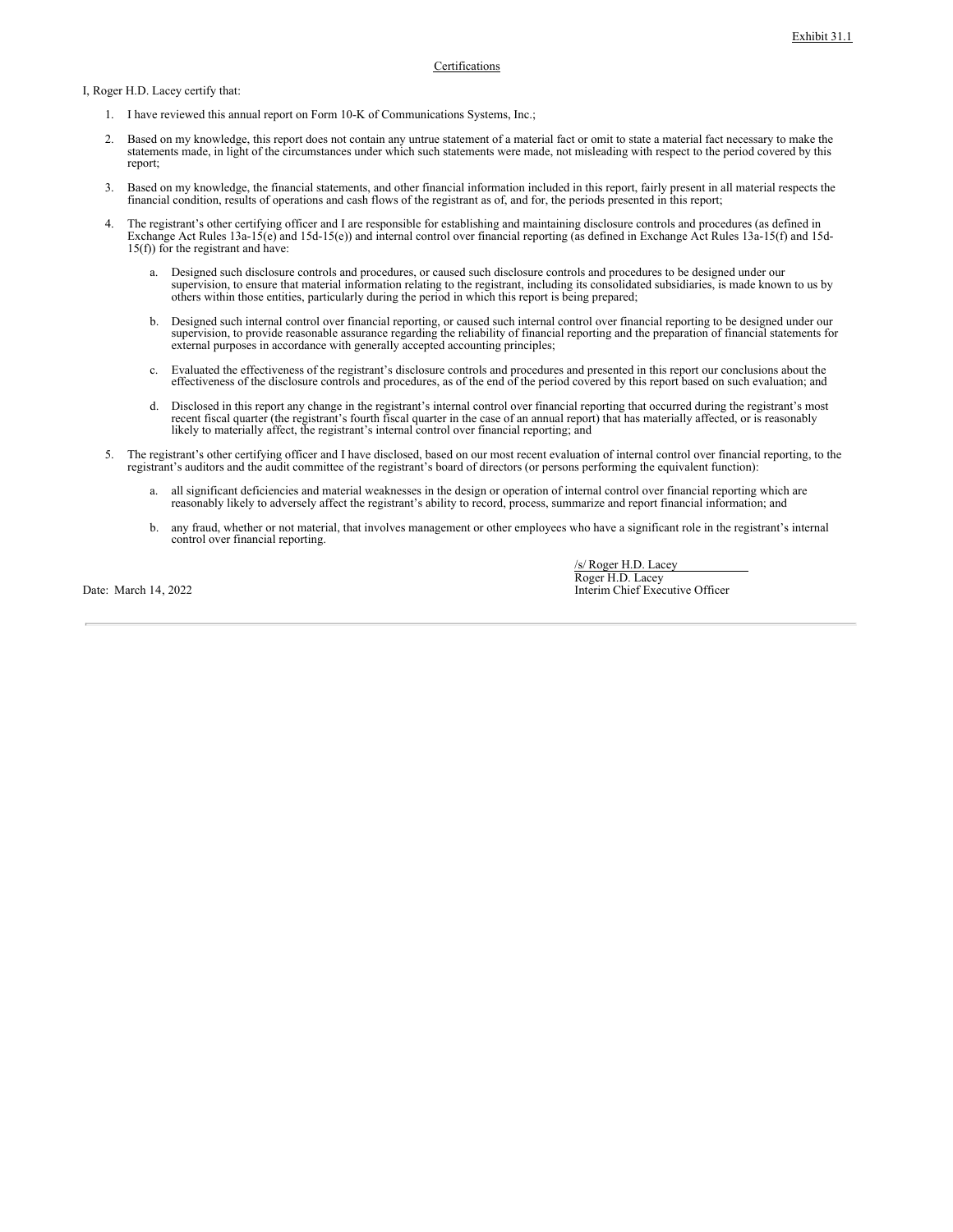Exhibit 31.1

Certifications

I, Roger H.D. Lacey certify that:

1. I have reviewed this annual report on Form 10-K of Communications Systems, Inc.;

2. Based on my knowledge, this report does not contain any untrue statement of a material fact or omit to state a material fact necessary to make the statements made, in light of the circumstances under which such statements were made, not misleading with respect to the period covered by this report;

3. Based on my knowledge, the financial statements, and other financial information included in this report, fairly present in all material respects the financial condition, results of operations and cash flows of the registrant as of, and for, the periods presented in this report;

4. The registrant's other certifying officer and I are responsible for establishing and maintaining disclosure controls and procedures (as defined in Exchange Act Rules 13a-15(e) and 15d-15(e)) and internal control over financial reporting (as defined in Exchange Act Rules 13a-15(f) and 15d-15(f)) for the registrant and have:

   a. Designed such disclosure controls and procedures, or caused such disclosure controls and procedures to be designed under our supervision, to ensure that material information relating to the registrant, including its consolidated subsidiaries, is made known to us by others within those entities, particularly during the period in which this report is being prepared;

   b. Designed such internal control over financial reporting, or caused such internal control over financial reporting to be designed under our supervision, to provide reasonable assurance regarding the reliability of financial reporting and the preparation of financial statements for external purposes in accordance with generally accepted accounting principles;

   c. Evaluated the effectiveness of the registrant's disclosure controls and procedures and presented in this report our conclusions about the effectiveness of the disclosure controls and procedures, as of the end of the period covered by this report based on such evaluation; and

   d. Disclosed in this report any change in the registrant's internal control over financial reporting that occurred during the registrant's most recent fiscal quarter (the registrant's fourth fiscal quarter in the case of an annual report) that has materially affected, or is reasonably likely to materially affect, the registrant's internal control over financial reporting; and

5. The registrant's other certifying officer and I have disclosed, based on our most recent evaluation of internal control over financial reporting, to the registrant's auditors and the audit committee of the registrant's board of directors (or persons performing the equivalent function):

   a. all significant deficiencies and material weaknesses in the design or operation of internal control over financial reporting which are reasonably likely to adversely affect the registrant's ability to record, process, summarize and report financial information; and

   b. any fraud, whether or not material, that involves management or other employees who have a significant role in the registrant's internal control over financial reporting.

Date: March 14, 2022

/s/ Roger H.D. Lacey
Roger H.D. Lacey
Interim Chief Executive Officer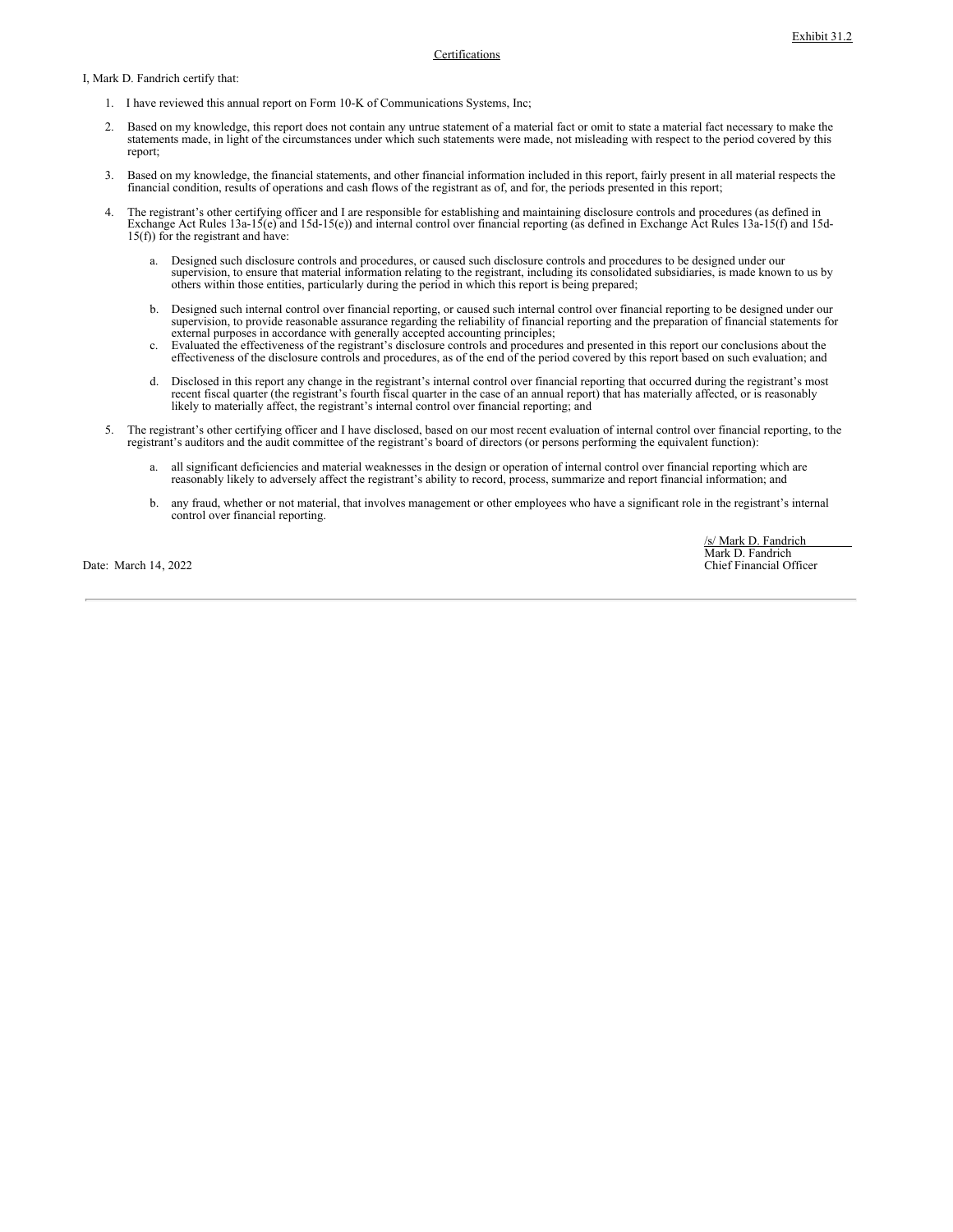Exhibit 31.2

Certifications

I, Mark D. Fandrich certify that:

1. I have reviewed this annual report on Form 10-K of Communications Systems, Inc;
2. Based on my knowledge, this report does not contain any untrue statement of a material fact or omit to state a material fact necessary to make the statements made, in light of the circumstances under which such statements were made, not misleading with respect to the period covered by this report;
3. Based on my knowledge, the financial statements, and other financial information included in this report, fairly present in all material respects the financial condition, results of operations and cash flows of the registrant as of, and for, the periods presented in this report;
4. The registrant's other certifying officer and I are responsible for establishing and maintaining disclosure controls and procedures (as defined in Exchange Act Rules 13a-15(e) and 15d-15(e)) and internal control over financial reporting (as defined in Exchange Act Rules 13a-15(f) and 15d-15(f)) for the registrant and have:
   a. Designed such disclosure controls and procedures, or caused such disclosure controls and procedures to be designed under our supervision, to ensure that material information relating to the registrant, including its consolidated subsidiaries, is made known to us by others within those entities, particularly during the period in which this report is being prepared;
   b. Designed such internal control over financial reporting, or caused such internal control over financial reporting to be designed under our supervision, to provide reasonable assurance regarding the reliability of financial reporting and the preparation of financial statements for external purposes in accordance with generally accepted accounting principles;
   c. Evaluated the effectiveness of the registrant's disclosure controls and procedures and presented in this report our conclusions about the effectiveness of the disclosure controls and procedures, as of the end of the period covered by this report based on such evaluation; and
   d. Disclosed in this report any change in the registrant's internal control over financial reporting that occurred during the registrant's most recent fiscal quarter (the registrant's fourth fiscal quarter in the case of an annual report) that has materially affected, or is reasonably likely to materially affect, the registrant's internal control over financial reporting; and
5. The registrant's other certifying officer and I have disclosed, based on our most recent evaluation of internal control over financial reporting, to the registrant's auditors and the audit committee of the registrant's board of directors (or persons performing the equivalent function):
   a. all significant deficiencies and material weaknesses in the design or operation of internal control over financial reporting which are reasonably likely to adversely affect the registrant's ability to record, process, summarize and report financial information; and
   b. any fraud, whether or not material, that involves management or other employees who have a significant role in the registrant's internal control over financial reporting.

/s/ Mark D. Fandrich
Mark D. Fandrich
Chief Financial Officer

Date: March 14, 2022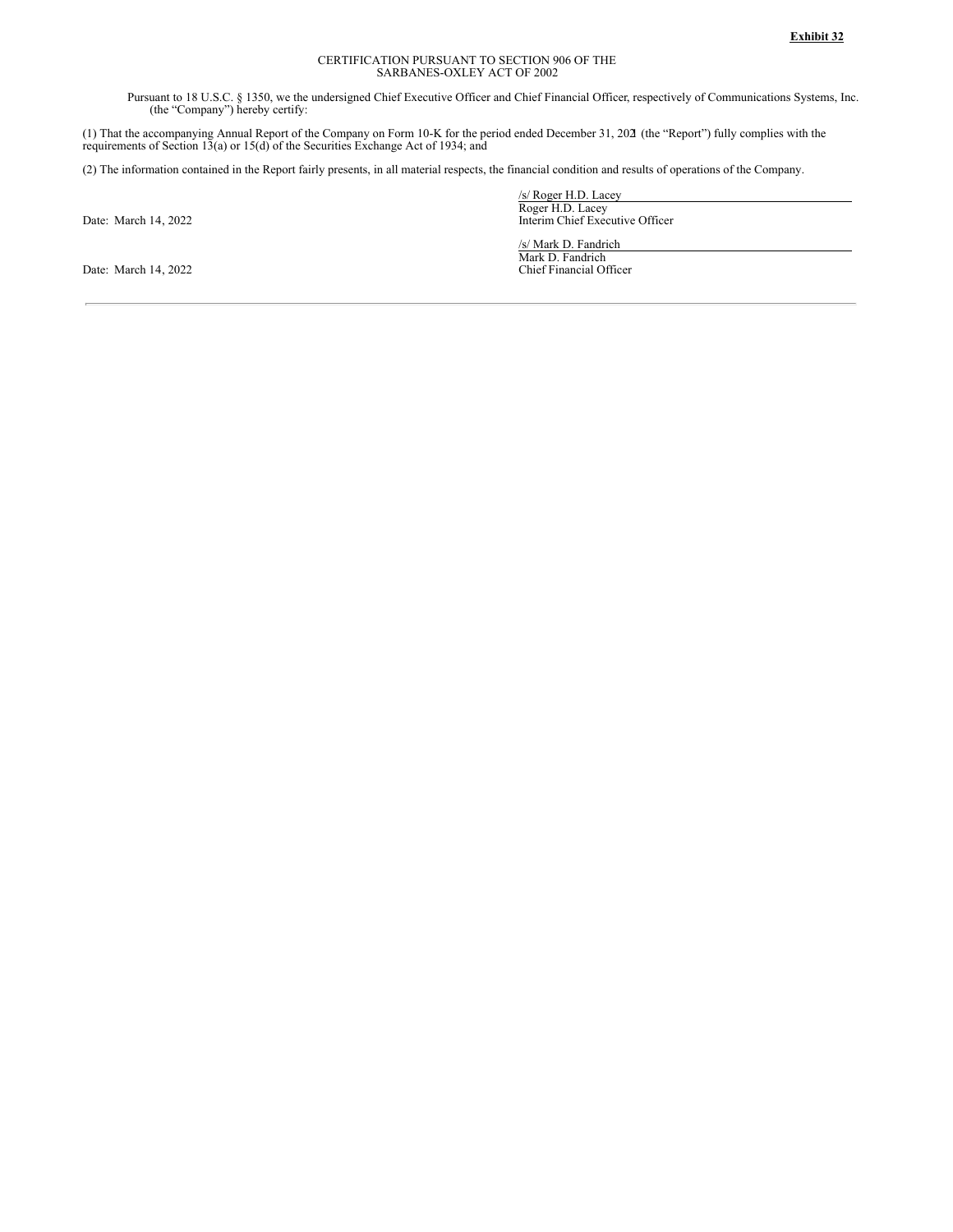**Exhibit 32**

CERTIFICATION PURSUANT TO SECTION 906 OF THE
SARBANES-OXLEY ACT OF 2002

Pursuant to 18 U.S.C. § 1350, we the undersigned Chief Executive Officer and Chief Financial Officer, respectively of Communications Systems, Inc. (the "Company") hereby certify:

(1) That the accompanying Annual Report of the Company on Form 10-K for the period ended December 31, 2021 (the "Report") fully complies with the requirements of Section 13(a) or 15(d) of the Securities Exchange Act of 1934; and

(2) The information contained in the Report fairly presents, in all material respects, the financial condition and results of operations of the Company.

| | |
|---|---|
| Date: March 14, 2022 | /s/ Roger H.D. Lacey<br>Roger H.D. Lacey<br>Interim Chief Executive Officer |
| Date: March 14, 2022 | /s/ Mark D. Fandrich<br>Mark D. Fandrich<br>Chief Financial Officer |